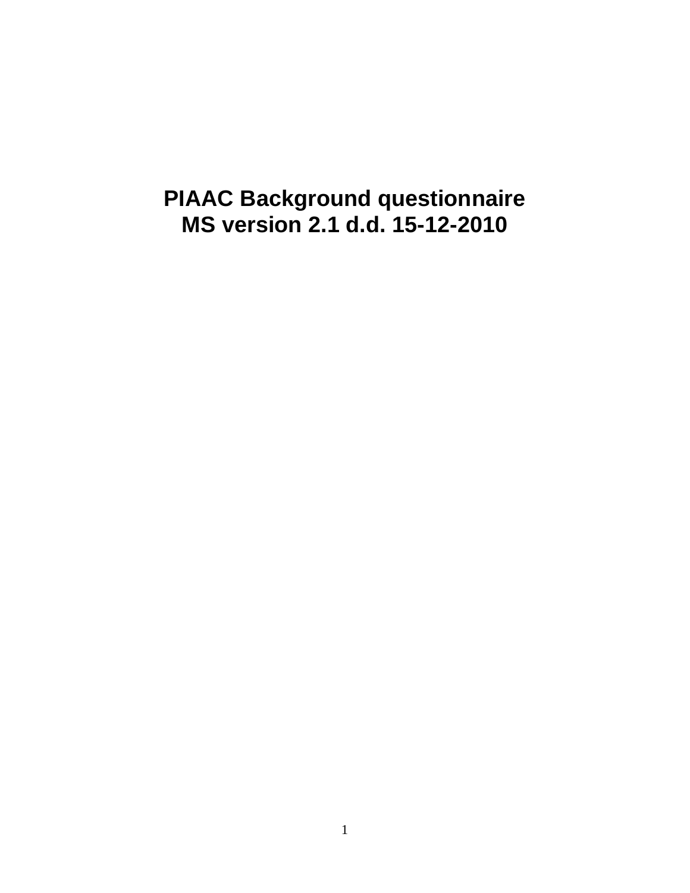# PIAAC Background questionnaire
# MS version 2.1 d.d. 15-12-2010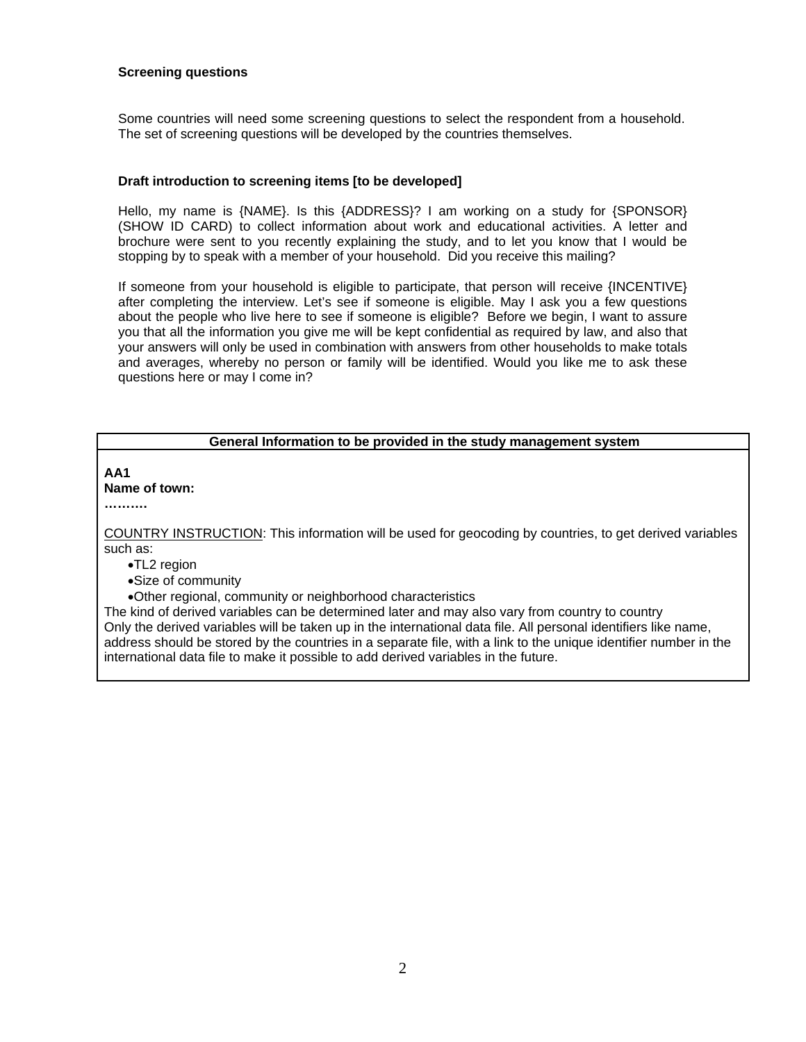**Screening questions**

Some countries will need some screening questions to select the respondent from a household. The set of screening questions will be developed by the countries themselves.

**Draft introduction to screening items [to be developed]**

Hello, my name is {NAME}. Is this {ADDRESS}? I am working on a study for {SPONSOR} (SHOW ID CARD) to collect information about work and educational activities. A letter and brochure were sent to you recently explaining the study, and to let you know that I would be stopping by to speak with a member of your household. Did you receive this mailing?

If someone from your household is eligible to participate, that person will receive {INCENTIVE} after completing the interview. Let's see if someone is eligible. May I ask you a few questions about the people who live here to see if someone is eligible? Before we begin, I want to assure you that all the information you give me will be kept confidential as required by law, and also that your answers will only be used in combination with answers from other households to make totals and averages, whereby no person or family will be identified. Would you like me to ask these questions here or may I come in?

**General Information to be provided in the study management system**

**AA1**
**Name of town:**
……….

COUNTRY INSTRUCTION: This information will be used for geocoding by countries, to get derived variables such as:

- TL2 region
- Size of community
- Other regional, community or neighborhood characteristics

The kind of derived variables can be determined later and may also vary from country to country
Only the derived variables will be taken up in the international data file. All personal identifiers like name, address should be stored by the countries in a separate file, with a link to the unique identifier number in the international data file to make it possible to add derived variables in the future.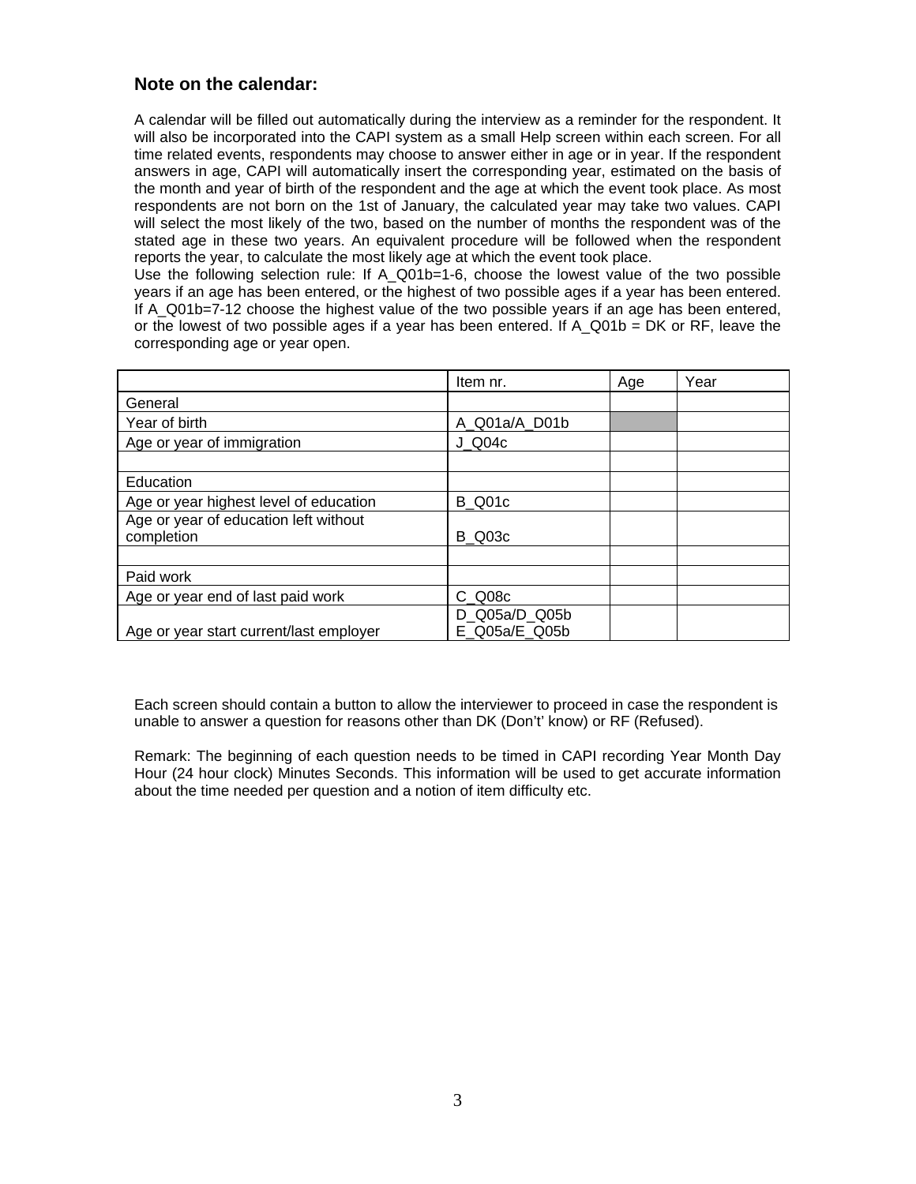### Note on the calendar:

A calendar will be filled out automatically during the interview as a reminder for the respondent. It will also be incorporated into the CAPI system as a small Help screen within each screen. For all time related events, respondents may choose to answer either in age or in year. If the respondent answers in age, CAPI will automatically insert the corresponding year, estimated on the basis of the month and year of birth of the respondent and the age at which the event took place. As most respondents are not born on the 1st of January, the calculated year may take two values. CAPI will select the most likely of the two, based on the number of months the respondent was of the stated age in these two years. An equivalent procedure will be followed when the respondent reports the year, to calculate the most likely age at which the event took place.
Use the following selection rule: If A_Q01b=1-6, choose the lowest value of the two possible years if an age has been entered, or the highest of two possible ages if a year has been entered. If A_Q01b=7-12 choose the highest value of the two possible years if an age has been entered, or the lowest of two possible ages if a year has been entered. If A_Q01b = DK or RF, leave the corresponding age or year open.

| | Item nr. | Age | Year |
|---|---|---|---|
| General | | | |
| Year of birth | A_Q01a/A_D01b | | |
| Age or year of immigration | J_Q04c | | |
| | | | |
| Education | | | |
| Age or year highest level of education | B_Q01c | | |
| Age or year of education left without completion | B_Q03c | | |
| | | | |
| Paid work | | | |
| Age or year end of last paid work | C_Q08c | | |
| Age or year start current/last employer | D_Q05a/D_Q05b E_Q05a/E_Q05b | | |

Each screen should contain a button to allow the interviewer to proceed in case the respondent is unable to answer a question for reasons other than DK (Don't' know) or RF (Refused).

Remark: The beginning of each question needs to be timed in CAPI recording Year Month Day Hour (24 hour clock) Minutes Seconds. This information will be used to get accurate information about the time needed per question and a notion of item difficulty etc.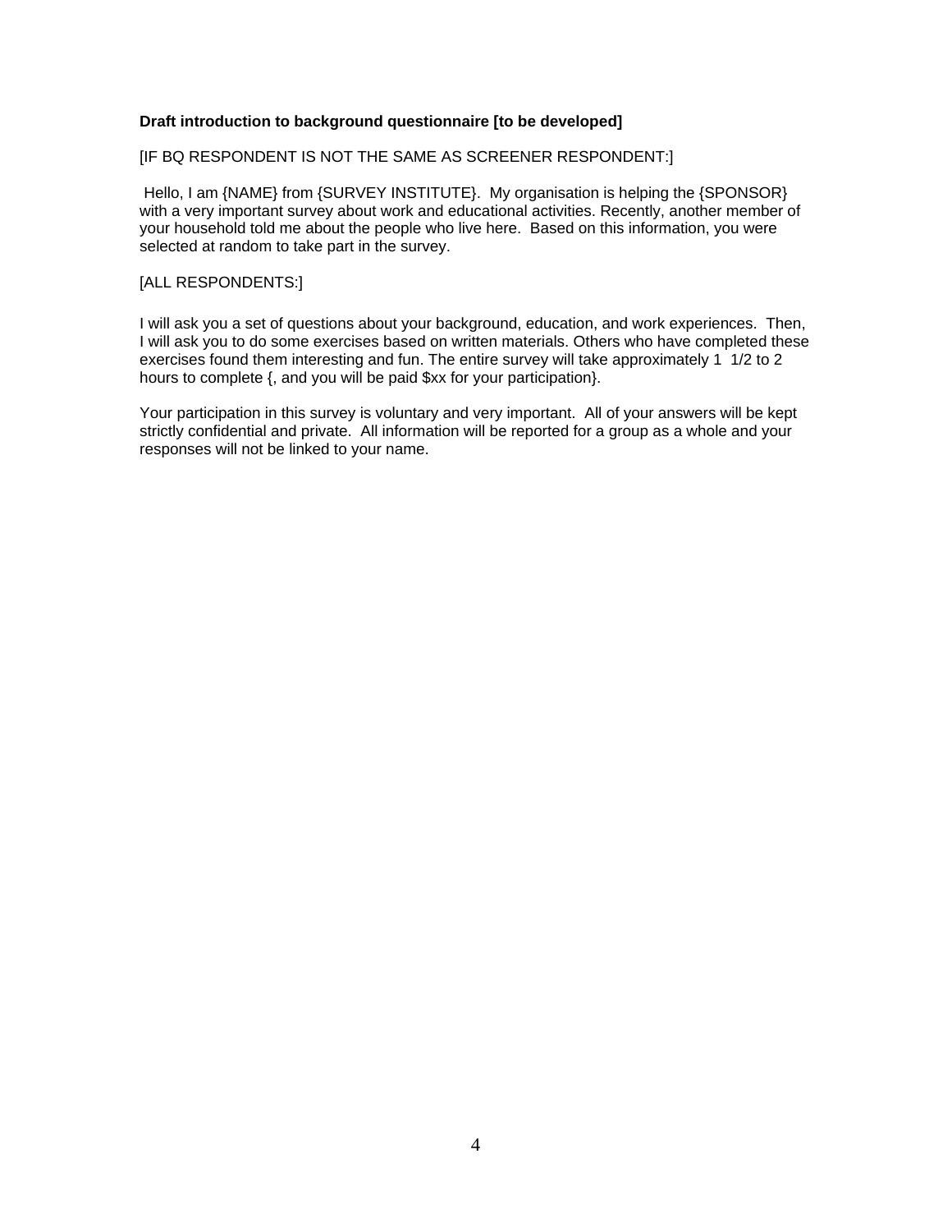**Draft introduction to background questionnaire [to be developed]**

[IF BQ RESPONDENT IS NOT THE SAME AS SCREENER RESPONDENT:]

Hello, I am {NAME} from {SURVEY INSTITUTE}. My organisation is helping the {SPONSOR} with a very important survey about work and educational activities. Recently, another member of your household told me about the people who live here. Based on this information, you were selected at random to take part in the survey.

[ALL RESPONDENTS:]

I will ask you a set of questions about your background, education, and work experiences. Then, I will ask you to do some exercises based on written materials. Others who have completed these exercises found them interesting and fun. The entire survey will take approximately 1 1/2 to 2 hours to complete {, and you will be paid $xx for your participation}.

Your participation in this survey is voluntary and very important. All of your answers will be kept strictly confidential and private. All information will be reported for a group as a whole and your responses will not be linked to your name.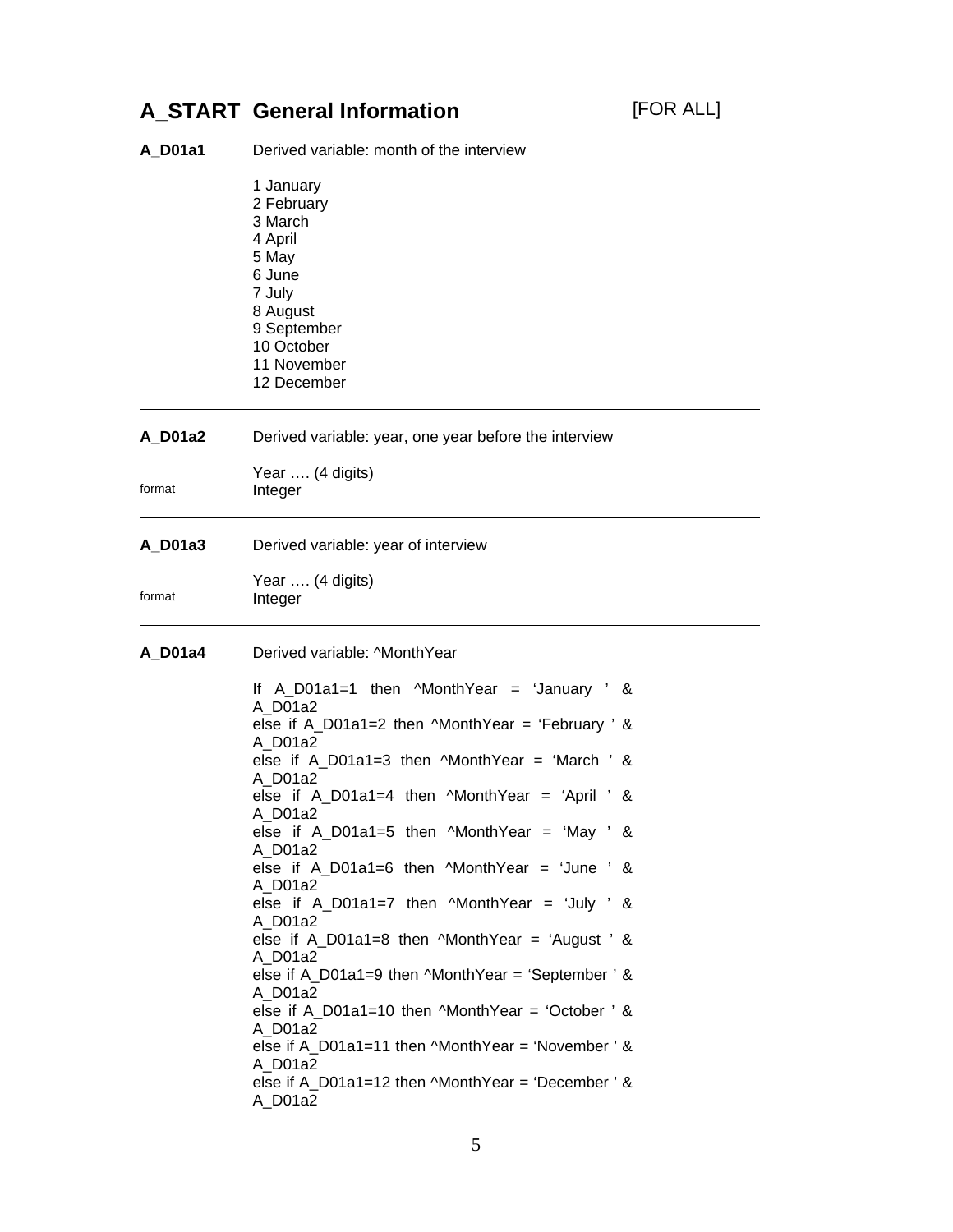## A_START General Information [FOR ALL]

**A_D01a1** Derived variable: month of the interview

1 January
2 February
3 March
4 April
5 May
6 June
7 July
8 August
9 September
10 October
11 November
12 December

---

**A_D01a2** Derived variable: year, one year before the interview

Year …. (4 digits)

format Integer

---

**A_D01a3** Derived variable: year of interview

Year …. (4 digits)

format Integer

---

**A_D01a4** Derived variable: ^MonthYear

If A_D01a1=1 then ^MonthYear = 'January ' & A_D01a2
else if A_D01a1=2 then ^MonthYear = 'February ' & A_D01a2
else if A_D01a1=3 then ^MonthYear = 'March ' & A_D01a2
else if A_D01a1=4 then ^MonthYear = 'April ' & A_D01a2
else if A_D01a1=5 then ^MonthYear = 'May ' & A_D01a2
else if A_D01a1=6 then ^MonthYear = 'June ' & A_D01a2
else if A_D01a1=7 then ^MonthYear = 'July ' & A_D01a2
else if A_D01a1=8 then ^MonthYear = 'August ' & A_D01a2
else if A_D01a1=9 then ^MonthYear = 'September ' & A_D01a2
else if A_D01a1=10 then ^MonthYear = 'October ' & A_D01a2
else if A_D01a1=11 then ^MonthYear = 'November ' & A_D01a2
else if A_D01a1=12 then ^MonthYear = 'December ' & A_D01a2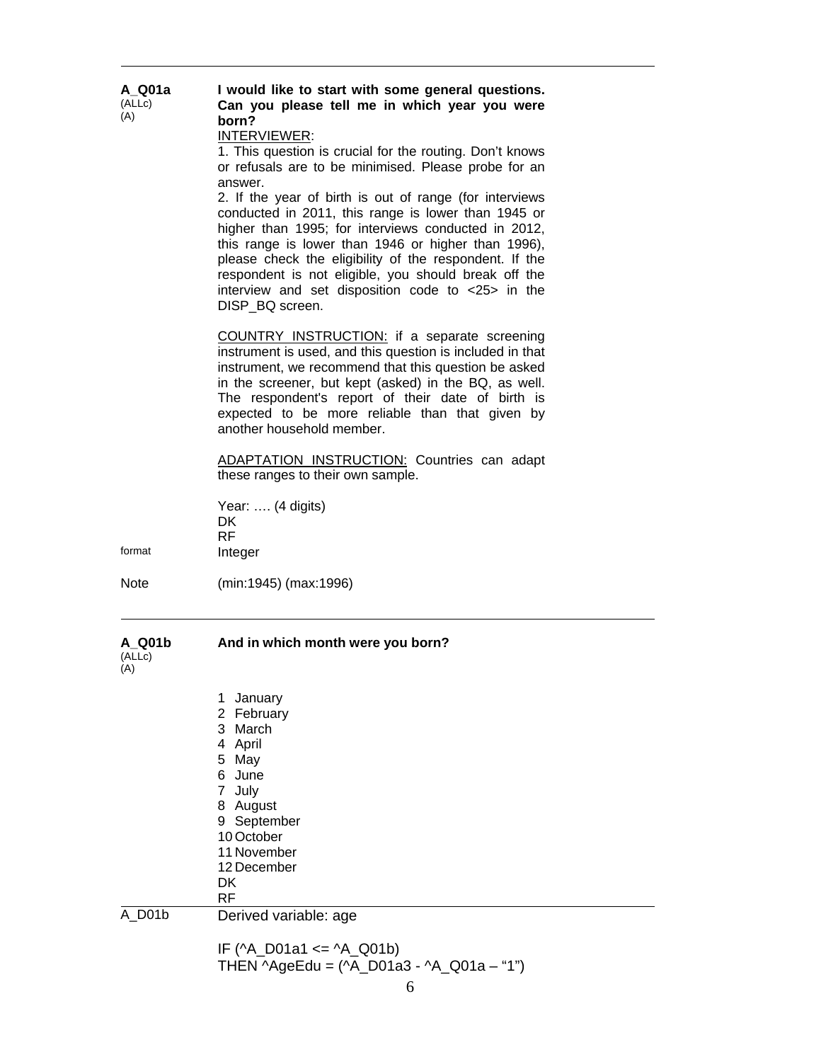**A_Q01a**
(ALLc)
(A)

**I would like to start with some general questions. Can you please tell me in which year you were born?**

INTERVIEWER:

1. This question is crucial for the routing. Don't knows or refusals are to be minimised. Please probe for an answer.
2. If the year of birth is out of range (for interviews conducted in 2011, this range is lower than 1945 or higher than 1995; for interviews conducted in 2012, this range is lower than 1946 or higher than 1996), please check the eligibility of the respondent. If the respondent is not eligible, you should break off the interview and set disposition code to <25> in the DISP_BQ screen.

COUNTRY INSTRUCTION: if a separate screening instrument is used, and this question is included in that instrument, we recommend that this question be asked in the screener, but kept (asked) in the BQ, as well. The respondent's report of their date of birth is expected to be more reliable than that given by another household member.

ADAPTATION INSTRUCTION: Countries can adapt these ranges to their own sample.

Year: …. (4 digits)
DK
RF

format: Integer

Note: (min:1945) (max:1996)

---

**A_Q01b**
(ALLc)
(A)

**And in which month were you born?**

1 January
2 February
3 March
4 April
5 May
6 June
7 July
8 August
9 September
10 October
11 November
12 December
DK
RF

---

A_D01b: Derived variable: age

IF (^A_D01a1 <= ^A_Q01b)
THEN ^AgeEdu = (^A_D01a3 - ^A_Q01a – "1")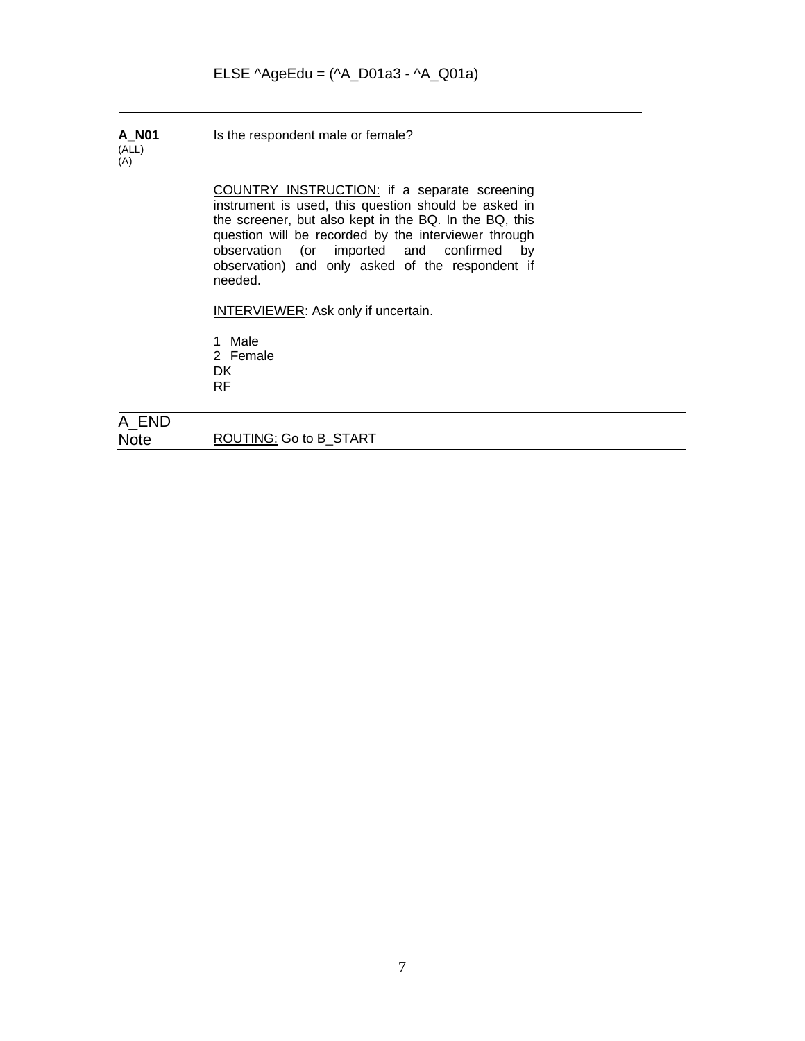ELSE ^AgeEdu = (^A_D01a3 - ^A_Q01a)

---

**A_N01**
(ALL)
(A)

Is the respondent male or female?

COUNTRY INSTRUCTION: if a separate screening instrument is used, this question should be asked in the screener, but also kept in the BQ. In the BQ, this question will be recorded by the interviewer through observation (or imported and confirmed by observation) and only asked of the respondent if needed.

INTERVIEWER: Ask only if uncertain.

1 Male
2 Female
DK
RF

---

A_END
Note

ROUTING: Go to B_START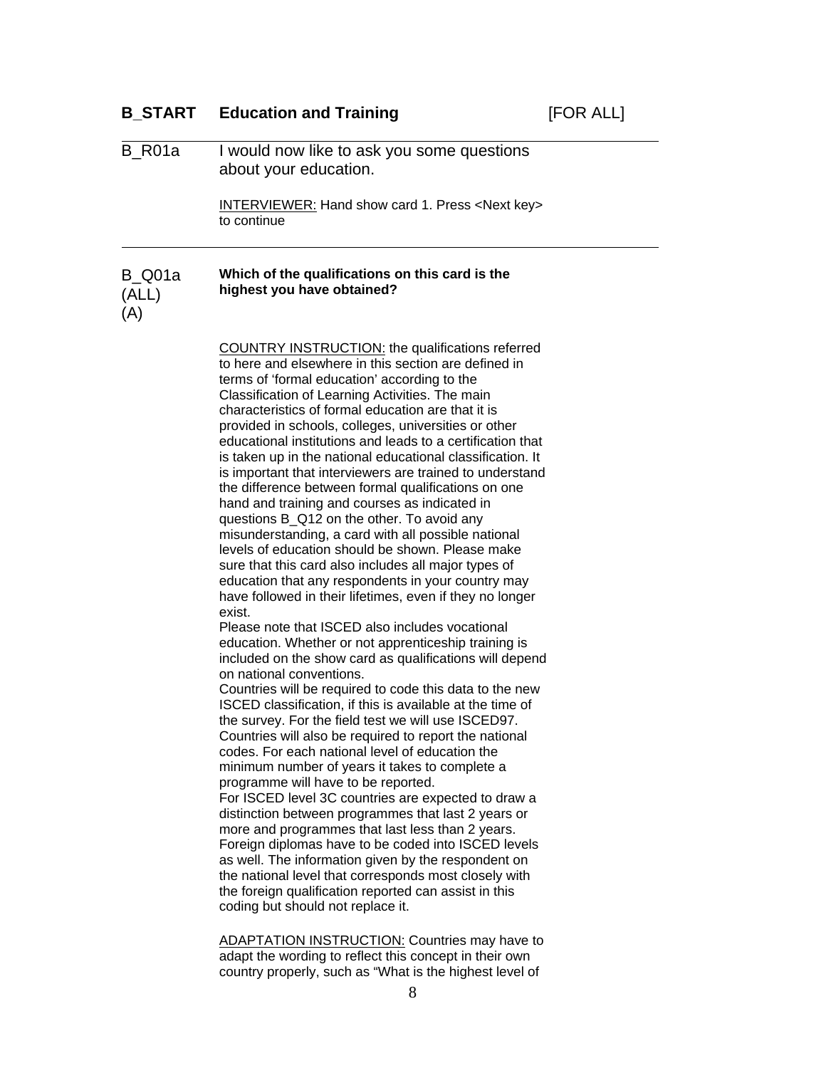**B_START Education and Training** [FOR ALL]

B_R01a I would now like to ask you some questions about your education.

INTERVIEWER: Hand show card 1. Press <Next key> to continue

B_Q01a (ALL) (A)

**Which of the qualifications on this card is the highest you have obtained?**

COUNTRY INSTRUCTION: the qualifications referred to here and elsewhere in this section are defined in terms of 'formal education' according to the Classification of Learning Activities. The main characteristics of formal education are that it is provided in schools, colleges, universities or other educational institutions and leads to a certification that is taken up in the national educational classification. It is important that interviewers are trained to understand the difference between formal qualifications on one hand and training and courses as indicated in questions B_Q12 on the other. To avoid any misunderstanding, a card with all possible national levels of education should be shown. Please make sure that this card also includes all major types of education that any respondents in your country may have followed in their lifetimes, even if they no longer exist.
Please note that ISCED also includes vocational education. Whether or not apprenticeship training is included on the show card as qualifications will depend on national conventions.
Countries will be required to code this data to the new ISCED classification, if this is available at the time of the survey. For the field test we will use ISCED97. Countries will also be required to report the national codes. For each national level of education the minimum number of years it takes to complete a programme will have to be reported.
For ISCED level 3C countries are expected to draw a distinction between programmes that last 2 years or more and programmes that last less than 2 years.
Foreign diplomas have to be coded into ISCED levels as well. The information given by the respondent on the national level that corresponds most closely with the foreign qualification reported can assist in this coding but should not replace it.

ADAPTATION INSTRUCTION: Countries may have to adapt the wording to reflect this concept in their own country properly, such as "What is the highest level of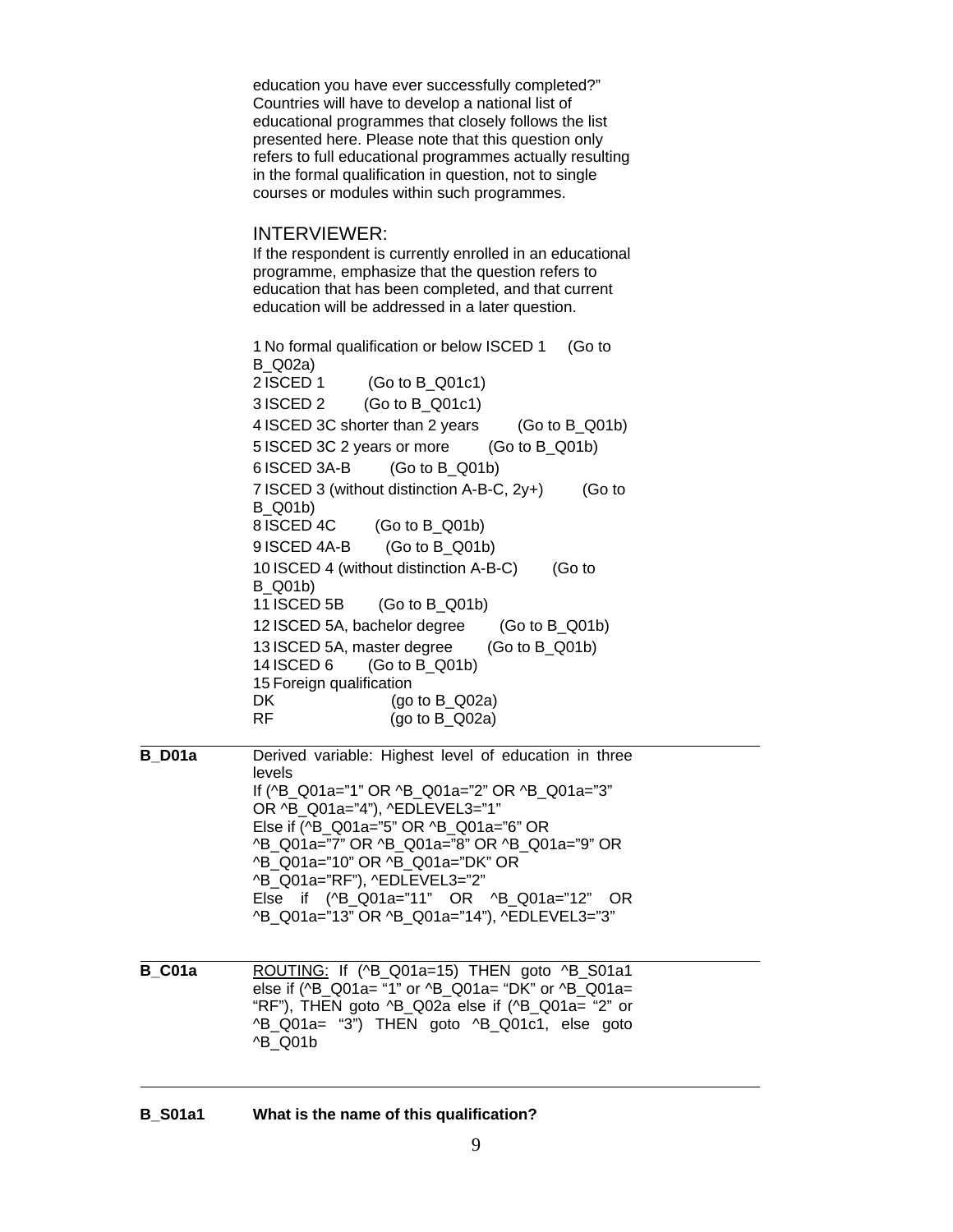education you have ever successfully completed?" Countries will have to develop a national list of educational programmes that closely follows the list presented here. Please note that this question only refers to full educational programmes actually resulting in the formal qualification in question, not to single courses or modules within such programmes.

INTERVIEWER:
If the respondent is currently enrolled in an educational programme, emphasize that the question refers to education that has been completed, and that current education will be addressed in a later question.

1 No formal qualification or below ISCED 1 (Go to B_Q02a)
2 ISCED 1 (Go to B_Q01c1)
3 ISCED 2 (Go to B_Q01c1)
4 ISCED 3C shorter than 2 years (Go to B_Q01b)
5 ISCED 3C 2 years or more (Go to B_Q01b)
6 ISCED 3A-B (Go to B_Q01b)
7 ISCED 3 (without distinction A-B-C, 2y+) (Go to B_Q01b)
8 ISCED 4C (Go to B_Q01b)
9 ISCED 4A-B (Go to B_Q01b)
10 ISCED 4 (without distinction A-B-C) (Go to B_Q01b)
11 ISCED 5B (Go to B_Q01b)
12 ISCED 5A, bachelor degree (Go to B_Q01b)
13 ISCED 5A, master degree (Go to B_Q01b)
14 ISCED 6 (Go to B_Q01b)
15 Foreign qualification
DK (go to B_Q02a)
RF (go to B_Q02a)

---

**B_D01a** Derived variable: Highest level of education in three levels
If (^B_Q01a="1" OR ^B_Q01a="2" OR ^B_Q01a="3" OR ^B_Q01a="4"), ^EDLEVEL3="1"
Else if (^B_Q01a="5" OR ^B_Q01a="6" OR ^B_Q01a="7" OR ^B_Q01a="8" OR ^B_Q01a="9" OR ^B_Q01a="10" OR ^B_Q01a="DK" OR ^B_Q01a="RF"), ^EDLEVEL3="2"
Else if (^B_Q01a="11" OR ^B_Q01a="12" OR ^B_Q01a="13" OR ^B_Q01a="14"), ^EDLEVEL3="3"

---

**B_C01a** ROUTING: If (^B_Q01a=15) THEN goto ^B_S01a1 else if (^B_Q01a= "1" or ^B_Q01a= "DK" or ^B_Q01a= "RF"), THEN goto ^B_Q02a else if (^B_Q01a= "2" or ^B_Q01a= "3") THEN goto ^B_Q01c1, else goto ^B_Q01b

---

**B_S01a1** **What is the name of this qualification?**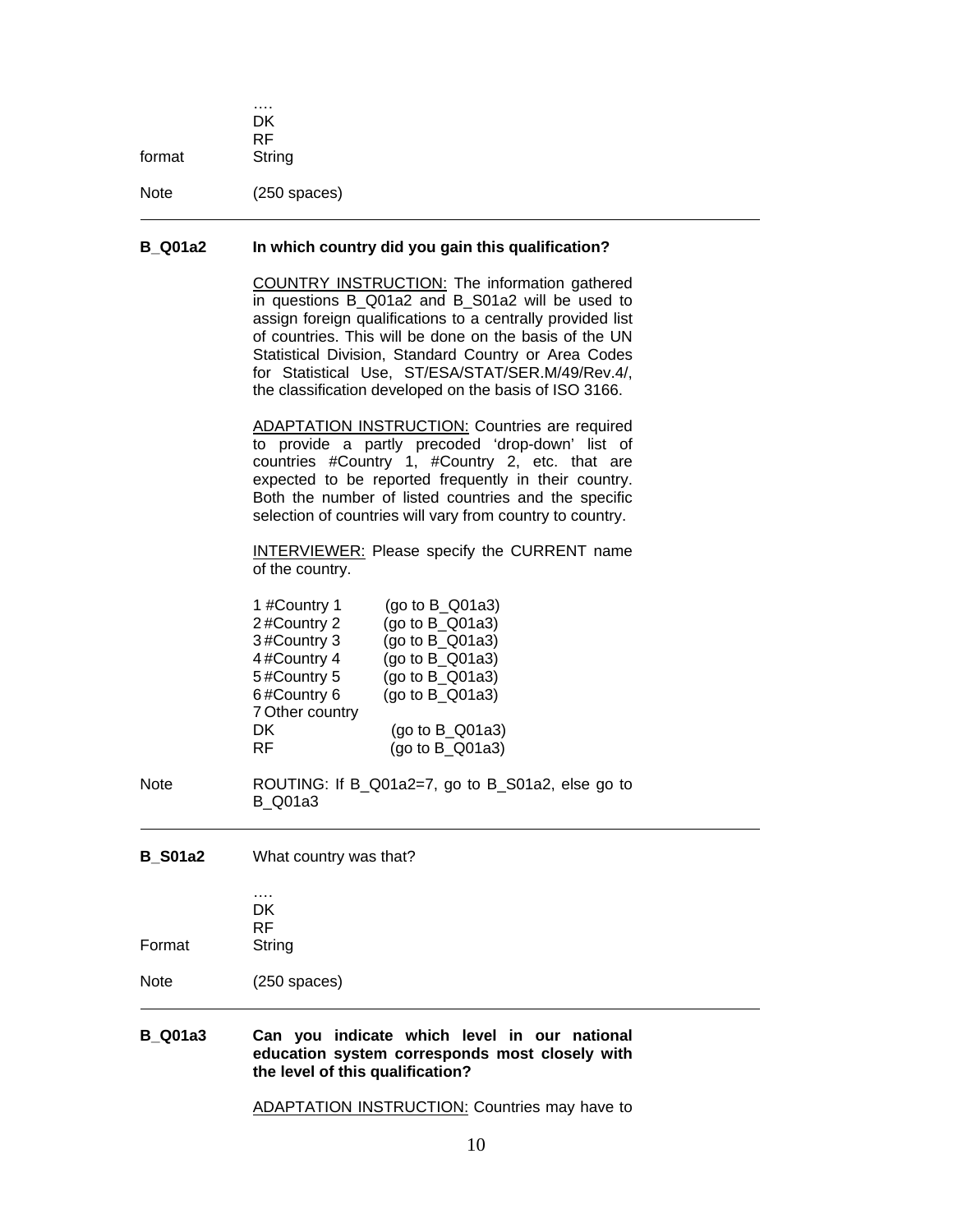….
DK
RF

format String

Note (250 spaces)

---

**B_Q01a2** **In which country did you gain this qualification?**

COUNTRY INSTRUCTION: The information gathered in questions B_Q01a2 and B_S01a2 will be used to assign foreign qualifications to a centrally provided list of countries. This will be done on the basis of the UN Statistical Division, Standard Country or Area Codes for Statistical Use, ST/ESA/STAT/SER.M/49/Rev.4/, the classification developed on the basis of ISO 3166.

ADAPTATION INSTRUCTION: Countries are required to provide a partly precoded 'drop-down' list of countries #Country 1, #Country 2, etc. that are expected to be reported frequently in their country. Both the number of listed countries and the specific selection of countries will vary from country to country.

INTERVIEWER: Please specify the CURRENT name of the country.

1 #Country 1 (go to B_Q01a3)
2 #Country 2 (go to B_Q01a3)
3 #Country 3 (go to B_Q01a3)
4 #Country 4 (go to B_Q01a3)
5 #Country 5 (go to B_Q01a3)
6 #Country 6 (go to B_Q01a3)
7 Other country
DK (go to B_Q01a3)
RF (go to B_Q01a3)

Note ROUTING: If B_Q01a2=7, go to B_S01a2, else go to B_Q01a3

---

**B_S01a2** What country was that?

….
DK
RF

Format String

Note (250 spaces)

---

**B_Q01a3** **Can you indicate which level in our national education system corresponds most closely with the level of this qualification?**

ADAPTATION INSTRUCTION: Countries may have to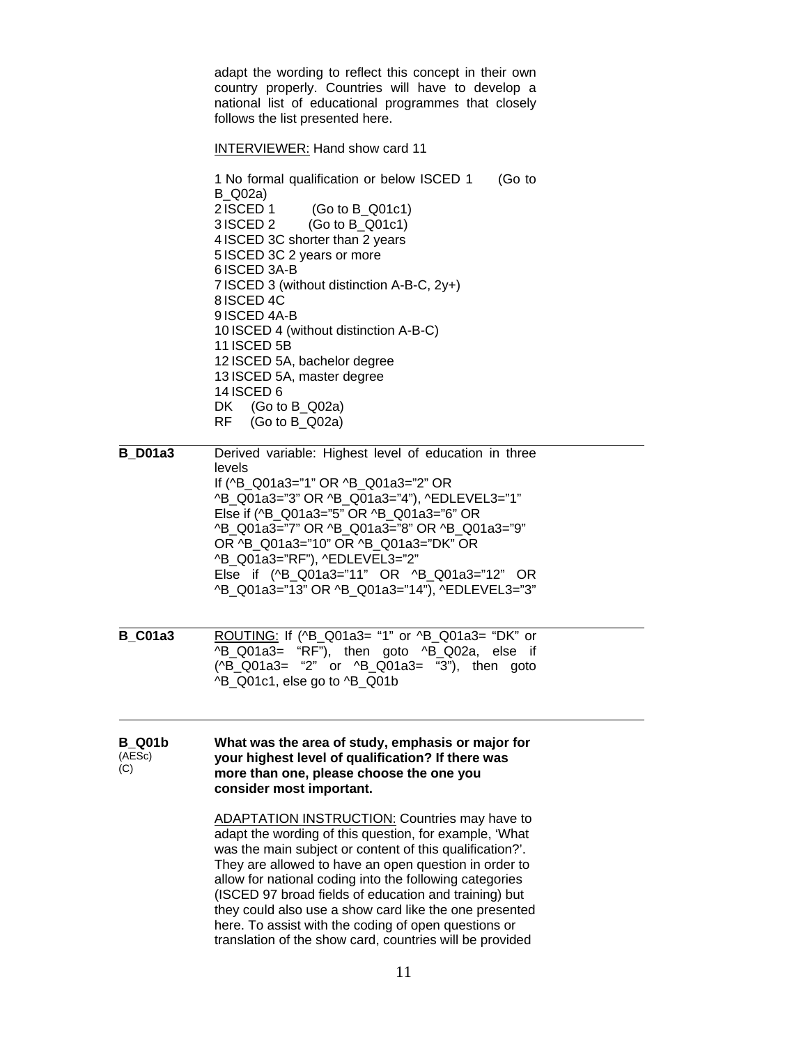adapt the wording to reflect this concept in their own country properly. Countries will have to develop a national list of educational programmes that closely follows the list presented here.

INTERVIEWER: Hand show card 11

1 No formal qualification or below ISCED 1 (Go to B_Q02a)
2 ISCED 1 (Go to B_Q01c1)
3 ISCED 2 (Go to B_Q01c1)
4 ISCED 3C shorter than 2 years
5 ISCED 3C 2 years or more
6 ISCED 3A-B
7 ISCED 3 (without distinction A-B-C, 2y+)
8 ISCED 4C
9 ISCED 4A-B
10 ISCED 4 (without distinction A-B-C)
11 ISCED 5B
12 ISCED 5A, bachelor degree
13 ISCED 5A, master degree
14 ISCED 6
DK (Go to B_Q02a)
RF (Go to B_Q02a)

---

**B_D01a3**

Derived variable: Highest level of education in three levels
If (^B_Q01a3="1" OR ^B_Q01a3="2" OR ^B_Q01a3="3" OR ^B_Q01a3="4"), ^EDLEVEL3="1"
Else if (^B_Q01a3="5" OR ^B_Q01a3="6" OR ^B_Q01a3="7" OR ^B_Q01a3="8" OR ^B_Q01a3="9" OR ^B_Q01a3="10" OR ^B_Q01a3="DK" OR ^B_Q01a3="RF"), ^EDLEVEL3="2"
Else if (^B_Q01a3="11" OR ^B_Q01a3="12" OR ^B_Q01a3="13" OR ^B_Q01a3="14"), ^EDLEVEL3="3"

---

**B_C01a3**

ROUTING: If (^B_Q01a3= "1" or ^B_Q01a3= "DK" or ^B_Q01a3= "RF"), then goto ^B_Q02a, else if (^B_Q01a3= "2" or ^B_Q01a3= "3"), then goto ^B_Q01c1, else go to ^B_Q01b

---

**B_Q01b**
(AESc)
(C)

**What was the area of study, emphasis or major for your highest level of qualification? If there was more than one, please choose the one you consider most important.**

ADAPTATION INSTRUCTION: Countries may have to adapt the wording of this question, for example, 'What was the main subject or content of this qualification?'. They are allowed to have an open question in order to allow for national coding into the following categories (ISCED 97 broad fields of education and training) but they could also use a show card like the one presented here. To assist with the coding of open questions or translation of the show card, countries will be provided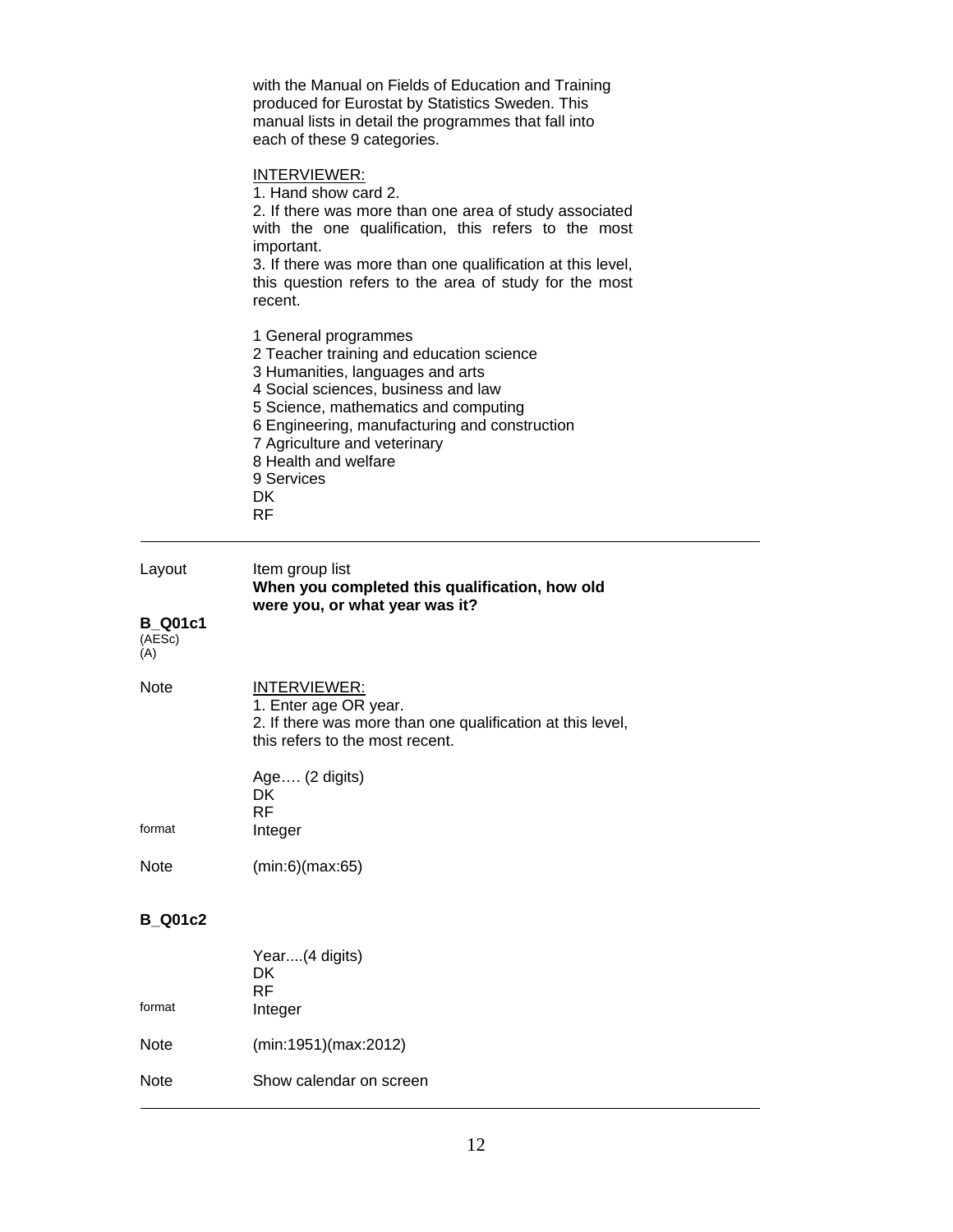with the Manual on Fields of Education and Training produced for Eurostat by Statistics Sweden. This manual lists in detail the programmes that fall into each of these 9 categories.

INTERVIEWER:
1. Hand show card 2.
2. If there was more than one area of study associated with the one qualification, this refers to the most important.
3. If there was more than one qualification at this level, this question refers to the area of study for the most recent.

1 General programmes
2 Teacher training and education science
3 Humanities, languages and arts
4 Social sciences, business and law
5 Science, mathematics and computing
6 Engineering, manufacturing and construction
7 Agriculture and veterinary
8 Health and welfare
9 Services
DK
RF

---

Layout — Item group list
**When you completed this qualification, how old were you, or what year was it?**

**B_Q01c1**
(AESc)
(A)

Note — INTERVIEWER:
1. Enter age OR year.
2. If there was more than one qualification at this level, this refers to the most recent.

Age…. (2 digits)
DK
RF

format — Integer

Note — (min:6)(max:65)

**B_Q01c2**

Year....(4 digits)
DK
RF

format — Integer

Note — (min:1951)(max:2012)

Note — Show calendar on screen

---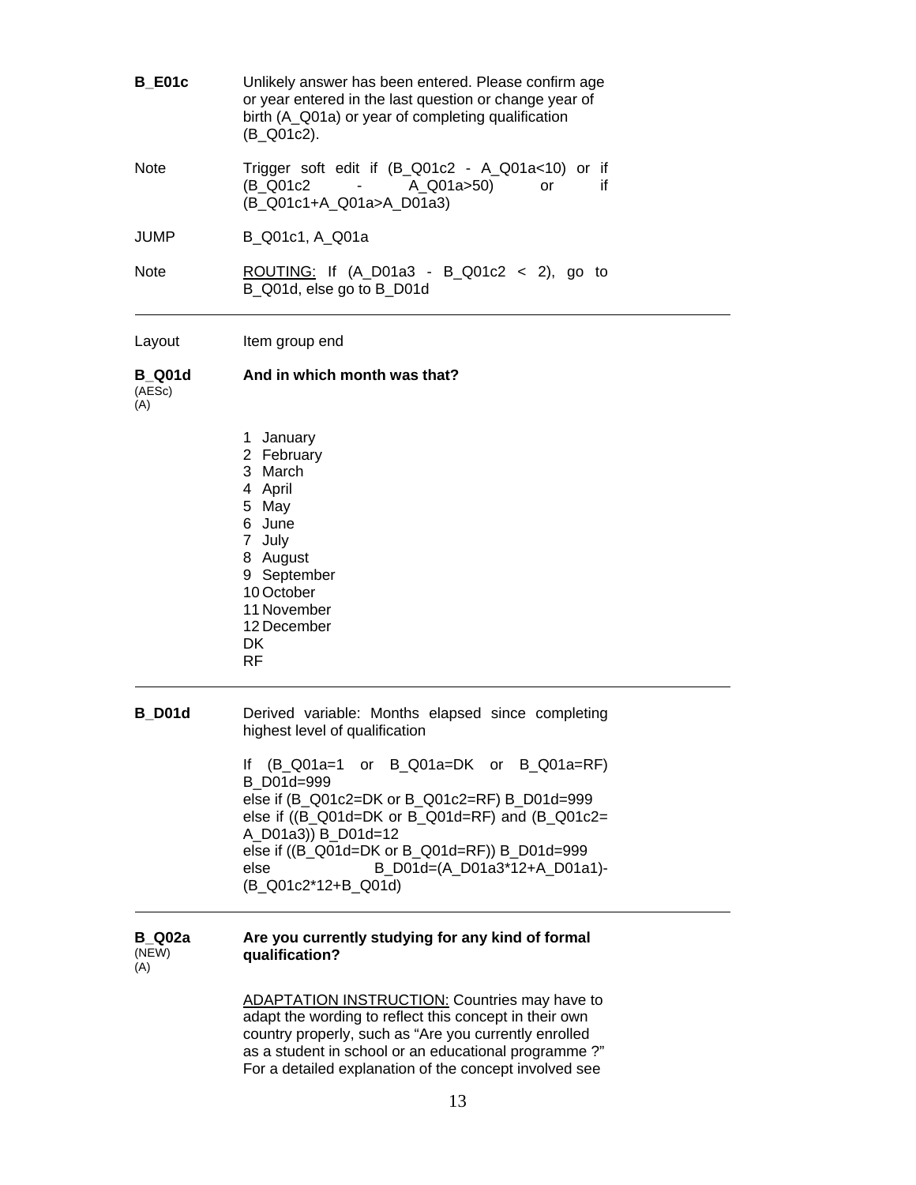**B_E01c** Unlikely answer has been entered. Please confirm age or year entered in the last question or change year of birth (A_Q01a) or year of completing qualification (B_Q01c2).

Note Trigger soft edit if (B_Q01c2 - A_Q01a<10) or if (B_Q01c2 - A_Q01a>50) or if (B_Q01c1+A_Q01a>A_D01a3)

JUMP B_Q01c1, A_Q01a

Note <u>ROUTING:</u> If (A_D01a3 - B_Q01c2 < 2), go to B_Q01d, else go to B_D01d

---

Layout Item group end

**B_Q01d** (AESc) (A) **And in which month was that?**

1 January
2 February
3 March
4 April
5 May
6 June
7 July
8 August
9 September
10 October
11 November
12 December
DK
RF

---

**B_D01d** Derived variable: Months elapsed since completing highest level of qualification

If (B_Q01a=1 or B_Q01a=DK or B_Q01a=RF) B_D01d=999
else if (B_Q01c2=DK or B_Q01c2=RF) B_D01d=999
else if ((B_Q01d=DK or B_Q01d=RF) and (B_Q01c2= A_D01a3)) B_D01d=12
else if ((B_Q01d=DK or B_Q01d=RF)) B_D01d=999
else B_D01d=(A_D01a3*12+A_D01a1)-(B_Q01c2*12+B_Q01d)

---

**B_Q02a** (NEW) (A) **Are you currently studying for any kind of formal qualification?**

<u>ADAPTATION INSTRUCTION:</u> Countries may have to adapt the wording to reflect this concept in their own country properly, such as "Are you currently enrolled as a student in school or an educational programme ?" For a detailed explanation of the concept involved see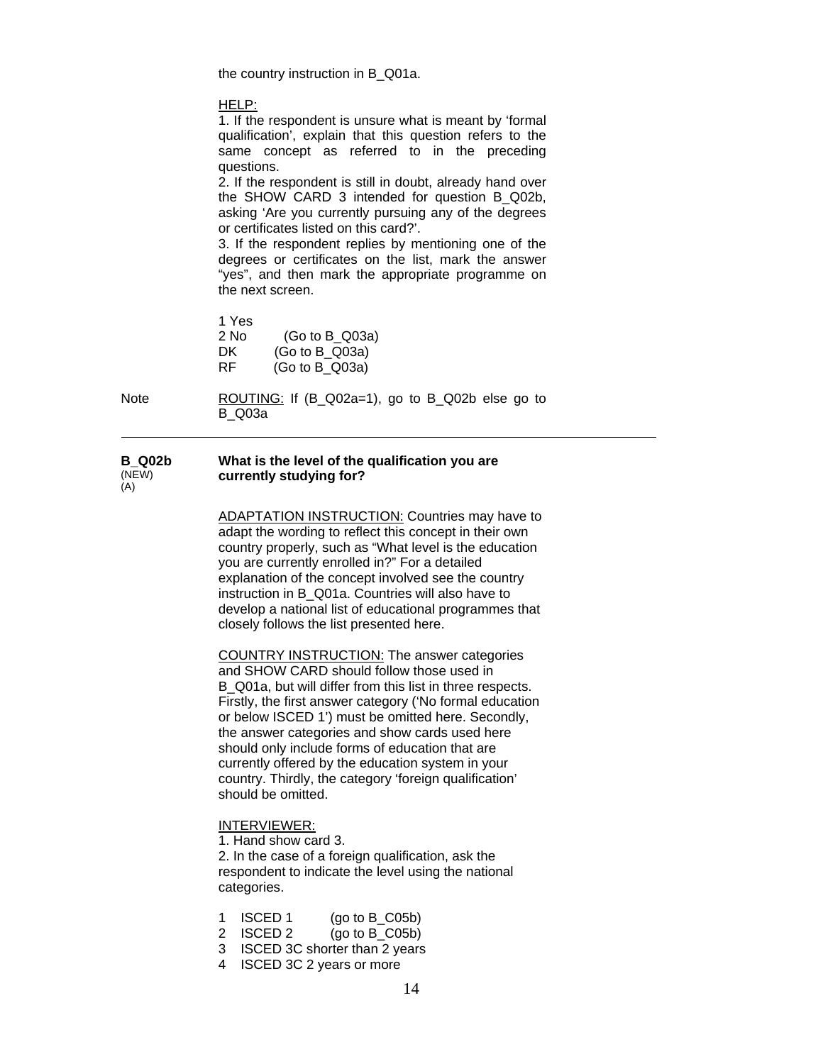the country instruction in B_Q01a.

HELP:
1. If the respondent is unsure what is meant by 'formal qualification', explain that this question refers to the same concept as referred to in the preceding questions.
2. If the respondent is still in doubt, already hand over the SHOW CARD 3 intended for question B_Q02b, asking 'Are you currently pursuing any of the degrees or certificates listed on this card?'.
3. If the respondent replies by mentioning one of the degrees or certificates on the list, mark the answer "yes", and then mark the appropriate programme on the next screen.

1 Yes
2 No (Go to B_Q03a)
DK (Go to B_Q03a)
RF (Go to B_Q03a)

Note — ROUTING: If (B_Q02a=1), go to B_Q02b else go to B_Q03a

---

**B_Q02b** (NEW) (A) — **What is the level of the qualification you are currently studying for?**

ADAPTATION INSTRUCTION: Countries may have to adapt the wording to reflect this concept in their own country properly, such as "What level is the education you are currently enrolled in?" For a detailed explanation of the concept involved see the country instruction in B_Q01a. Countries will also have to develop a national list of educational programmes that closely follows the list presented here.

COUNTRY INSTRUCTION: The answer categories and SHOW CARD should follow those used in B_Q01a, but will differ from this list in three respects. Firstly, the first answer category ('No formal education or below ISCED 1') must be omitted here. Secondly, the answer categories and show cards used here should only include forms of education that are currently offered by the education system in your country. Thirdly, the category 'foreign qualification' should be omitted.

INTERVIEWER:
1. Hand show card 3.
2. In the case of a foreign qualification, ask the respondent to indicate the level using the national categories.

1 ISCED 1 (go to B_C05b)
2 ISCED 2 (go to B_C05b)
3 ISCED 3C shorter than 2 years
4 ISCED 3C 2 years or more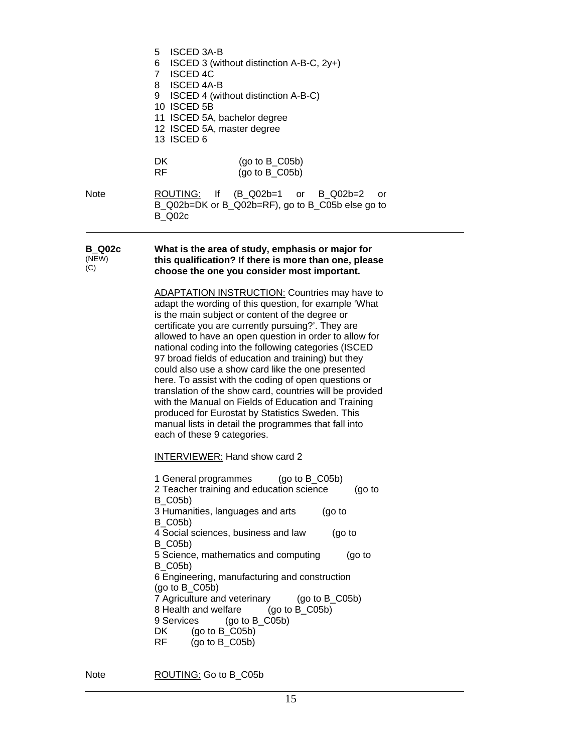5  ISCED 3A-B
6  ISCED 3 (without distinction A-B-C, 2y+)
7  ISCED 4C
8  ISCED 4A-B
9  ISCED 4 (without distinction A-B-C)
10  ISCED 5B
11  ISCED 5A, bachelor degree
12  ISCED 5A, master degree
13  ISCED 6

DK (go to B_C05b)
RF (go to B_C05b)

Note — ROUTING: If (B_Q02b=1 or B_Q02b=2 or B_Q02b=DK or B_Q02b=RF), go to B_C05b else go to B_Q02c

---

**B_Q02c** (NEW) (C)

**What is the area of study, emphasis or major for this qualification? If there is more than one, please choose the one you consider most important.**

ADAPTATION INSTRUCTION: Countries may have to adapt the wording of this question, for example 'What is the main subject or content of the degree or certificate you are currently pursuing?'. They are allowed to have an open question in order to allow for national coding into the following categories (ISCED 97 broad fields of education and training) but they could also use a show card like the one presented here. To assist with the coding of open questions or translation of the show card, countries will be provided with the Manual on Fields of Education and Training produced for Eurostat by Statistics Sweden. This manual lists in detail the programmes that fall into each of these 9 categories.

INTERVIEWER: Hand show card 2

1 General programmes (go to B_C05b)
2 Teacher training and education science (go to B_C05b)
3 Humanities, languages and arts (go to B_C05b)
4 Social sciences, business and law (go to B_C05b)
5 Science, mathematics and computing (go to B_C05b)
6 Engineering, manufacturing and construction (go to B_C05b)
7 Agriculture and veterinary (go to B_C05b)
8 Health and welfare (go to B_C05b)
9 Services (go to B_C05b)
DK (go to B_C05b)
RF (go to B_C05b)

Note — ROUTING: Go to B_C05b

---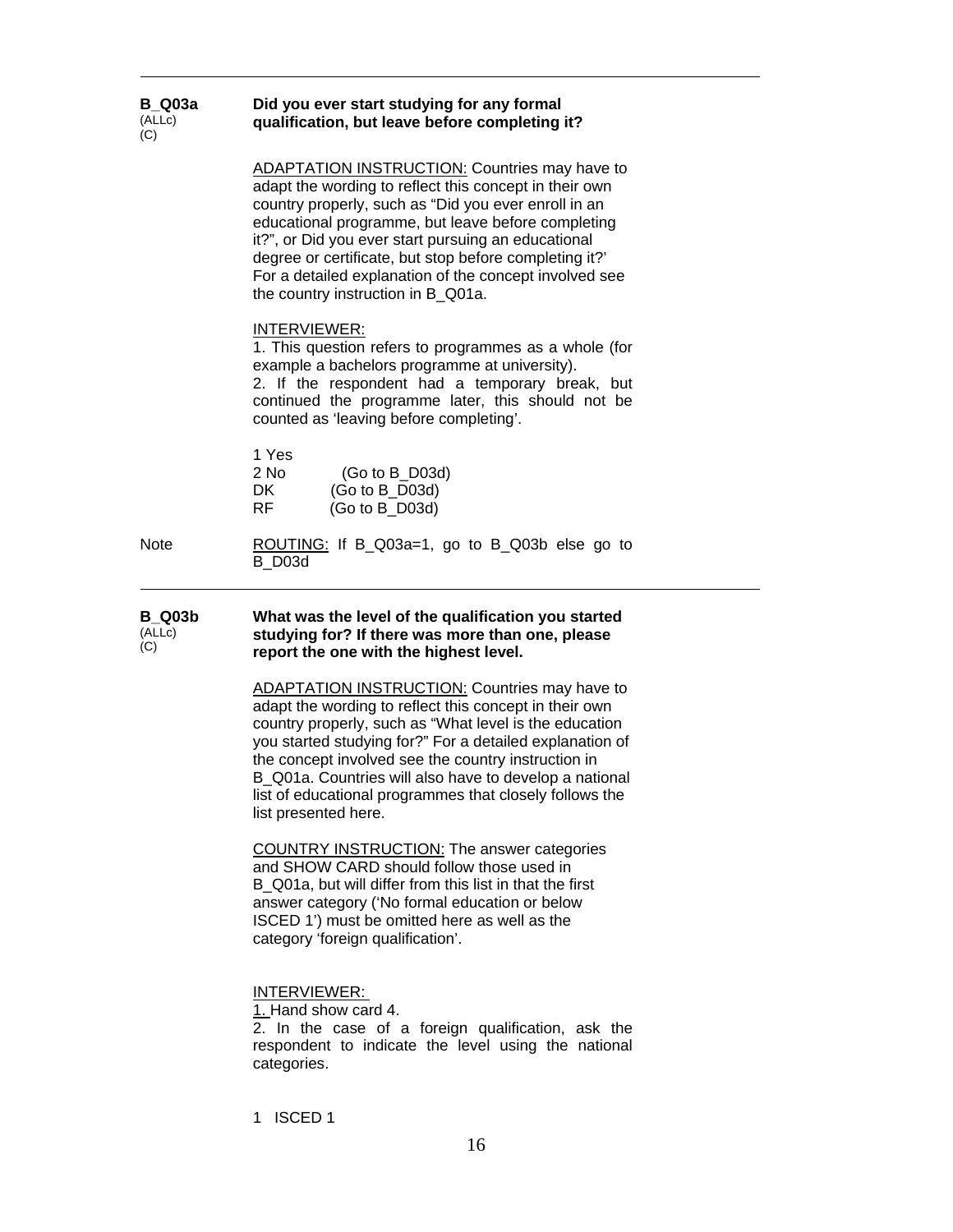---

**B_Q03a**
(ALLc)
(C)

**Did you ever start studying for any formal qualification, but leave before completing it?**

ADAPTATION INSTRUCTION: Countries may have to adapt the wording to reflect this concept in their own country properly, such as “Did you ever enroll in an educational programme, but leave before completing it?”, or Did you ever start pursuing an educational degree or certificate, but stop before completing it?’ For a detailed explanation of the concept involved see the country instruction in B_Q01a.

INTERVIEWER:
1. This question refers to programmes as a whole (for example a bachelors programme at university).
2. If the respondent had a temporary break, but continued the programme later, this should not be counted as ‘leaving before completing’.

1 Yes
2 No (Go to B_D03d)
DK (Go to B_D03d)
RF (Go to B_D03d)

Note — ROUTING: If B_Q03a=1, go to B_Q03b else go to B_D03d

---

**B_Q03b**
(ALLc)
(C)

**What was the level of the qualification you started studying for? If there was more than one, please report the one with the highest level.**

ADAPTATION INSTRUCTION: Countries may have to adapt the wording to reflect this concept in their own country properly, such as “What level is the education you started studying for?” For a detailed explanation of the concept involved see the country instruction in B_Q01a. Countries will also have to develop a national list of educational programmes that closely follows the list presented here.

COUNTRY INSTRUCTION: The answer categories and SHOW CARD should follow those used in B_Q01a, but will differ from this list in that the first answer category (‘No formal education or below ISCED 1’) must be omitted here as well as the category ‘foreign qualification’.

INTERVIEWER:
1. Hand show card 4.
2. In the case of a foreign qualification, ask the respondent to indicate the level using the national categories.

1 ISCED 1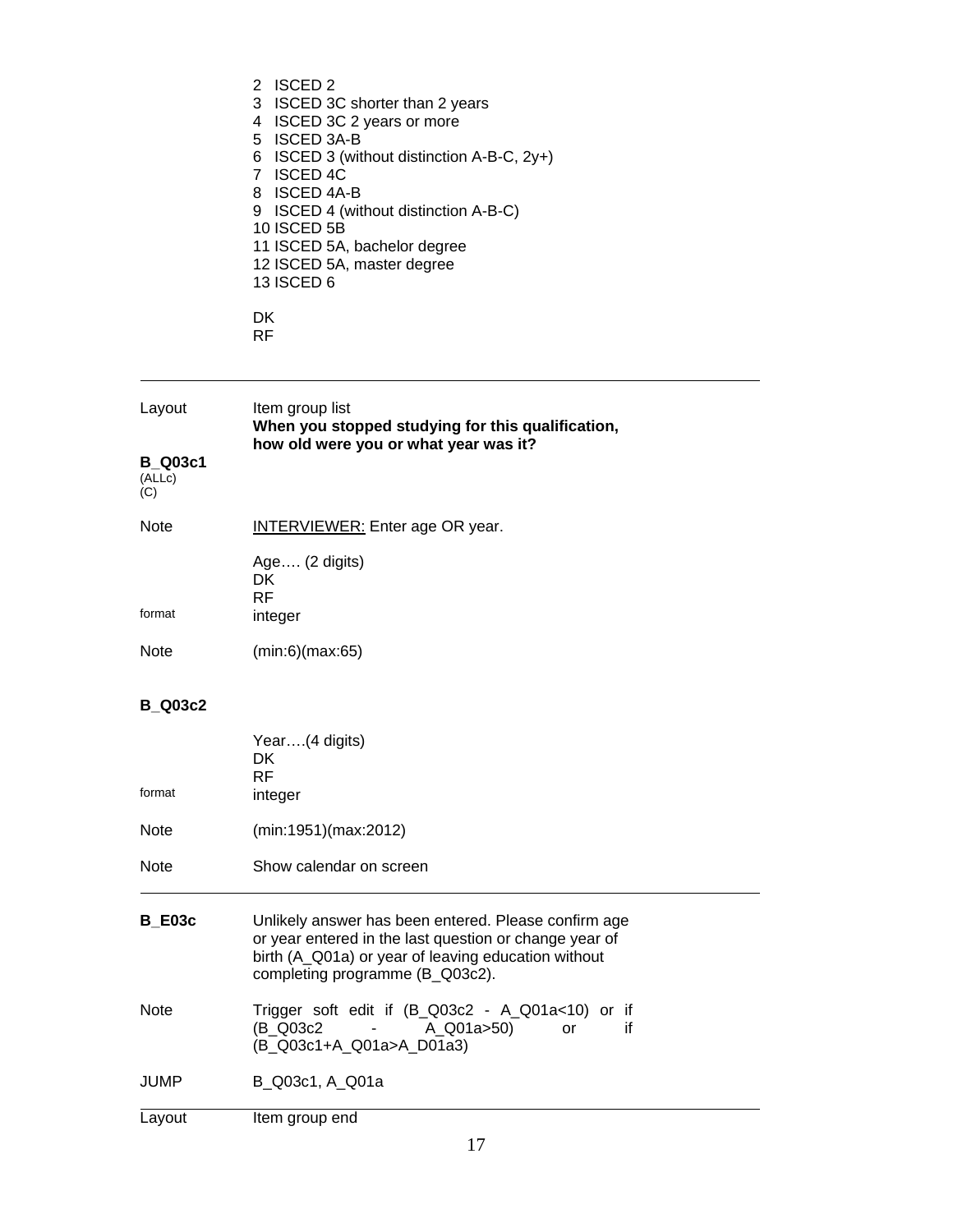2 ISCED 2
3 ISCED 3C shorter than 2 years
4 ISCED 3C 2 years or more
5 ISCED 3A-B
6 ISCED 3 (without distinction A-B-C, 2y+)
7 ISCED 4C
8 ISCED 4A-B
9 ISCED 4 (without distinction A-B-C)
10 ISCED 5B
11 ISCED 5A, bachelor degree
12 ISCED 5A, master degree
13 ISCED 6

DK
RF

---

Layout — Item group list

**When you stopped studying for this qualification, how old were you or what year was it?**

**B_Q03c1**
(ALLc)
(C)

Note — INTERVIEWER: Enter age OR year.

Age…. (2 digits)
DK
RF

format — integer

Note — (min:6)(max:65)

**B_Q03c2**

Year….(4 digits)
DK
RF

format — integer

Note — (min:1951)(max:2012)

Note — Show calendar on screen

---

**B_E03c** — Unlikely answer has been entered. Please confirm age or year entered in the last question or change year of birth (A_Q01a) or year of leaving education without completing programme (B_Q03c2).

Note — Trigger soft edit if (B_Q03c2 - A_Q01a<10) or if (B_Q03c2 - A_Q01a>50) or if (B_Q03c1+A_Q01a>A_D01a3)

JUMP — B_Q03c1, A_Q01a

---

Layout — Item group end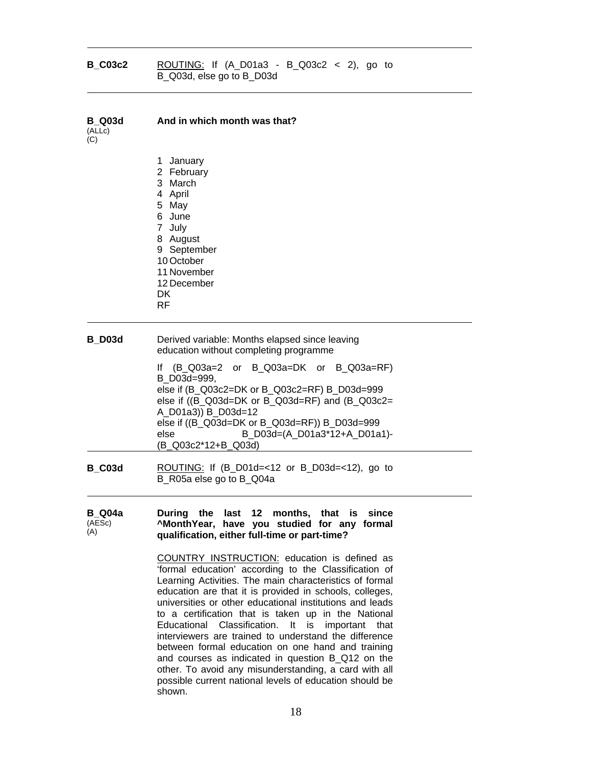**B_C03c2** ROUTING: If (A_D01a3 - B_Q03c2 < 2), go to B_Q03d, else go to B_D03d

---

**B_Q03d** (ALLc) (C) **And in which month was that?**

1 January
2 February
3 March
4 April
5 May
6 June
7 July
8 August
9 September
10 October
11 November
12 December
DK
RF

---

**B_D03d** Derived variable: Months elapsed since leaving education without completing programme

If (B_Q03a=2 or B_Q03a=DK or B_Q03a=RF) B_D03d=999,
else if (B_Q03c2=DK or B_Q03c2=RF) B_D03d=999
else if ((B_Q03d=DK or B_Q03d=RF) and (B_Q03c2= A_D01a3)) B_D03d=12
else if ((B_Q03d=DK or B_Q03d=RF)) B_D03d=999
else B_D03d=(A_D01a3*12+A_D01a1)-(B_Q03c2*12+B_Q03d)

---

**B_C03d** ROUTING: If (B_D01d=<12 or B_D03d=<12), go to B_R05a else go to B_Q04a

---

**B_Q04a** (AESc) (A) **During the last 12 months, that is since ^MonthYear, have you studied for any formal qualification, either full-time or part-time?**

COUNTRY INSTRUCTION: education is defined as 'formal education' according to the Classification of Learning Activities. The main characteristics of formal education are that it is provided in schools, colleges, universities or other educational institutions and leads to a certification that is taken up in the National Educational Classification. It is important that interviewers are trained to understand the difference between formal education on one hand and training and courses as indicated in question B_Q12 on the other. To avoid any misunderstanding, a card with all possible current national levels of education should be shown.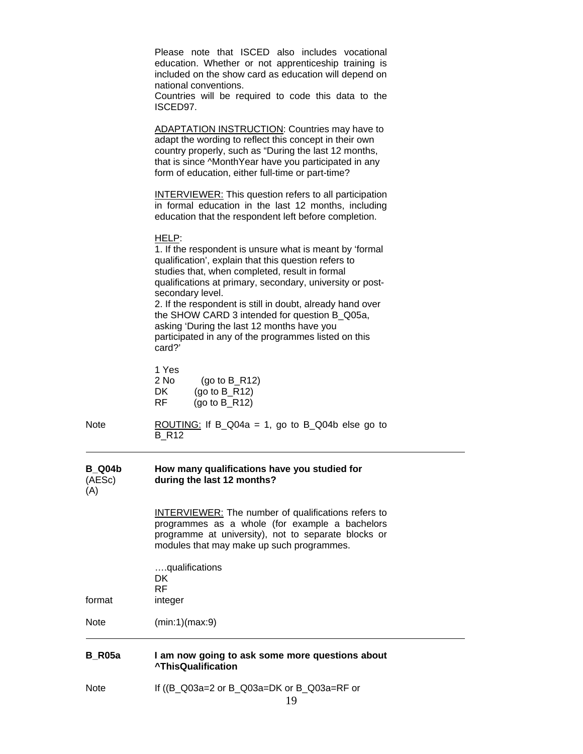Please note that ISCED also includes vocational education. Whether or not apprenticeship training is included on the show card as education will depend on national conventions.
Countries will be required to code this data to the ISCED97.

ADAPTATION INSTRUCTION: Countries may have to adapt the wording to reflect this concept in their own country properly, such as "During the last 12 months, that is since ^MonthYear have you participated in any form of education, either full-time or part-time?

INTERVIEWER: This question refers to all participation in formal education in the last 12 months, including education that the respondent left before completion.

HELP:
1. If the respondent is unsure what is meant by 'formal qualification', explain that this question refers to studies that, when completed, result in formal qualifications at primary, secondary, university or post-secondary level.
2. If the respondent is still in doubt, already hand over the SHOW CARD 3 intended for question B_Q05a, asking 'During the last 12 months have you participated in any of the programmes listed on this card?'

1 Yes
2 No (go to B_R12)
DK (go to B_R12)
RF (go to B_R12)

Note — ROUTING: If B_Q04a = 1, go to B_Q04b else go to B_R12

---

**B_Q04b** (AESc) (A) — **How many qualifications have you studied for during the last 12 months?**

INTERVIEWER: The number of qualifications refers to programmes as a whole (for example a bachelors programme at university), not to separate blocks or modules that may make up such programmes.

….qualifications
DK
RF

format — integer

Note — (min:1)(max:9)

---

**B_R05a** — **I am now going to ask some more questions about ^ThisQualification**

Note — If ((B_Q03a=2 or B_Q03a=DK or B_Q03a=RF or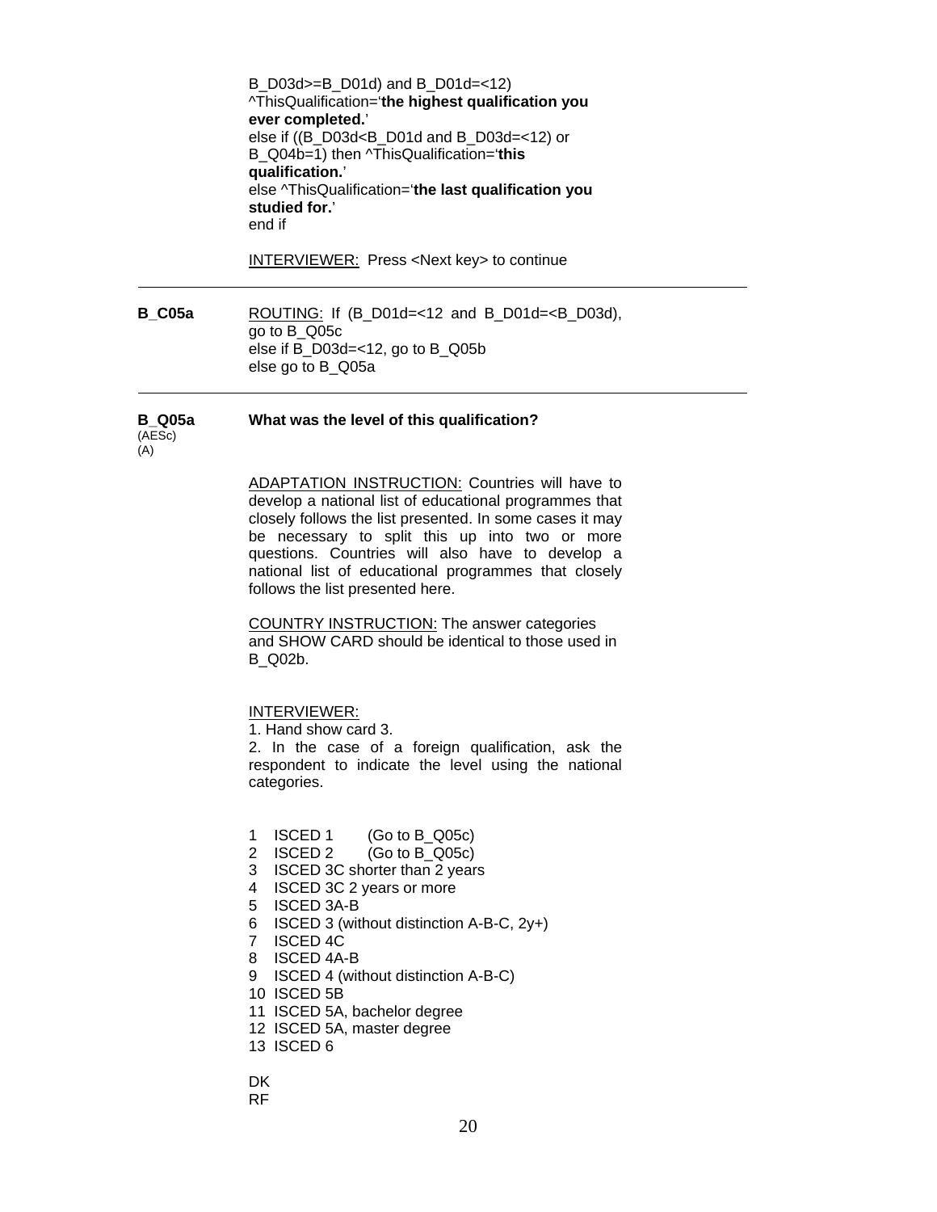B_D03d>=B_D01d) and B_D01d=<12)
^ThisQualification='**the highest qualification you ever completed.**'
else if ((B_D03d<B_D01d and B_D03d=<12) or B_Q04b=1) then ^ThisQualification='**this qualification.**'
else ^ThisQualification='**the last qualification you studied for.**'
end if

INTERVIEWER: Press <Next key> to continue

---

**B_C05a** ROUTING: If (B_D01d=<12 and B_D01d=<B_D03d), go to B_Q05c
else if B_D03d=<12, go to B_Q05b
else go to B_Q05a

---

**B_Q05a** (AESc) (A) **What was the level of this qualification?**

ADAPTATION INSTRUCTION: Countries will have to develop a national list of educational programmes that closely follows the list presented. In some cases it may be necessary to split this up into two or more questions. Countries will also have to develop a national list of educational programmes that closely follows the list presented here.

COUNTRY INSTRUCTION: The answer categories and SHOW CARD should be identical to those used in B_Q02b.

INTERVIEWER:
1. Hand show card 3.
2. In the case of a foreign qualification, ask the respondent to indicate the level using the national categories.

1 ISCED 1 (Go to B_Q05c)
2 ISCED 2 (Go to B_Q05c)
3 ISCED 3C shorter than 2 years
4 ISCED 3C 2 years or more
5 ISCED 3A-B
6 ISCED 3 (without distinction A-B-C, 2y+)
7 ISCED 4C
8 ISCED 4A-B
9 ISCED 4 (without distinction A-B-C)
10 ISCED 5B
11 ISCED 5A, bachelor degree
12 ISCED 5A, master degree
13 ISCED 6

DK
RF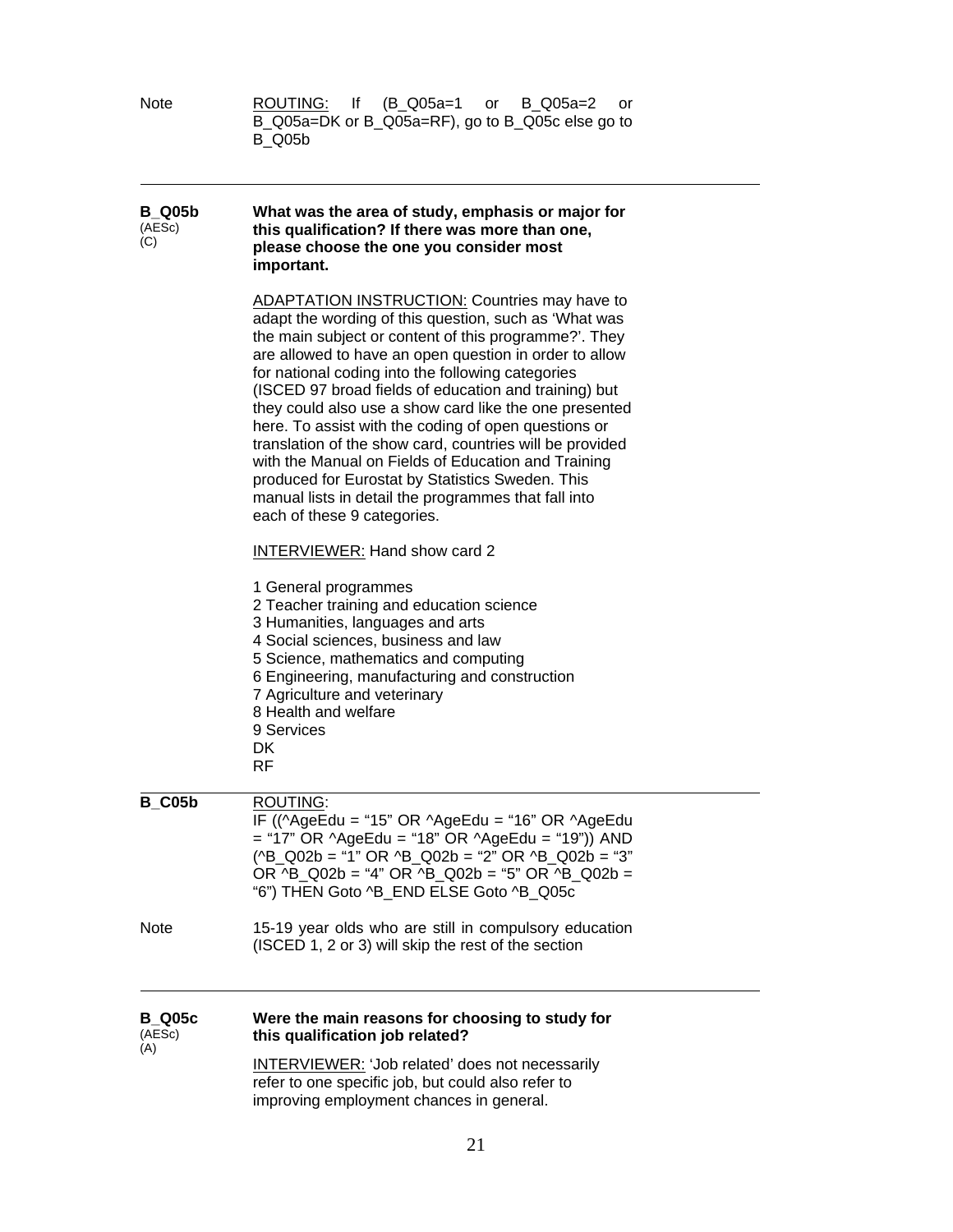Note ROUTING: If (B_Q05a=1 or B_Q05a=2 or B_Q05a=DK or B_Q05a=RF), go to B_Q05c else go to B_Q05b

---

**B_Q05b** (AESc) (C)

**What was the area of study, emphasis or major for this qualification? If there was more than one, please choose the one you consider most important.**

ADAPTATION INSTRUCTION: Countries may have to adapt the wording of this question, such as 'What was the main subject or content of this programme?'. They are allowed to have an open question in order to allow for national coding into the following categories (ISCED 97 broad fields of education and training) but they could also use a show card like the one presented here. To assist with the coding of open questions or translation of the show card, countries will be provided with the Manual on Fields of Education and Training produced for Eurostat by Statistics Sweden. This manual lists in detail the programmes that fall into each of these 9 categories.

INTERVIEWER: Hand show card 2

1 General programmes
2 Teacher training and education science
3 Humanities, languages and arts
4 Social sciences, business and law
5 Science, mathematics and computing
6 Engineering, manufacturing and construction
7 Agriculture and veterinary
8 Health and welfare
9 Services
DK
RF

---

**B_C05b** ROUTING:
IF ((^AgeEdu = "15" OR ^AgeEdu = "16" OR ^AgeEdu = "17" OR ^AgeEdu = "18" OR ^AgeEdu = "19")) AND (^B_Q02b = "1" OR ^B_Q02b = "2" OR ^B_Q02b = "3" OR ^B_Q02b = "4" OR ^B_Q02b = "5" OR ^B_Q02b = "6") THEN Goto ^B_END ELSE Goto ^B_Q05c

Note 15-19 year olds who are still in compulsory education (ISCED 1, 2 or 3) will skip the rest of the section

---

**B_Q05c** (AESc) (A)

**Were the main reasons for choosing to study for this qualification job related?**

INTERVIEWER: 'Job related' does not necessarily refer to one specific job, but could also refer to improving employment chances in general.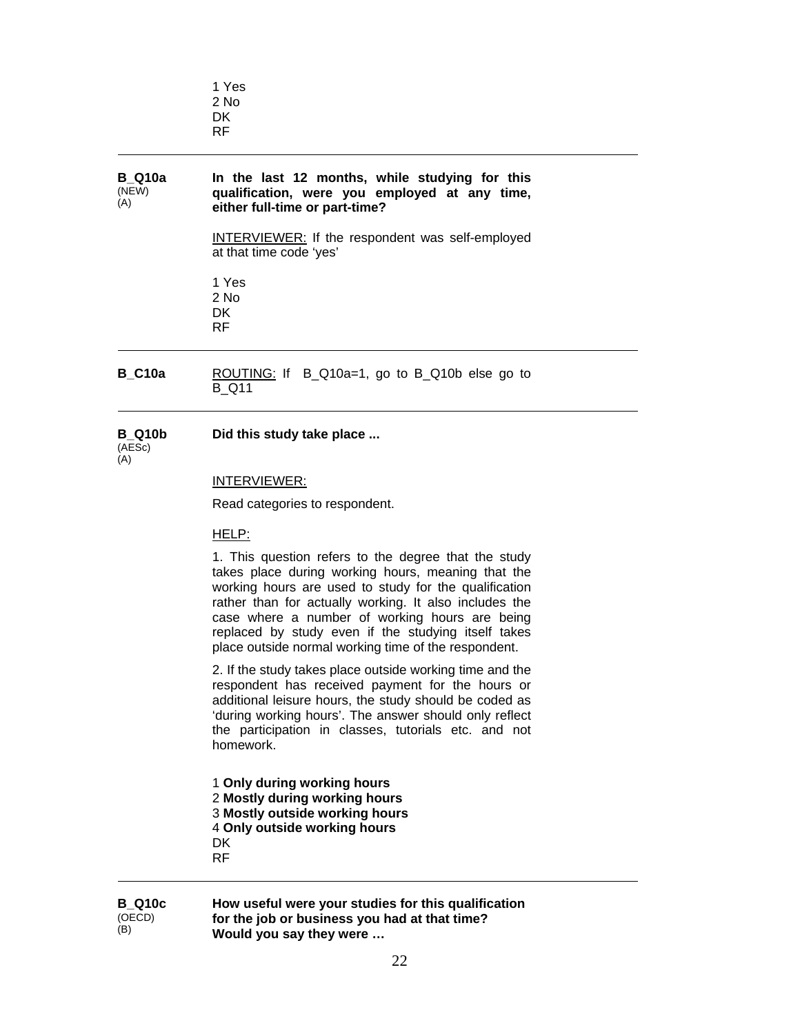1 Yes
2 No
DK
RF

---

**B_Q10a** (NEW) (A)

**In the last 12 months, while studying for this qualification, were you employed at any time, either full-time or part-time?**

INTERVIEWER: If the respondent was self-employed at that time code 'yes'

1 Yes
2 No
DK
RF

---

**B_C10a**

ROUTING: If B_Q10a=1, go to B_Q10b else go to B_Q11

---

**B_Q10b** (AESc) (A)

**Did this study take place ...**

INTERVIEWER:

Read categories to respondent.

HELP:

1. This question refers to the degree that the study takes place during working hours, meaning that the working hours are used to study for the qualification rather than for actually working. It also includes the case where a number of working hours are being replaced by study even if the studying itself takes place outside normal working time of the respondent.

2. If the study takes place outside working time and the respondent has received payment for the hours or additional leisure hours, the study should be coded as 'during working hours'. The answer should only reflect the participation in classes, tutorials etc. and not homework.

1 **Only during working hours**
2 **Mostly during working hours**
3 **Mostly outside working hours**
4 **Only outside working hours**
DK
RF

---

**B_Q10c** (OECD) (B)

**How useful were your studies for this qualification for the job or business you had at that time? Would you say they were …**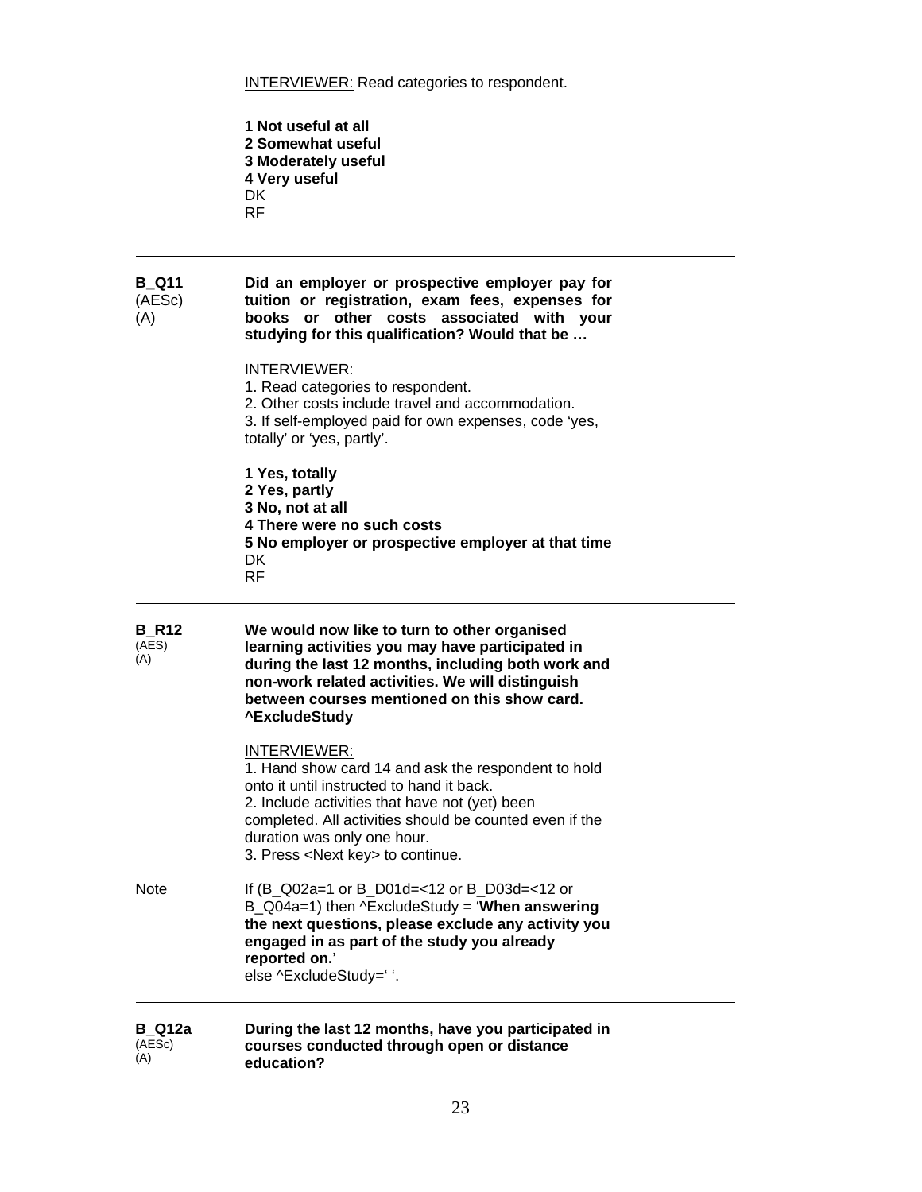INTERVIEWER: Read categories to respondent.

**1 Not useful at all**
**2 Somewhat useful**
**3 Moderately useful**
**4 Very useful**
DK
RF

---

**B_Q11** (AESc) (A)

**Did an employer or prospective employer pay for tuition or registration, exam fees, expenses for books or other costs associated with your studying for this qualification? Would that be …**

INTERVIEWER:
1. Read categories to respondent.
2. Other costs include travel and accommodation.
3. If self-employed paid for own expenses, code 'yes, totally' or 'yes, partly'.

**1 Yes, totally**
**2 Yes, partly**
**3 No, not at all**
**4 There were no such costs**
**5 No employer or prospective employer at that time**
DK
RF

---

**B_R12** (AES) (A)

**We would now like to turn to other organised learning activities you may have participated in during the last 12 months, including both work and non-work related activities. We will distinguish between courses mentioned on this show card. ^ExcludeStudy**

INTERVIEWER:
1. Hand show card 14 and ask the respondent to hold onto it until instructed to hand it back.
2. Include activities that have not (yet) been completed. All activities should be counted even if the duration was only one hour.
3. Press <Next key> to continue.

Note

If (B_Q02a=1 or B_D01d=<12 or B_D03d=<12 or B_Q04a=1) then ^ExcludeStudy = '**When answering the next questions, please exclude any activity you engaged in as part of the study you already reported on.**'
else ^ExcludeStudy=' '.

---

**B_Q12a** (AESc) (A)

**During the last 12 months, have you participated in courses conducted through open or distance education?**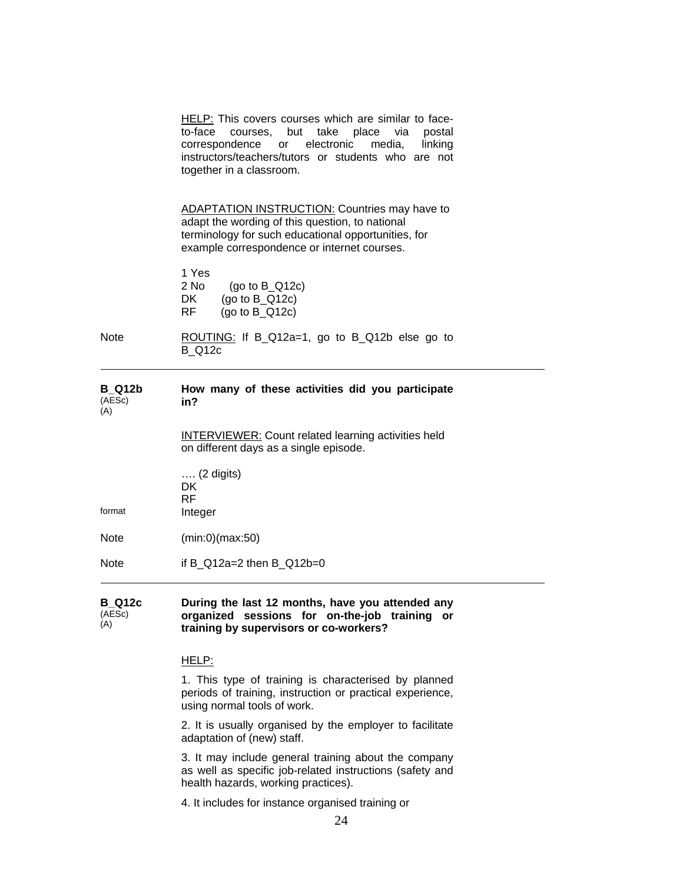HELP: This covers courses which are similar to face-to-face courses, but take place via postal correspondence or electronic media, linking instructors/teachers/tutors or students who are not together in a classroom.

ADAPTATION INSTRUCTION: Countries may have to adapt the wording of this question, to national terminology for such educational opportunities, for example correspondence or internet courses.

1 Yes
2 No (go to B_Q12c)
DK (go to B_Q12c)
RF (go to B_Q12c)

Note — ROUTING: If B_Q12a=1, go to B_Q12b else go to B_Q12c

---

**B_Q12b** (AESc) (A) — **How many of these activities did you participate in?**

INTERVIEWER: Count related learning activities held on different days as a single episode.

…. (2 digits)
DK
RF

format — Integer

Note — (min:0)(max:50)

Note — if B_Q12a=2 then B_Q12b=0

---

**B_Q12c** (AESc) (A) — **During the last 12 months, have you attended any organized sessions for on-the-job training or training by supervisors or co-workers?**

HELP:

1. This type of training is characterised by planned periods of training, instruction or practical experience, using normal tools of work.

2. It is usually organised by the employer to facilitate adaptation of (new) staff.

3. It may include general training about the company as well as specific job-related instructions (safety and health hazards, working practices).

4. It includes for instance organised training or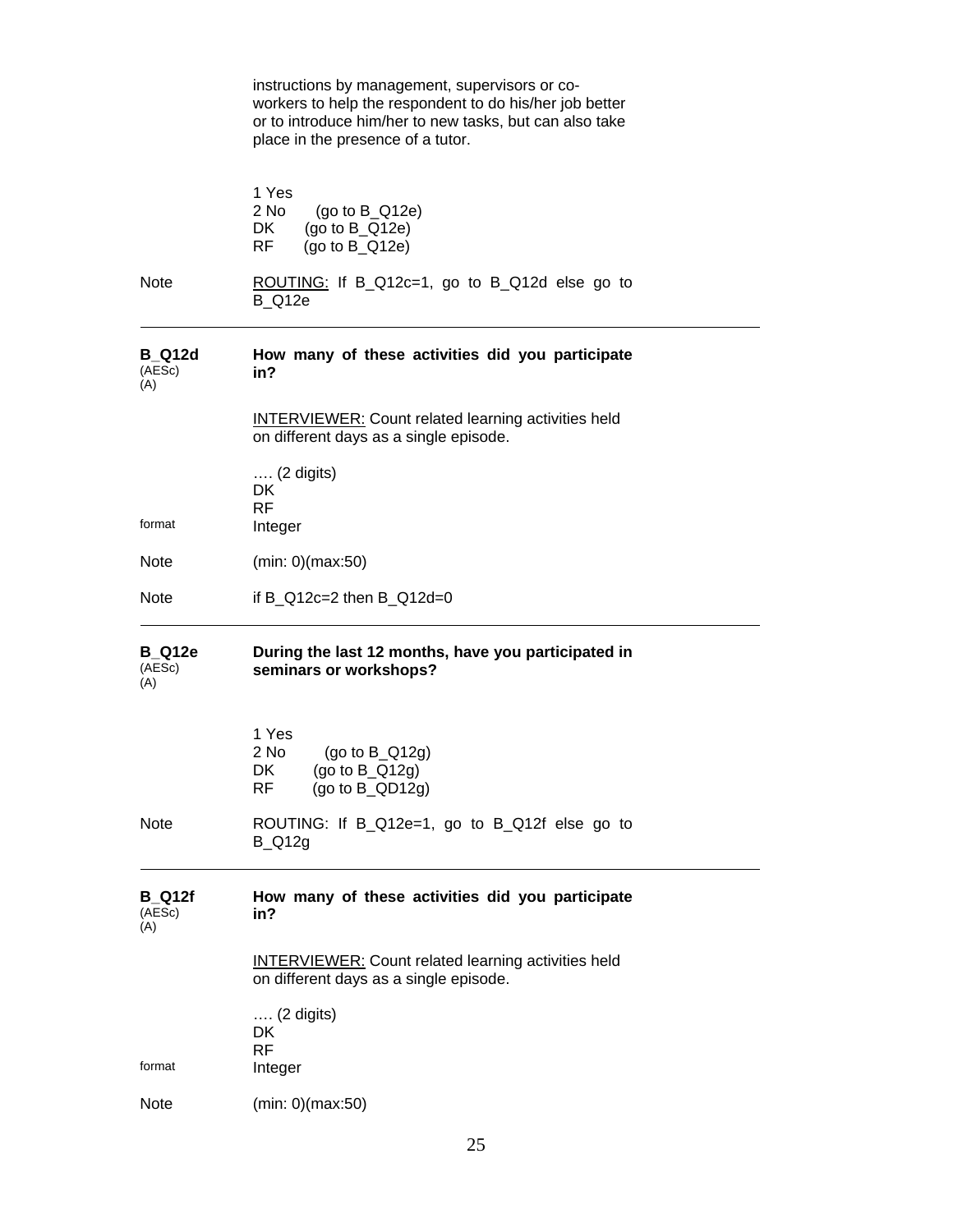instructions by management, supervisors or co-workers to help the respondent to do his/her job better or to introduce him/her to new tasks, but can also take place in the presence of a tutor.

1 Yes
2 No (go to B_Q12e)
DK (go to B_Q12e)
RF (go to B_Q12e)

Note: ROUTING: If B_Q12c=1, go to B_Q12d else go to B_Q12e

---

**B_Q12d** (AESc) (A) **How many of these activities did you participate in?**

INTERVIEWER: Count related learning activities held on different days as a single episode.

…. (2 digits)
DK
RF

format: Integer

Note: (min: 0)(max:50)

Note: if B_Q12c=2 then B_Q12d=0

---

**B_Q12e** (AESc) (A) **During the last 12 months, have you participated in seminars or workshops?**

1 Yes
2 No (go to B_Q12g)
DK (go to B_Q12g)
RF (go to B_QD12g)

Note: ROUTING: If B_Q12e=1, go to B_Q12f else go to B_Q12g

---

**B_Q12f** (AESc) (A) **How many of these activities did you participate in?**

INTERVIEWER: Count related learning activities held on different days as a single episode.

…. (2 digits)
DK
RF

format: Integer

Note: (min: 0)(max:50)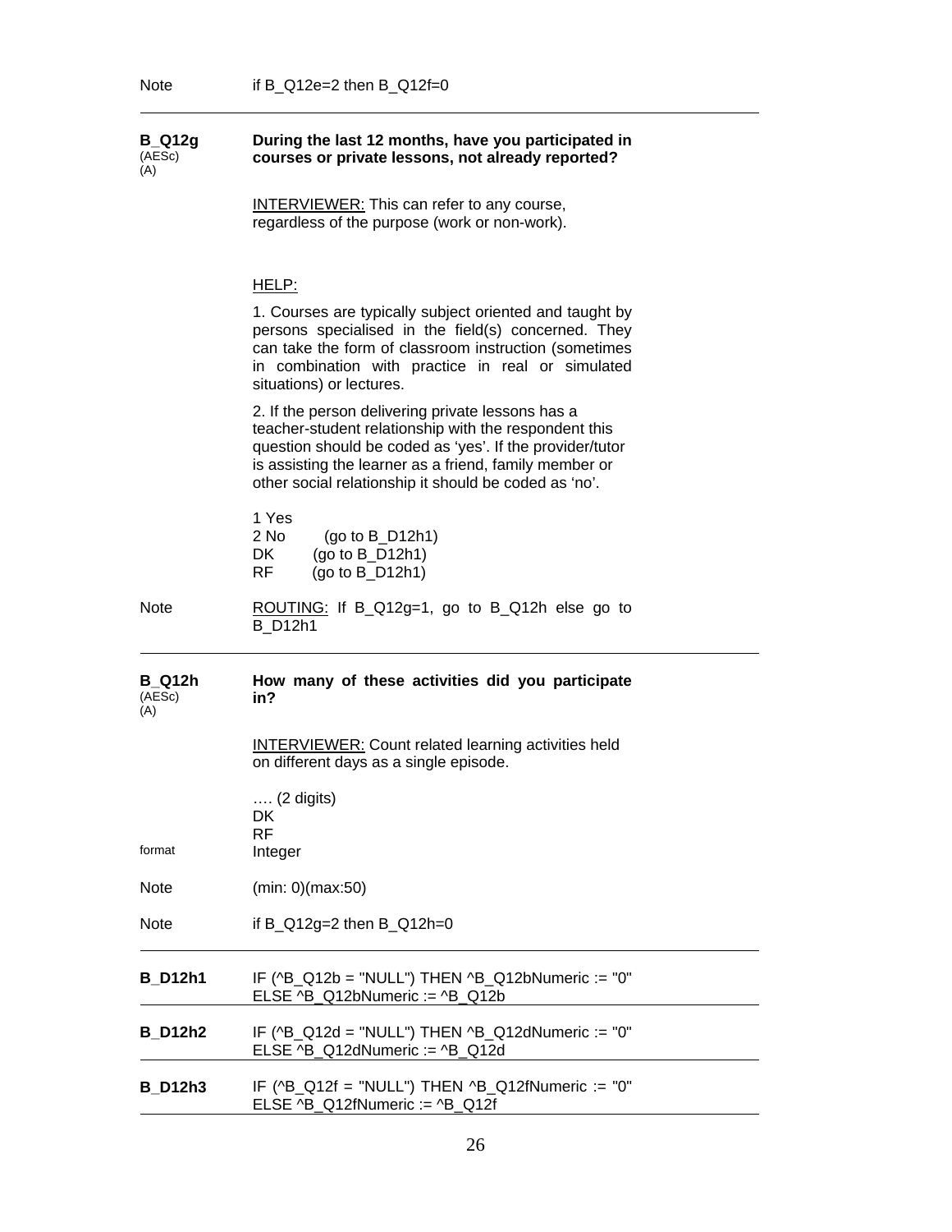Note if B_Q12e=2 then B_Q12f=0

---

**B_Q12g** (AESc) (A)

**During the last 12 months, have you participated in courses or private lessons, not already reported?**

INTERVIEWER: This can refer to any course, regardless of the purpose (work or non-work).

HELP:

1. Courses are typically subject oriented and taught by persons specialised in the field(s) concerned. They can take the form of classroom instruction (sometimes in combination with practice in real or simulated situations) or lectures.

2. If the person delivering private lessons has a teacher-student relationship with the respondent this question should be coded as 'yes'. If the provider/tutor is assisting the learner as a friend, family member or other social relationship it should be coded as 'no'.

1 Yes
2 No (go to B_D12h1)
DK (go to B_D12h1)
RF (go to B_D12h1)

Note ROUTING: If B_Q12g=1, go to B_Q12h else go to B_D12h1

---

**B_Q12h** (AESc) (A)

**How many of these activities did you participate in?**

INTERVIEWER: Count related learning activities held on different days as a single episode.

…. (2 digits)
DK
RF

format Integer

Note (min: 0)(max:50)

Note if B_Q12g=2 then B_Q12h=0

---

**B_D12h1** IF (^B_Q12b = "NULL") THEN ^B_Q12bNumeric := "0" ELSE ^B_Q12bNumeric := ^B_Q12b

---

**B_D12h2** IF (^B_Q12d = "NULL") THEN ^B_Q12dNumeric := "0" ELSE ^B_Q12dNumeric := ^B_Q12d

---

**B_D12h3** IF (^B_Q12f = "NULL") THEN ^B_Q12fNumeric := "0" ELSE ^B_Q12fNumeric := ^B_Q12f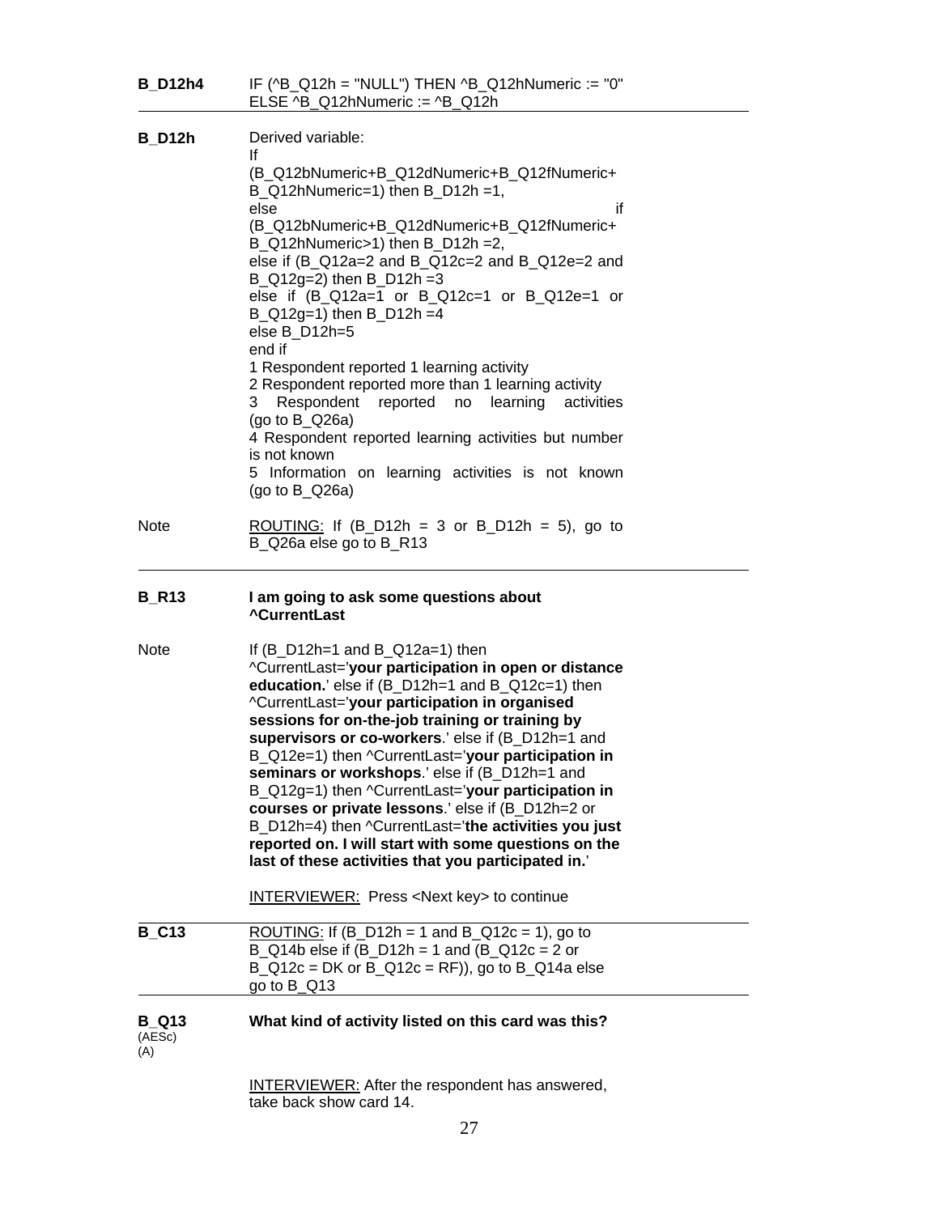**B_D12h4** IF (^B_Q12h = "NULL") THEN ^B_Q12hNumeric := "0" ELSE ^B_Q12hNumeric := ^B_Q12h

---

**B_D12h** Derived variable:
If (B_Q12bNumeric+B_Q12dNumeric+B_Q12fNumeric+ B_Q12hNumeric=1) then B_D12h =1,
else if (B_Q12bNumeric+B_Q12dNumeric+B_Q12fNumeric+ B_Q12hNumeric>1) then B_D12h =2,
else if (B_Q12a=2 and B_Q12c=2 and B_Q12e=2 and B_Q12g=2) then B_D12h =3
else if (B_Q12a=1 or B_Q12c=1 or B_Q12e=1 or B_Q12g=1) then B_D12h =4
else B_D12h=5
end if

1 Respondent reported 1 learning activity
2 Respondent reported more than 1 learning activity
3 Respondent reported no learning activities (go to B_Q26a)
4 Respondent reported learning activities but number is not known
5 Information on learning activities is not known (go to B_Q26a)

Note ROUTING: If (B_D12h = 3 or B_D12h = 5), go to B_Q26a else go to B_R13

---

**B_R13** **I am going to ask some questions about ^CurrentLast**

Note If (B_D12h=1 and B_Q12a=1) then ^CurrentLast='**your participation in open or distance education.**' else if (B_D12h=1 and B_Q12c=1) then ^CurrentLast='**your participation in organised sessions for on-the-job training or training by supervisors or co-workers**.' else if (B_D12h=1 and B_Q12e=1) then ^CurrentLast='**your participation in seminars or workshops**.' else if (B_D12h=1 and B_Q12g=1) then ^CurrentLast='**your participation in courses or private lessons**.' else if (B_D12h=2 or B_D12h=4) then ^CurrentLast='**the activities you just reported on. I will start with some questions on the last of these activities that you participated in.**'

INTERVIEWER: Press <Next key> to continue

---

**B_C13** ROUTING: If (B_D12h = 1 and B_Q12c = 1), go to B_Q14b else if (B_D12h = 1 and (B_Q12c = 2 or B_Q12c = DK or B_Q12c = RF)), go to B_Q14a else go to B_Q13

---

**B_Q13** (AESc) (A) **What kind of activity listed on this card was this?**

INTERVIEWER: After the respondent has answered, take back show card 14.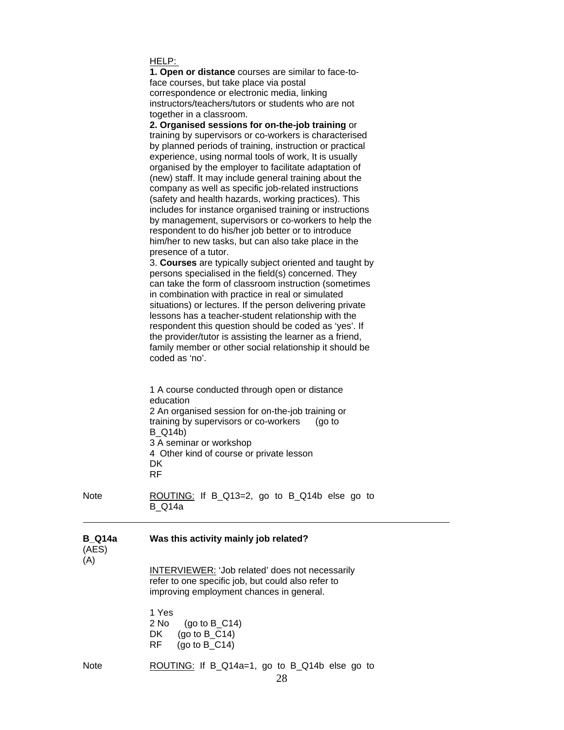HELP:

**1. Open or distance** courses are similar to face-to-face courses, but take place via postal correspondence or electronic media, linking instructors/teachers/tutors or students who are not together in a classroom.

**2. Organised sessions for on-the-job training** or training by supervisors or co-workers is characterised by planned periods of training, instruction or practical experience, using normal tools of work, It is usually organised by the employer to facilitate adaptation of (new) staff. It may include general training about the company as well as specific job-related instructions (safety and health hazards, working practices). This includes for instance organised training or instructions by management, supervisors or co-workers to help the respondent to do his/her job better or to introduce him/her to new tasks, but can also take place in the presence of a tutor.

3. **Courses** are typically subject oriented and taught by persons specialised in the field(s) concerned. They can take the form of classroom instruction (sometimes in combination with practice in real or simulated situations) or lectures. If the person delivering private lessons has a teacher-student relationship with the respondent this question should be coded as 'yes'. If the provider/tutor is assisting the learner as a friend, family member or other social relationship it should be coded as 'no'.

1 A course conducted through open or distance education
2 An organised session for on-the-job training or training by supervisors or co-workers (go to B_Q14b)
3 A seminar or workshop
4 Other kind of course or private lesson
DK
RF

Note — ROUTING: If B_Q13=2, go to B_Q14b else go to B_Q14a

---

**B_Q14a** (AES) (A) — **Was this activity mainly job related?**

INTERVIEWER: 'Job related' does not necessarily refer to one specific job, but could also refer to improving employment chances in general.

1 Yes
2 No (go to B_C14)
DK (go to B_C14)
RF (go to B_C14)

Note — ROUTING: If B_Q14a=1, go to B_Q14b else go to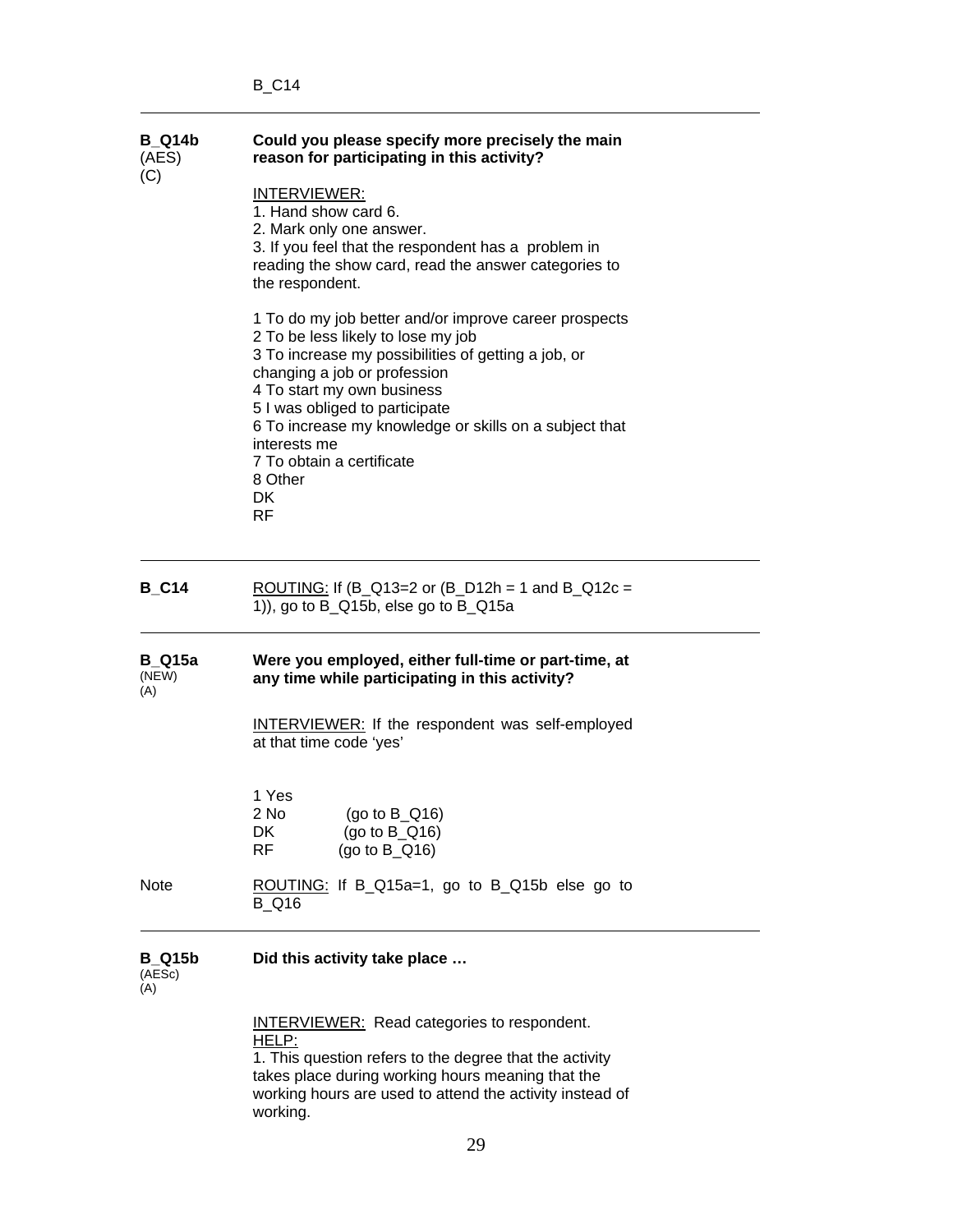B_C14

---

**B_Q14b** (AES) (C)

**Could you please specify more precisely the main reason for participating in this activity?**

INTERVIEWER:
1. Hand show card 6.
2. Mark only one answer.
3. If you feel that the respondent has a problem in reading the show card, read the answer categories to the respondent.

1 To do my job better and/or improve career prospects
2 To be less likely to lose my job
3 To increase my possibilities of getting a job, or changing a job or profession
4 To start my own business
5 I was obliged to participate
6 To increase my knowledge or skills on a subject that interests me
7 To obtain a certificate
8 Other
DK
RF

---

**B_C14**

ROUTING: If (B_Q13=2 or (B_D12h = 1 and B_Q12c = 1)), go to B_Q15b, else go to B_Q15a

---

**B_Q15a** (NEW) (A)

**Were you employed, either full-time or part-time, at any time while participating in this activity?**

INTERVIEWER: If the respondent was self-employed at that time code 'yes'

1 Yes
2 No (go to B_Q16)
DK (go to B_Q16)
RF (go to B_Q16)

Note

ROUTING: If B_Q15a=1, go to B_Q15b else go to B_Q16

---

**B_Q15b** (AESc) (A)

**Did this activity take place …**

INTERVIEWER: Read categories to respondent.
HELP:
1. This question refers to the degree that the activity takes place during working hours meaning that the working hours are used to attend the activity instead of working.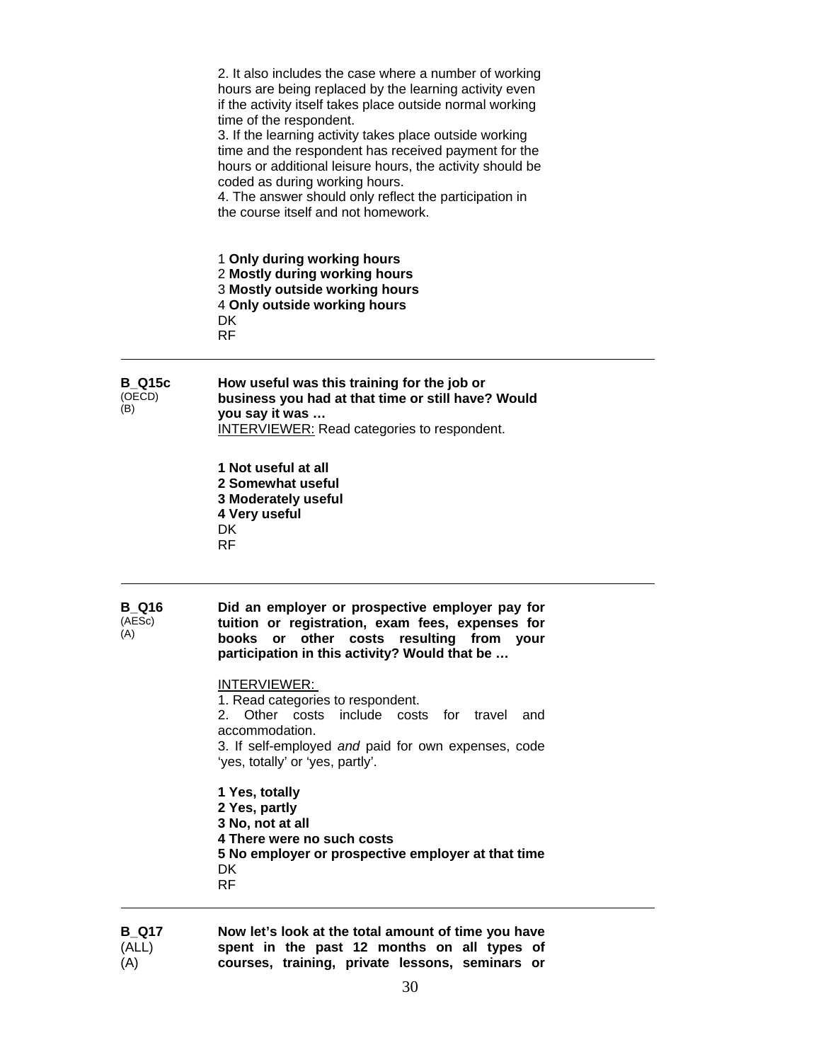2. It also includes the case where a number of working hours are being replaced by the learning activity even if the activity itself takes place outside normal working time of the respondent.
3. If the learning activity takes place outside working time and the respondent has received payment for the hours or additional leisure hours, the activity should be coded as during working hours.
4. The answer should only reflect the participation in the course itself and not homework.

1 **Only during working hours**
2 **Mostly during working hours**
3 **Mostly outside working hours**
4 **Only outside working hours**
DK
RF

---

**B_Q15c**
(OECD)
(B)

**How useful was this training for the job or business you had at that time or still have? Would you say it was …**
<u>INTERVIEWER:</u> Read categories to respondent.

**1 Not useful at all**
**2 Somewhat useful**
**3 Moderately useful**
**4 Very useful**
DK
RF

---

**B_Q16**
(AESc)
(A)

**Did an employer or prospective employer pay for tuition or registration, exam fees, expenses for books or other costs resulting from your participation in this activity? Would that be …**

<u>INTERVIEWER:</u>
1. Read categories to respondent.
2. Other costs include costs for travel and accommodation.
3. If self-employed *and* paid for own expenses, code 'yes, totally' or 'yes, partly'.

**1 Yes, totally**
**2 Yes, partly**
**3 No, not at all**
**4 There were no such costs**
**5 No employer or prospective employer at that time**
DK
RF

---

**B_Q17**
(ALL)
(A)

**Now let's look at the total amount of time you have spent in the past 12 months on all types of courses, training, private lessons, seminars or**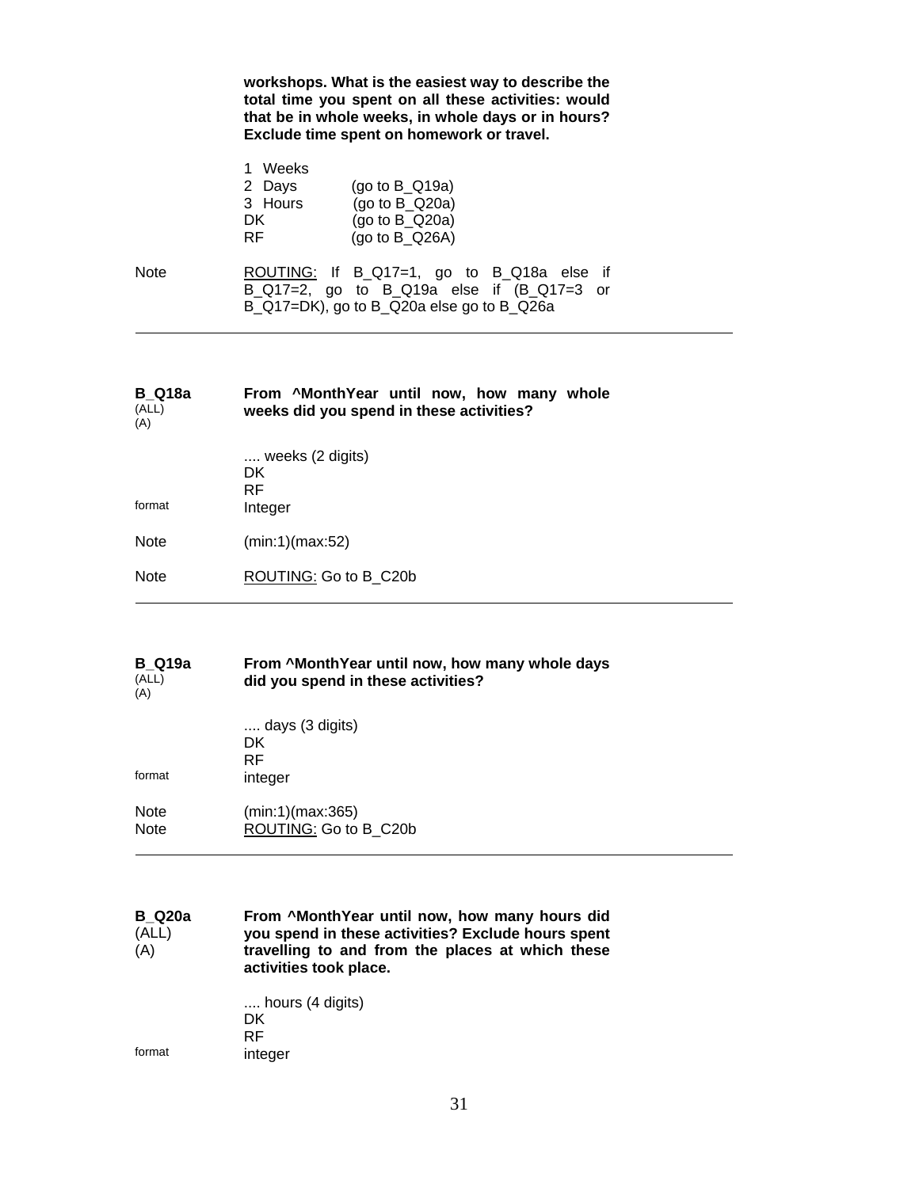**workshops. What is the easiest way to describe the total time you spent on all these activities: would that be in whole weeks, in whole days or in hours? Exclude time spent on homework or travel.**

1 Weeks
2 Days (go to B_Q19a)
3 Hours (go to B_Q20a)
DK (go to B_Q20a)
RF (go to B_Q26A)

Note — ROUTING: If B_Q17=1, go to B_Q18a else if B_Q17=2, go to B_Q19a else if (B_Q17=3 or B_Q17=DK), go to B_Q20a else go to B_Q26a

---

**B_Q18a** (ALL) (A) — **From ^MonthYear until now, how many whole weeks did you spend in these activities?**

.... weeks (2 digits)
DK
RF

format — Integer

Note — (min:1)(max:52)

Note — ROUTING: Go to B_C20b

---

**B_Q19a** (ALL) (A) — **From ^MonthYear until now, how many whole days did you spend in these activities?**

.... days (3 digits)
DK
RF

format — integer

Note — (min:1)(max:365)
Note — ROUTING: Go to B_C20b

---

**B_Q20a** (ALL) (A) — **From ^MonthYear until now, how many hours did you spend in these activities? Exclude hours spent travelling to and from the places at which these activities took place.**

.... hours (4 digits)
DK
RF

format — integer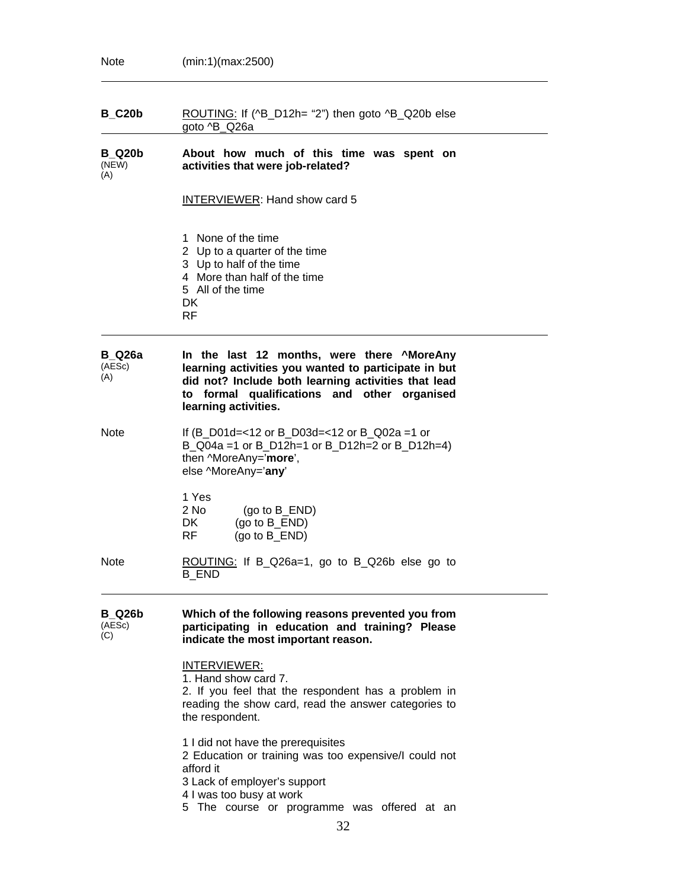Note (min:1)(max:2500)

---

**B_C20b** ROUTING: If (^B_D12h= "2") then goto ^B_Q20b else goto ^B_Q26a

---

**B_Q20b** (NEW) (A) **About how much of this time was spent on activities that were job-related?**

INTERVIEWER: Hand show card 5

1 None of the time
2 Up to a quarter of the time
3 Up to half of the time
4 More than half of the time
5 All of the time
DK
RF

---

**B_Q26a** (AESc) (A) **In the last 12 months, were there ^MoreAny learning activities you wanted to participate in but did not? Include both learning activities that lead to formal qualifications and other organised learning activities.**

Note If (B_D01d=<12 or B_D03d=<12 or B_Q02a =1 or B_Q04a =1 or B_D12h=1 or B_D12h=2 or B_D12h=4) then ^MoreAny='**more**', else ^MoreAny='**any**'

1 Yes
2 No (go to B_END)
DK (go to B_END)
RF (go to B_END)

Note ROUTING: If B_Q26a=1, go to B_Q26b else go to B_END

---

**B_Q26b** (AESc) (C) **Which of the following reasons prevented you from participating in education and training? Please indicate the most important reason.**

INTERVIEWER:
1. Hand show card 7.
2. If you feel that the respondent has a problem in reading the show card, read the answer categories to the respondent.

1 I did not have the prerequisites
2 Education or training was too expensive/I could not afford it
3 Lack of employer's support
4 I was too busy at work
5 The course or programme was offered at an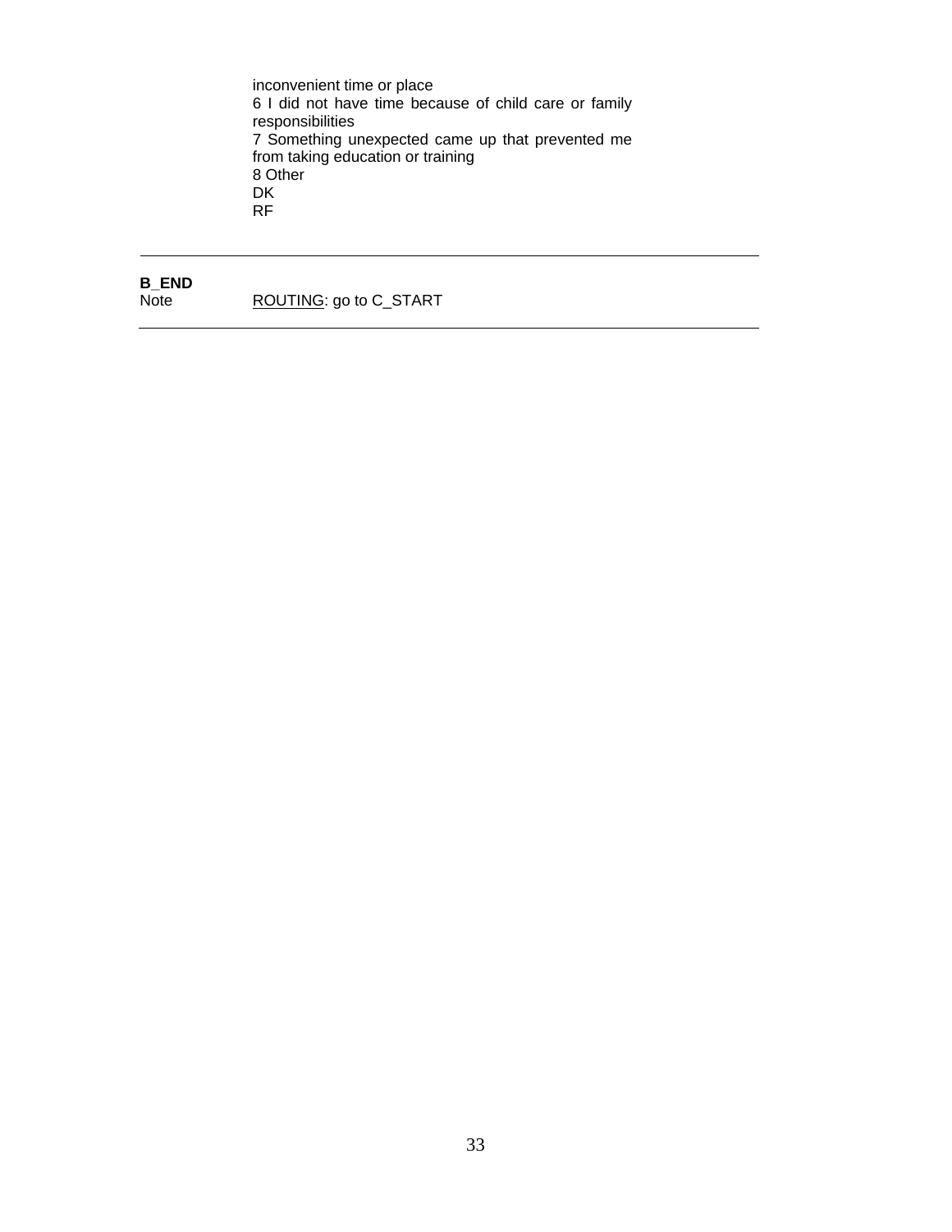inconvenient time or place
6 I did not have time because of child care or family responsibilities
7 Something unexpected came up that prevented me from taking education or training
8 Other
DK
RF

---

**B_END**

Note ROUTING: go to C_START

---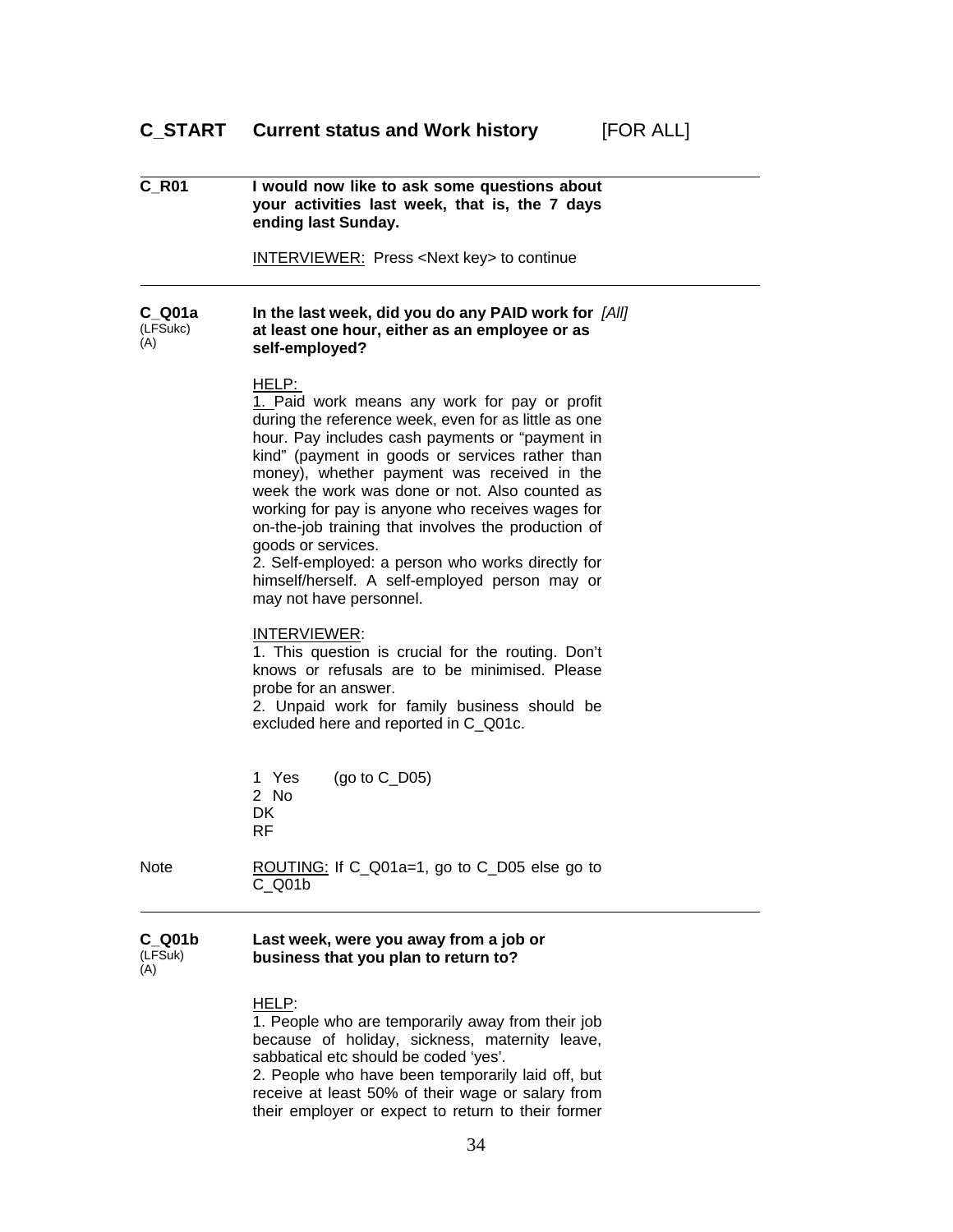## C_START Current status and Work history [FOR ALL]

---

**C_R01** **I would now like to ask some questions about your activities last week, that is, the 7 days ending last Sunday.**

INTERVIEWER: Press <Next key> to continue

---

**C_Q01a** (LFSukc) (A) **In the last week, did you do any PAID work for at least one hour, either as an employee or as self-employed?** *[All]*

HELP:
1. Paid work means any work for pay or profit during the reference week, even for as little as one hour. Pay includes cash payments or "payment in kind" (payment in goods or services rather than money), whether payment was received in the week the work was done or not. Also counted as working for pay is anyone who receives wages for on-the-job training that involves the production of goods or services.
2. Self-employed: a person who works directly for himself/herself. A self-employed person may or may not have personnel.

INTERVIEWER:
1. This question is crucial for the routing. Don't knows or refusals are to be minimised. Please probe for an answer.
2. Unpaid work for family business should be excluded here and reported in C_Q01c.

1 Yes (go to C_D05)
2 No
DK
RF

Note ROUTING: If C_Q01a=1, go to C_D05 else go to C_Q01b

---

**C_Q01b** (LFSuk) (A) **Last week, were you away from a job or business that you plan to return to?**

HELP:
1. People who are temporarily away from their job because of holiday, sickness, maternity leave, sabbatical etc should be coded 'yes'.
2. People who have been temporarily laid off, but receive at least 50% of their wage or salary from their employer or expect to return to their former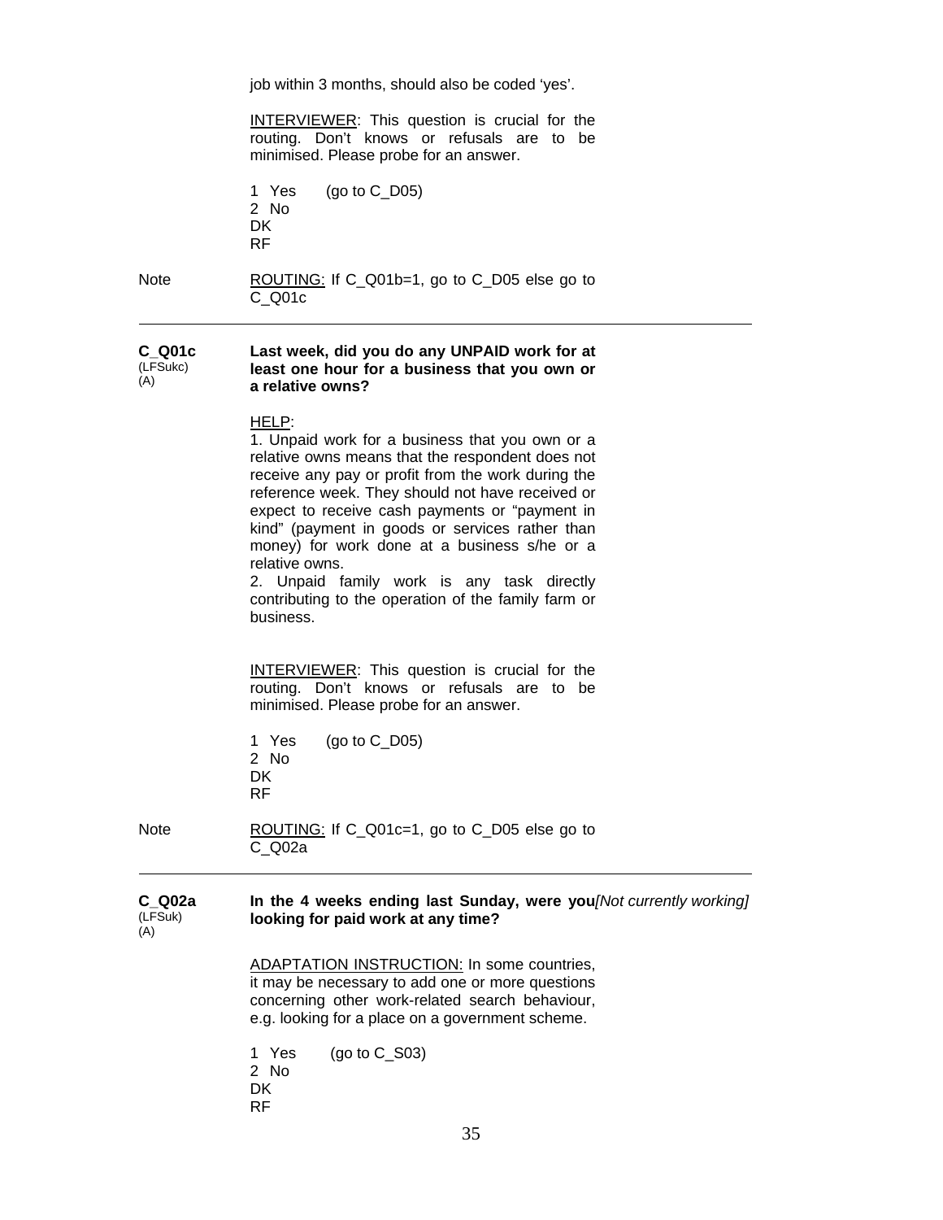job within 3 months, should also be coded 'yes'.

INTERVIEWER: This question is crucial for the routing. Don't knows or refusals are to be minimised. Please probe for an answer.

1 Yes (go to C_D05)
2 No
DK
RF

Note ROUTING: If C_Q01b=1, go to C_D05 else go to C_Q01c

---

**C_Q01c** (LFSukc) (A)

**Last week, did you do any UNPAID work for at least one hour for a business that you own or a relative owns?**

HELP:
1. Unpaid work for a business that you own or a relative owns means that the respondent does not receive any pay or profit from the work during the reference week. They should not have received or expect to receive cash payments or "payment in kind" (payment in goods or services rather than money) for work done at a business s/he or a relative owns.
2. Unpaid family work is any task directly contributing to the operation of the family farm or business.

INTERVIEWER: This question is crucial for the routing. Don't knows or refusals are to be minimised. Please probe for an answer.

1 Yes (go to C_D05)
2 No
DK
RF

Note ROUTING: If C_Q01c=1, go to C_D05 else go to C_Q02a

---

**C_Q02a** (LFSuk) (A)

**In the 4 weeks ending last Sunday, were you***[Not currently working]* **looking for paid work at any time?**

ADAPTATION INSTRUCTION: In some countries, it may be necessary to add one or more questions concerning other work-related search behaviour, e.g. looking for a place on a government scheme.

1 Yes (go to C_S03)
2 No
DK
RF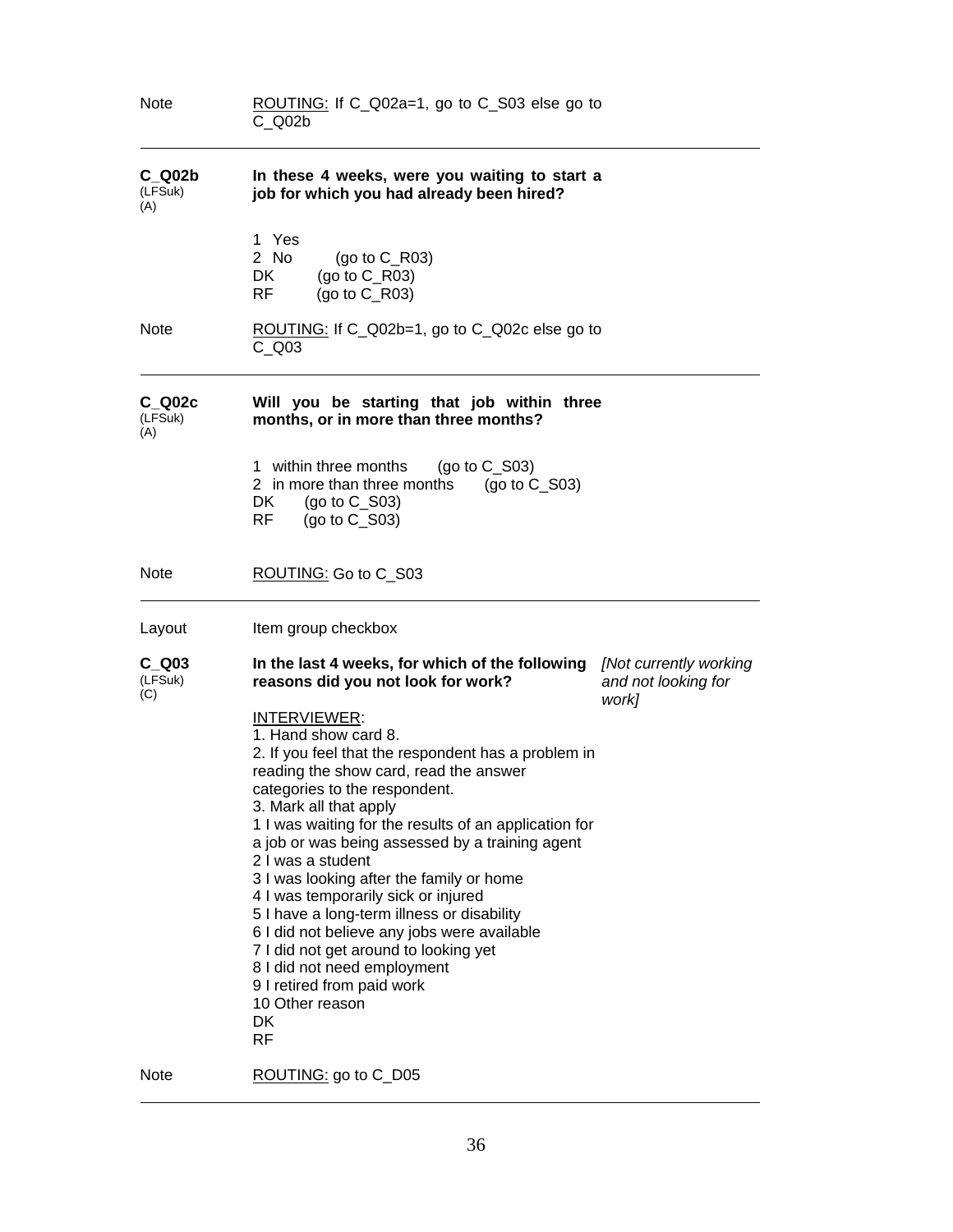Note ROUTING: If C_Q02a=1, go to C_S03 else go to C_Q02b

---

**C_Q02b** (LFSuk) (A)

**In these 4 weeks, were you waiting to start a job for which you had already been hired?**

1 Yes
2 No (go to C_R03)
DK (go to C_R03)
RF (go to C_R03)

Note ROUTING: If C_Q02b=1, go to C_Q02c else go to C_Q03

---

**C_Q02c** (LFSuk) (A)

**Will you be starting that job within three months, or in more than three months?**

1 within three months (go to C_S03)
2 in more than three months (go to C_S03)
DK (go to C_S03)
RF (go to C_S03)

Note ROUTING: Go to C_S03

---

Layout Item group checkbox

**C_Q03** (LFSuk) (C)

**In the last 4 weeks, for which of the following reasons did you not look for work?** *[Not currently working and not looking for work]*

INTERVIEWER:
1. Hand show card 8.
2. If you feel that the respondent has a problem in reading the show card, read the answer categories to the respondent.
3. Mark all that apply

1 I was waiting for the results of an application for a job or was being assessed by a training agent
2 I was a student
3 I was looking after the family or home
4 I was temporarily sick or injured
5 I have a long-term illness or disability
6 I did not believe any jobs were available
7 I did not get around to looking yet
8 I did not need employment
9 I retired from paid work
10 Other reason
DK
RF

Note ROUTING: go to C_D05

---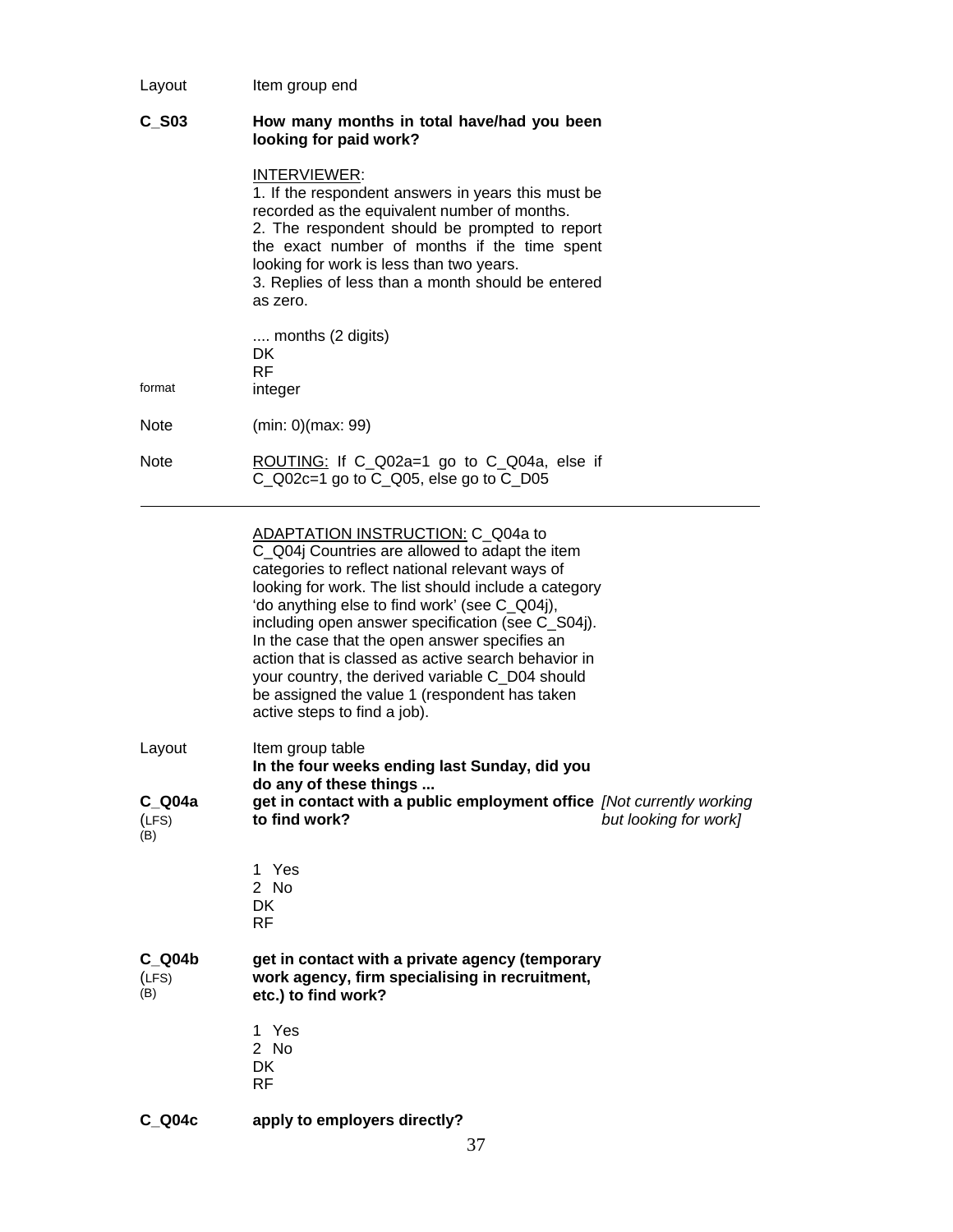Layout Item group end

**C_S03** **How many months in total have/had you been looking for paid work?**

INTERVIEWER:
1. If the respondent answers in years this must be recorded as the equivalent number of months.
2. The respondent should be prompted to report the exact number of months if the time spent looking for work is less than two years.
3. Replies of less than a month should be entered as zero.

.... months (2 digits)
DK
RF

format integer

Note (min: 0)(max: 99)

Note ROUTING: If C_Q02a=1 go to C_Q04a, else if C_Q02c=1 go to C_Q05, else go to C_D05

---

ADAPTATION INSTRUCTION: C_Q04a to C_Q04j Countries are allowed to adapt the item categories to reflect national relevant ways of looking for work. The list should include a category 'do anything else to find work' (see C_Q04j), including open answer specification (see C_S04j). In the case that the open answer specifies an action that is classed as active search behavior in your country, the derived variable C_D04 should be assigned the value 1 (respondent has taken active steps to find a job).

Layout Item group table
**In the four weeks ending last Sunday, did you do any of these things ...**

**C_Q04a** (LFS) (B) **get in contact with a public employment office to find work?** *[Not currently working but looking for work]*

1 Yes
2 No
DK
RF

**C_Q04b** (LFS) (B) **get in contact with a private agency (temporary work agency, firm specialising in recruitment, etc.) to find work?**

1 Yes
2 No
DK
RF

**C_Q04c** **apply to employers directly?**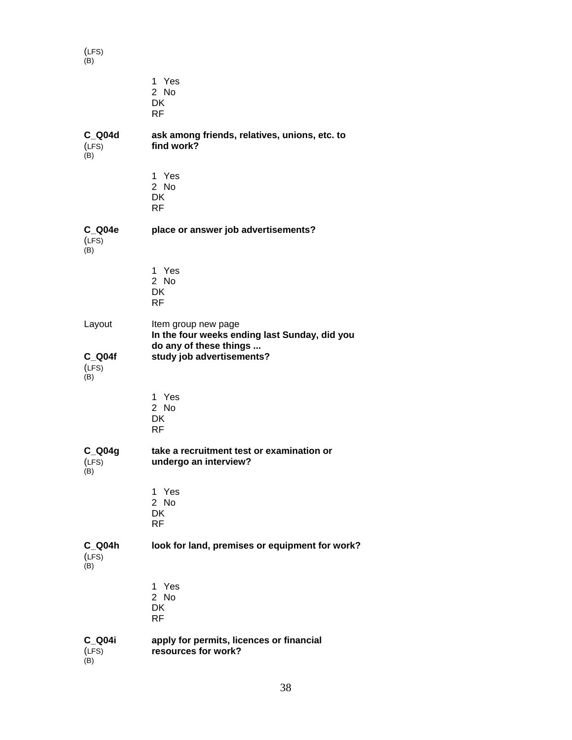(LFS)
(B)

1 Yes
2 No
DK
RF

**C_Q04d** (LFS) (B) — **ask among friends, relatives, unions, etc. to find work?**

1 Yes
2 No
DK
RF

**C_Q04e** (LFS) (B) — **place or answer job advertisements?**

1 Yes
2 No
DK
RF

Layout — Item group new page
**In the four weeks ending last Sunday, did you do any of these things ...**

**C_Q04f** (LFS) (B) — **study job advertisements?**

1 Yes
2 No
DK
RF

**C_Q04g** (LFS) (B) — **take a recruitment test or examination or undergo an interview?**

1 Yes
2 No
DK
RF

**C_Q04h** (LFS) (B) — **look for land, premises or equipment for work?**

1 Yes
2 No
DK
RF

**C_Q04i** (LFS) (B) — **apply for permits, licences or financial resources for work?**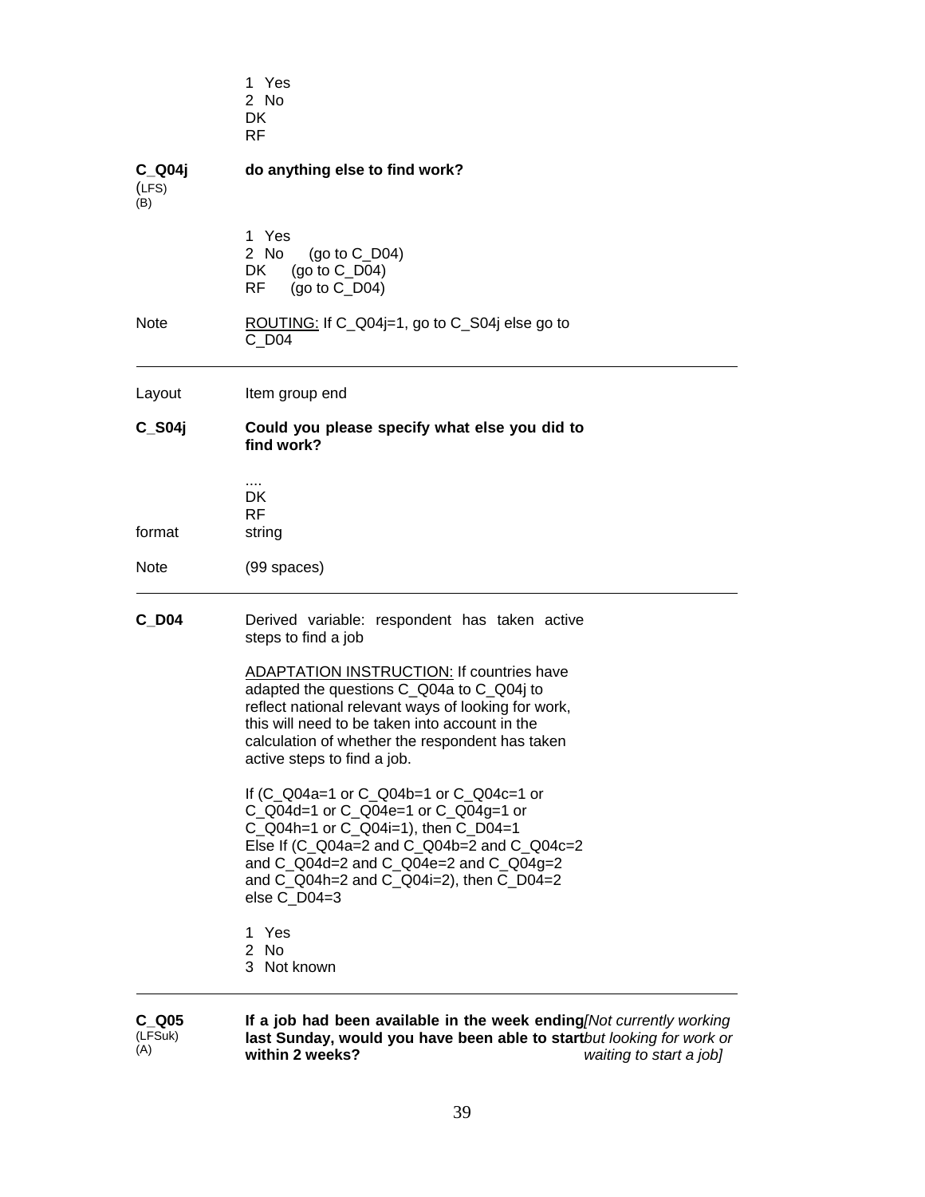1 Yes
2 No
DK
RF

**C_Q04j** (LFS) (B) **do anything else to find work?**

1 Yes
2 No (go to C_D04)
DK (go to C_D04)
RF (go to C_D04)

Note ROUTING: If C_Q04j=1, go to C_S04j else go to C_D04

---

Layout Item group end

**C_S04j** **Could you please specify what else you did to find work?**

....
DK
RF

format string

Note (99 spaces)

---

**C_D04** Derived variable: respondent has taken active steps to find a job

ADAPTATION INSTRUCTION: If countries have adapted the questions C_Q04a to C_Q04j to reflect national relevant ways of looking for work, this will need to be taken into account in the calculation of whether the respondent has taken active steps to find a job.

If (C_Q04a=1 or C_Q04b=1 or C_Q04c=1 or C_Q04d=1 or C_Q04e=1 or C_Q04g=1 or C_Q04h=1 or C_Q04i=1), then C_D04=1
Else If (C_Q04a=2 and C_Q04b=2 and C_Q04c=2 and C_Q04d=2 and C_Q04e=2 and C_Q04g=2 and C_Q04h=2 and C_Q04i=2), then C_D04=2
else C_D04=3

1 Yes
2 No
3 Not known

---

**C_Q05** (LFSuk) (A) **If a job had been available in the week ending last Sunday, would you have been able to start within 2 weeks?** *[Not currently working but looking for work or waiting to start a job]*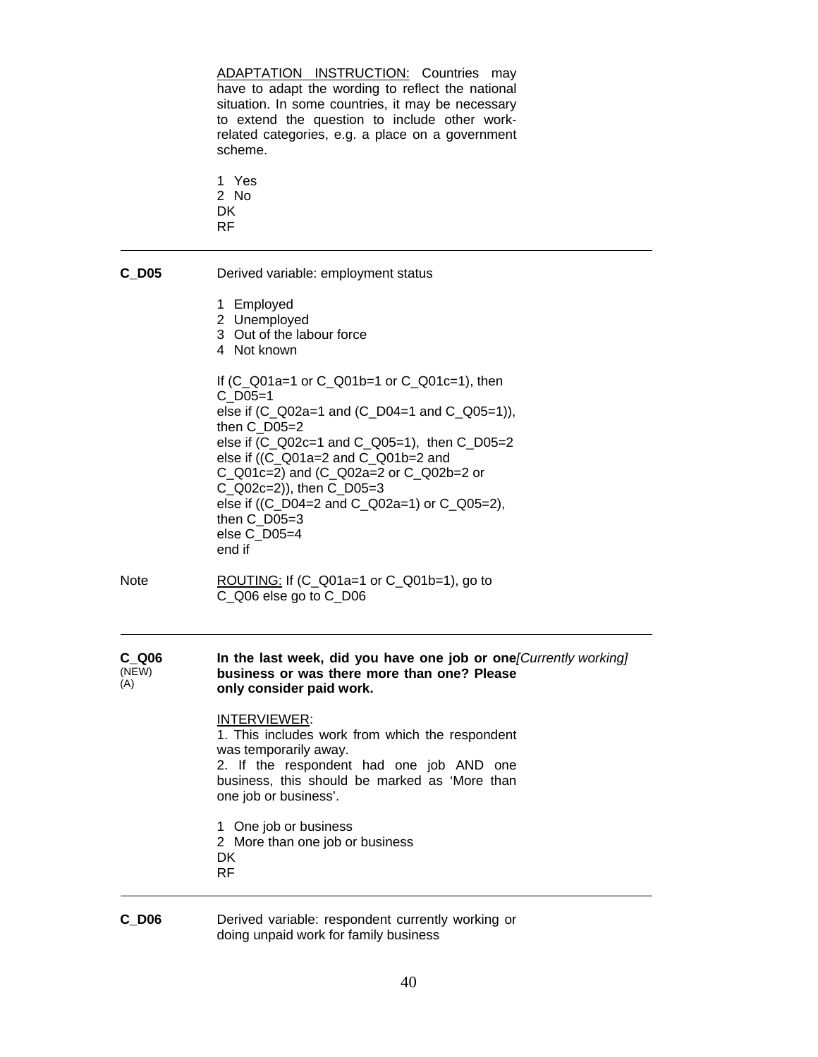ADAPTATION INSTRUCTION: Countries may have to adapt the wording to reflect the national situation. In some countries, it may be necessary to extend the question to include other work-related categories, e.g. a place on a government scheme.

1 Yes
2 No
DK
RF

---

**C_D05** Derived variable: employment status

1 Employed
2 Unemployed
3 Out of the labour force
4 Not known

If (C_Q01a=1 or C_Q01b=1 or C_Q01c=1), then C_D05=1
else if (C_Q02a=1 and (C_D04=1 and C_Q05=1)), then C_D05=2
else if (C_Q02c=1 and C_Q05=1), then C_D05=2
else if ((C_Q01a=2 and C_Q01b=2 and C_Q01c=2) and (C_Q02a=2 or C_Q02b=2 or C_Q02c=2)), then C_D05=3
else if ((C_D04=2 and C_Q02a=1) or C_Q05=2), then C_D05=3
else C_D05=4
end if

Note ROUTING: If (C_Q01a=1 or C_Q01b=1), go to C_Q06 else go to C_D06

---

**C_Q06** (NEW) (A) **In the last week, did you have one job or one business or was there more than one? Please only consider paid work.** *[Currently working]*

INTERVIEWER:
1. This includes work from which the respondent was temporarily away.
2. If the respondent had one job AND one business, this should be marked as 'More than one job or business'.

1 One job or business
2 More than one job or business
DK
RF

---

**C_D06** Derived variable: respondent currently working or doing unpaid work for family business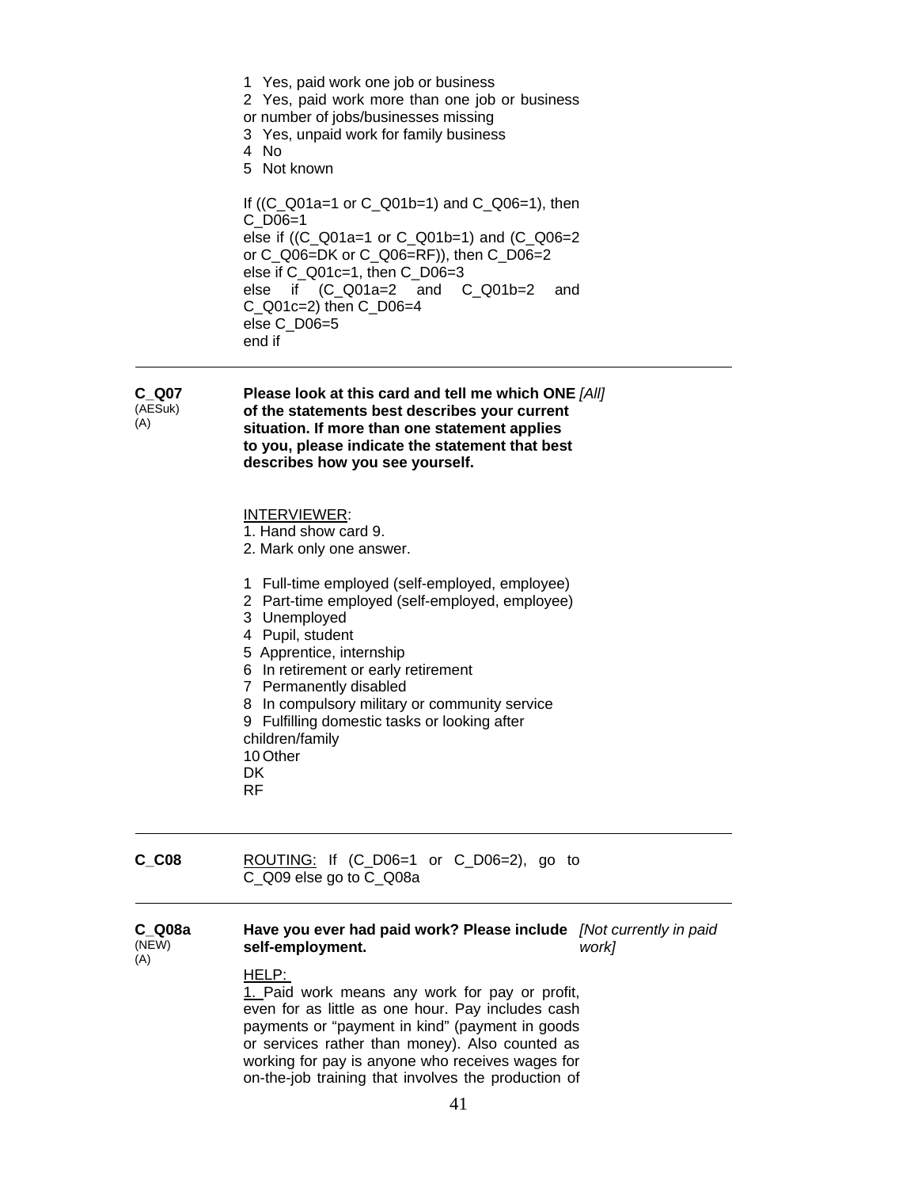1 Yes, paid work one job or business
2 Yes, paid work more than one job or business or number of jobs/businesses missing
3 Yes, unpaid work for family business
4 No
5 Not known

If ((C_Q01a=1 or C_Q01b=1) and C_Q06=1), then C_D06=1
else if ((C_Q01a=1 or C_Q01b=1) and (C_Q06=2 or C_Q06=DK or C_Q06=RF)), then C_D06=2
else if C_Q01c=1, then C_D06=3
else if (C_Q01a=2 and C_Q01b=2 and C_Q01c=2) then C_D06=4
else C_D06=5
end if

---

**C_Q07** (AESuk) (A)

**Please look at this card and tell me which ONE of the statements best describes your current situation. If more than one statement applies to you, please indicate the statement that best describes how you see yourself.** *[All]*

<u>INTERVIEWER</u>:
1. Hand show card 9.
2. Mark only one answer.

1 Full-time employed (self-employed, employee)
2 Part-time employed (self-employed, employee)
3 Unemployed
4 Pupil, student
5 Apprentice, internship
6 In retirement or early retirement
7 Permanently disabled
8 In compulsory military or community service
9 Fulfilling domestic tasks or looking after children/family
10 Other
DK
RF

---

**C_C08**

<u>ROUTING:</u> If (C_D06=1 or C_D06=2), go to C_Q09 else go to C_Q08a

---

**C_Q08a** (NEW) (A)

**Have you ever had paid work? Please include self-employment.** *[Not currently in paid work]*

<u>HELP:</u>
<u>1.</u> Paid work means any work for pay or profit, even for as little as one hour. Pay includes cash payments or "payment in kind" (payment in goods or services rather than money). Also counted as working for pay is anyone who receives wages for on-the-job training that involves the production of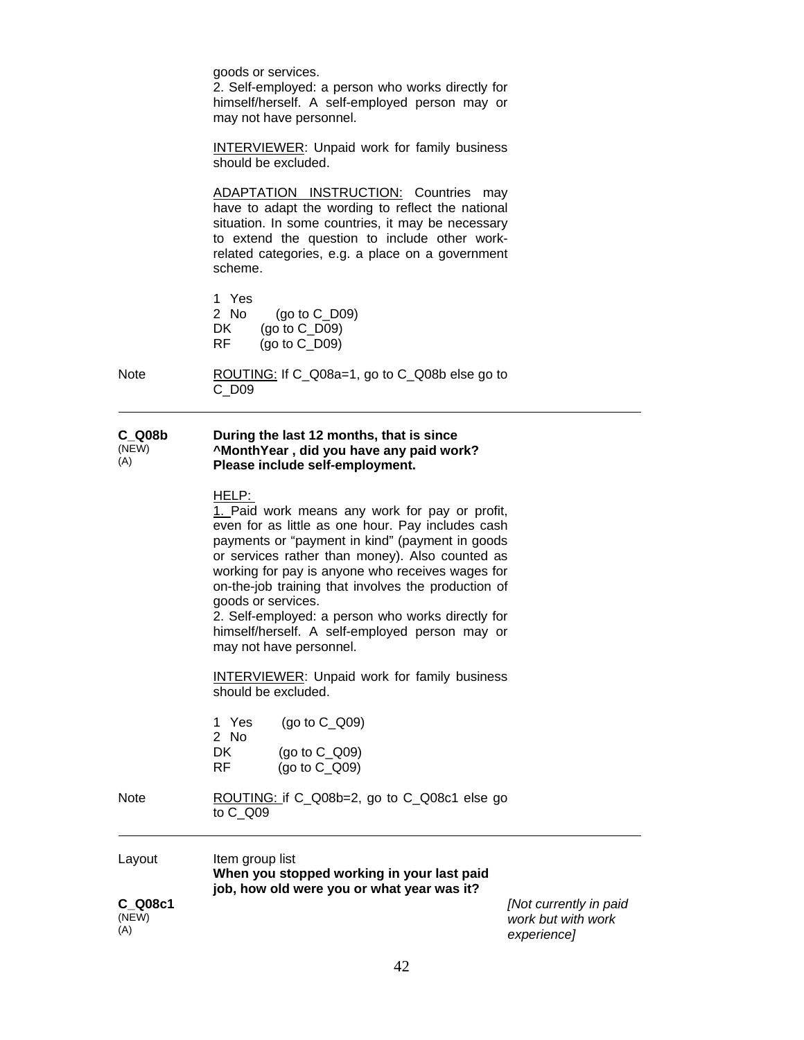goods or services.
2. Self-employed: a person who works directly for himself/herself. A self-employed person may or may not have personnel.

<u>INTERVIEWER</u>: Unpaid work for family business should be excluded.

<u>ADAPTATION INSTRUCTION:</u> Countries may have to adapt the wording to reflect the national situation. In some countries, it may be necessary to extend the question to include other work-related categories, e.g. a place on a government scheme.

1 Yes
2 No (go to C_D09)
DK (go to C_D09)
RF (go to C_D09)

Note — <u>ROUTING:</u> If C_Q08a=1, go to C_Q08b else go to C_D09

---

**C_Q08b** (NEW) (A)

**During the last 12 months, that is since ^MonthYear , did you have any paid work? Please include self-employment.**

<u>HELP:</u>
<u>1.</u> Paid work means any work for pay or profit, even for as little as one hour. Pay includes cash payments or "payment in kind" (payment in goods or services rather than money). Also counted as working for pay is anyone who receives wages for on-the-job training that involves the production of goods or services.
2. Self-employed: a person who works directly for himself/herself. A self-employed person may or may not have personnel.

<u>INTERVIEWER</u>: Unpaid work for family business should be excluded.

1 Yes (go to C_Q09)
2 No
DK (go to C_Q09)
RF (go to C_Q09)

Note — <u>ROUTING:</u> if C_Q08b=2, go to C_Q08c1 else go to C_Q09

---

Layout — Item group list
**When you stopped working in your last paid job, how old were you or what year was it?**

**C_Q08c1** (NEW) (A) — *[Not currently in paid work but with work experience]*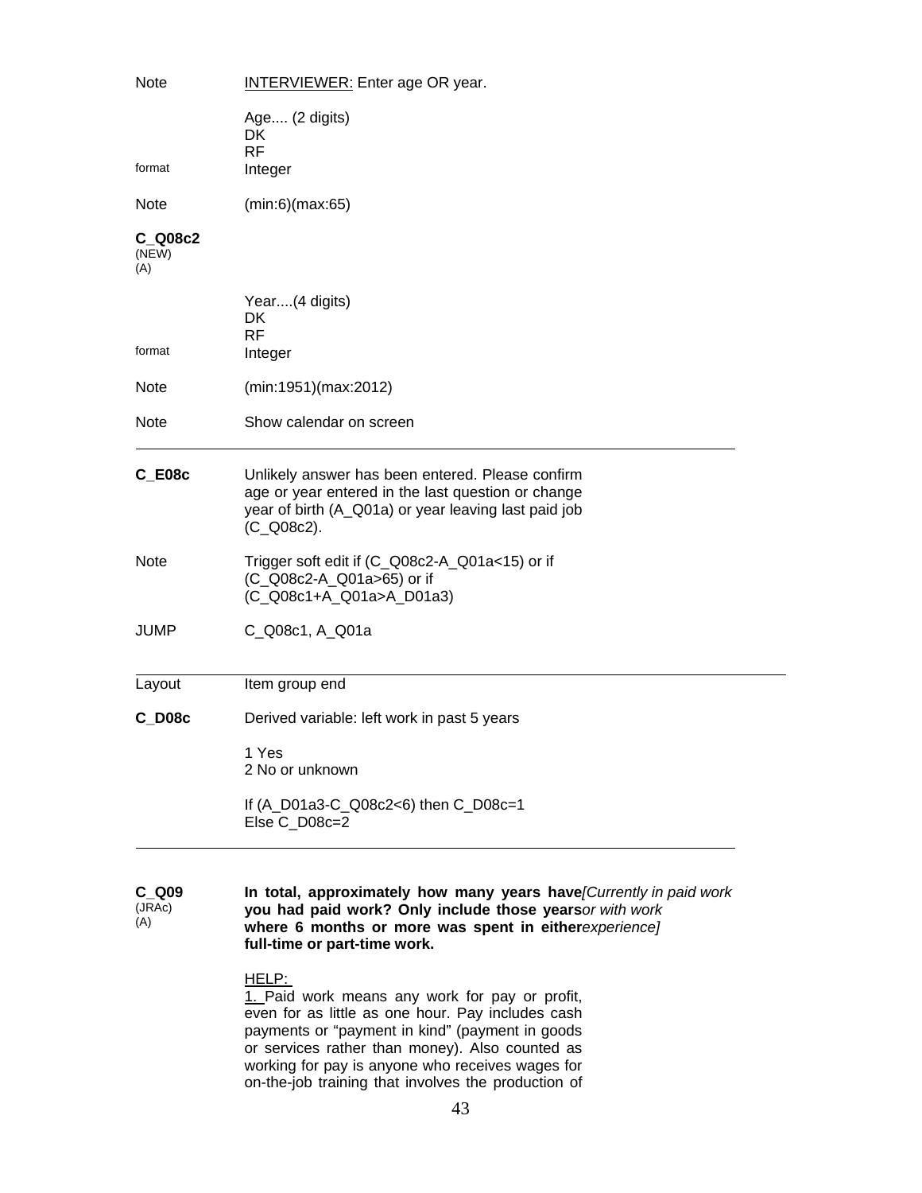Note | INTERVIEWER: Enter age OR year.

Age.... (2 digits)
DK
RF

format | Integer

Note | (min:6)(max:65)

**C_Q08c2**
(NEW)
(A)

Year....(4 digits)
DK
RF

format | Integer

Note | (min:1951)(max:2012)

Note | Show calendar on screen

---

**C_E08c** | Unlikely answer has been entered. Please confirm age or year entered in the last question or change year of birth (A_Q01a) or year leaving last paid job (C_Q08c2).

Note | Trigger soft edit if (C_Q08c2-A_Q01a<15) or if (C_Q08c2-A_Q01a>65) or if (C_Q08c1+A_Q01a>A_D01a3)

JUMP | C_Q08c1, A_Q01a

---

Layout | Item group end

**C_D08c** | Derived variable: left work in past 5 years

1 Yes
2 No or unknown

If (A_D01a3-C_Q08c2<6) then C_D08c=1
Else C_D08c=2

---

**C_Q09**
(JRAc)
(A)

**In total, approximately how many years have you had paid work? Only include those years where 6 months or more was spent in either full-time or part-time work.** *[Currently in paid work or with work experience]*

HELP:
1. Paid work means any work for pay or profit, even for as little as one hour. Pay includes cash payments or "payment in kind" (payment in goods or services rather than money). Also counted as working for pay is anyone who receives wages for on-the-job training that involves the production of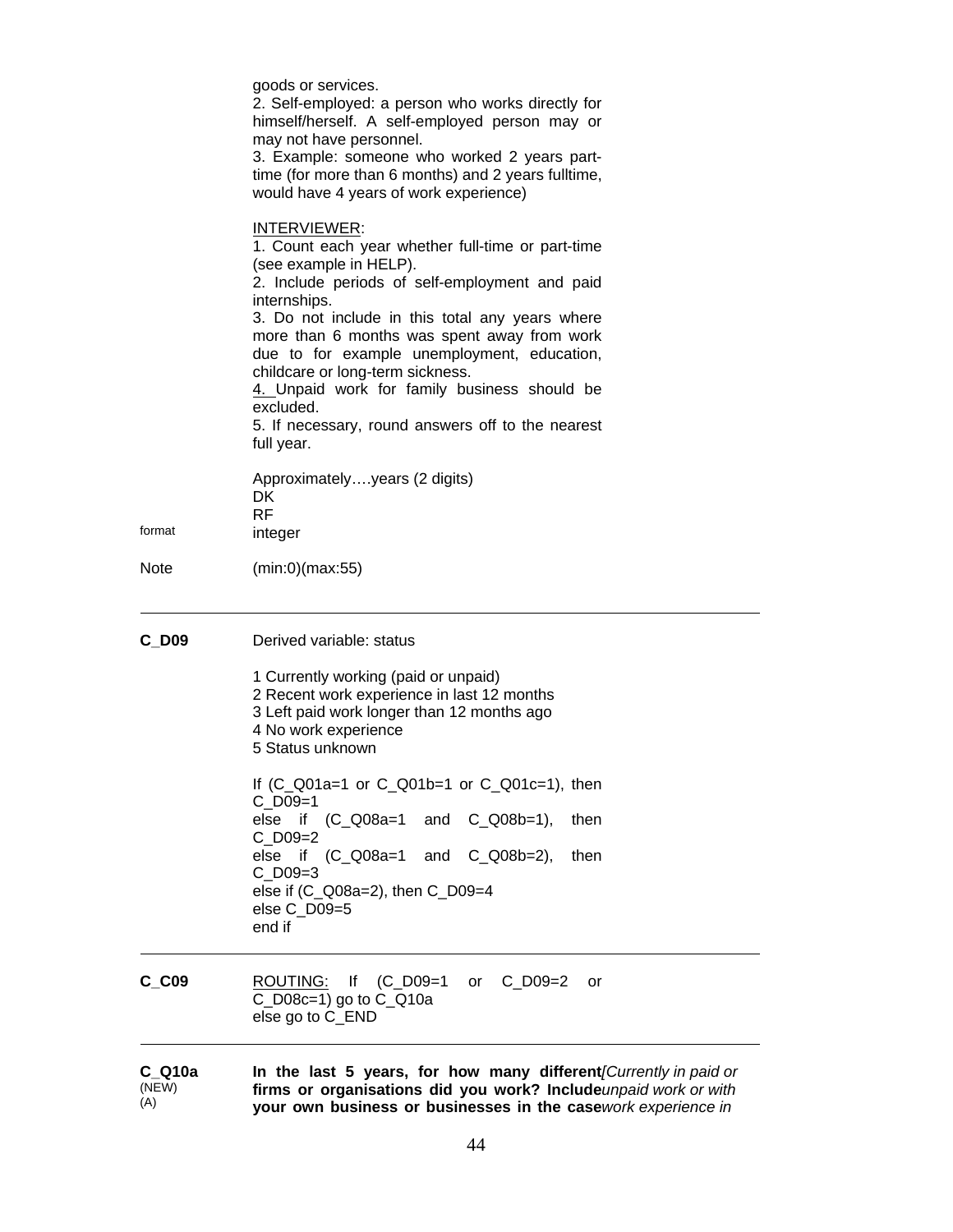goods or services.
2. Self-employed: a person who works directly for himself/herself. A self-employed person may or may not have personnel.
3. Example: someone who worked 2 years part-time (for more than 6 months) and 2 years fulltime, would have 4 years of work experience)

INTERVIEWER:
1. Count each year whether full-time or part-time (see example in HELP).
2. Include periods of self-employment and paid internships.
3. Do not include in this total any years where more than 6 months was spent away from work due to for example unemployment, education, childcare or long-term sickness.
4. Unpaid work for family business should be excluded.
5. If necessary, round answers off to the nearest full year.

Approximately….years (2 digits)
DK
RF

format integer

Note (min:0)(max:55)

---

**C_D09** Derived variable: status

1 Currently working (paid or unpaid)
2 Recent work experience in last 12 months
3 Left paid work longer than 12 months ago
4 No work experience
5 Status unknown

If (C_Q01a=1 or C_Q01b=1 or C_Q01c=1), then C_D09=1
else if (C_Q08a=1 and C_Q08b=1), then C_D09=2
else if (C_Q08a=1 and C_Q08b=2), then C_D09=3
else if (C_Q08a=2), then C_D09=4
else C_D09=5
end if

---

**C_C09** ROUTING: If (C_D09=1 or C_D09=2 or C_D08c=1) go to C_Q10a
else go to C_END

---

**C_Q10a** (NEW) (A) **In the last 5 years, for how many different firms or organisations did you work? Include your own business or businesses in the case** *[Currently in paid or unpaid work or with work experience in*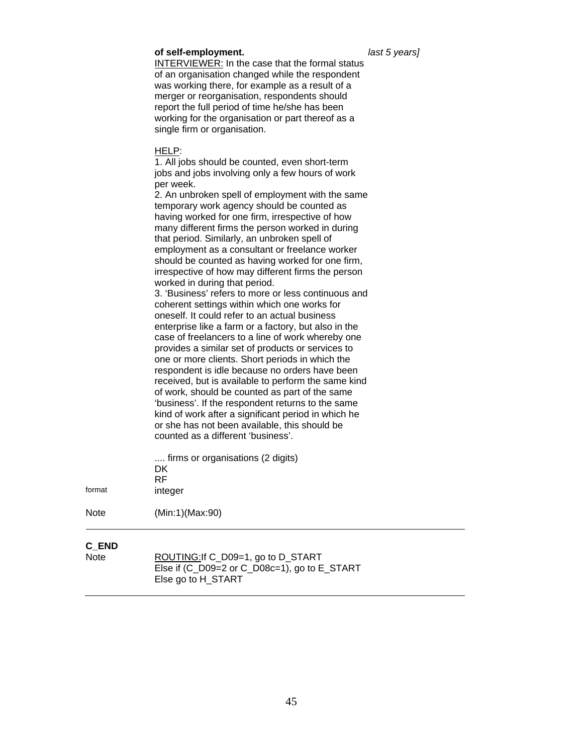**of self-employment.** *last 5 years]*

<u>INTERVIEWER:</u> In the case that the formal status of an organisation changed while the respondent was working there, for example as a result of a merger or reorganisation, respondents should report the full period of time he/she has been working for the organisation or part thereof as a single firm or organisation.

<u>HELP</u>:
1. All jobs should be counted, even short-term jobs and jobs involving only a few hours of work per week.
2. An unbroken spell of employment with the same temporary work agency should be counted as having worked for one firm, irrespective of how many different firms the person worked in during that period. Similarly, an unbroken spell of employment as a consultant or freelance worker should be counted as having worked for one firm, irrespective of how may different firms the person worked in during that period.
3. 'Business' refers to more or less continuous and coherent settings within which one works for oneself. It could refer to an actual business enterprise like a farm or a factory, but also in the case of freelancers to a line of work whereby one provides a similar set of products or services to one or more clients. Short periods in which the respondent is idle because no orders have been received, but is available to perform the same kind of work, should be counted as part of the same 'business'. If the respondent returns to the same kind of work after a significant period in which he or she has not been available, this should be counted as a different 'business'.

.... firms or organisations (2 digits)
DK
RF

format integer

Note (Min:1)(Max:90)

---

**C_END**

Note <u>ROUTING:</u>If C_D09=1, go to D_START
Else if (C_D09=2 or C_D08c=1), go to E_START
Else go to H_START

---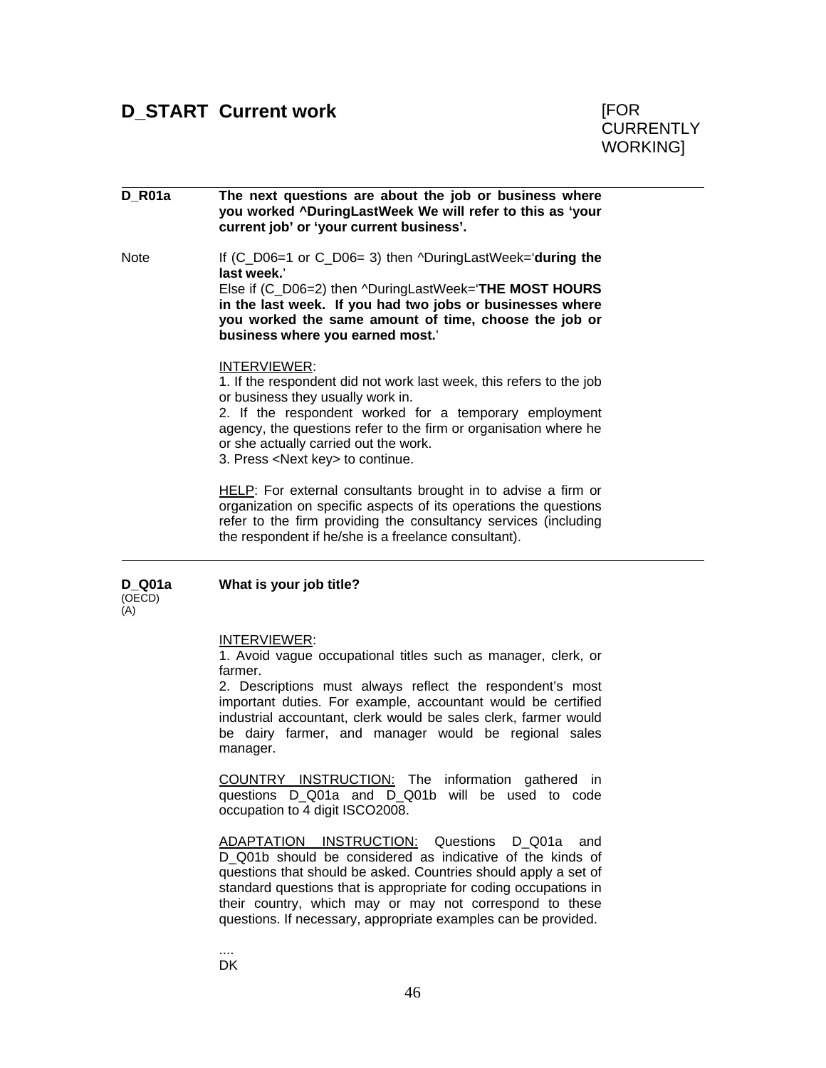## D_START Current work

[FOR CURRENTLY WORKING]

---

**D_R01a** **The next questions are about the job or business where you worked ^DuringLastWeek We will refer to this as 'your current job' or 'your current business'.**

Note If (C_D06=1 or C_D06= 3) then ^DuringLastWeek='**during the last week.**'
Else if (C_D06=2) then ^DuringLastWeek='**THE MOST HOURS in the last week. If you had two jobs or businesses where you worked the same amount of time, choose the job or business where you earned most.**'

INTERVIEWER:
1. If the respondent did not work last week, this refers to the job or business they usually work in.
2. If the respondent worked for a temporary employment agency, the questions refer to the firm or organisation where he or she actually carried out the work.
3. Press <Next key> to continue.

HELP: For external consultants brought in to advise a firm or organization on specific aspects of its operations the questions refer to the firm providing the consultancy services (including the respondent if he/she is a freelance consultant).

---

**D_Q01a** (OECD) (A) **What is your job title?**

INTERVIEWER:
1. Avoid vague occupational titles such as manager, clerk, or farmer.
2. Descriptions must always reflect the respondent's most important duties. For example, accountant would be certified industrial accountant, clerk would be sales clerk, farmer would be dairy farmer, and manager would be regional sales manager.

COUNTRY INSTRUCTION: The information gathered in questions D_Q01a and D_Q01b will be used to code occupation to 4 digit ISCO2008.

ADAPTATION INSTRUCTION: Questions D_Q01a and D_Q01b should be considered as indicative of the kinds of questions that should be asked. Countries should apply a set of standard questions that is appropriate for coding occupations in their country, which may or may not correspond to these questions. If necessary, appropriate examples can be provided.

....
DK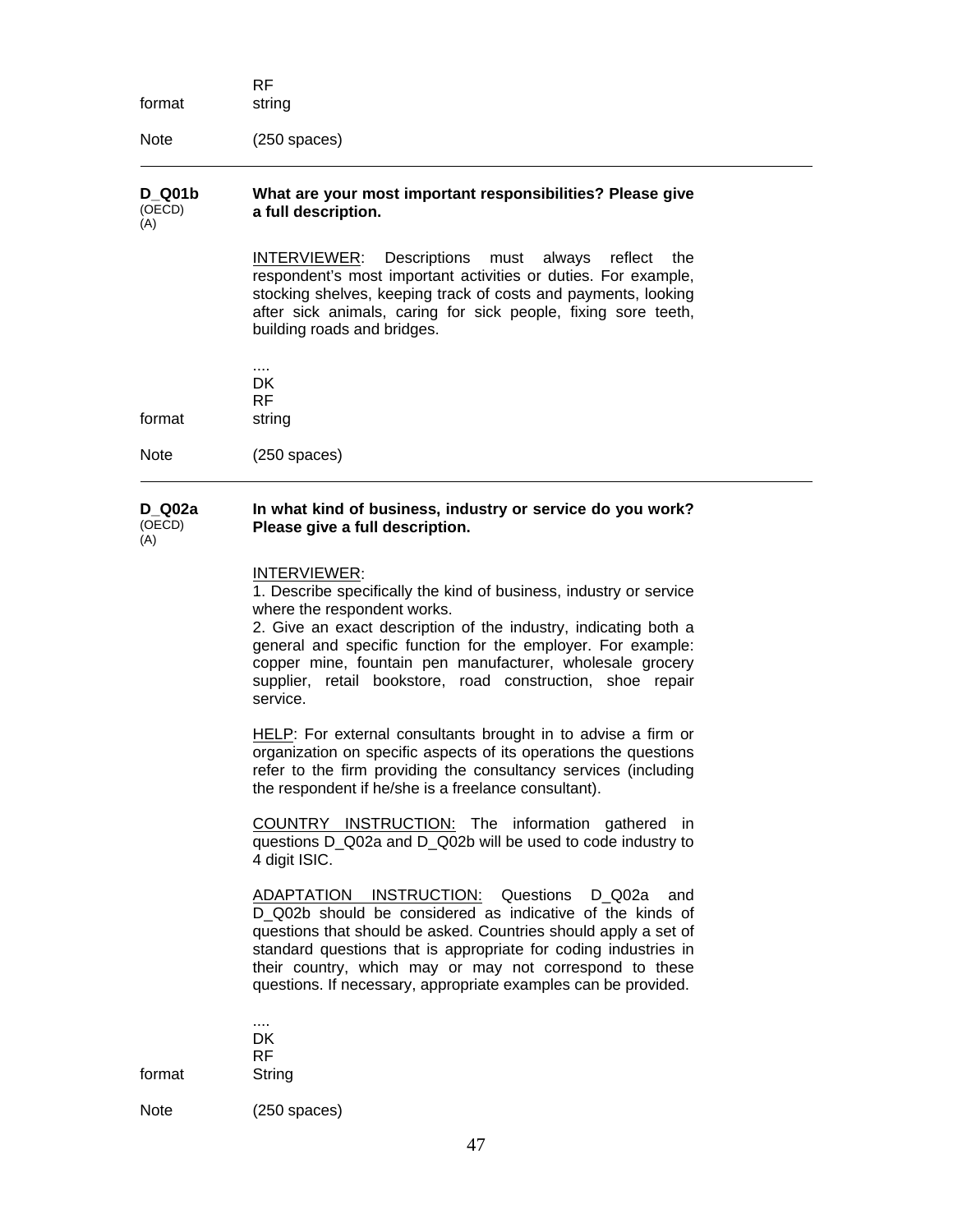RF

format string

Note (250 spaces)

---

**D_Q01b** (OECD) (A)

**What are your most important responsibilities? Please give a full description.**

INTERVIEWER: Descriptions must always reflect the respondent's most important activities or duties. For example, stocking shelves, keeping track of costs and payments, looking after sick animals, caring for sick people, fixing sore teeth, building roads and bridges.

....
DK
RF

format string

Note (250 spaces)

---

**D_Q02a** (OECD) (A)

**In what kind of business, industry or service do you work? Please give a full description.**

INTERVIEWER:
1. Describe specifically the kind of business, industry or service where the respondent works.
2. Give an exact description of the industry, indicating both a general and specific function for the employer. For example: copper mine, fountain pen manufacturer, wholesale grocery supplier, retail bookstore, road construction, shoe repair service.

HELP: For external consultants brought in to advise a firm or organization on specific aspects of its operations the questions refer to the firm providing the consultancy services (including the respondent if he/she is a freelance consultant).

COUNTRY INSTRUCTION: The information gathered in questions D_Q02a and D_Q02b will be used to code industry to 4 digit ISIC.

ADAPTATION INSTRUCTION: Questions D_Q02a and D_Q02b should be considered as indicative of the kinds of questions that should be asked. Countries should apply a set of standard questions that is appropriate for coding industries in their country, which may or may not correspond to these questions. If necessary, appropriate examples can be provided.

....
DK
RF

format String

Note (250 spaces)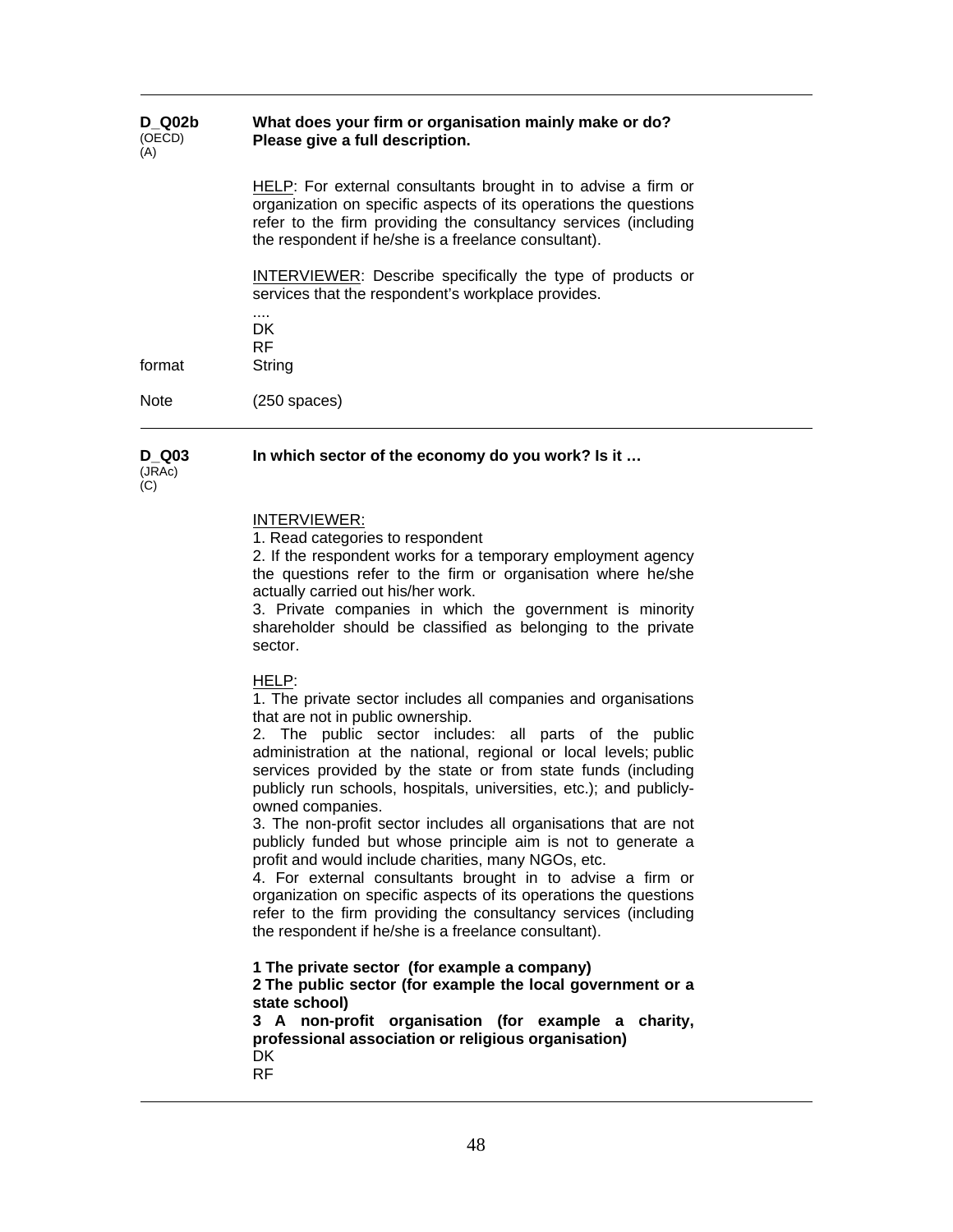---

**D_Q02b**
(OECD)
(A)

**What does your firm or organisation mainly make or do? Please give a full description.**

HELP: For external consultants brought in to advise a firm or organization on specific aspects of its operations the questions refer to the firm providing the consultancy services (including the respondent if he/she is a freelance consultant).

INTERVIEWER: Describe specifically the type of products or services that the respondent's workplace provides.

....
DK
RF

format String

Note (250 spaces)

---

**D_Q03**
(JRAc)
(C)

**In which sector of the economy do you work? Is it …**

INTERVIEWER:
1. Read categories to respondent
2. If the respondent works for a temporary employment agency the questions refer to the firm or organisation where he/she actually carried out his/her work.
3. Private companies in which the government is minority shareholder should be classified as belonging to the private sector.

HELP:
1. The private sector includes all companies and organisations that are not in public ownership.
2. The public sector includes: all parts of the public administration at the national, regional or local levels; public services provided by the state or from state funds (including publicly run schools, hospitals, universities, etc.); and publicly-owned companies.
3. The non-profit sector includes all organisations that are not publicly funded but whose principle aim is not to generate a profit and would include charities, many NGOs, etc.
4. For external consultants brought in to advise a firm or organization on specific aspects of its operations the questions refer to the firm providing the consultancy services (including the respondent if he/she is a freelance consultant).

**1 The private sector (for example a company)**
**2 The public sector (for example the local government or a state school)**
**3 A non-profit organisation (for example a charity, professional association or religious organisation)**
DK
RF

---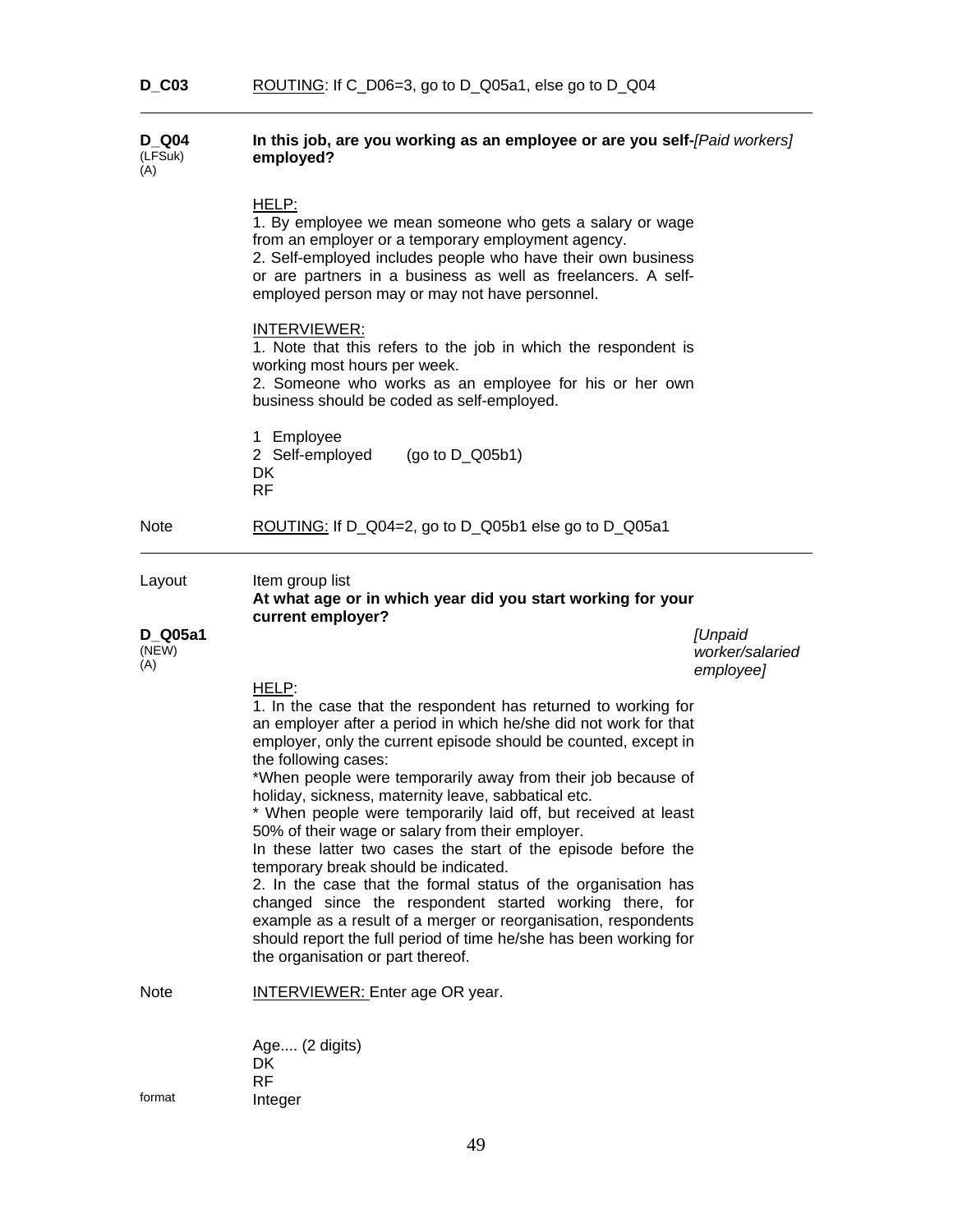**D_C03** ROUTING: If C_D06=3, go to D_Q05a1, else go to D_Q04

---

**D_Q04** (LFSuk) (A)

**In this job, are you working as an employee or are you self-employed?** *[Paid workers]*

HELP:
1. By employee we mean someone who gets a salary or wage from an employer or a temporary employment agency.
2. Self-employed includes people who have their own business or are partners in a business as well as freelancers. A self-employed person may or may not have personnel.

INTERVIEWER:
1. Note that this refers to the job in which the respondent is working most hours per week.
2. Someone who works as an employee for his or her own business should be coded as self-employed.

1 Employee
2 Self-employed (go to D_Q05b1)
DK
RF

Note ROUTING: If D_Q04=2, go to D_Q05b1 else go to D_Q05a1

---

Layout Item group list

**D_Q05a1** (NEW) (A)

**At what age or in which year did you start working for your current employer?** *[Unpaid worker/salaried employee]*

HELP:
1. In the case that the respondent has returned to working for an employer after a period in which he/she did not work for that employer, only the current episode should be counted, except in the following cases:
*When people were temporarily away from their job because of holiday, sickness, maternity leave, sabbatical etc.
* When people were temporarily laid off, but received at least 50% of their wage or salary from their employer.
In these latter two cases the start of the episode before the temporary break should be indicated.
2. In the case that the formal status of the organisation has changed since the respondent started working there, for example as a result of a merger or reorganisation, respondents should report the full period of time he/she has been working for the organisation or part thereof.

Note INTERVIEWER: Enter age OR year.

Age.... (2 digits)
DK
RF

format Integer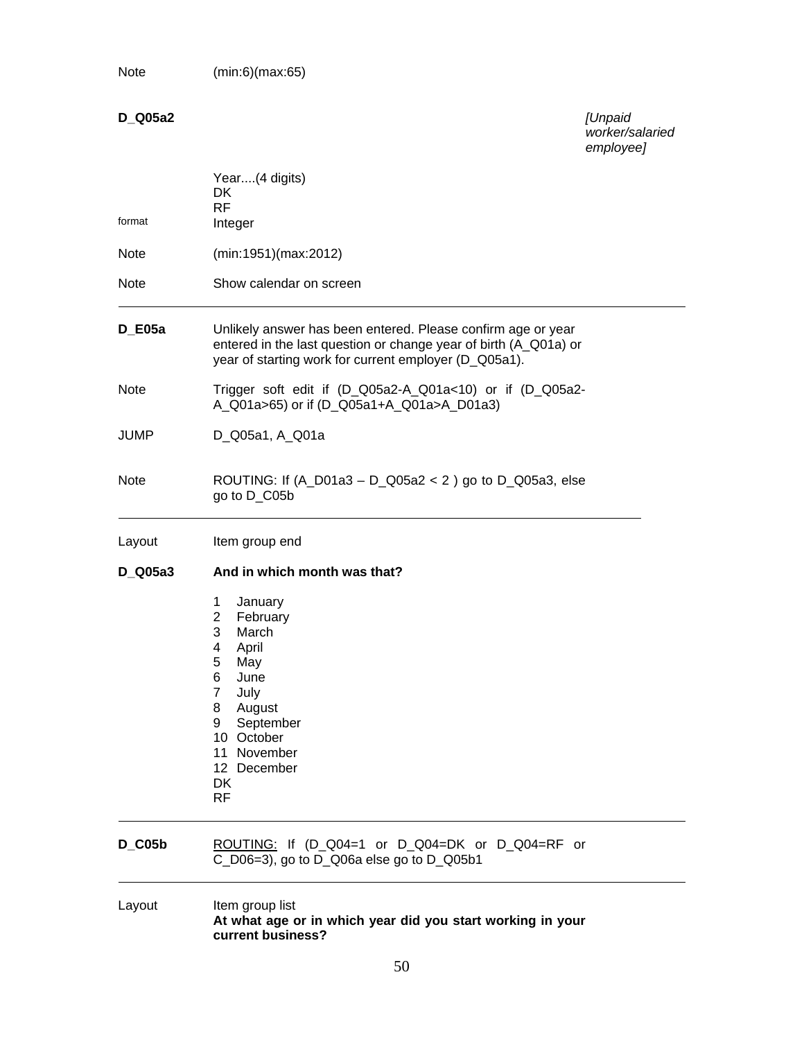Note (min:6)(max:65)

**D_Q05a2** *[Unpaid worker/salaried employee]*

Year....(4 digits)
DK
RF

format Integer

Note (min:1951)(max:2012)

Note Show calendar on screen

---

**D_E05a** Unlikely answer has been entered. Please confirm age or year entered in the last question or change year of birth (A_Q01a) or year of starting work for current employer (D_Q05a1).

Note Trigger soft edit if (D_Q05a2-A_Q01a<10) or if (D_Q05a2-A_Q01a>65) or if (D_Q05a1+A_Q01a>A_D01a3)

JUMP D_Q05a1, A_Q01a

Note ROUTING: If (A_D01a3 – D_Q05a2 < 2 ) go to D_Q05a3, else go to D_C05b

---

Layout Item group end

**D_Q05a3** **And in which month was that?**

1 January
2 February
3 March
4 April
5 May
6 June
7 July
8 August
9 September
10 October
11 November
12 December
DK
RF

---

**D_C05b** <u>ROUTING:</u> If (D_Q04=1 or D_Q04=DK or D_Q04=RF or C_D06=3), go to D_Q06a else go to D_Q05b1

---

Layout Item group list
**At what age or in which year did you start working in your current business?**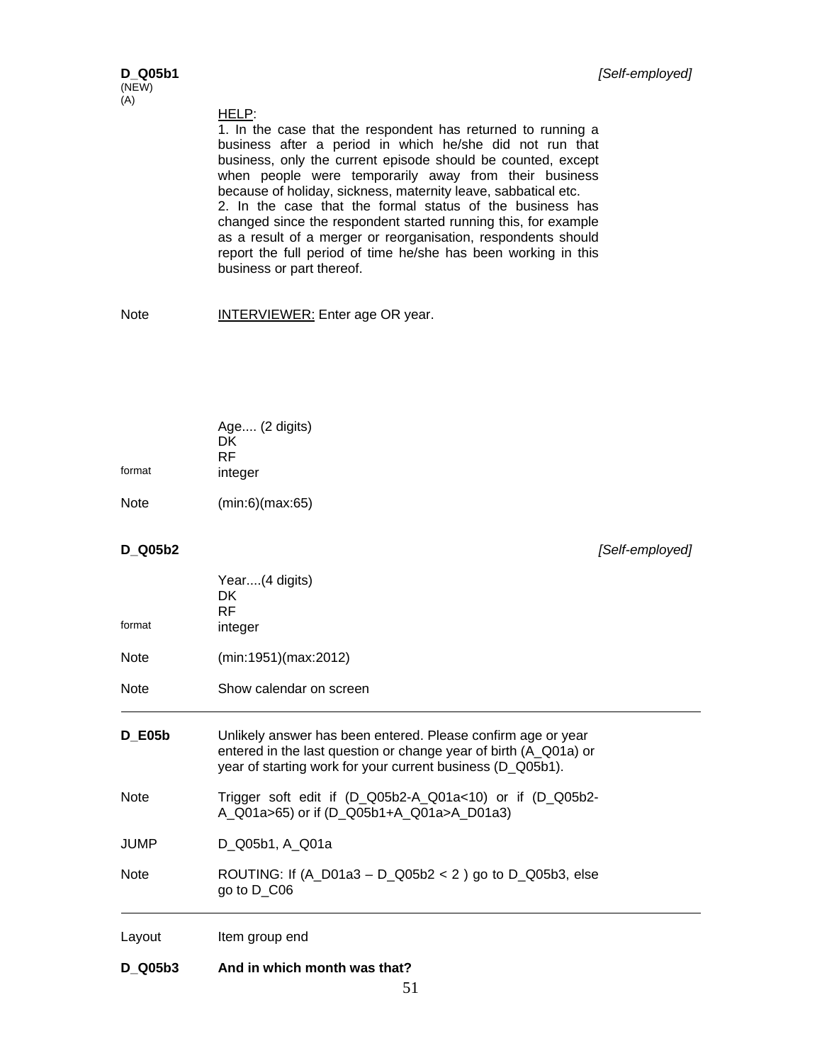**D_Q05b1** *[Self-employed]*
(NEW)
(A)

HELP:
1. In the case that the respondent has returned to running a business after a period in which he/she did not run that business, only the current episode should be counted, except when people were temporarily away from their business because of holiday, sickness, maternity leave, sabbatical etc.
2. In the case that the formal status of the business has changed since the respondent started running this, for example as a result of a merger or reorganisation, respondents should report the full period of time he/she has been working in this business or part thereof.

Note INTERVIEWER: Enter age OR year.

Age.... (2 digits)
DK
RF

format integer

Note (min:6)(max:65)

**D_Q05b2** *[Self-employed]*

Year....(4 digits)
DK
RF

format integer

Note (min:1951)(max:2012)

Note Show calendar on screen

---

**D_E05b** Unlikely answer has been entered. Please confirm age or year entered in the last question or change year of birth (A_Q01a) or year of starting work for your current business (D_Q05b1).

Note Trigger soft edit if (D_Q05b2-A_Q01a<10) or if (D_Q05b2-A_Q01a>65) or if (D_Q05b1+A_Q01a>A_D01a3)

JUMP D_Q05b1, A_Q01a

Note ROUTING: If (A_D01a3 – D_Q05b2 < 2 ) go to D_Q05b3, else go to D_C06

---

Layout Item group end

**D_Q05b3** **And in which month was that?**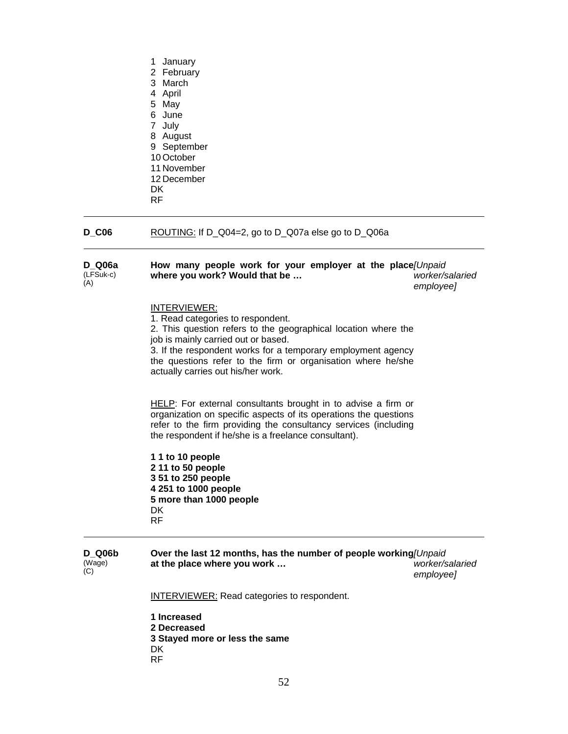1 January
2 February
3 March
4 April
5 May
6 June
7 July
8 August
9 September
10 October
11 November
12 December
DK
RF

---

**D_C06** ROUTING: If D_Q04=2, go to D_Q07a else go to D_Q06a

---

**D_Q06a**
(LFSuk-c)
(A)

**How many people work for your employer at the place where you work? Would that be …** *[Unpaid worker/salaried employee]*

INTERVIEWER:
1. Read categories to respondent.
2. This question refers to the geographical location where the job is mainly carried out or based.
3. If the respondent works for a temporary employment agency the questions refer to the firm or organisation where he/she actually carries out his/her work.

HELP: For external consultants brought in to advise a firm or organization on specific aspects of its operations the questions refer to the firm providing the consultancy services (including the respondent if he/she is a freelance consultant).

**1 1 to 10 people**
**2 11 to 50 people**
**3 51 to 250 people**
**4 251 to 1000 people**
**5 more than 1000 people**
DK
RF

---

**D_Q06b**
(Wage)
(C)

**Over the last 12 months, has the number of people working at the place where you work …** *[Unpaid worker/salaried employee]*

INTERVIEWER: Read categories to respondent.

**1 Increased**
**2 Decreased**
**3 Stayed more or less the same**
DK
RF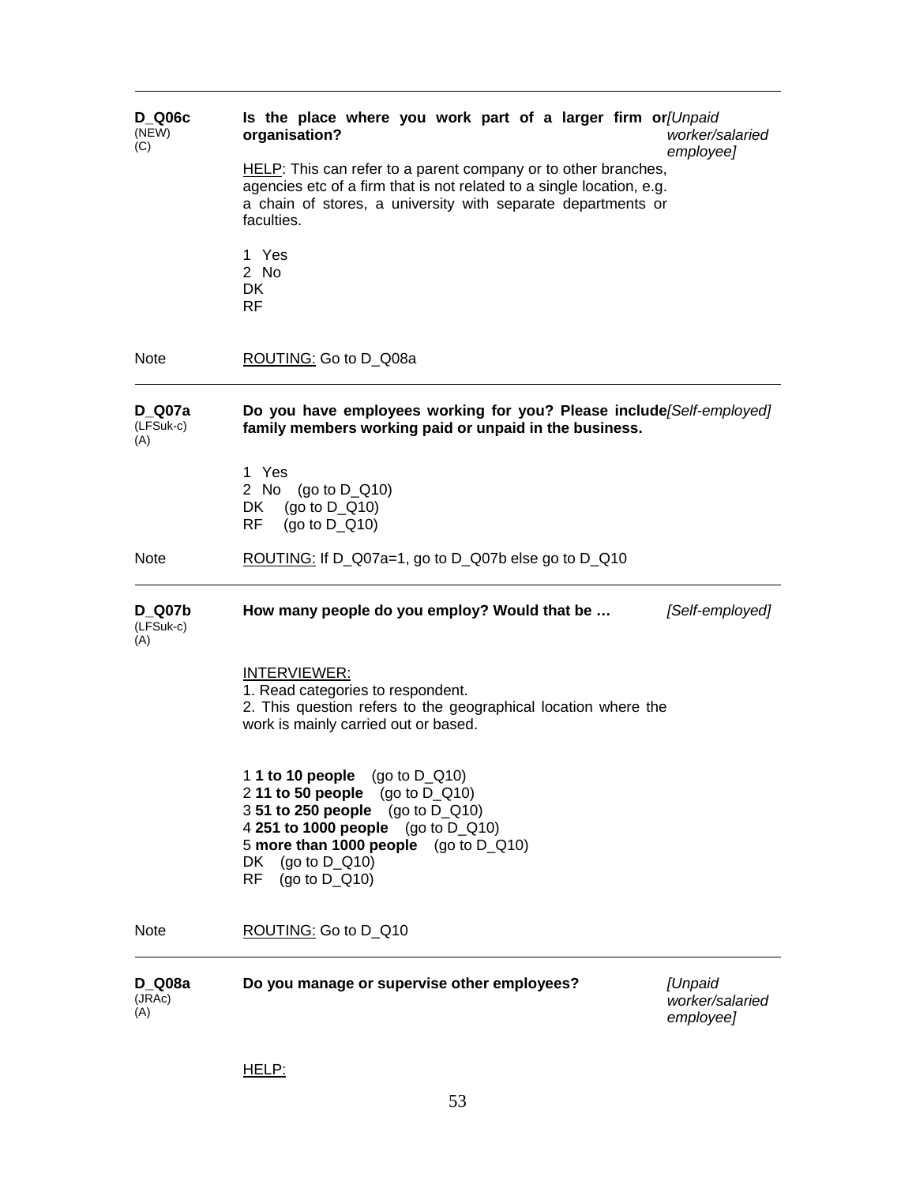---

**D_Q06c**
(NEW)
(C)

**Is the place where you work part of a larger firm or organisation?** *[Unpaid worker/salaried employee]*

HELP: This can refer to a parent company or to other branches, agencies etc of a firm that is not related to a single location, e.g. a chain of stores, a university with separate departments or faculties.

1 Yes
2 No
DK
RF

Note: ROUTING: Go to D_Q08a

---

**D_Q07a**
(LFSuk-c)
(A)

**Do you have employees working for you? Please include family members working paid or unpaid in the business.** *[Self-employed]*

1 Yes
2 No (go to D_Q10)
DK (go to D_Q10)
RF (go to D_Q10)

Note: ROUTING: If D_Q07a=1, go to D_Q07b else go to D_Q10

---

**D_Q07b**
(LFSuk-c)
(A)

**How many people do you employ? Would that be …** *[Self-employed]*

INTERVIEWER:
1. Read categories to respondent.
2. This question refers to the geographical location where the work is mainly carried out or based.

1 **1 to 10 people** (go to D_Q10)
2 **11 to 50 people** (go to D_Q10)
3 **51 to 250 people** (go to D_Q10)
4 **251 to 1000 people** (go to D_Q10)
5 **more than 1000 people** (go to D_Q10)
DK (go to D_Q10)
RF (go to D_Q10)

Note: ROUTING: Go to D_Q10

---

**D_Q08a**
(JRAc)
(A)

**Do you manage or supervise other employees?** *[Unpaid worker/salaried employee]*

HELP: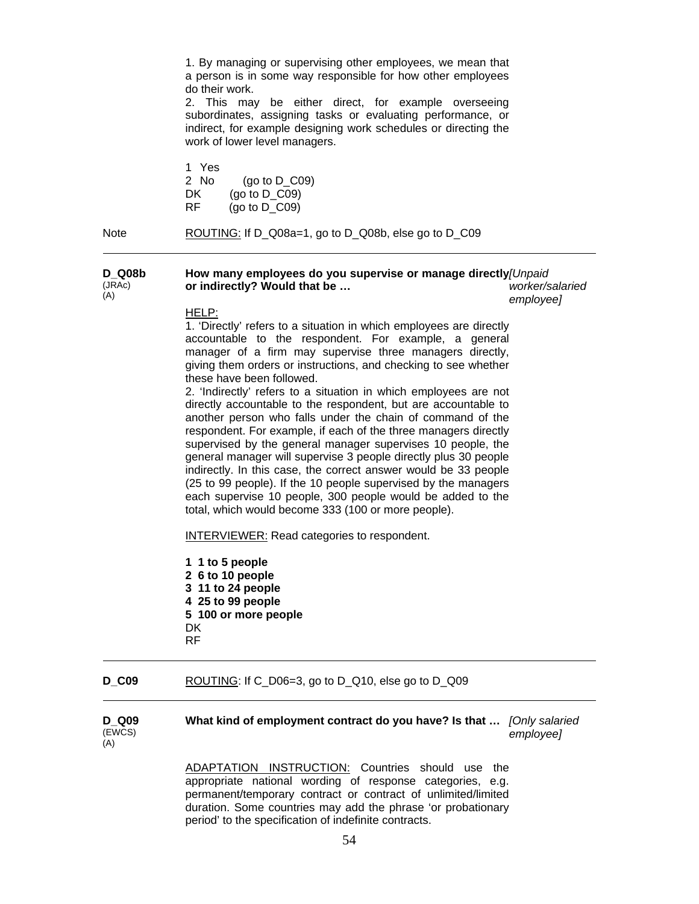1. By managing or supervising other employees, we mean that a person is in some way responsible for how other employees do their work.
2. This may be either direct, for example overseeing subordinates, assigning tasks or evaluating performance, or indirect, for example designing work schedules or directing the work of lower level managers.

1 Yes
2 No (go to D_C09)
DK (go to D_C09)
RF (go to D_C09)

Note — ROUTING: If D_Q08a=1, go to D_Q08b, else go to D_C09

---

**D_Q08b** (JRAc) (A)

**How many employees do you supervise or manage directly or indirectly? Would that be …** *[Unpaid worker/salaried employee]*

HELP:
1. 'Directly' refers to a situation in which employees are directly accountable to the respondent. For example, a general manager of a firm may supervise three managers directly, giving them orders or instructions, and checking to see whether these have been followed.
2. 'Indirectly' refers to a situation in which employees are not directly accountable to the respondent, but are accountable to another person who falls under the chain of command of the respondent. For example, if each of the three managers directly supervised by the general manager supervises 10 people, the general manager will supervise 3 people directly plus 30 people indirectly. In this case, the correct answer would be 33 people (25 to 99 people). If the 10 people supervised by the managers each supervise 10 people, 300 people would be added to the total, which would become 333 (100 or more people).

INTERVIEWER: Read categories to respondent.

**1 1 to 5 people**
**2 6 to 10 people**
**3 11 to 24 people**
**4 25 to 99 people**
**5 100 or more people**
DK
RF

---

**D_C09** — ROUTING: If C_D06=3, go to D_Q10, else go to D_Q09

---

**D_Q09** (EWCS) (A)

**What kind of employment contract do you have? Is that …** *[Only salaried employee]*

ADAPTATION INSTRUCTION: Countries should use the appropriate national wording of response categories, e.g. permanent/temporary contract or contract of unlimited/limited duration. Some countries may add the phrase 'or probationary period' to the specification of indefinite contracts.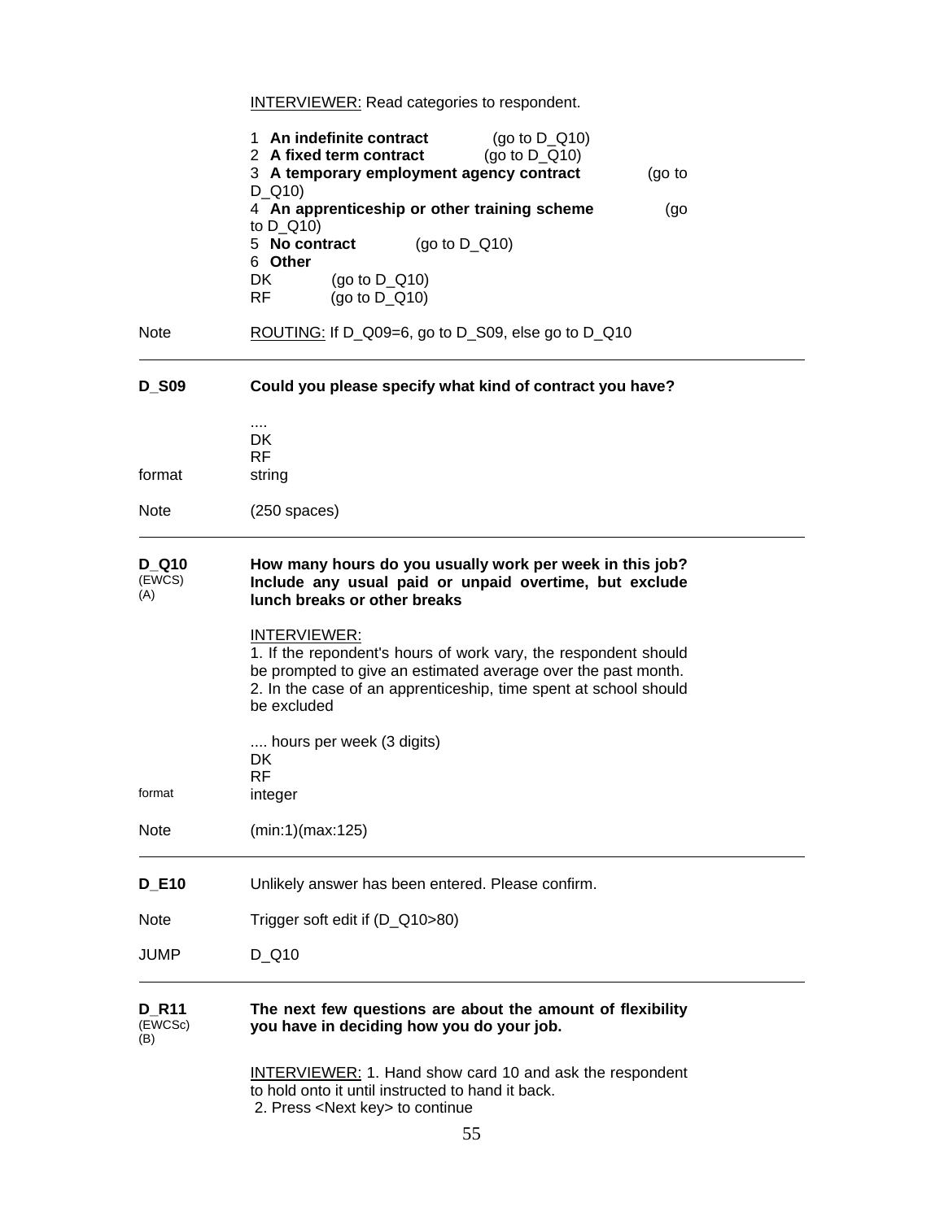INTERVIEWER: Read categories to respondent.

1 **An indefinite contract** (go to D_Q10)
2 **A fixed term contract** (go to D_Q10)
3 **A temporary employment agency contract** (go to D_Q10)
4 **An apprenticeship or other training scheme** (go to D_Q10)
5 **No contract** (go to D_Q10)
6 **Other**
DK (go to D_Q10)
RF (go to D_Q10)

Note — ROUTING: If D_Q09=6, go to D_S09, else go to D_Q10

---

**D_S09** — **Could you please specify what kind of contract you have?**

....
DK
RF

format — string

Note — (250 spaces)

---

**D_Q10** (EWCS) (A) — **How many hours do you usually work per week in this job? Include any usual paid or unpaid overtime, but exclude lunch breaks or other breaks**

INTERVIEWER:
1. If the repondent's hours of work vary, the respondent should be prompted to give an estimated average over the past month.
2. In the case of an apprenticeship, time spent at school should be excluded

.... hours per week (3 digits)
DK
RF

format — integer

Note — (min:1)(max:125)

---

**D_E10** — Unlikely answer has been entered. Please confirm.

Note — Trigger soft edit if (D_Q10>80)

JUMP — D_Q10

---

**D_R11** (EWCSc) (B) — **The next few questions are about the amount of flexibility you have in deciding how you do your job.**

INTERVIEWER: 1. Hand show card 10 and ask the respondent to hold onto it until instructed to hand it back.
2. Press <Next key> to continue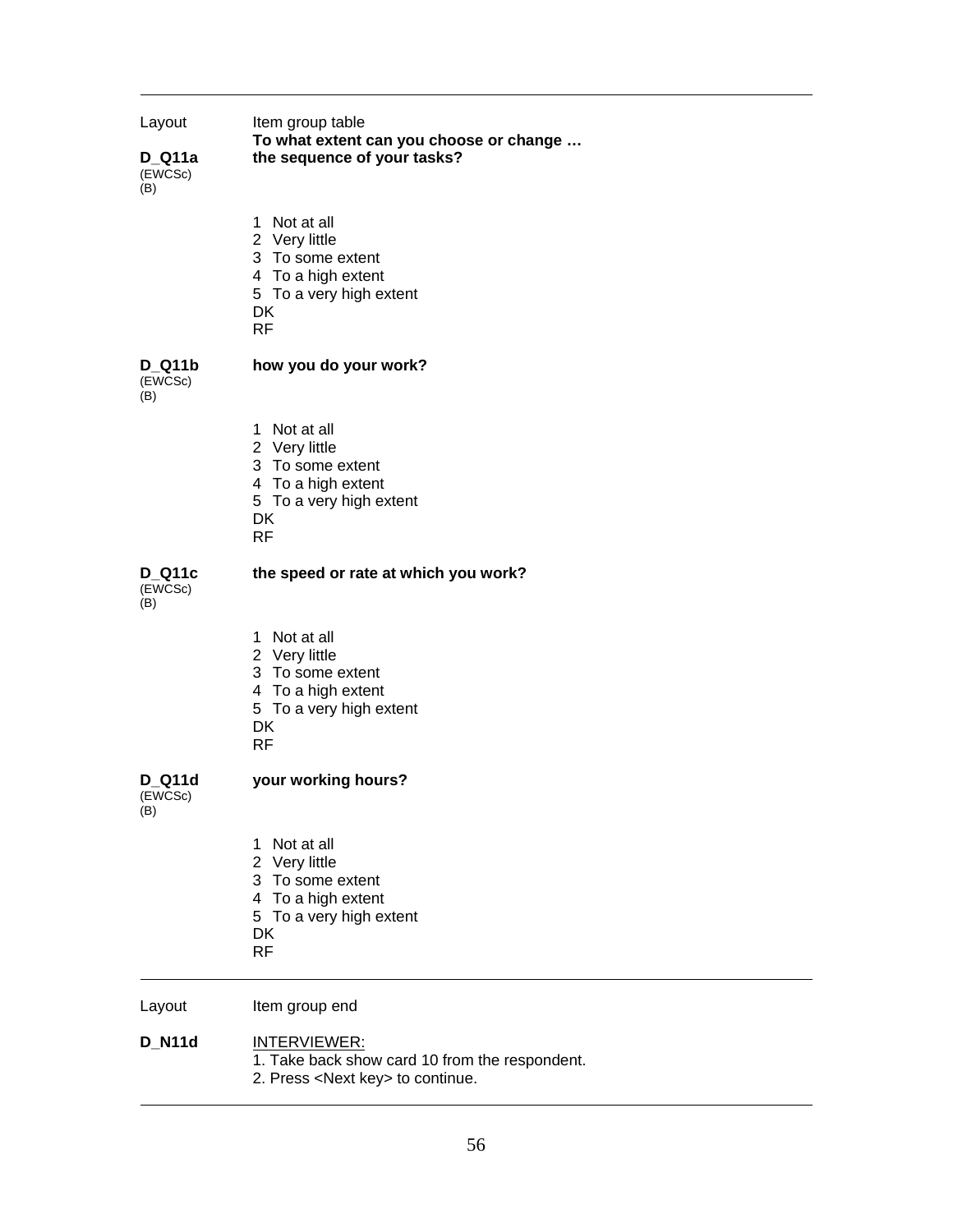---

Layout Item group table

**To what extent can you choose or change …**

**D_Q11a** (EWCSc) (B) **the sequence of your tasks?**

1 Not at all
2 Very little
3 To some extent
4 To a high extent
5 To a very high extent
DK
RF

**D_Q11b** (EWCSc) (B) **how you do your work?**

1 Not at all
2 Very little
3 To some extent
4 To a high extent
5 To a very high extent
DK
RF

**D_Q11c** (EWCSc) (B) **the speed or rate at which you work?**

1 Not at all
2 Very little
3 To some extent
4 To a high extent
5 To a very high extent
DK
RF

**D_Q11d** (EWCSc) (B) **your working hours?**

1 Not at all
2 Very little
3 To some extent
4 To a high extent
5 To a very high extent
DK
RF

---

Layout Item group end

**D_N11d** INTERVIEWER:
1. Take back show card 10 from the respondent.
2. Press <Next key> to continue.

---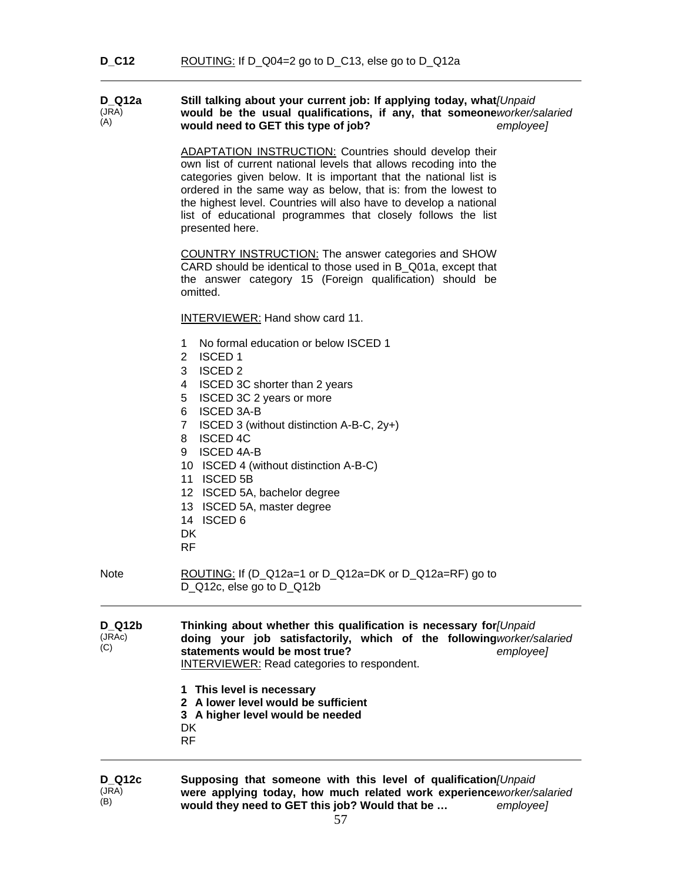**D_C12** ROUTING: If D_Q04=2 go to D_C13, else go to D_Q12a

---

**D_Q12a** (JRA) (A)

**Still talking about your current job: If applying today, what would be the usual qualifications, if any, that someone would need to GET this type of job?** *[Unpaid worker/salaried employee]*

ADAPTATION INSTRUCTION: Countries should develop their own list of current national levels that allows recoding into the categories given below. It is important that the national list is ordered in the same way as below, that is: from the lowest to the highest level. Countries will also have to develop a national list of educational programmes that closely follows the list presented here.

COUNTRY INSTRUCTION: The answer categories and SHOW CARD should be identical to those used in B_Q01a, except that the answer category 15 (Foreign qualification) should be omitted.

INTERVIEWER: Hand show card 11.

1 No formal education or below ISCED 1
2 ISCED 1
3 ISCED 2
4 ISCED 3C shorter than 2 years
5 ISCED 3C 2 years or more
6 ISCED 3A-B
7 ISCED 3 (without distinction A-B-C, 2y+)
8 ISCED 4C
9 ISCED 4A-B
10 ISCED 4 (without distinction A-B-C)
11 ISCED 5B
12 ISCED 5A, bachelor degree
13 ISCED 5A, master degree
14 ISCED 6
DK
RF

Note ROUTING: If (D_Q12a=1 or D_Q12a=DK or D_Q12a=RF) go to D_Q12c, else go to D_Q12b

---

**D_Q12b** (JRAc) (C)

**Thinking about whether this qualification is necessary for doing your job satisfactorily, which of the following statements would be most true?** *[Unpaid worker/salaried employee]*

INTERVIEWER: Read categories to respondent.

**1 This level is necessary**
**2 A lower level would be sufficient**
**3 A higher level would be needed**
DK
RF

---

**D_Q12c** (JRA) (B)

**Supposing that someone with this level of qualification were applying today, how much related work experience would they need to GET this job? Would that be …** *[Unpaid worker/salaried employee]*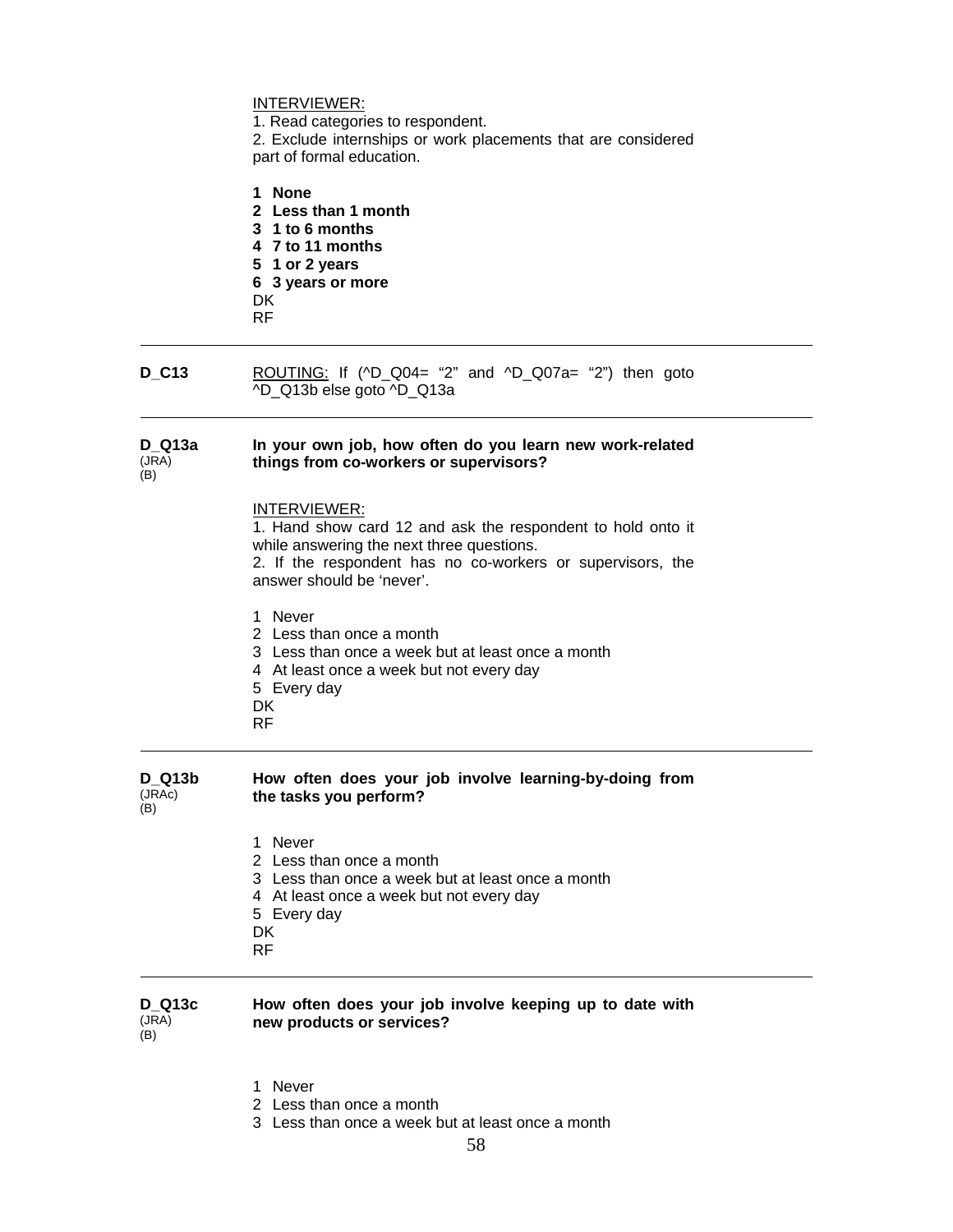INTERVIEWER:
1. Read categories to respondent.
2. Exclude internships or work placements that are considered part of formal education.

**1 None**
**2 Less than 1 month**
**3 1 to 6 months**
**4 7 to 11 months**
**5 1 or 2 years**
**6 3 years or more**
DK
RF

---

**D_C13**

ROUTING: If (^D_Q04= "2" and ^D_Q07a= "2") then goto ^D_Q13b else goto ^D_Q13a

---

**D_Q13a**
(JRA)
(B)

**In your own job, how often do you learn new work-related things from co-workers or supervisors?**

INTERVIEWER:
1. Hand show card 12 and ask the respondent to hold onto it while answering the next three questions.
2. If the respondent has no co-workers or supervisors, the answer should be 'never'.

1 Never
2 Less than once a month
3 Less than once a week but at least once a month
4 At least once a week but not every day
5 Every day
DK
RF

---

**D_Q13b**
(JRAc)
(B)

**How often does your job involve learning-by-doing from the tasks you perform?**

1 Never
2 Less than once a month
3 Less than once a week but at least once a month
4 At least once a week but not every day
5 Every day
DK
RF

---

**D_Q13c**
(JRA)
(B)

**How often does your job involve keeping up to date with new products or services?**

1 Never
2 Less than once a month
3 Less than once a week but at least once a month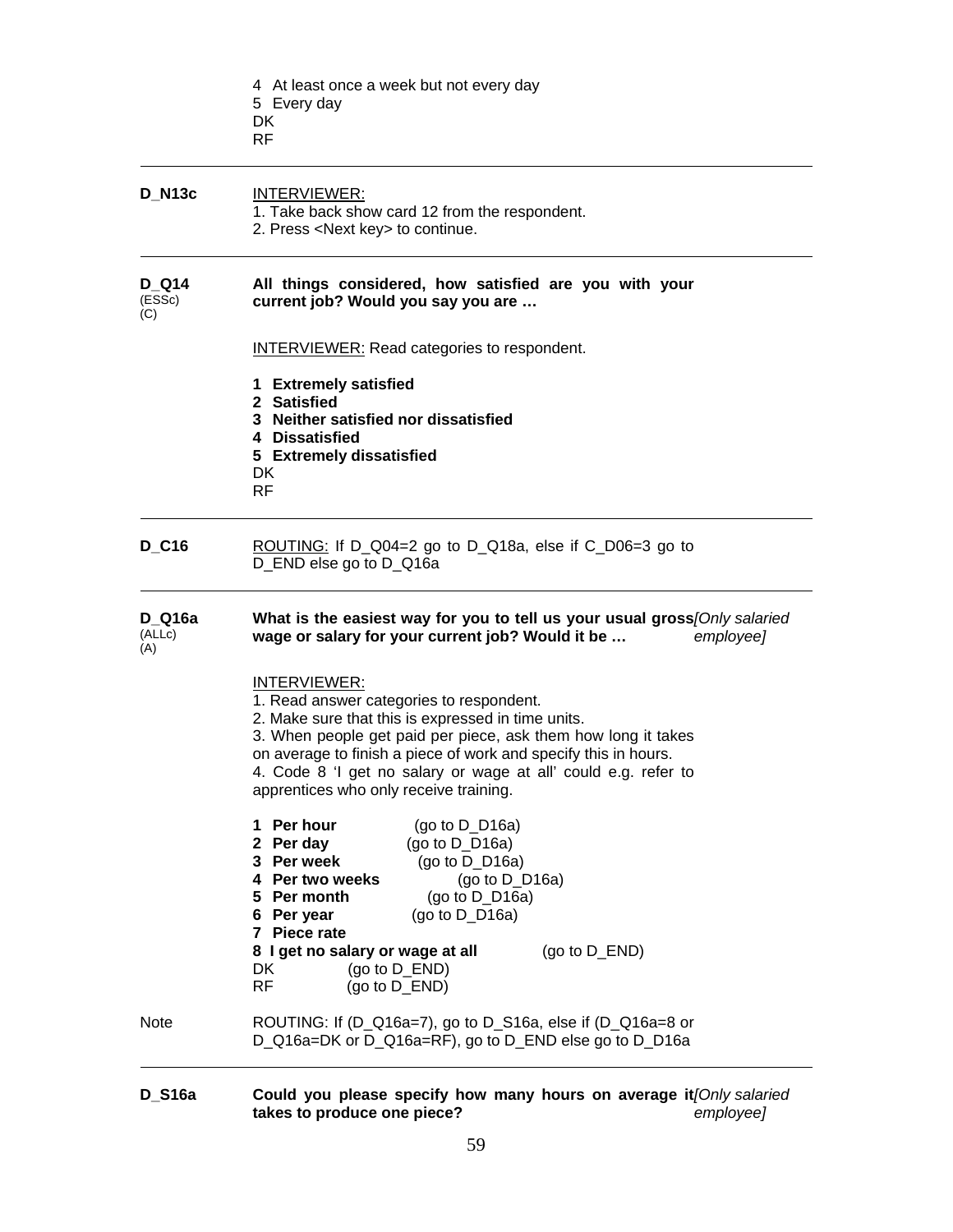4 At least once a week but not every day
5 Every day
DK
RF

---

**D_N13c**

INTERVIEWER:
1. Take back show card 12 from the respondent.
2. Press <Next key> to continue.

---

**D_Q14**
(ESSc)
(C)

**All things considered, how satisfied are you with your current job? Would you say you are …**

INTERVIEWER: Read categories to respondent.

**1 Extremely satisfied**
**2 Satisfied**
**3 Neither satisfied nor dissatisfied**
**4 Dissatisfied**
**5 Extremely dissatisfied**
DK
RF

---

**D_C16**

ROUTING: If D_Q04=2 go to D_Q18a, else if C_D06=3 go to D_END else go to D_Q16a

---

**D_Q16a**
(ALLc)
(A)

**What is the easiest way for you to tell us your usual gross wage or salary for your current job? Would it be …** *[Only salaried employee]*

INTERVIEWER:
1. Read answer categories to respondent.
2. Make sure that this is expressed in time units.
3. When people get paid per piece, ask them how long it takes on average to finish a piece of work and specify this in hours.
4. Code 8 'I get no salary or wage at all' could e.g. refer to apprentices who only receive training.

**1 Per hour** (go to D_D16a)
**2 Per day** (go to D_D16a)
**3 Per week** (go to D_D16a)
**4 Per two weeks** (go to D_D16a)
**5 Per month** (go to D_D16a)
**6 Per year** (go to D_D16a)
**7 Piece rate**
**8 I get no salary or wage at all** (go to D_END)
DK (go to D_END)
RF (go to D_END)

Note

ROUTING: If (D_Q16a=7), go to D_S16a, else if (D_Q16a=8 or D_Q16a=DK or D_Q16a=RF), go to D_END else go to D_D16a

---

**D_S16a**

**Could you please specify how many hours on average it takes to produce one piece?** *[Only salaried employee]*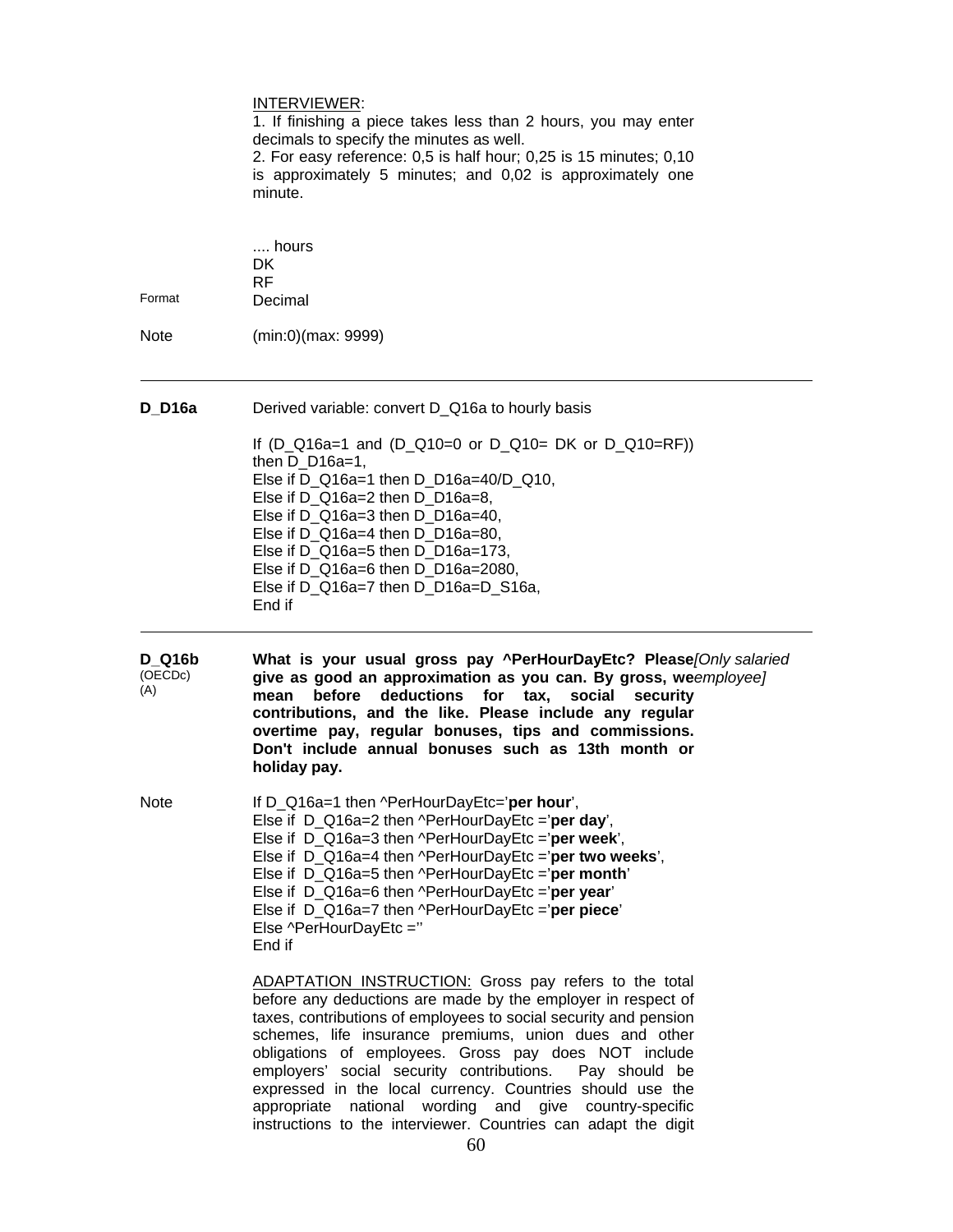INTERVIEWER:
1. If finishing a piece takes less than 2 hours, you may enter decimals to specify the minutes as well.
2. For easy reference: 0,5 is half hour; 0,25 is 15 minutes; 0,10 is approximately 5 minutes; and 0,02 is approximately one minute.

.... hours
DK
RF

Format Decimal

Note (min:0)(max: 9999)

---

**D_D16a** Derived variable: convert D_Q16a to hourly basis

If (D_Q16a=1 and (D_Q10=0 or D_Q10= DK or D_Q10=RF)) then D_D16a=1,
Else if D_Q16a=1 then D_D16a=40/D_Q10,
Else if D_Q16a=2 then D_D16a=8,
Else if D_Q16a=3 then D_D16a=40,
Else if D_Q16a=4 then D_D16a=80,
Else if D_Q16a=5 then D_D16a=173,
Else if D_Q16a=6 then D_D16a=2080,
Else if D_Q16a=7 then D_D16a=D_S16a,
End if

---

**D_Q16b** (OECDc) (A)

**What is your usual gross pay ^PerHourDayEtc? Please give as good an approximation as you can. By gross, we mean before deductions for tax, social security contributions, and the like. Please include any regular overtime pay, regular bonuses, tips and commissions. Don't include annual bonuses such as 13th month or holiday pay.** *[Only salaried employee]*

Note If D_Q16a=1 then ^PerHourDayEtc='**per hour**',
Else if D_Q16a=2 then ^PerHourDayEtc ='**per day**',
Else if D_Q16a=3 then ^PerHourDayEtc ='**per week**',
Else if D_Q16a=4 then ^PerHourDayEtc ='**per two weeks**',
Else if D_Q16a=5 then ^PerHourDayEtc ='**per month**'
Else if D_Q16a=6 then ^PerHourDayEtc ='**per year**'
Else if D_Q16a=7 then ^PerHourDayEtc ='**per piece**'
Else ^PerHourDayEtc =''
End if

ADAPTATION INSTRUCTION: Gross pay refers to the total before any deductions are made by the employer in respect of taxes, contributions of employees to social security and pension schemes, life insurance premiums, union dues and other obligations of employees. Gross pay does NOT include employers' social security contributions. Pay should be expressed in the local currency. Countries should use the appropriate national wording and give country-specific instructions to the interviewer. Countries can adapt the digit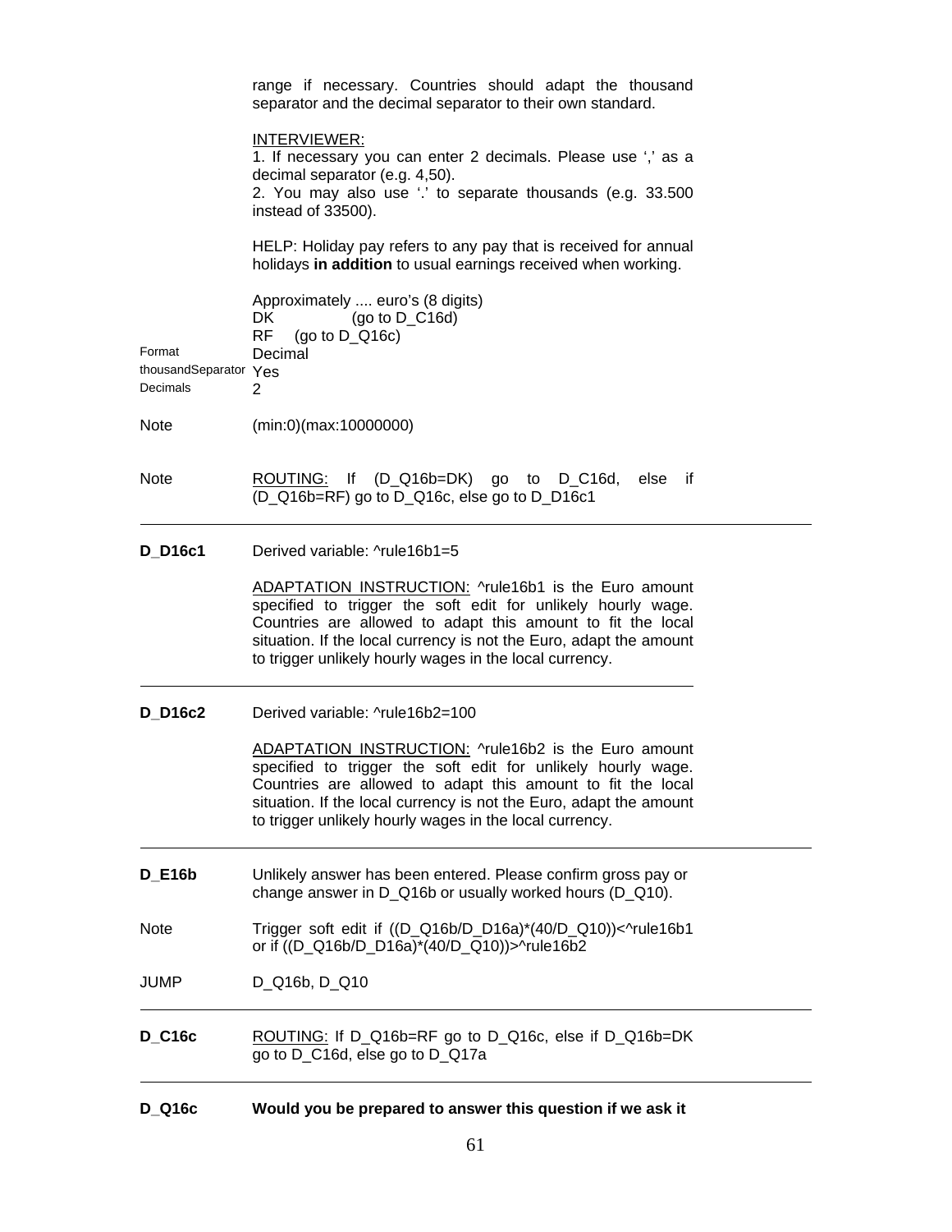range if necessary. Countries should adapt the thousand separator and the decimal separator to their own standard.

INTERVIEWER:
1. If necessary you can enter 2 decimals. Please use ',' as a decimal separator (e.g. 4,50).
2. You may also use '.' to separate thousands (e.g. 33.500 instead of 33500).

HELP: Holiday pay refers to any pay that is received for annual holidays **in addition** to usual earnings received when working.

Approximately .... euro's (8 digits)
DK (go to D_C16d)
RF (go to D_Q16c)

| | |
|---|---|
| Format | Decimal |
| thousandSeparator | Yes |
| Decimals | 2 |

Note (min:0)(max:10000000)

Note ROUTING: If (D_Q16b=DK) go to D_C16d, else if (D_Q16b=RF) go to D_Q16c, else go to D_D16c1

---

**D_D16c1** Derived variable: ^rule16b1=5

ADAPTATION INSTRUCTION: ^rule16b1 is the Euro amount specified to trigger the soft edit for unlikely hourly wage. Countries are allowed to adapt this amount to fit the local situation. If the local currency is not the Euro, adapt the amount to trigger unlikely hourly wages in the local currency.

---

**D_D16c2** Derived variable: ^rule16b2=100

ADAPTATION INSTRUCTION: ^rule16b2 is the Euro amount specified to trigger the soft edit for unlikely hourly wage. Countries are allowed to adapt this amount to fit the local situation. If the local currency is not the Euro, adapt the amount to trigger unlikely hourly wages in the local currency.

---

**D_E16b** Unlikely answer has been entered. Please confirm gross pay or change answer in D_Q16b or usually worked hours (D_Q10).

Note Trigger soft edit if ((D_Q16b/D_D16a)*(40/D_Q10))<^rule16b1 or if ((D_Q16b/D_D16a)*(40/D_Q10))>^rule16b2

JUMP D_Q16b, D_Q10

---

**D_C16c** ROUTING: If D_Q16b=RF go to D_Q16c, else if D_Q16b=DK go to D_C16d, else go to D_Q17a

---

**D_Q16c** **Would you be prepared to answer this question if we ask it**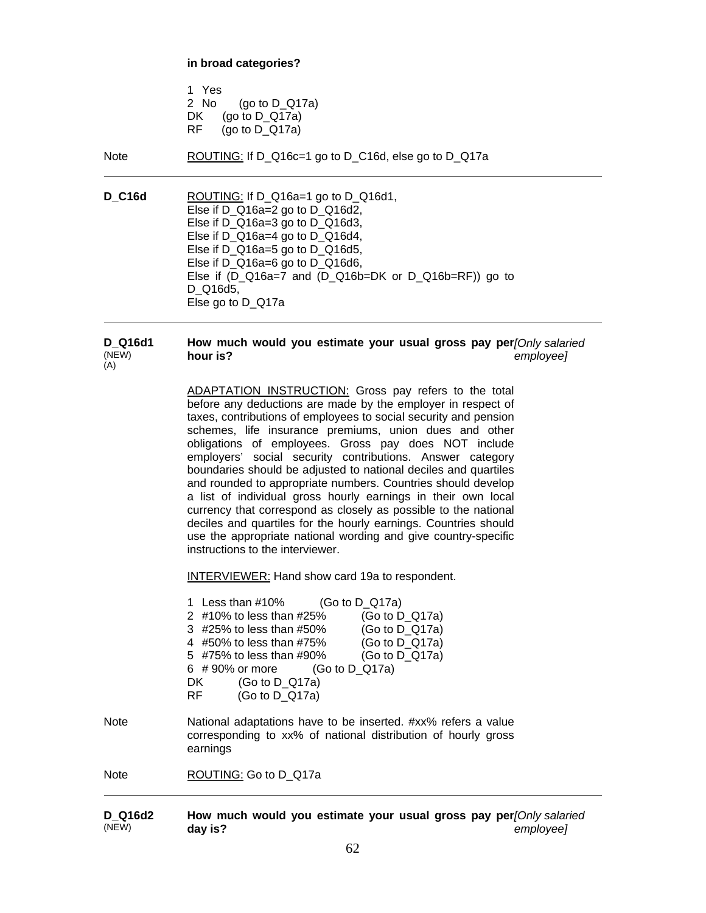**in broad categories?**

1 Yes
2 No (go to D_Q17a)
DK (go to D_Q17a)
RF (go to D_Q17a)

Note ROUTING: If D_Q16c=1 go to D_C16d, else go to D_Q17a

---

**D_C16d** ROUTING: If D_Q16a=1 go to D_Q16d1,
Else if D_Q16a=2 go to D_Q16d2,
Else if D_Q16a=3 go to D_Q16d3,
Else if D_Q16a=4 go to D_Q16d4,
Else if D_Q16a=5 go to D_Q16d5,
Else if D_Q16a=6 go to D_Q16d6,
Else if (D_Q16a=7 and (D_Q16b=DK or D_Q16b=RF)) go to D_Q16d5,
Else go to D_Q17a

---

**D_Q16d1** (NEW) (A) **How much would you estimate your usual gross pay per hour is?** *[Only salaried employee]*

ADAPTATION INSTRUCTION: Gross pay refers to the total before any deductions are made by the employer in respect of taxes, contributions of employees to social security and pension schemes, life insurance premiums, union dues and other obligations of employees. Gross pay does NOT include employers' social security contributions. Answer category boundaries should be adjusted to national deciles and quartiles and rounded to appropriate numbers. Countries should develop a list of individual gross hourly earnings in their own local currency that correspond as closely as possible to the national deciles and quartiles for the hourly earnings. Countries should use the appropriate national wording and give country-specific instructions to the interviewer.

INTERVIEWER: Hand show card 19a to respondent.

1 Less than #10% (Go to D_Q17a)
2 #10% to less than #25% (Go to D_Q17a)
3 #25% to less than #50% (Go to D_Q17a)
4 #50% to less than #75% (Go to D_Q17a)
5 #75% to less than #90% (Go to D_Q17a)
6 # 90% or more (Go to D_Q17a)
DK (Go to D_Q17a)
RF (Go to D_Q17a)

Note National adaptations have to be inserted. #xx% refers a value corresponding to xx% of national distribution of hourly gross earnings

Note ROUTING: Go to D_Q17a

---

**D_Q16d2** (NEW) **How much would you estimate your usual gross pay per day is?** *[Only salaried employee]*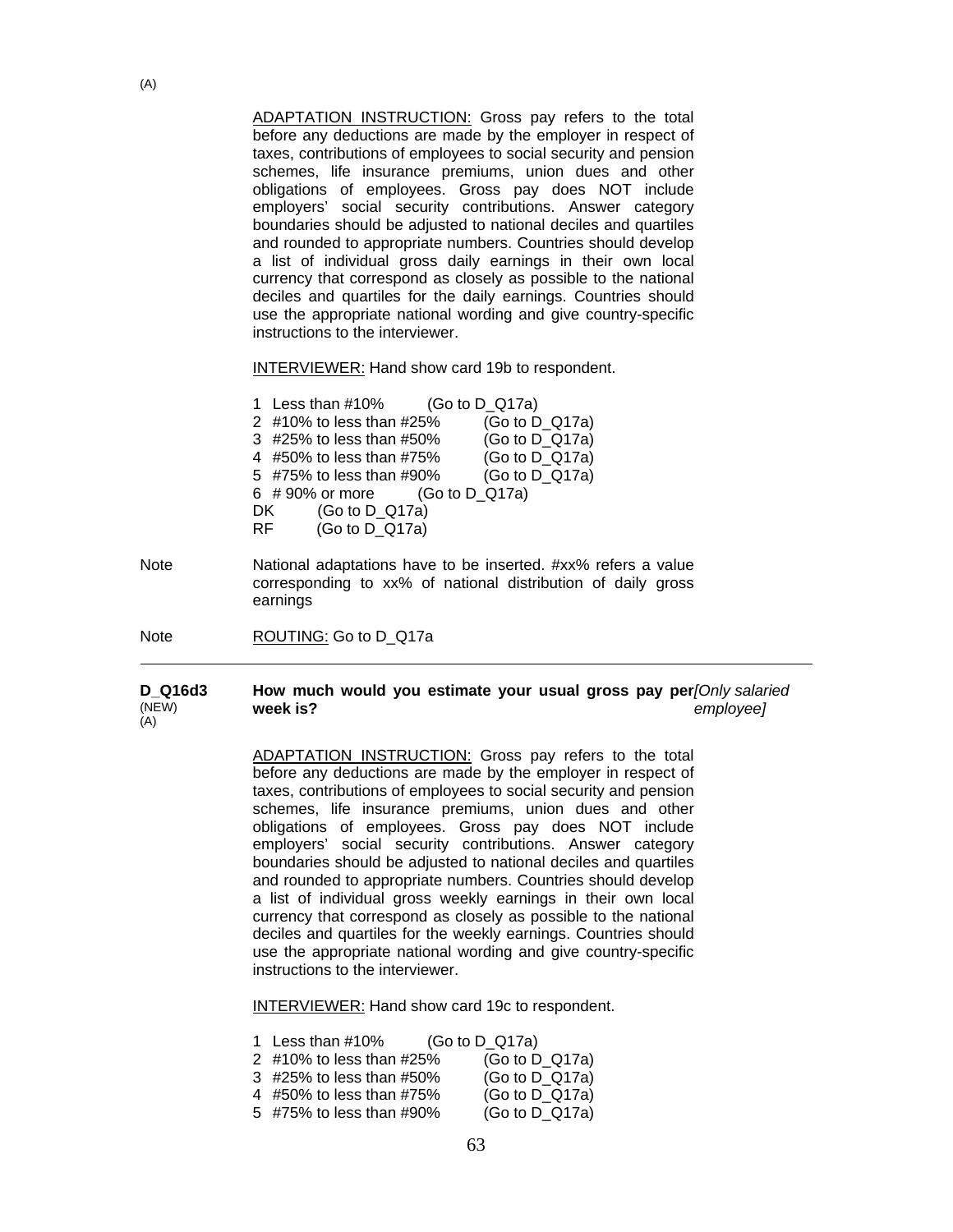(A)

ADAPTATION INSTRUCTION: Gross pay refers to the total before any deductions are made by the employer in respect of taxes, contributions of employees to social security and pension schemes, life insurance premiums, union dues and other obligations of employees. Gross pay does NOT include employers' social security contributions. Answer category boundaries should be adjusted to national deciles and quartiles and rounded to appropriate numbers. Countries should develop a list of individual gross daily earnings in their own local currency that correspond as closely as possible to the national deciles and quartiles for the daily earnings. Countries should use the appropriate national wording and give country-specific instructions to the interviewer.

INTERVIEWER: Hand show card 19b to respondent.

1 Less than #10% (Go to D_Q17a)
2 #10% to less than #25% (Go to D_Q17a)
3 #25% to less than #50% (Go to D_Q17a)
4 #50% to less than #75% (Go to D_Q17a)
5 #75% to less than #90% (Go to D_Q17a)
6 # 90% or more (Go to D_Q17a)
DK (Go to D_Q17a)
RF (Go to D_Q17a)

Note: National adaptations have to be inserted. #xx% refers a value corresponding to xx% of national distribution of daily gross earnings

Note: ROUTING: Go to D_Q17a

---

**D_Q16d3** (NEW) (A)

**How much would you estimate your usual gross pay per week is?** *[Only salaried employee]*

ADAPTATION INSTRUCTION: Gross pay refers to the total before any deductions are made by the employer in respect of taxes, contributions of employees to social security and pension schemes, life insurance premiums, union dues and other obligations of employees. Gross pay does NOT include employers' social security contributions. Answer category boundaries should be adjusted to national deciles and quartiles and rounded to appropriate numbers. Countries should develop a list of individual gross weekly earnings in their own local currency that correspond as closely as possible to the national deciles and quartiles for the weekly earnings. Countries should use the appropriate national wording and give country-specific instructions to the interviewer.

INTERVIEWER: Hand show card 19c to respondent.

1 Less than #10% (Go to D_Q17a)
2 #10% to less than #25% (Go to D_Q17a)
3 #25% to less than #50% (Go to D_Q17a)
4 #50% to less than #75% (Go to D_Q17a)
5 #75% to less than #90% (Go to D_Q17a)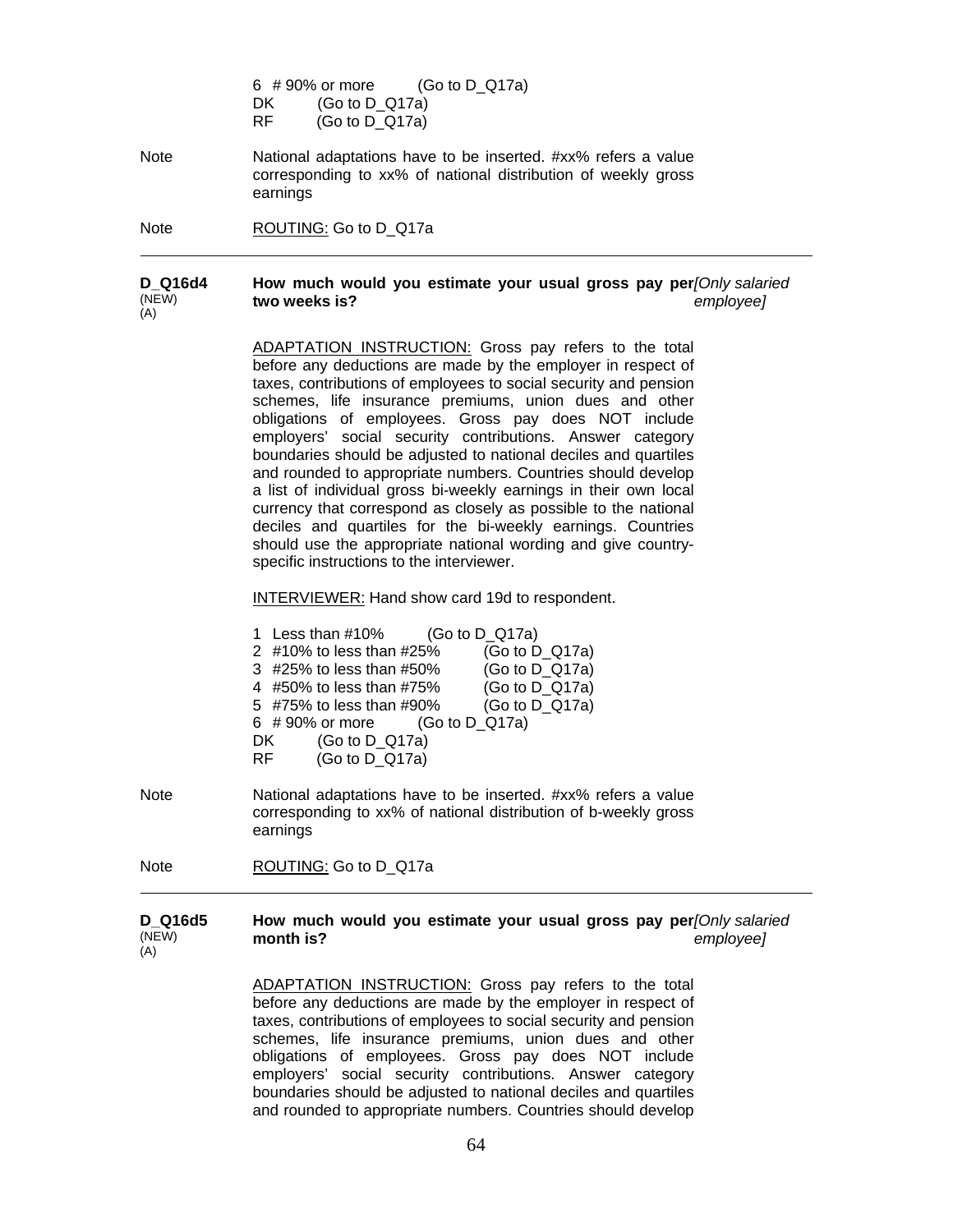6 # 90% or more (Go to D_Q17a)
DK (Go to D_Q17a)
RF (Go to D_Q17a)

Note — National adaptations have to be inserted. #xx% refers a value corresponding to xx% of national distribution of weekly gross earnings

Note — ROUTING: Go to D_Q17a

---

**D_Q16d4** (NEW) (A) — **How much would you estimate your usual gross pay per two weeks is?** *[Only salaried employee]*

ADAPTATION INSTRUCTION: Gross pay refers to the total before any deductions are made by the employer in respect of taxes, contributions of employees to social security and pension schemes, life insurance premiums, union dues and other obligations of employees. Gross pay does NOT include employers' social security contributions. Answer category boundaries should be adjusted to national deciles and quartiles and rounded to appropriate numbers. Countries should develop a list of individual gross bi-weekly earnings in their own local currency that correspond as closely as possible to the national deciles and quartiles for the bi-weekly earnings. Countries should use the appropriate national wording and give country-specific instructions to the interviewer.

INTERVIEWER: Hand show card 19d to respondent.

1 Less than #10% (Go to D_Q17a)
2 #10% to less than #25% (Go to D_Q17a)
3 #25% to less than #50% (Go to D_Q17a)
4 #50% to less than #75% (Go to D_Q17a)
5 #75% to less than #90% (Go to D_Q17a)
6 # 90% or more (Go to D_Q17a)
DK (Go to D_Q17a)
RF (Go to D_Q17a)

Note — National adaptations have to be inserted. #xx% refers a value corresponding to xx% of national distribution of b-weekly gross earnings

Note — ROUTING: Go to D_Q17a

---

**D_Q16d5** (NEW) (A) — **How much would you estimate your usual gross pay per month is?** *[Only salaried employee]*

ADAPTATION INSTRUCTION: Gross pay refers to the total before any deductions are made by the employer in respect of taxes, contributions of employees to social security and pension schemes, life insurance premiums, union dues and other obligations of employees. Gross pay does NOT include employers' social security contributions. Answer category boundaries should be adjusted to national deciles and quartiles and rounded to appropriate numbers. Countries should develop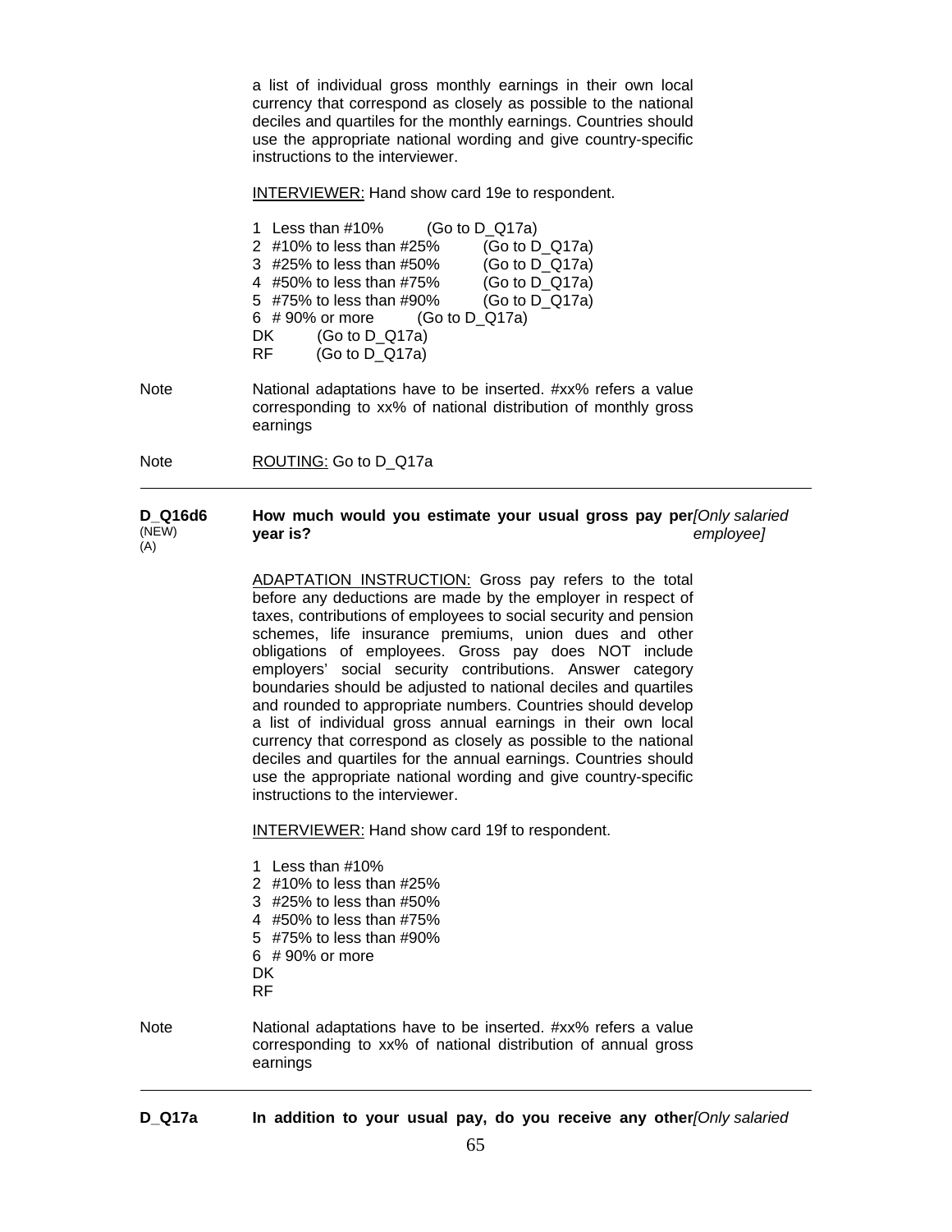a list of individual gross monthly earnings in their own local currency that correspond as closely as possible to the national deciles and quartiles for the monthly earnings. Countries should use the appropriate national wording and give country-specific instructions to the interviewer.

INTERVIEWER: Hand show card 19e to respondent.

1 Less than #10% (Go to D_Q17a)
2 #10% to less than #25% (Go to D_Q17a)
3 #25% to less than #50% (Go to D_Q17a)
4 #50% to less than #75% (Go to D_Q17a)
5 #75% to less than #90% (Go to D_Q17a)
6 # 90% or more (Go to D_Q17a)
DK (Go to D_Q17a)
RF (Go to D_Q17a)

Note National adaptations have to be inserted. #xx% refers a value corresponding to xx% of national distribution of monthly gross earnings

Note ROUTING: Go to D_Q17a

---

**D_Q16d6** (NEW) (A) **How much would you estimate your usual gross pay per year is?** *[Only salaried employee]*

ADAPTATION INSTRUCTION: Gross pay refers to the total before any deductions are made by the employer in respect of taxes, contributions of employees to social security and pension schemes, life insurance premiums, union dues and other obligations of employees. Gross pay does NOT include employers' social security contributions. Answer category boundaries should be adjusted to national deciles and quartiles and rounded to appropriate numbers. Countries should develop a list of individual gross annual earnings in their own local currency that correspond as closely as possible to the national deciles and quartiles for the annual earnings. Countries should use the appropriate national wording and give country-specific instructions to the interviewer.

INTERVIEWER: Hand show card 19f to respondent.

1 Less than #10%
2 #10% to less than #25%
3 #25% to less than #50%
4 #50% to less than #75%
5 #75% to less than #90%
6 # 90% or more
DK
RF

Note National adaptations have to be inserted. #xx% refers a value corresponding to xx% of national distribution of annual gross earnings

---

**D_Q17a** **In addition to your usual pay, do you receive any other** *[Only salaried*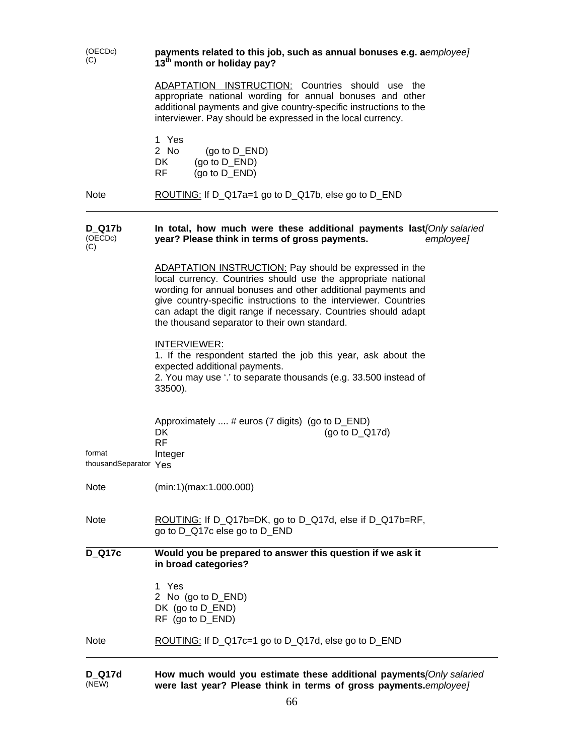(OECDc)
(C)

**payments related to this job, such as annual bonuses e.g. a 13th month or holiday pay?** *employee]*

ADAPTATION INSTRUCTION: Countries should use the appropriate national wording for annual bonuses and other additional payments and give country-specific instructions to the interviewer. Pay should be expressed in the local currency.

1 Yes
2 No (go to D_END)
DK (go to D_END)
RF (go to D_END)

Note: ROUTING: If D_Q17a=1 go to D_Q17b, else go to D_END

---

**D_Q17b** (OECDc) (C)

**In total, how much were these additional payments last year? Please think in terms of gross payments.** *[Only salaried employee]*

ADAPTATION INSTRUCTION: Pay should be expressed in the local currency. Countries should use the appropriate national wording for annual bonuses and other additional payments and give country-specific instructions to the interviewer. Countries can adapt the digit range if necessary. Countries should adapt the thousand separator to their own standard.

INTERVIEWER:
1. If the respondent started the job this year, ask about the expected additional payments.
2. You may use '.' to separate thousands (e.g. 33.500 instead of 33500).

Approximately .... # euros (7 digits) (go to D_END)
DK (go to D_Q17d)
RF

format: Integer
thousandSeparator: Yes

Note: (min:1)(max:1.000.000)

Note: ROUTING: If D_Q17b=DK, go to D_Q17d, else if D_Q17b=RF, go to D_Q17c else go to D_END

---

**D_Q17c**

**Would you be prepared to answer this question if we ask it in broad categories?**

1 Yes
2 No (go to D_END)
DK (go to D_END)
RF (go to D_END)

Note: ROUTING: If D_Q17c=1 go to D_Q17d, else go to D_END

---

**D_Q17d** (NEW)

**How much would you estimate these additional payments were last year? Please think in terms of gross payments.** *[Only salaried employee]*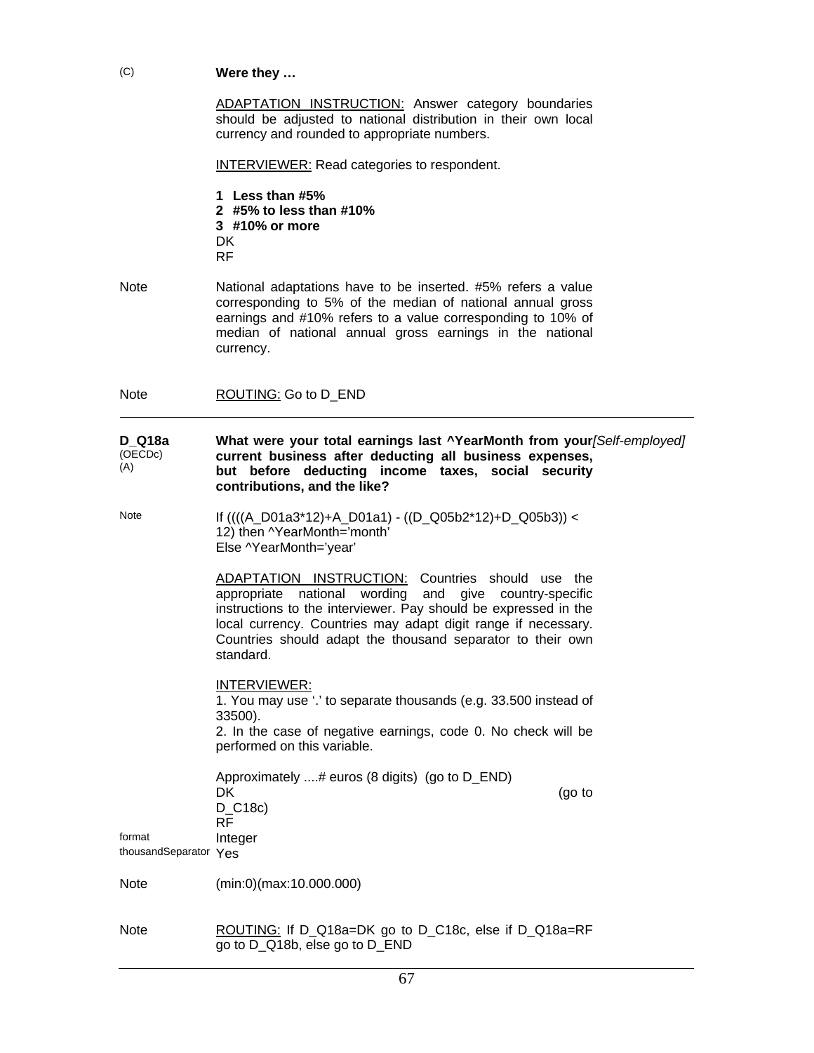(C) **Were they …**

ADAPTATION INSTRUCTION: Answer category boundaries should be adjusted to national distribution in their own local currency and rounded to appropriate numbers.

INTERVIEWER: Read categories to respondent.

**1 Less than #5%**
**2 #5% to less than #10%**
**3 #10% or more**
DK
RF

Note: National adaptations have to be inserted. #5% refers a value corresponding to 5% of the median of national annual gross earnings and #10% refers to a value corresponding to 10% of median of national annual gross earnings in the national currency.

Note: ROUTING: Go to D_END

---

**D_Q18a** (OECDc) (A)

**What were your total earnings last ^YearMonth from your** *[Self-employed]* **current business after deducting all business expenses, but before deducting income taxes, social security contributions, and the like?**

Note: If ((((A_D01a3*12)+A_D01a1) - ((D_Q05b2*12)+D_Q05b3)) < 12) then ^YearMonth='month'
Else ^YearMonth='year'

ADAPTATION INSTRUCTION: Countries should use the appropriate national wording and give country-specific instructions to the interviewer. Pay should be expressed in the local currency. Countries may adapt digit range if necessary. Countries should adapt the thousand separator to their own standard.

INTERVIEWER:
1. You may use '.' to separate thousands (e.g. 33.500 instead of 33500).
2. In the case of negative earnings, code 0. No check will be performed on this variable.

Approximately ....# euros (8 digits) (go to D_END)
DK (go to D_C18c)
RF

format: Integer
thousandSeparator: Yes

Note: (min:0)(max:10.000.000)

Note: ROUTING: If D_Q18a=DK go to D_C18c, else if D_Q18a=RF go to D_Q18b, else go to D_END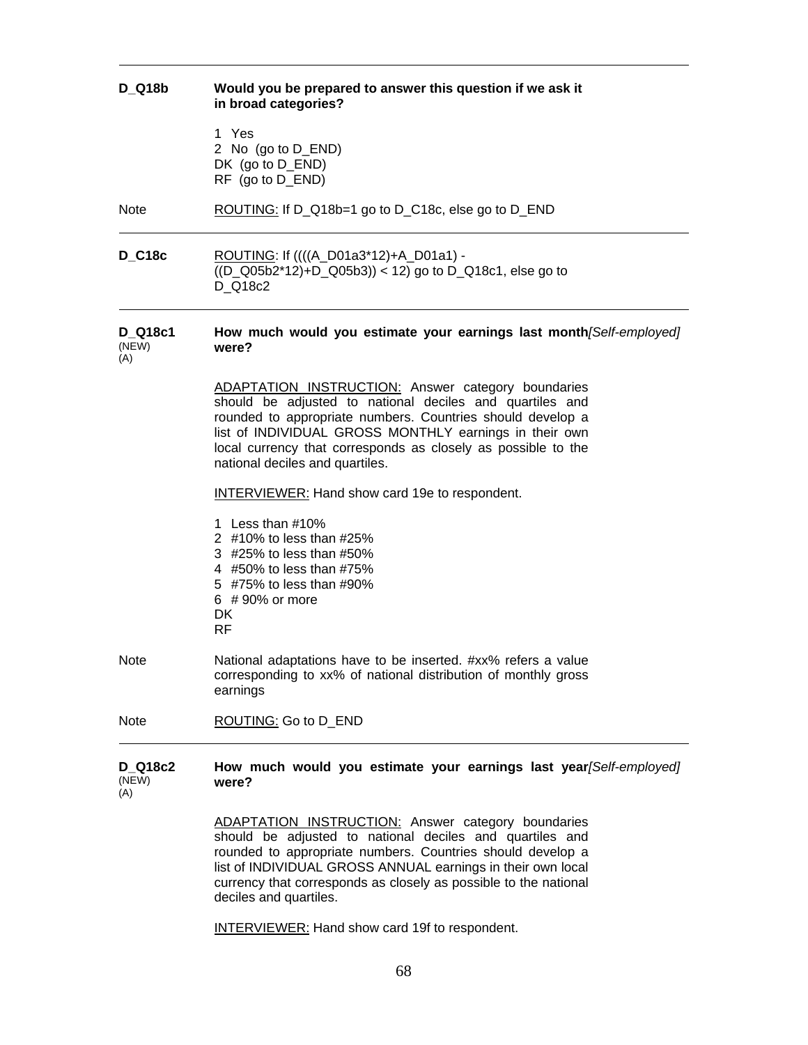**D_Q18b** **Would you be prepared to answer this question if we ask it in broad categories?**

1 Yes
2 No (go to D_END)
DK (go to D_END)
RF (go to D_END)

Note ROUTING: If D_Q18b=1 go to D_C18c, else go to D_END

---

**D_C18c** ROUTING: If ((((A_D01a3*12)+A_D01a1) - ((D_Q05b2*12)+D_Q05b3)) < 12) go to D_Q18c1, else go to D_Q18c2

---

**D_Q18c1** (NEW) (A) **How much would you estimate your earnings last month***[Self-employed]* **were?**

ADAPTATION INSTRUCTION: Answer category boundaries should be adjusted to national deciles and quartiles and rounded to appropriate numbers. Countries should develop a list of INDIVIDUAL GROSS MONTHLY earnings in their own local currency that corresponds as closely as possible to the national deciles and quartiles.

INTERVIEWER: Hand show card 19e to respondent.

1 Less than #10%
2 #10% to less than #25%
3 #25% to less than #50%
4 #50% to less than #75%
5 #75% to less than #90%
6 # 90% or more
DK
RF

Note National adaptations have to be inserted. #xx% refers a value corresponding to xx% of national distribution of monthly gross earnings

Note ROUTING: Go to D_END

---

**D_Q18c2** (NEW) (A) **How much would you estimate your earnings last year***[Self-employed]* **were?**

ADAPTATION INSTRUCTION: Answer category boundaries should be adjusted to national deciles and quartiles and rounded to appropriate numbers. Countries should develop a list of INDIVIDUAL GROSS ANNUAL earnings in their own local currency that corresponds as closely as possible to the national deciles and quartiles.

INTERVIEWER: Hand show card 19f to respondent.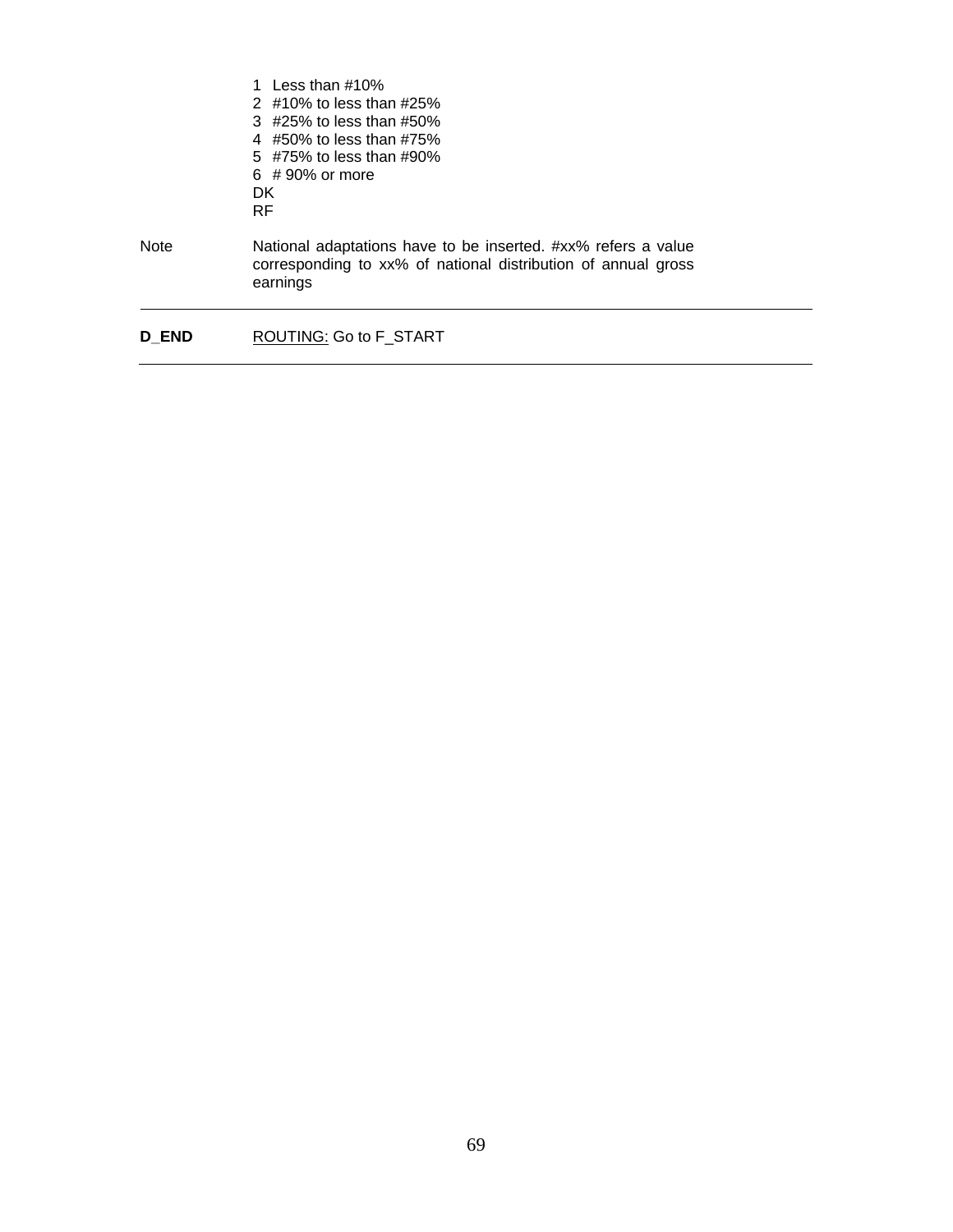1 Less than #10%
2 #10% to less than #25%
3 #25% to less than #50%
4 #50% to less than #75%
5 #75% to less than #90%
6 # 90% or more
DK
RF

Note National adaptations have to be inserted. #xx% refers a value corresponding to xx% of national distribution of annual gross earnings

---

**D_END** ROUTING: Go to F_START

---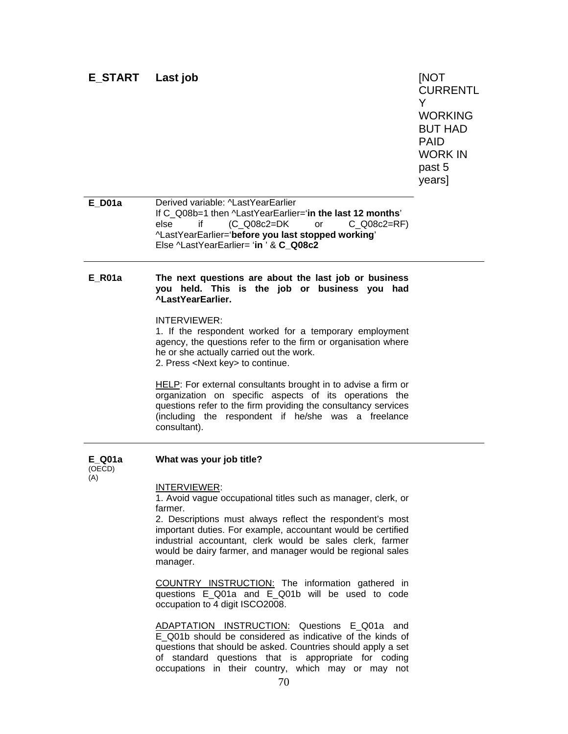## E_START Last job

[NOT CURRENTLY WORKING BUT HAD PAID WORK IN past 5 years]

---

**E_D01a**

Derived variable: ^LastYearEarlier
If C_Q08b=1 then ^LastYearEarlier='**in the last 12 months**'
else if (C_Q08c2=DK or C_Q08c2=RF) ^LastYearEarlier='**before you last stopped working**'
Else ^LastYearEarlier= '**in** ' & **C_Q08c2**

---

**E_R01a**

**The next questions are about the last job or business you held. This is the job or business you had ^LastYearEarlier.**

INTERVIEWER:
1. If the respondent worked for a temporary employment agency, the questions refer to the firm or organisation where he or she actually carried out the work.
2. Press <Next key> to continue.

<u>HELP</u>: For external consultants brought in to advise a firm or organization on specific aspects of its operations the questions refer to the firm providing the consultancy services (including the respondent if he/she was a freelance consultant).

---

**E_Q01a** (OECD) (A)

**What was your job title?**

<u>INTERVIEWER</u>:
1. Avoid vague occupational titles such as manager, clerk, or farmer.
2. Descriptions must always reflect the respondent's most important duties. For example, accountant would be certified industrial accountant, clerk would be sales clerk, farmer would be dairy farmer, and manager would be regional sales manager.

<u>COUNTRY INSTRUCTION:</u> The information gathered in questions E_Q01a and E_Q01b will be used to code occupation to 4 digit ISCO2008.

<u>ADAPTATION INSTRUCTION:</u> Questions E_Q01a and E_Q01b should be considered as indicative of the kinds of questions that should be asked. Countries should apply a set of standard questions that is appropriate for coding occupations in their country, which may or may not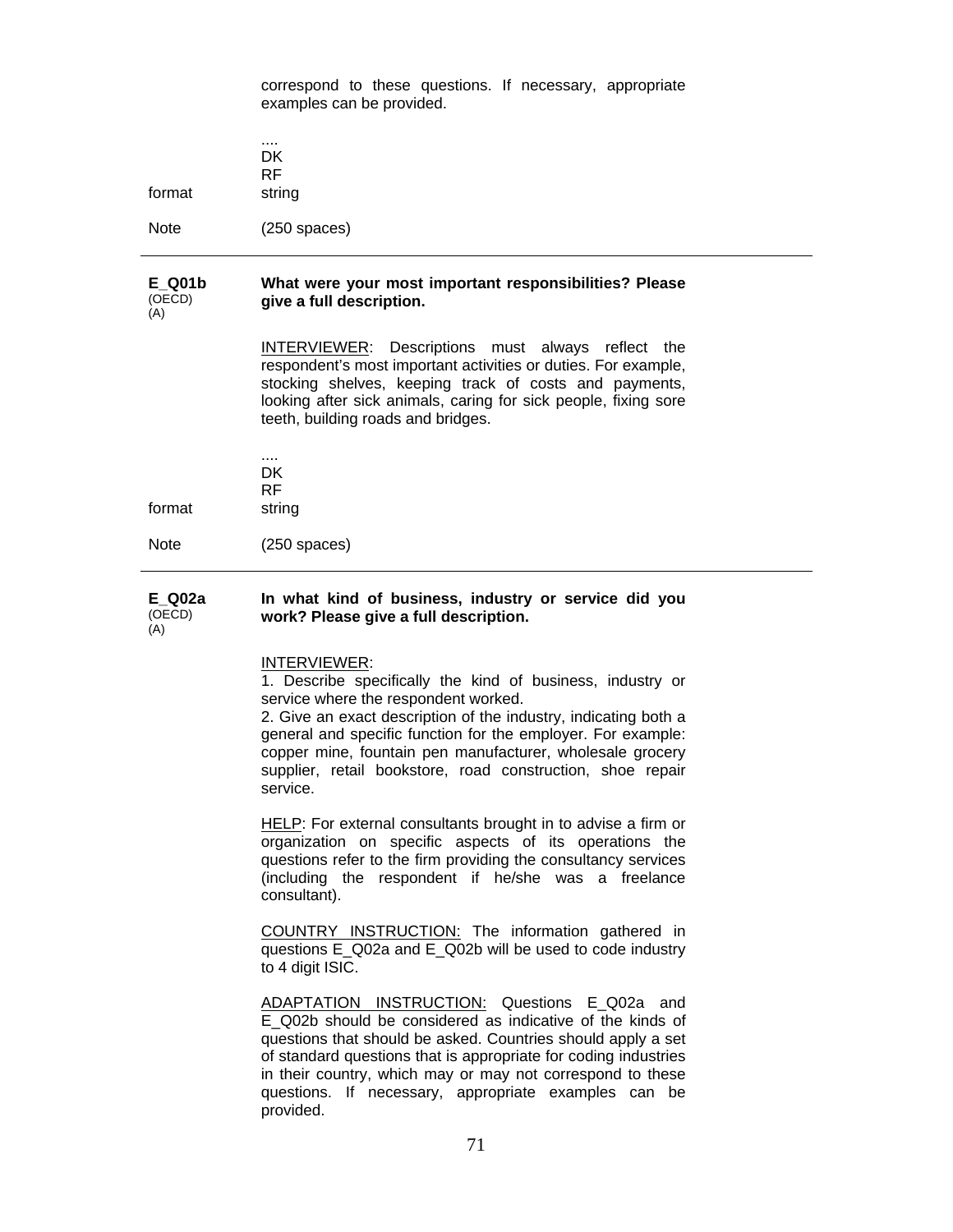correspond to these questions. If necessary, appropriate examples can be provided.

....
DK
RF

format string

Note (250 spaces)

---

**E_Q01b** (OECD) (A)

**What were your most important responsibilities? Please give a full description.**

INTERVIEWER: Descriptions must always reflect the respondent's most important activities or duties. For example, stocking shelves, keeping track of costs and payments, looking after sick animals, caring for sick people, fixing sore teeth, building roads and bridges.

....
DK
RF

format string

Note (250 spaces)

---

**E_Q02a** (OECD) (A)

**In what kind of business, industry or service did you work? Please give a full description.**

INTERVIEWER:
1. Describe specifically the kind of business, industry or service where the respondent worked.
2. Give an exact description of the industry, indicating both a general and specific function for the employer. For example: copper mine, fountain pen manufacturer, wholesale grocery supplier, retail bookstore, road construction, shoe repair service.

HELP: For external consultants brought in to advise a firm or organization on specific aspects of its operations the questions refer to the firm providing the consultancy services (including the respondent if he/she was a freelance consultant).

COUNTRY INSTRUCTION: The information gathered in questions E_Q02a and E_Q02b will be used to code industry to 4 digit ISIC.

ADAPTATION INSTRUCTION: Questions E_Q02a and E_Q02b should be considered as indicative of the kinds of questions that should be asked. Countries should apply a set of standard questions that is appropriate for coding industries in their country, which may or may not correspond to these questions. If necessary, appropriate examples can be provided.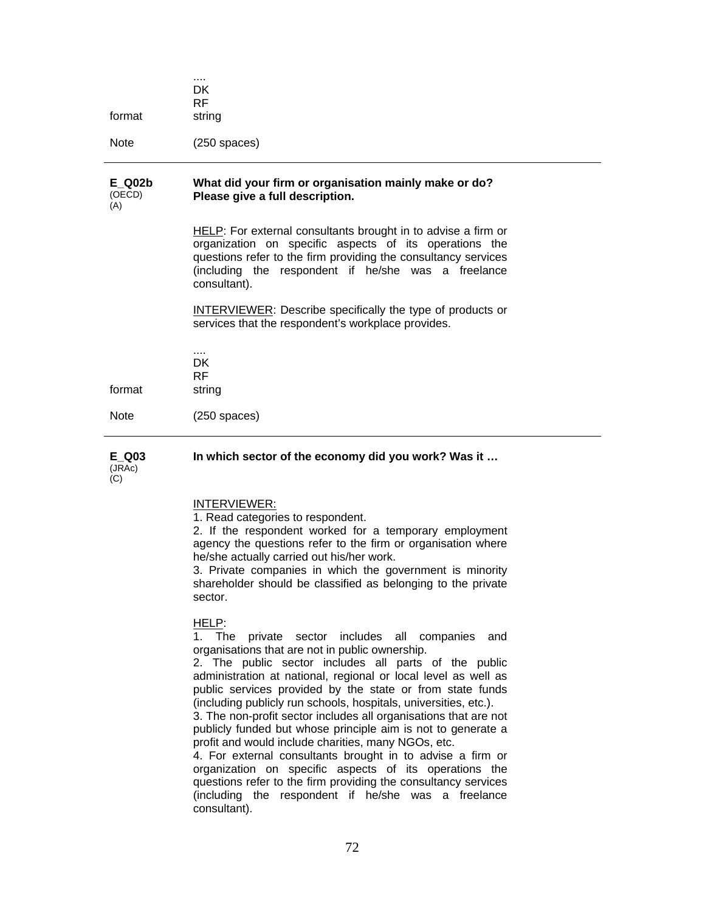....
DK
RF

format string

Note (250 spaces)

---

**E_Q02b** (OECD) (A)

**What did your firm or organisation mainly make or do? Please give a full description.**

HELP: For external consultants brought in to advise a firm or organization on specific aspects of its operations the questions refer to the firm providing the consultancy services (including the respondent if he/she was a freelance consultant).

INTERVIEWER: Describe specifically the type of products or services that the respondent's workplace provides.

....
DK
RF

format string

Note (250 spaces)

---

**E_Q03** (JRAc) (C)

**In which sector of the economy did you work? Was it …**

INTERVIEWER:
1. Read categories to respondent.
2. If the respondent worked for a temporary employment agency the questions refer to the firm or organisation where he/she actually carried out his/her work.
3. Private companies in which the government is minority shareholder should be classified as belonging to the private sector.

HELP:
1. The private sector includes all companies and organisations that are not in public ownership.
2. The public sector includes all parts of the public administration at national, regional or local level as well as public services provided by the state or from state funds (including publicly run schools, hospitals, universities, etc.).
3. The non-profit sector includes all organisations that are not publicly funded but whose principle aim is not to generate a profit and would include charities, many NGOs, etc.
4. For external consultants brought in to advise a firm or organization on specific aspects of its operations the questions refer to the firm providing the consultancy services (including the respondent if he/she was a freelance consultant).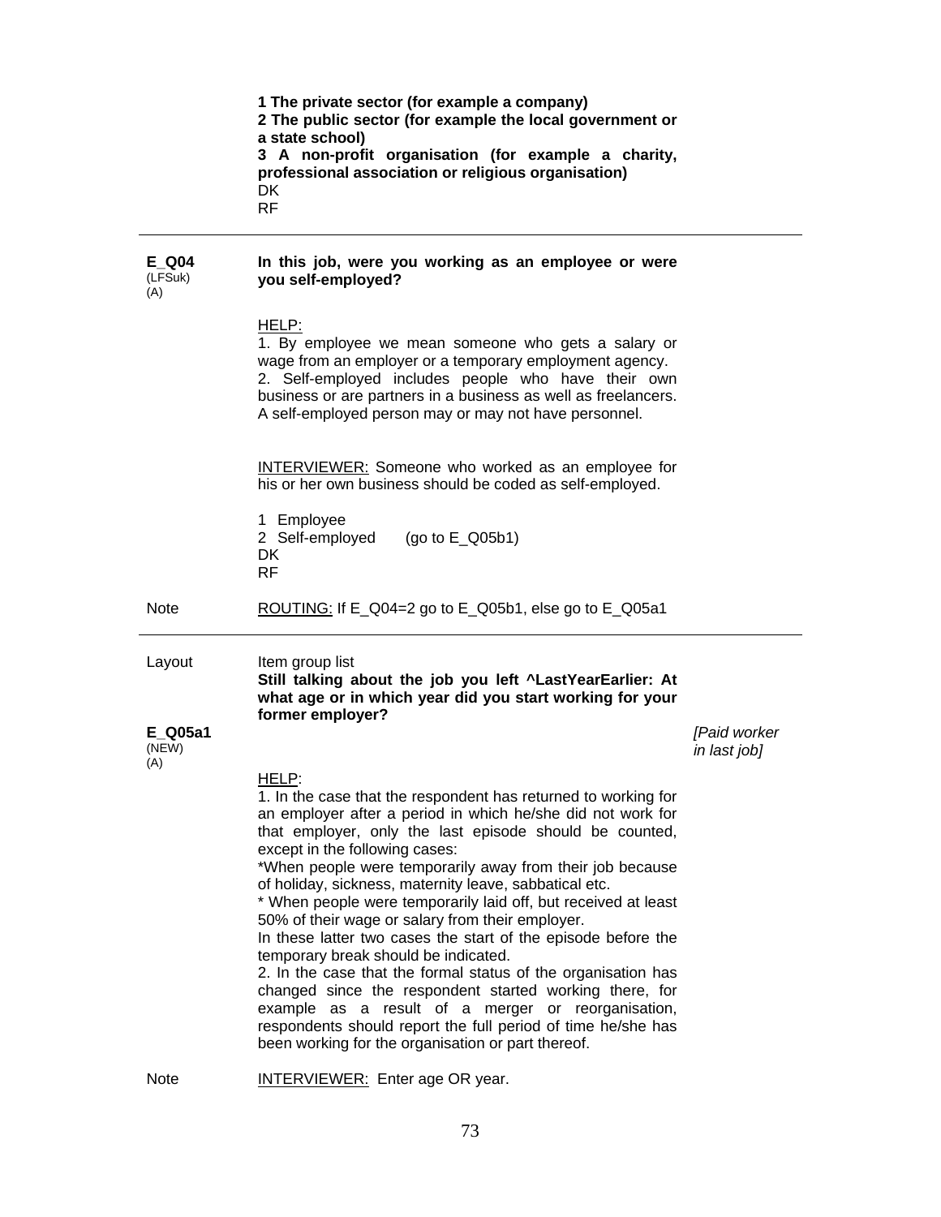**1 The private sector (for example a company)**
**2 The public sector (for example the local government or a state school)**
**3 A non-profit organisation (for example a charity, professional association or religious organisation)**
DK
RF

---

**E_Q04**
(LFSuk)
(A)

**In this job, were you working as an employee or were you self-employed?**

HELP:
1. By employee we mean someone who gets a salary or wage from an employer or a temporary employment agency.
2. Self-employed includes people who have their own business or are partners in a business as well as freelancers. A self-employed person may or may not have personnel.

INTERVIEWER: Someone who worked as an employee for his or her own business should be coded as self-employed.

1 Employee
2 Self-employed (go to E_Q05b1)
DK
RF

Note: ROUTING: If E_Q04=2 go to E_Q05b1, else go to E_Q05a1

---

Layout: Item group list
**Still talking about the job you left ^LastYearEarlier: At what age or in which year did you start working for your former employer?**

**E_Q05a1**
(NEW)
(A)

*[Paid worker in last job]*

HELP:
1. In the case that the respondent has returned to working for an employer after a period in which he/she did not work for that employer, only the last episode should be counted, except in the following cases:
*When people were temporarily away from their job because of holiday, sickness, maternity leave, sabbatical etc.
* When people were temporarily laid off, but received at least 50% of their wage or salary from their employer.
In these latter two cases the start of the episode before the temporary break should be indicated.
2. In the case that the formal status of the organisation has changed since the respondent started working there, for example as a result of a merger or reorganisation, respondents should report the full period of time he/she has been working for the organisation or part thereof.

Note: INTERVIEWER: Enter age OR year.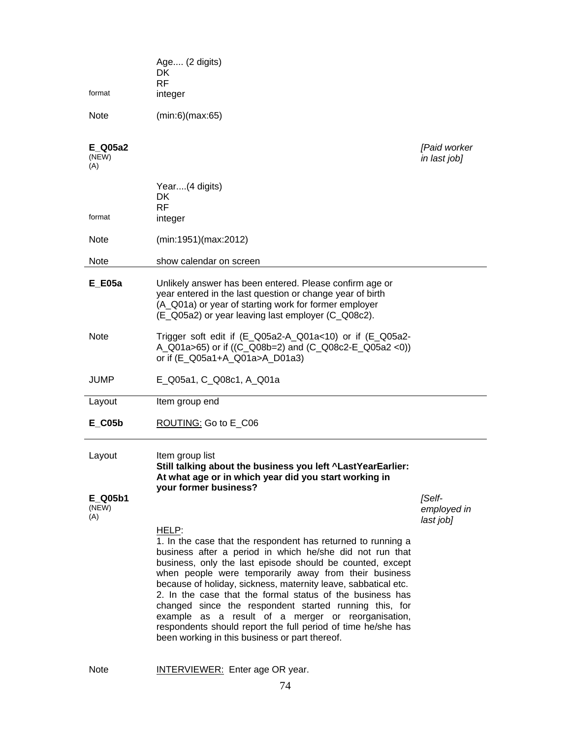| | | |
|---|---|---|
| format | Age.... (2 digits)<br>DK<br>RF<br>integer | |
| Note | (min:6)(max:65) | |
| **E_Q05a2**<br>(NEW)<br>(A) | | *[Paid worker in last job]* |
| format | Year....(4 digits)<br>DK<br>RF<br>integer | |
| Note | (min:1951)(max:2012) | |
| Note | show calendar on screen | |

| | |
|---|---|
| **E_E05a** | Unlikely answer has been entered. Please confirm age or year entered in the last question or change year of birth (A_Q01a) or year of starting work for former employer (E_Q05a2) or year leaving last employer (C_Q08c2). |
| Note | Trigger soft edit if (E_Q05a2-A_Q01a<10) or if (E_Q05a2-A_Q01a>65) or if ((C_Q08b=2) and (C_Q08c2-E_Q05a2 <0)) or if (E_Q05a1+A_Q01a>A_D01a3) |
| JUMP | E_Q05a1, C_Q08c1, A_Q01a |

| | |
|---|---|
| Layout | Item group end |
| **E_C05b** | ROUTING: Go to E_C06 |

| | | |
|---|---|---|
| Layout | Item group list<br>**Still talking about the business you left ^LastYearEarlier: At what age or in which year did you start working in your former business?** | |
| **E_Q05b1**<br>(NEW)<br>(A) | | *[Self-employed in last job]* |
| | HELP:<br>1. In the case that the respondent has returned to running a business after a period in which he/she did not run that business, only the last episode should be counted, except when people were temporarily away from their business because of holiday, sickness, maternity leave, sabbatical etc.<br>2. In the case that the formal status of the business has changed since the respondent started running this, for example as a result of a merger or reorganisation, respondents should report the full period of time he/she has been working in this business or part thereof. | |
| Note | INTERVIEWER: Enter age OR year. | |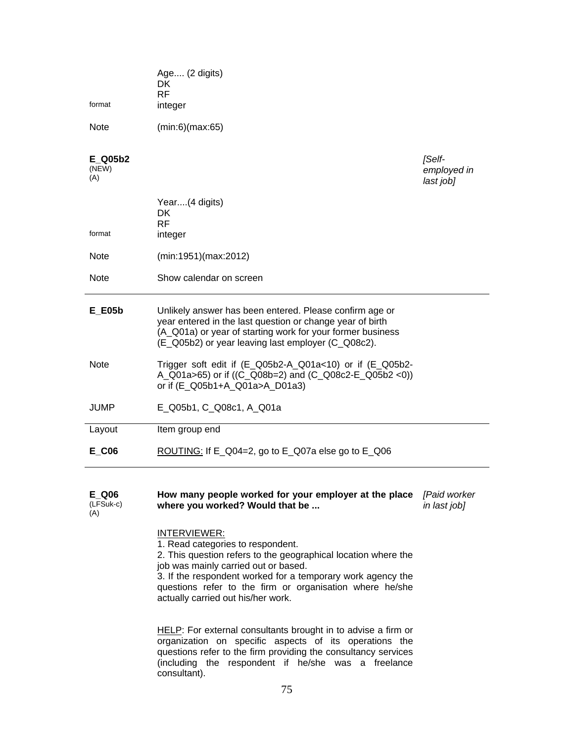| | | |
|---|---|---|
| | Age.... (2 digits)<br>DK<br>RF | |
| format | integer | |
| Note | (min:6)(max:65) | |

| | | |
|---|---|---|
| **E_Q05b2**<br>(NEW)<br>(A) | | *[Self-employed in last job]* |
| | Year....(4 digits)<br>DK<br>RF | |
| format | integer | |
| Note | (min:1951)(max:2012) | |
| Note | Show calendar on screen | |

---

| | |
|---|---|
| **E_E05b** | Unlikely answer has been entered. Please confirm age or year entered in the last question or change year of birth (A_Q01a) or year of starting work for your former business (E_Q05b2) or year leaving last employer (C_Q08c2). |
| Note | Trigger soft edit if (E_Q05b2-A_Q01a<10) or if (E_Q05b2-A_Q01a>65) or if ((C_Q08b=2) and (C_Q08c2-E_Q05b2 <0)) or if (E_Q05b1+A_Q01a>A_D01a3) |
| JUMP | E_Q05b1, C_Q08c1, A_Q01a |

---

| | |
|---|---|
| Layout | Item group end |
| **E_C06** | <u>ROUTING:</u> If E_Q04=2, go to E_Q07a else go to E_Q06 |

---

| | | |
|---|---|---|
| **E_Q06**<br>(LFSuk-c)<br>(A) | **How many people worked for your employer at the place where you worked? Would that be ...** | *[Paid worker in last job]* |

<u>INTERVIEWER:</u>
1. Read categories to respondent.
2. This question refers to the geographical location where the job was mainly carried out or based.
3. If the respondent worked for a temporary work agency the questions refer to the firm or organisation where he/she actually carried out his/her work.

<u>HELP</u>: For external consultants brought in to advise a firm or organization on specific aspects of its operations the questions refer to the firm providing the consultancy services (including the respondent if he/she was a freelance consultant).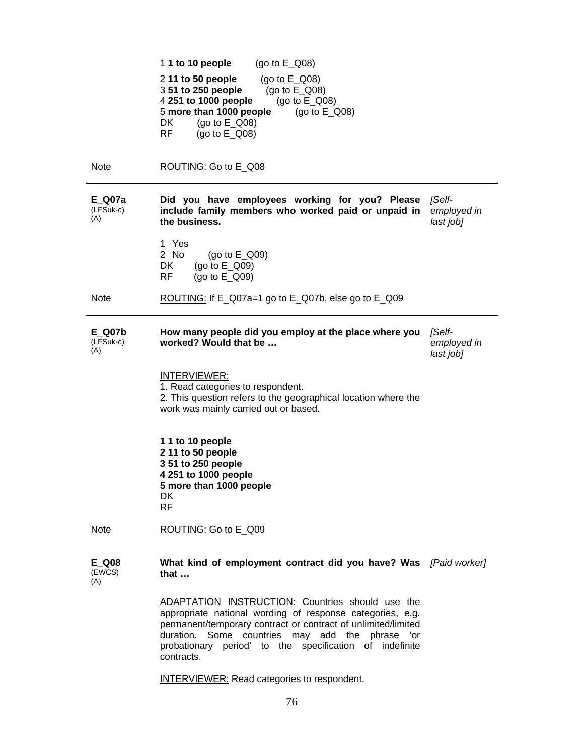1 **1 to 10 people** (go to E_Q08)

2 **11 to 50 people** (go to E_Q08)
3 **51 to 250 people** (go to E_Q08)
4 **251 to 1000 people** (go to E_Q08)
5 **more than 1000 people** (go to E_Q08)
DK (go to E_Q08)
RF (go to E_Q08)

Note ROUTING: Go to E_Q08

---

**E_Q07a** (LFSuk-c) (A)

**Did you have employees working for you? Please include family members who worked paid or unpaid in the business.** *[Self-employed in last job]*

1 Yes
2 No (go to E_Q09)
DK (go to E_Q09)
RF (go to E_Q09)

Note ROUTING: If E_Q07a=1 go to E_Q07b, else go to E_Q09

---

**E_Q07b** (LFSuk-c) (A)

**How many people did you employ at the place where you worked? Would that be …** *[Self-employed in last job]*

INTERVIEWER:
1. Read categories to respondent.
2. This question refers to the geographical location where the work was mainly carried out or based.

**1 1 to 10 people**
**2 11 to 50 people**
**3 51 to 250 people**
**4 251 to 1000 people**
**5 more than 1000 people**
DK
RF

Note ROUTING: Go to E_Q09

---

**E_Q08** (EWCS) (A)

**What kind of employment contract did you have? Was that …** *[Paid worker]*

ADAPTATION INSTRUCTION: Countries should use the appropriate national wording of response categories, e.g. permanent/temporary contract or contract of unlimited/limited duration. Some countries may add the phrase 'or probationary period' to the specification of indefinite contracts.

INTERVIEWER: Read categories to respondent.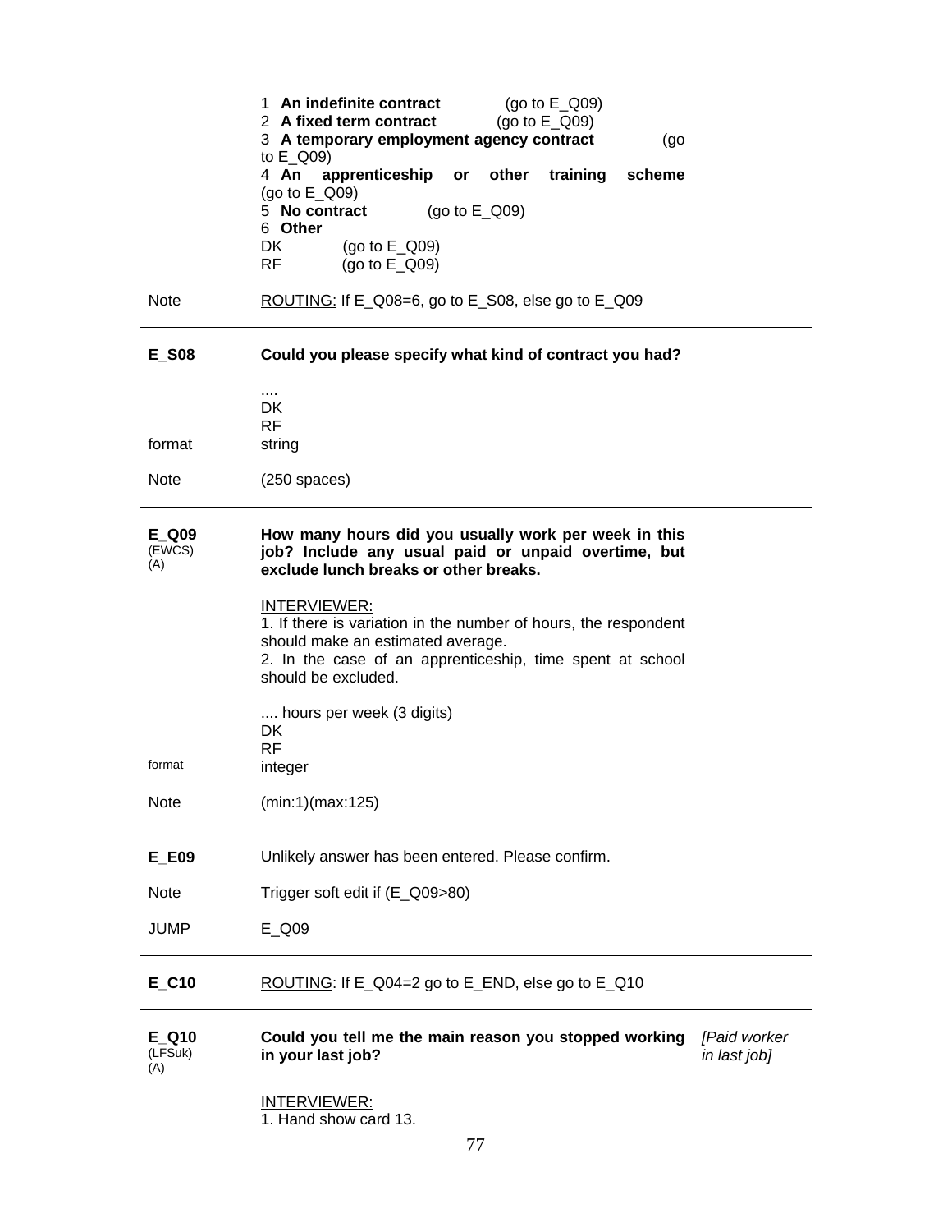1 **An indefinite contract** (go to E_Q09)
2 **A fixed term contract** (go to E_Q09)
3 **A temporary employment agency contract** (go to E_Q09)
4 **An apprenticeship or other training scheme** (go to E_Q09)
5 **No contract** (go to E_Q09)
6 **Other**
DK (go to E_Q09)
RF (go to E_Q09)

Note — ROUTING: If E_Q08=6, go to E_S08, else go to E_Q09

---

**E_S08** — **Could you please specify what kind of contract you had?**

....
DK
RF

format — string

Note — (250 spaces)

---

**E_Q09** (EWCS) (A) — **How many hours did you usually work per week in this job? Include any usual paid or unpaid overtime, but exclude lunch breaks or other breaks.**

INTERVIEWER:
1. If there is variation in the number of hours, the respondent should make an estimated average.
2. In the case of an apprenticeship, time spent at school should be excluded.

.... hours per week (3 digits)
DK
RF

format — integer

Note — (min:1)(max:125)

---

**E_E09** — Unlikely answer has been entered. Please confirm.

Note — Trigger soft edit if (E_Q09>80)

JUMP — E_Q09

---

**E_C10** — ROUTING: If E_Q04=2 go to E_END, else go to E_Q10

---

**E_Q10** (LFSuk) (A) — **Could you tell me the main reason you stopped working in your last job?** *[Paid worker in last job]*

INTERVIEWER:
1. Hand show card 13.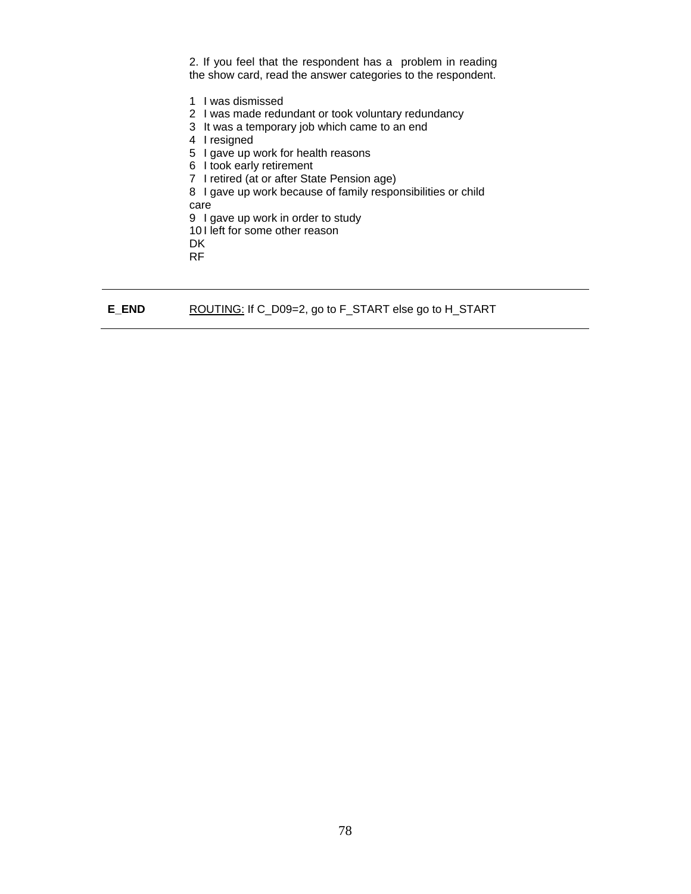2. If you feel that the respondent has a problem in reading the show card, read the answer categories to the respondent.

1 I was dismissed
2 I was made redundant or took voluntary redundancy
3 It was a temporary job which came to an end
4 I resigned
5 I gave up work for health reasons
6 I took early retirement
7 I retired (at or after State Pension age)
8 I gave up work because of family responsibilities or child care
9 I gave up work in order to study
10 I left for some other reason
DK
RF

---

**E_END** ROUTING: If C_D09=2, go to F_START else go to H_START

---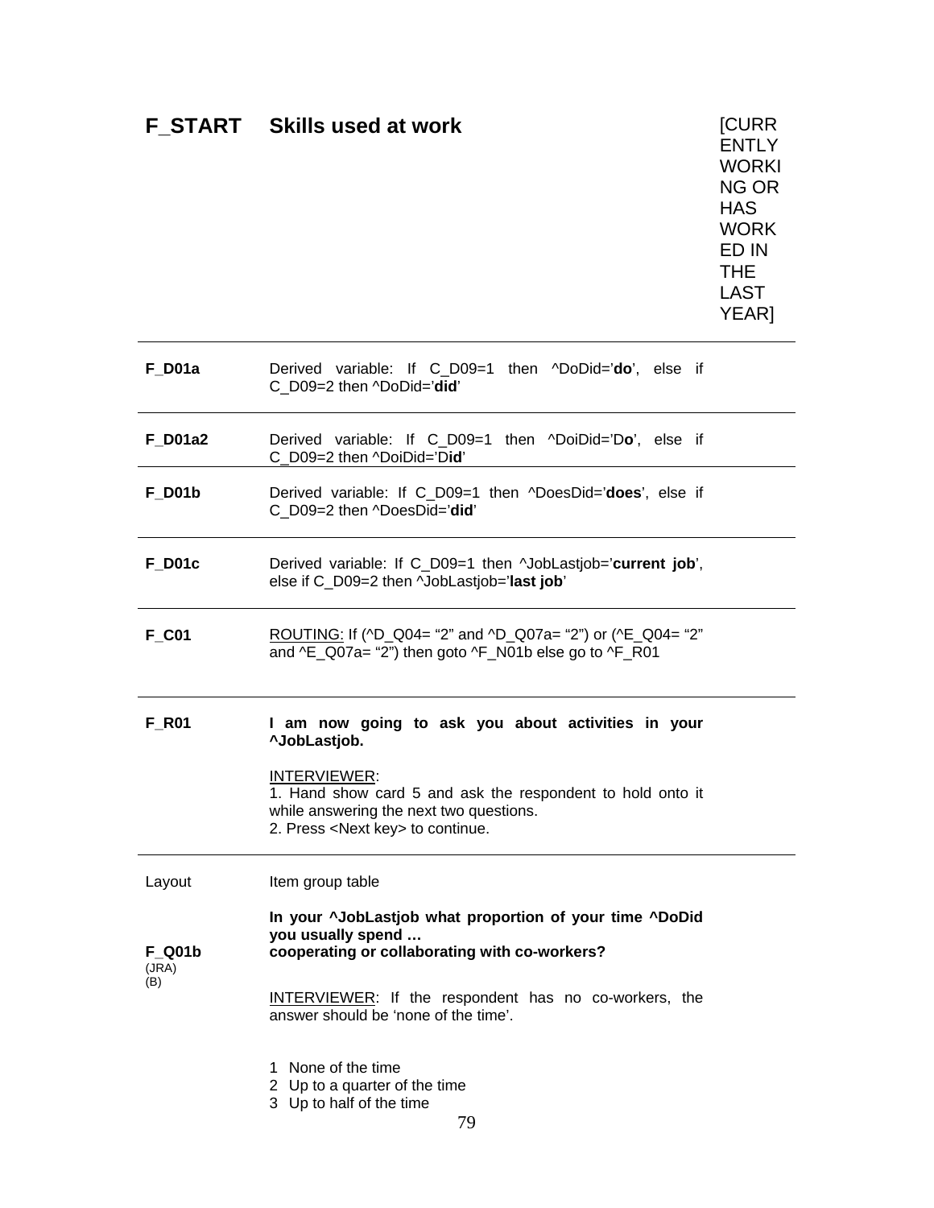## F_START Skills used at work

[CURRENTLY WORKING OR HAS WORKED IN THE LAST YEAR]

---

**F_D01a**

Derived variable: If C_D09=1 then ^DoDid='**do**', else if C_D09=2 then ^DoDid='**did**'

---

**F_D01a2**

Derived variable: If C_D09=1 then ^DoiDid='D**o**', else if C_D09=2 then ^DoiDid='D**id**'

---

**F_D01b**

Derived variable: If C_D09=1 then ^DoesDid='**does**', else if C_D09=2 then ^DoesDid='**did**'

---

**F_D01c**

Derived variable: If C_D09=1 then ^JobLastjob='**current job**', else if C_D09=2 then ^JobLastjob='**last job**'

---

**F_C01**

ROUTING: If (^D_Q04= "2" and ^D_Q07a= "2") or (^E_Q04= "2" and ^E_Q07a= "2") then goto ^F_N01b else go to ^F_R01

---

**F_R01**

**I am now going to ask you about activities in your ^JobLastjob.**

INTERVIEWER:
1. Hand show card 5 and ask the respondent to hold onto it while answering the next two questions.
2. Press <Next key> to continue.

---

Layout

Item group table

**In your ^JobLastjob what proportion of your time ^DoDid you usually spend …**

**F_Q01b** (JRA) (B)

**cooperating or collaborating with co-workers?**

INTERVIEWER: If the respondent has no co-workers, the answer should be 'none of the time'.

1 None of the time
2 Up to a quarter of the time
3 Up to half of the time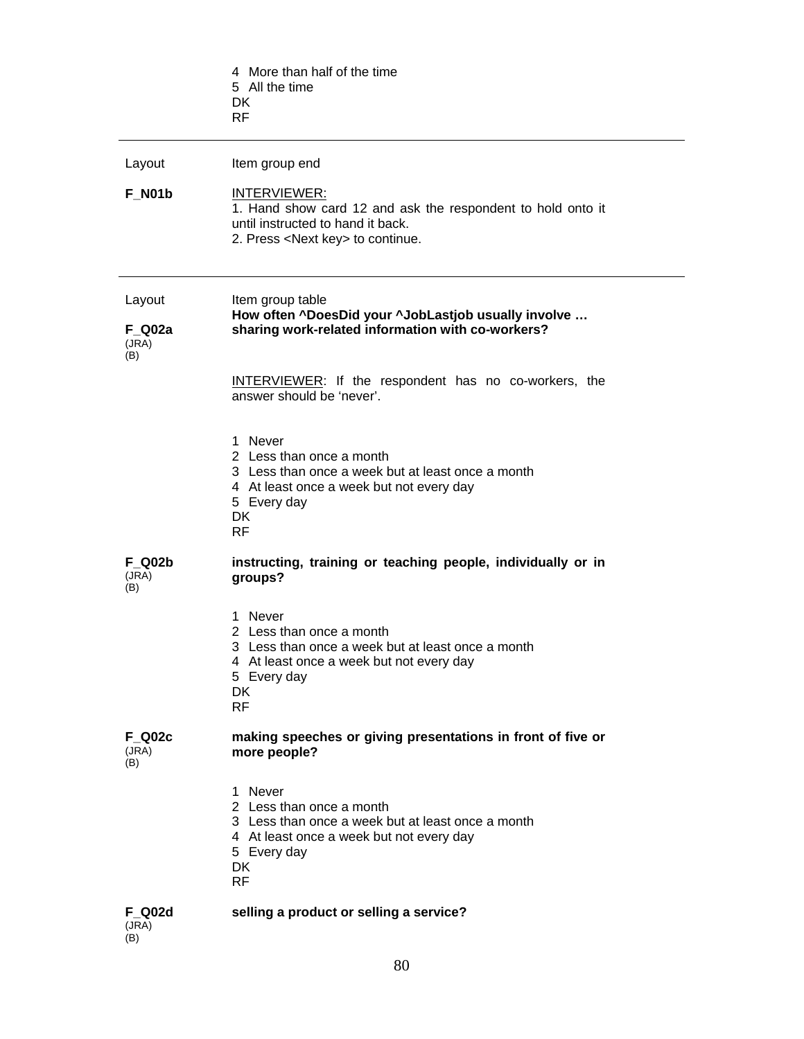4  More than half of the time
5  All the time
DK
RF

---

Layout — Item group end

**F_N01b** — <u>INTERVIEWER:</u>
1. Hand show card 12 and ask the respondent to hold onto it until instructed to hand it back.
2. Press <Next key> to continue.

---

Layout — Item group table

**How often ^DoesDid your ^JobLastjob usually involve …**

**F_Q02a** (JRA) (B) — **sharing work-related information with co-workers?**

<u>INTERVIEWER</u>: If the respondent has no co-workers, the answer should be 'never'.

1  Never
2  Less than once a month
3  Less than once a week but at least once a month
4  At least once a week but not every day
5  Every day
DK
RF

**F_Q02b** (JRA) (B) — **instructing, training or teaching people, individually or in groups?**

1  Never
2  Less than once a month
3  Less than once a week but at least once a month
4  At least once a week but not every day
5  Every day
DK
RF

**F_Q02c** (JRA) (B) — **making speeches or giving presentations in front of five or more people?**

1  Never
2  Less than once a month
3  Less than once a week but at least once a month
4  At least once a week but not every day
5  Every day
DK
RF

**F_Q02d** (JRA) (B) — **selling a product or selling a service?**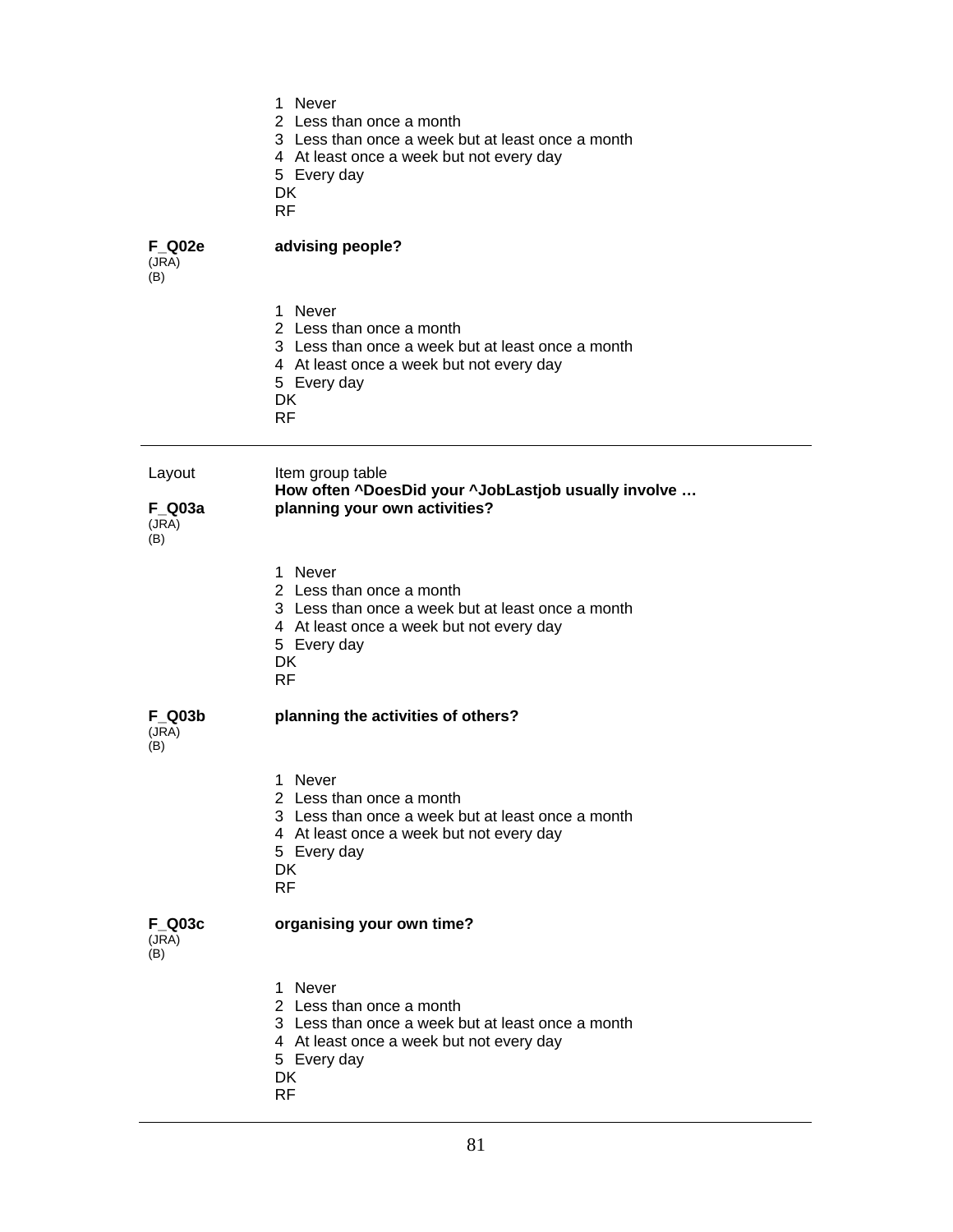1 Never
2 Less than once a month
3 Less than once a week but at least once a month
4 At least once a week but not every day
5 Every day
DK
RF

**F_Q02e**
(JRA)
(B)

**advising people?**

1 Never
2 Less than once a month
3 Less than once a week but at least once a month
4 At least once a week but not every day
5 Every day
DK
RF

---

Layout — Item group table

**How often ^DoesDid your ^JobLastjob usually involve …**

**F_Q03a**
(JRA)
(B)

**planning your own activities?**

1 Never
2 Less than once a month
3 Less than once a week but at least once a month
4 At least once a week but not every day
5 Every day
DK
RF

**F_Q03b**
(JRA)
(B)

**planning the activities of others?**

1 Never
2 Less than once a month
3 Less than once a week but at least once a month
4 At least once a week but not every day
5 Every day
DK
RF

**F_Q03c**
(JRA)
(B)

**organising your own time?**

1 Never
2 Less than once a month
3 Less than once a week but at least once a month
4 At least once a week but not every day
5 Every day
DK
RF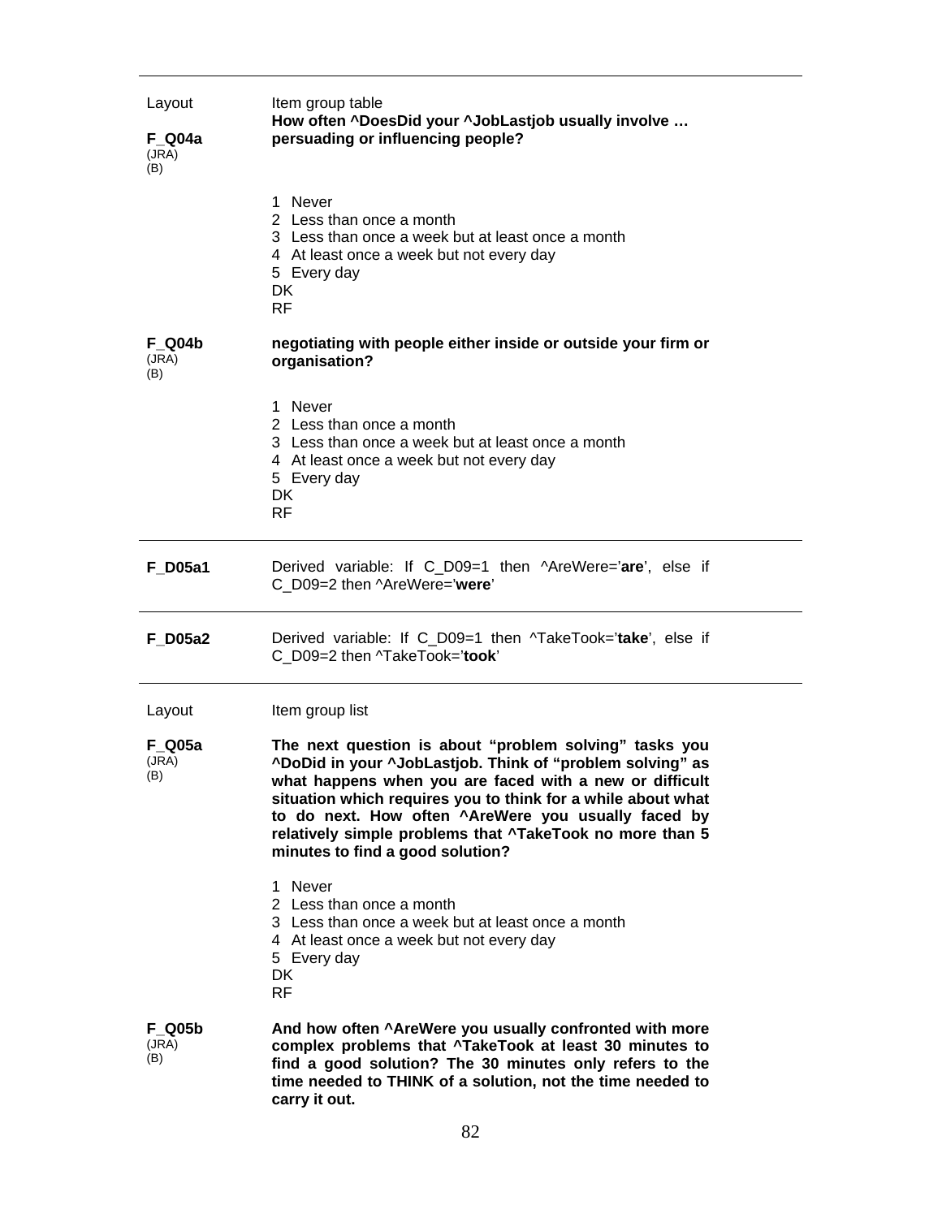---

Layout

Item group table

**F_Q04a**
(JRA)
(B)

**How often ^DoesDid your ^JobLastjob usually involve … persuading or influencing people?**

1 Never
2 Less than once a month
3 Less than once a week but at least once a month
4 At least once a week but not every day
5 Every day
DK
RF

**F_Q04b**
(JRA)
(B)

**negotiating with people either inside or outside your firm or organisation?**

1 Never
2 Less than once a month
3 Less than once a week but at least once a month
4 At least once a week but not every day
5 Every day
DK
RF

---

**F_D05a1**

Derived variable: If C_D09=1 then ^AreWere='**are**', else if C_D09=2 then ^AreWere='**were**'

---

**F_D05a2**

Derived variable: If C_D09=1 then ^TakeTook='**take**', else if C_D09=2 then ^TakeTook='**took**'

---

Layout

Item group list

**F_Q05a**
(JRA)
(B)

**The next question is about "problem solving" tasks you ^DoDid in your ^JobLastjob. Think of "problem solving" as what happens when you are faced with a new or difficult situation which requires you to think for a while about what to do next. How often ^AreWere you usually faced by relatively simple problems that ^TakeTook no more than 5 minutes to find a good solution?**

1 Never
2 Less than once a month
3 Less than once a week but at least once a month
4 At least once a week but not every day
5 Every day
DK
RF

**F_Q05b**
(JRA)
(B)

**And how often ^AreWere you usually confronted with more complex problems that ^TakeTook at least 30 minutes to find a good solution? The 30 minutes only refers to the time needed to THINK of a solution, not the time needed to carry it out.**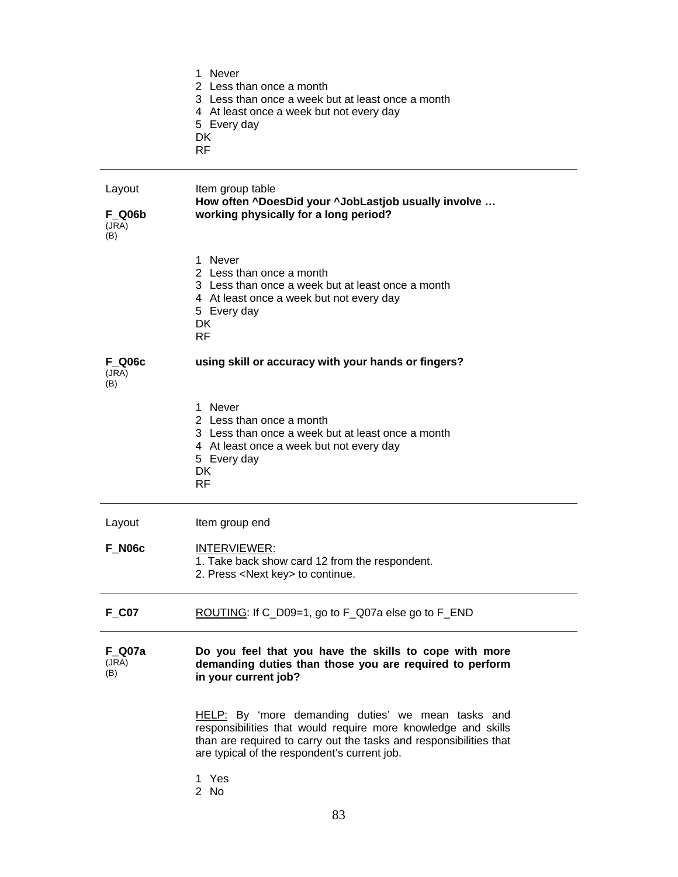1 Never
2 Less than once a month
3 Less than once a week but at least once a month
4 At least once a week but not every day
5 Every day
DK
RF

---

Layout — Item group table

**F_Q06b** (JRA) (B)

**How often ^DoesDid your ^JobLastjob usually involve … working physically for a long period?**

1 Never
2 Less than once a month
3 Less than once a week but at least once a month
4 At least once a week but not every day
5 Every day
DK
RF

**F_Q06c** (JRA) (B)

**using skill or accuracy with your hands or fingers?**

1 Never
2 Less than once a month
3 Less than once a week but at least once a month
4 At least once a week but not every day
5 Every day
DK
RF

---

Layout — Item group end

**F_N06c**

INTERVIEWER:
1. Take back show card 12 from the respondent.
2. Press <Next key> to continue.

---

**F_C07**

ROUTING: If C_D09=1, go to F_Q07a else go to F_END

---

**F_Q07a** (JRA) (B)

**Do you feel that you have the skills to cope with more demanding duties than those you are required to perform in your current job?**

HELP: By 'more demanding duties' we mean tasks and responsibilities that would require more knowledge and skills than are required to carry out the tasks and responsibilities that are typical of the respondent's current job.

1 Yes
2 No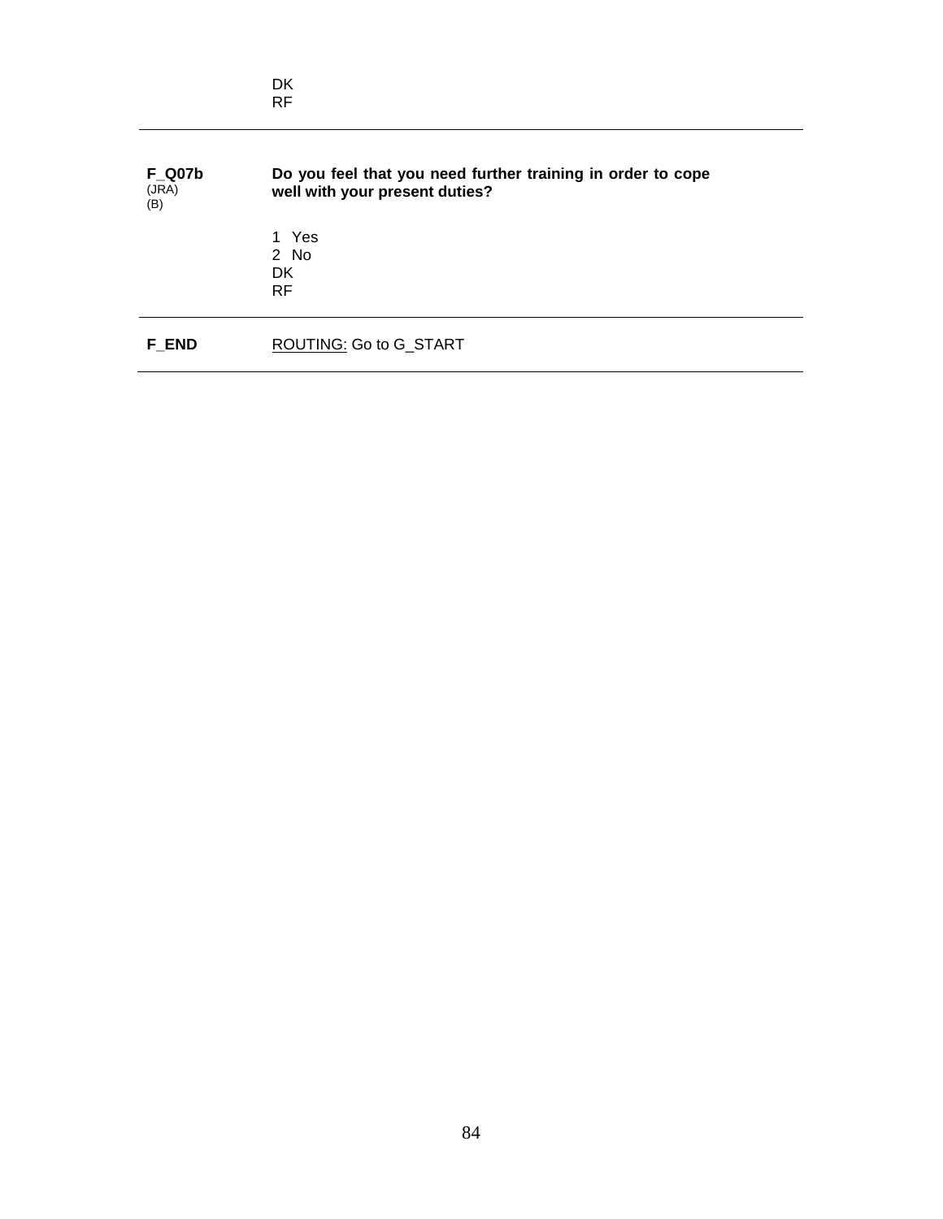DK
RF

---

**F_Q07b**
(JRA)
(B)

**Do you feel that you need further training in order to cope well with your present duties?**

1 Yes
2 No
DK
RF

---

**F_END** ROUTING: Go to G_START

---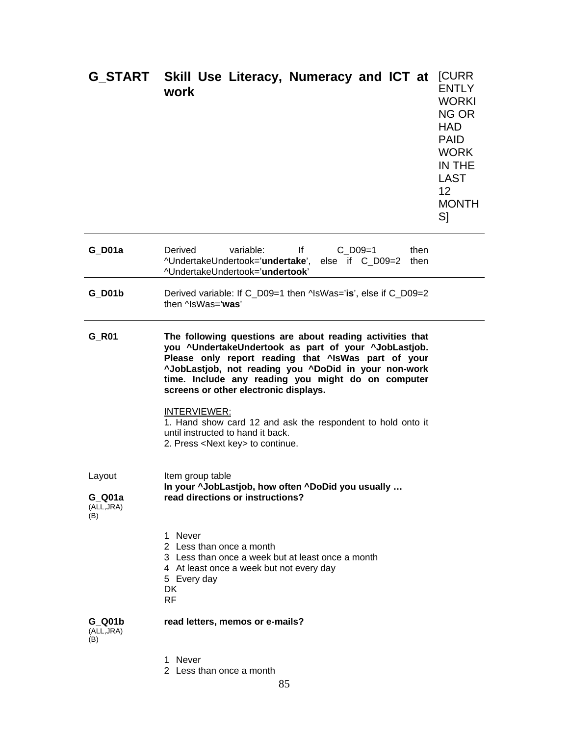| | | |
|---|---|---|
| **G_START** | **Skill Use Literacy, Numeracy and ICT at work** | [CURRENTLY WORKING OR HAD PAID WORK IN THE LAST 12 MONTHS] |
| **G_D01a** | Derived variable: If C_D09=1 then ^UndertakeUndertook='**undertake**', else if C_D09=2 then ^UndertakeUndertook='**undertook**' | |
| **G_D01b** | Derived variable: If C_D09=1 then ^IsWas='**is**', else if C_D09=2 then ^IsWas='**was**' | |
| **G_R01** | **The following questions are about reading activities that you ^UndertakeUndertook as part of your ^JobLastjob. Please only report reading that ^IsWas part of your ^JobLastjob, not reading you ^DoDid in your non-work time. Include any reading you might do on computer screens or other electronic displays.**<br><br>INTERVIEWER:<br>1. Hand show card 12 and ask the respondent to hold onto it until instructed to hand it back.<br>2. Press <Next key> to continue. | |

Layout — Item group table

**In your ^JobLastjob, how often ^DoDid you usually …**

**G_Q01a** (ALL,JRA) (B) — **read directions or instructions?**

1 Never
2 Less than once a month
3 Less than once a week but at least once a month
4 At least once a week but not every day
5 Every day
DK
RF

**G_Q01b** (ALL,JRA) (B) — **read letters, memos or e-mails?**

1 Never
2 Less than once a month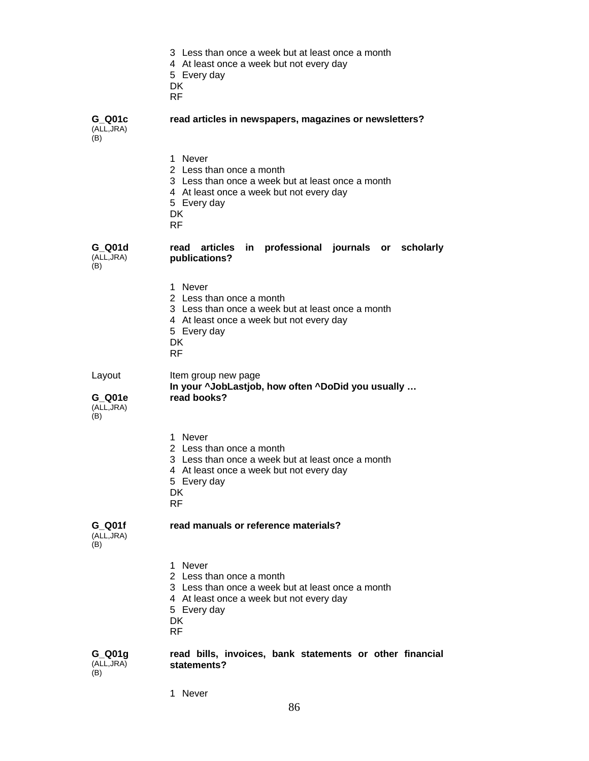3  Less than once a week but at least once a month
4  At least once a week but not every day
5  Every day
DK
RF

**G_Q01c** (ALL,JRA) (B)

**read articles in newspapers, magazines or newsletters?**

1  Never
2  Less than once a month
3  Less than once a week but at least once a month
4  At least once a week but not every day
5  Every day
DK
RF

**G_Q01d** (ALL,JRA) (B)

**read articles in professional journals or scholarly publications?**

1  Never
2  Less than once a month
3  Less than once a week but at least once a month
4  At least once a week but not every day
5  Every day
DK
RF

Layout — Item group new page

**In your ^JobLastjob, how often ^DoDid you usually …**

**G_Q01e** (ALL,JRA) (B)

**read books?**

1  Never
2  Less than once a month
3  Less than once a week but at least once a month
4  At least once a week but not every day
5  Every day
DK
RF

**G_Q01f** (ALL,JRA) (B)

**read manuals or reference materials?**

1  Never
2  Less than once a month
3  Less than once a week but at least once a month
4  At least once a week but not every day
5  Every day
DK
RF

**G_Q01g** (ALL,JRA) (B)

**read bills, invoices, bank statements or other financial statements?**

1  Never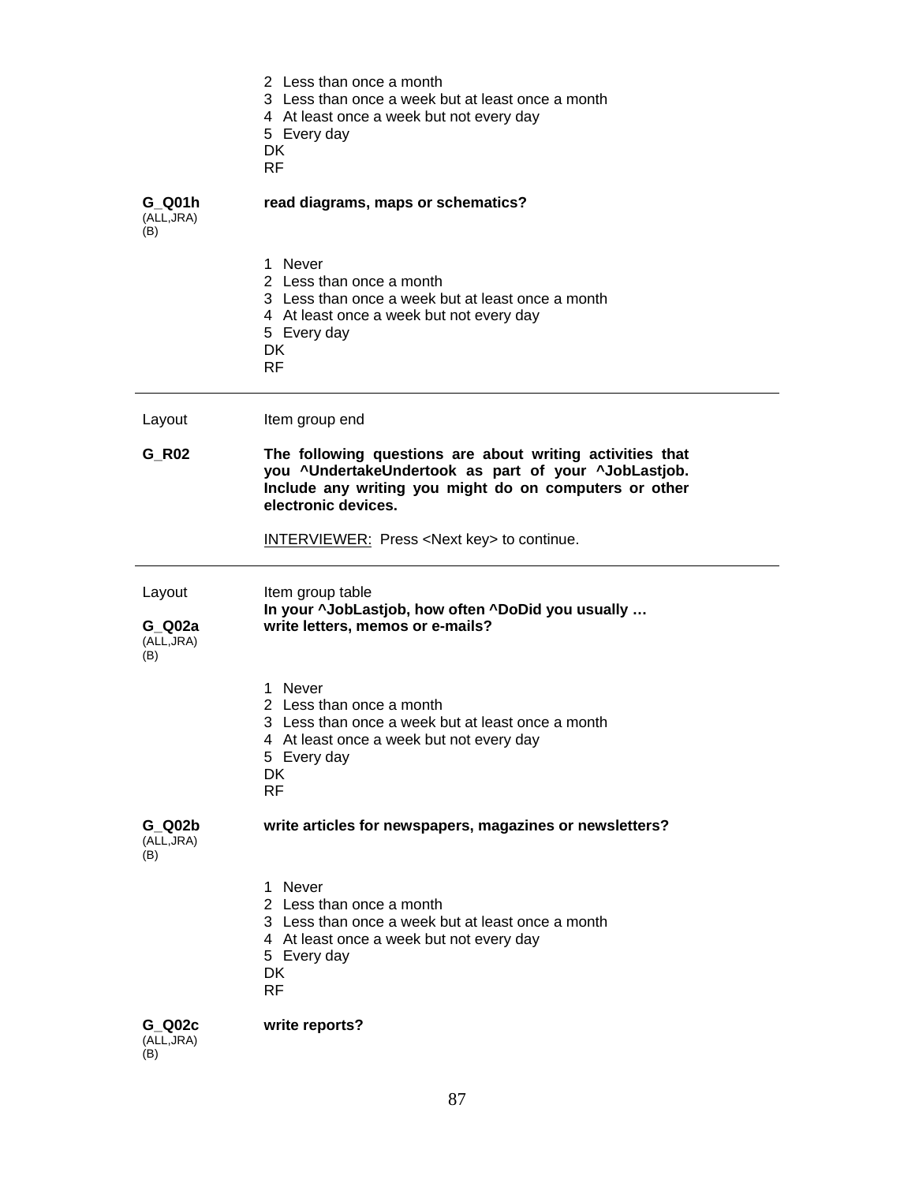2 Less than once a month
3 Less than once a week but at least once a month
4 At least once a week but not every day
5 Every day
DK
RF

**G_Q01h** (ALL,JRA) (B)

**read diagrams, maps or schematics?**

1 Never
2 Less than once a month
3 Less than once a week but at least once a month
4 At least once a week but not every day
5 Every day
DK
RF

---

Layout — Item group end

**G_R02**

**The following questions are about writing activities that you ^UndertakeUndertook as part of your ^JobLastjob. Include any writing you might do on computers or other electronic devices.**

INTERVIEWER: Press <Next key> to continue.

---

Layout — Item group table

**In your ^JobLastjob, how often ^DoDid you usually …**

**G_Q02a** (ALL,JRA) (B)

**write letters, memos or e-mails?**

1 Never
2 Less than once a month
3 Less than once a week but at least once a month
4 At least once a week but not every day
5 Every day
DK
RF

**G_Q02b** (ALL,JRA) (B)

**write articles for newspapers, magazines or newsletters?**

1 Never
2 Less than once a month
3 Less than once a week but at least once a month
4 At least once a week but not every day
5 Every day
DK
RF

**G_Q02c** (ALL,JRA) (B)

**write reports?**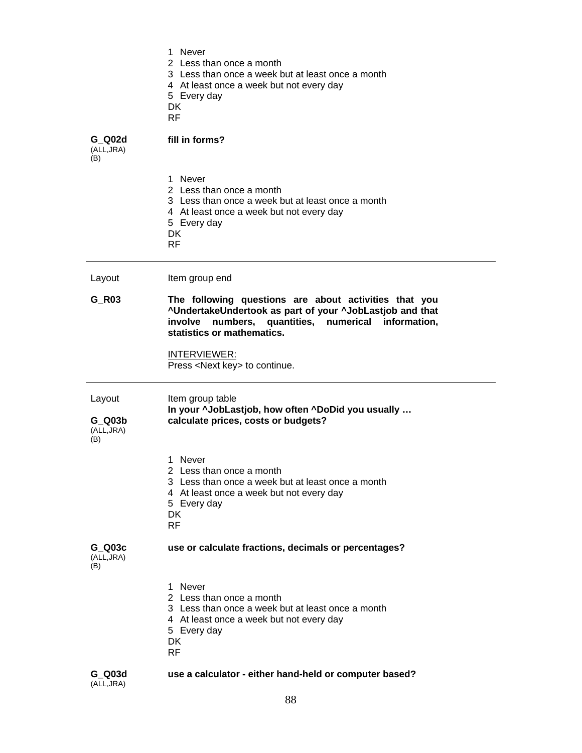1 Never
2 Less than once a month
3 Less than once a week but at least once a month
4 At least once a week but not every day
5 Every day
DK
RF

**G_Q02d** (ALL,JRA) (B) **fill in forms?**

1 Never
2 Less than once a month
3 Less than once a week but at least once a month
4 At least once a week but not every day
5 Every day
DK
RF

---

Layout Item group end

**G_R03** **The following questions are about activities that you ^UndertakeUndertook as part of your ^JobLastjob and that involve numbers, quantities, numerical information, statistics or mathematics.**

INTERVIEWER:
Press <Next key> to continue.

---

Layout Item group table
**In your ^JobLastjob, how often ^DoDid you usually …**

**G_Q03b** (ALL,JRA) (B) **calculate prices, costs or budgets?**

1 Never
2 Less than once a month
3 Less than once a week but at least once a month
4 At least once a week but not every day
5 Every day
DK
RF

**G_Q03c** (ALL,JRA) (B) **use or calculate fractions, decimals or percentages?**

1 Never
2 Less than once a month
3 Less than once a week but at least once a month
4 At least once a week but not every day
5 Every day
DK
RF

**G_Q03d** (ALL,JRA) **use a calculator - either hand-held or computer based?**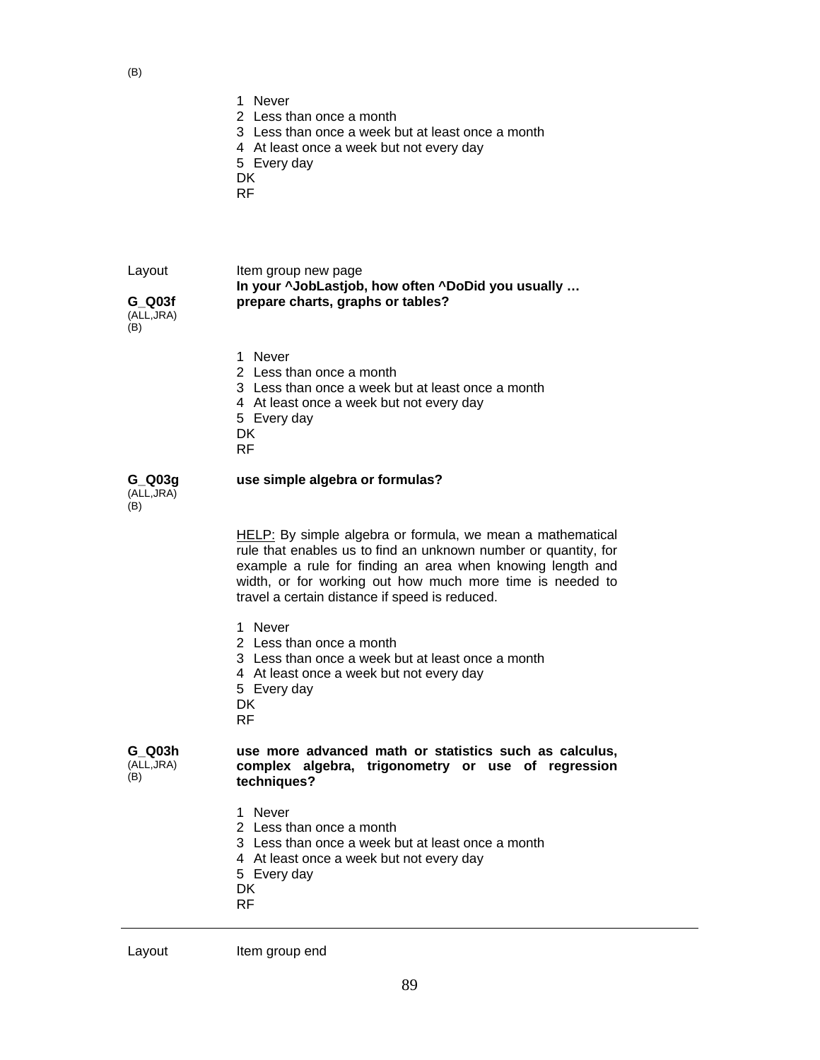(B)

1 Never
2 Less than once a month
3 Less than once a week but at least once a month
4 At least once a week but not every day
5 Every day
DK
RF

Layout — Item group new page

**In your ^JobLastjob, how often ^DoDid you usually …**

**G_Q03f** (ALL,JRA) (B)

**prepare charts, graphs or tables?**

1 Never
2 Less than once a month
3 Less than once a week but at least once a month
4 At least once a week but not every day
5 Every day
DK
RF

**G_Q03g** (ALL,JRA) (B)

**use simple algebra or formulas?**

HELP: By simple algebra or formula, we mean a mathematical rule that enables us to find an unknown number or quantity, for example a rule for finding an area when knowing length and width, or for working out how much more time is needed to travel a certain distance if speed is reduced.

1 Never
2 Less than once a month
3 Less than once a week but at least once a month
4 At least once a week but not every day
5 Every day
DK
RF

**G_Q03h** (ALL,JRA) (B)

**use more advanced math or statistics such as calculus, complex algebra, trigonometry or use of regression techniques?**

1 Never
2 Less than once a month
3 Less than once a week but at least once a month
4 At least once a week but not every day
5 Every day
DK
RF

---

Layout — Item group end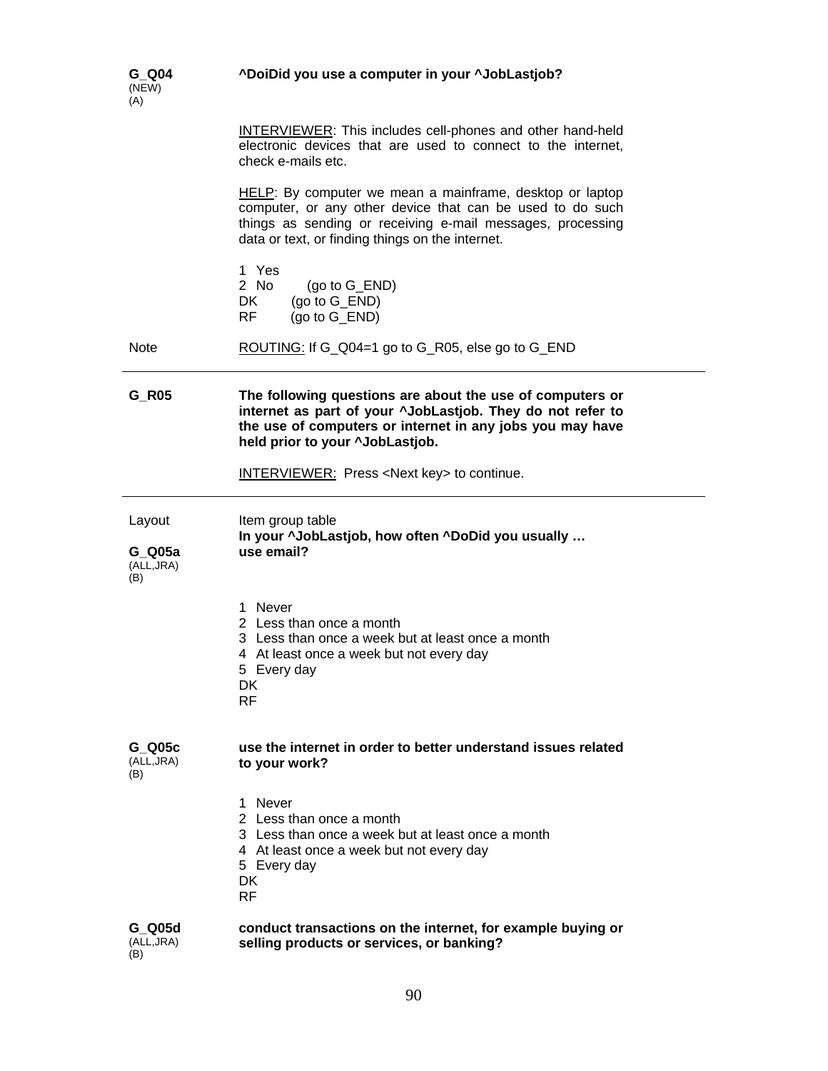**G_Q04**
(NEW)
(A)

**^DoiDid you use a computer in your ^JobLastjob?**

INTERVIEWER: This includes cell-phones and other hand-held electronic devices that are used to connect to the internet, check e-mails etc.

HELP: By computer we mean a mainframe, desktop or laptop computer, or any other device that can be used to do such things as sending or receiving e-mail messages, processing data or text, or finding things on the internet.

1 Yes
2 No (go to G_END)
DK (go to G_END)
RF (go to G_END)

Note

ROUTING: If G_Q04=1 go to G_R05, else go to G_END

---

**G_R05**

**The following questions are about the use of computers or internet as part of your ^JobLastjob. They do not refer to the use of computers or internet in any jobs you may have held prior to your ^JobLastjob.**

INTERVIEWER: Press <Next key> to continue.

---

Layout

Item group table
**In your ^JobLastjob, how often ^DoDid you usually …**

**G_Q05a**
(ALL,JRA)
(B)

**use email?**

1 Never
2 Less than once a month
3 Less than once a week but at least once a month
4 At least once a week but not every day
5 Every day
DK
RF

**G_Q05c**
(ALL,JRA)
(B)

**use the internet in order to better understand issues related to your work?**

1 Never
2 Less than once a month
3 Less than once a week but at least once a month
4 At least once a week but not every day
5 Every day
DK
RF

**G_Q05d**
(ALL,JRA)
(B)

**conduct transactions on the internet, for example buying or selling products or services, or banking?**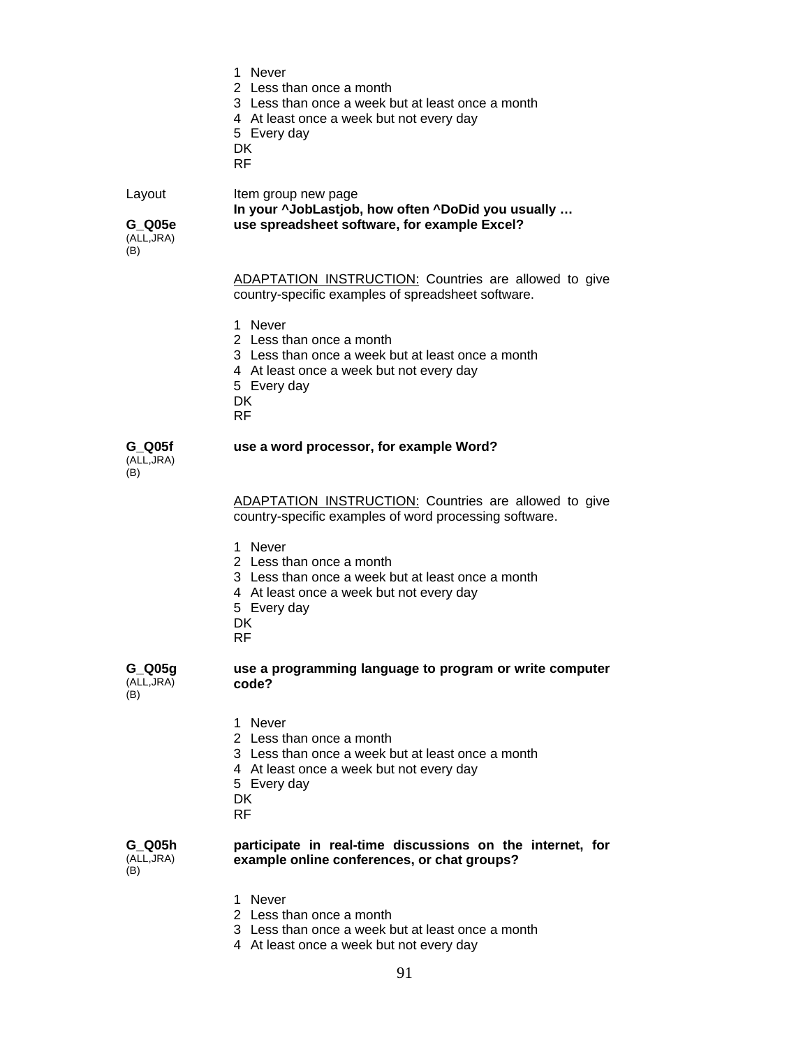1 Never
2 Less than once a month
3 Less than once a week but at least once a month
4 At least once a week but not every day
5 Every day
DK
RF

Layout — Item group new page

**In your ^JobLastjob, how often ^DoDid you usually …**

**G_Q05e** (ALL,JRA) (B) — **use spreadsheet software, for example Excel?**

ADAPTATION INSTRUCTION: Countries are allowed to give country-specific examples of spreadsheet software.

1 Never
2 Less than once a month
3 Less than once a week but at least once a month
4 At least once a week but not every day
5 Every day
DK
RF

**G_Q05f** (ALL,JRA) (B) — **use a word processor, for example Word?**

ADAPTATION INSTRUCTION: Countries are allowed to give country-specific examples of word processing software.

1 Never
2 Less than once a month
3 Less than once a week but at least once a month
4 At least once a week but not every day
5 Every day
DK
RF

**G_Q05g** (ALL,JRA) (B) — **use a programming language to program or write computer code?**

1 Never
2 Less than once a month
3 Less than once a week but at least once a month
4 At least once a week but not every day
5 Every day
DK
RF

**G_Q05h** (ALL,JRA) (B) — **participate in real-time discussions on the internet, for example online conferences, or chat groups?**

1 Never
2 Less than once a month
3 Less than once a week but at least once a month
4 At least once a week but not every day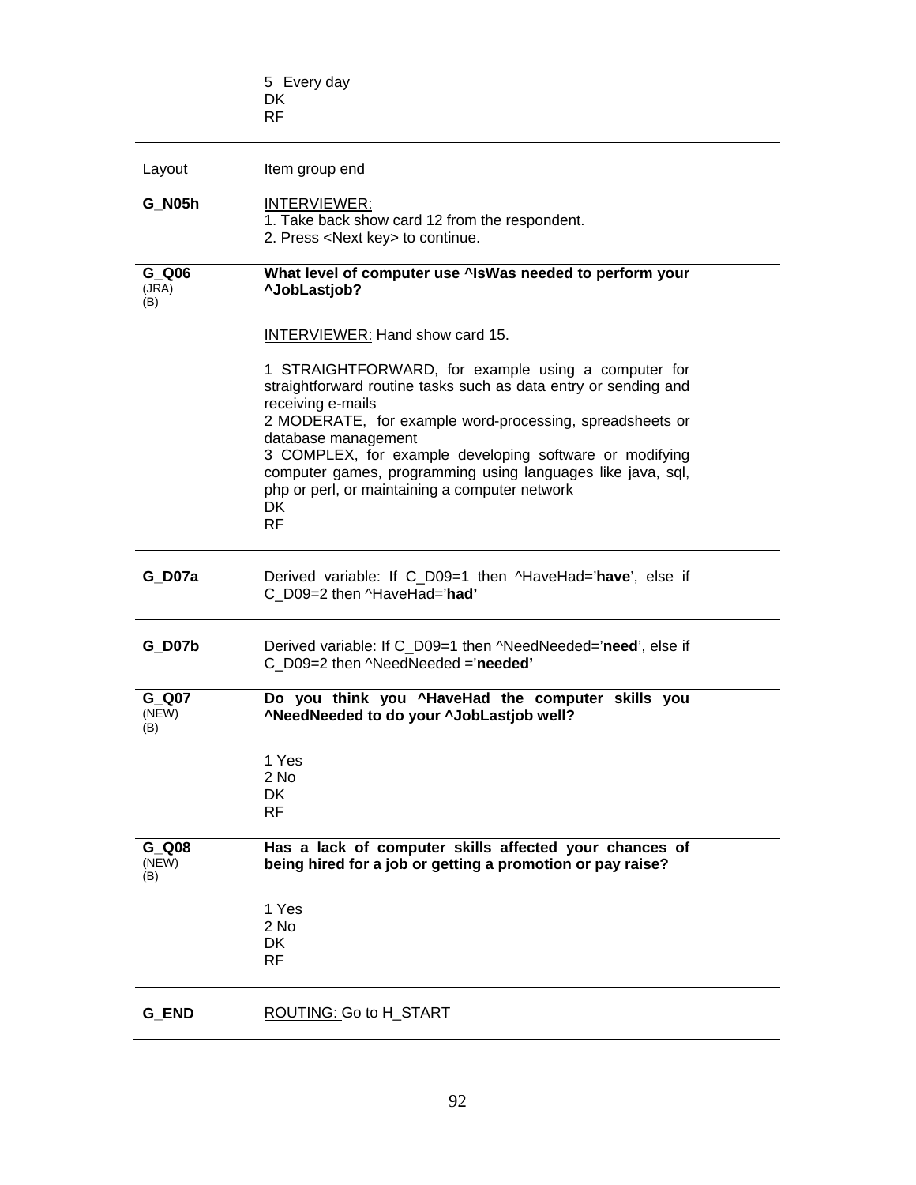5 Every day
DK
RF

---

Layout — Item group end

**G_N05h**

INTERVIEWER:
1. Take back show card 12 from the respondent.
2. Press <Next key> to continue.

---

**G_Q06** (JRA) (B)

**What level of computer use ^IsWas needed to perform your ^JobLastjob?**

INTERVIEWER: Hand show card 15.

1 STRAIGHTFORWARD, for example using a computer for straightforward routine tasks such as data entry or sending and receiving e-mails
2 MODERATE, for example word-processing, spreadsheets or database management
3 COMPLEX, for example developing software or modifying computer games, programming using languages like java, sql, php or perl, or maintaining a computer network
DK
RF

---

**G_D07a**

Derived variable: If C_D09=1 then ^HaveHad='**have**', else if C_D09=2 then ^HaveHad='**had'**

---

**G_D07b**

Derived variable: If C_D09=1 then ^NeedNeeded='**need**', else if C_D09=2 then ^NeedNeeded ='**needed'**

---

**G_Q07** (NEW) (B)

**Do you think you ^HaveHad the computer skills you ^NeedNeeded to do your ^JobLastjob well?**

1 Yes
2 No
DK
RF

---

**G_Q08** (NEW) (B)

**Has a lack of computer skills affected your chances of being hired for a job or getting a promotion or pay raise?**

1 Yes
2 No
DK
RF

---

**G_END**

ROUTING: Go to H_START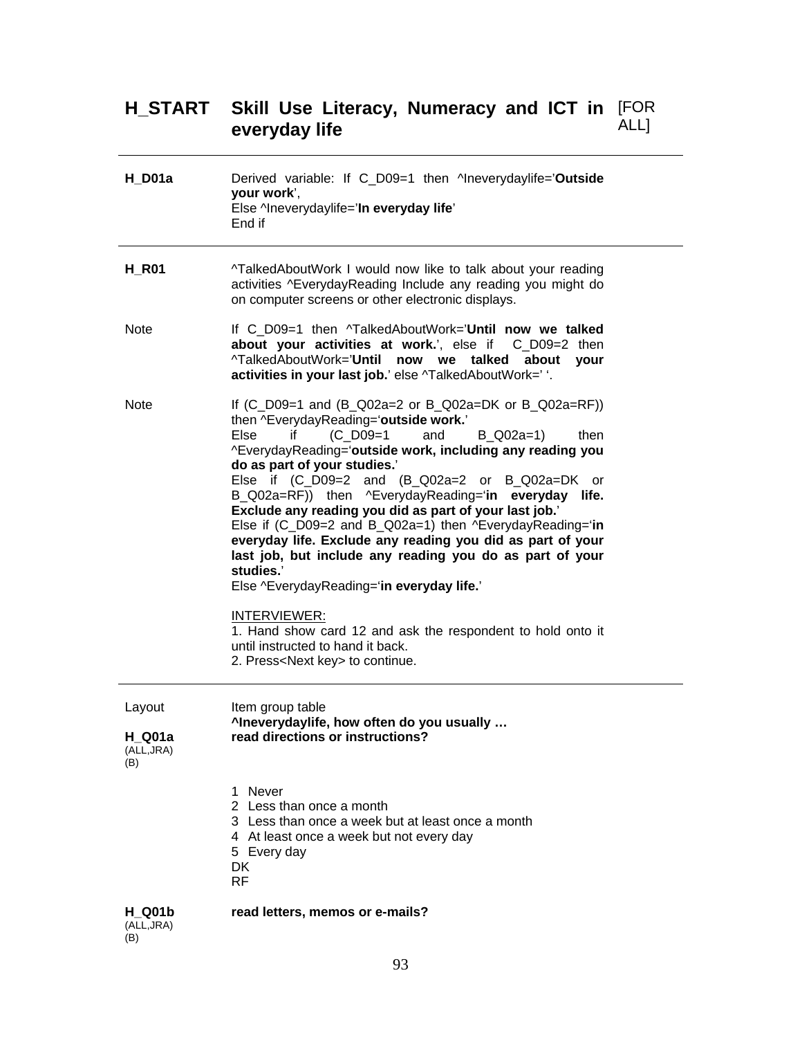## H_START Skill Use Literacy, Numeracy and ICT in everyday life [FOR ALL]

---

**H_D01a** Derived variable: If C_D09=1 then ^Ineverydaylife='**Outside your work**',
Else ^Ineverydaylife='**In everyday life**'
End if

---

**H_R01** ^TalkedAboutWork I would now like to talk about your reading activities ^EverydayReading Include any reading you might do on computer screens or other electronic displays.

Note If C_D09=1 then ^TalkedAboutWork='**Until now we talked about your activities at work.**', else if C_D09=2 then ^TalkedAboutWork='**Until now we talked about your activities in your last job.**' else ^TalkedAboutWork=' '.

Note If (C_D09=1 and (B_Q02a=2 or B_Q02a=DK or B_Q02a=RF)) then ^EverydayReading='**outside work.**'
Else if (C_D09=1 and B_Q02a=1) then ^EverydayReading='**outside work, including any reading you do as part of your studies.**'
Else if (C_D09=2 and (B_Q02a=2 or B_Q02a=DK or B_Q02a=RF)) then ^EverydayReading='**in everyday life. Exclude any reading you did as part of your last job.**'
Else if (C_D09=2 and B_Q02a=1) then ^EverydayReading='**in everyday life. Exclude any reading you did as part of your last job, but include any reading you do as part of your studies.**'
Else ^EverydayReading='**in everyday life.**'

INTERVIEWER:
1. Hand show card 12 and ask the respondent to hold onto it until instructed to hand it back.
2. Press<Next key> to continue.

---

Layout Item group table
**^Ineverydaylife, how often do you usually …**

**H_Q01a** (ALL,JRA) (B) **read directions or instructions?**

1 Never
2 Less than once a month
3 Less than once a week but at least once a month
4 At least once a week but not every day
5 Every day
DK
RF

**H_Q01b** (ALL,JRA) (B) **read letters, memos or e-mails?**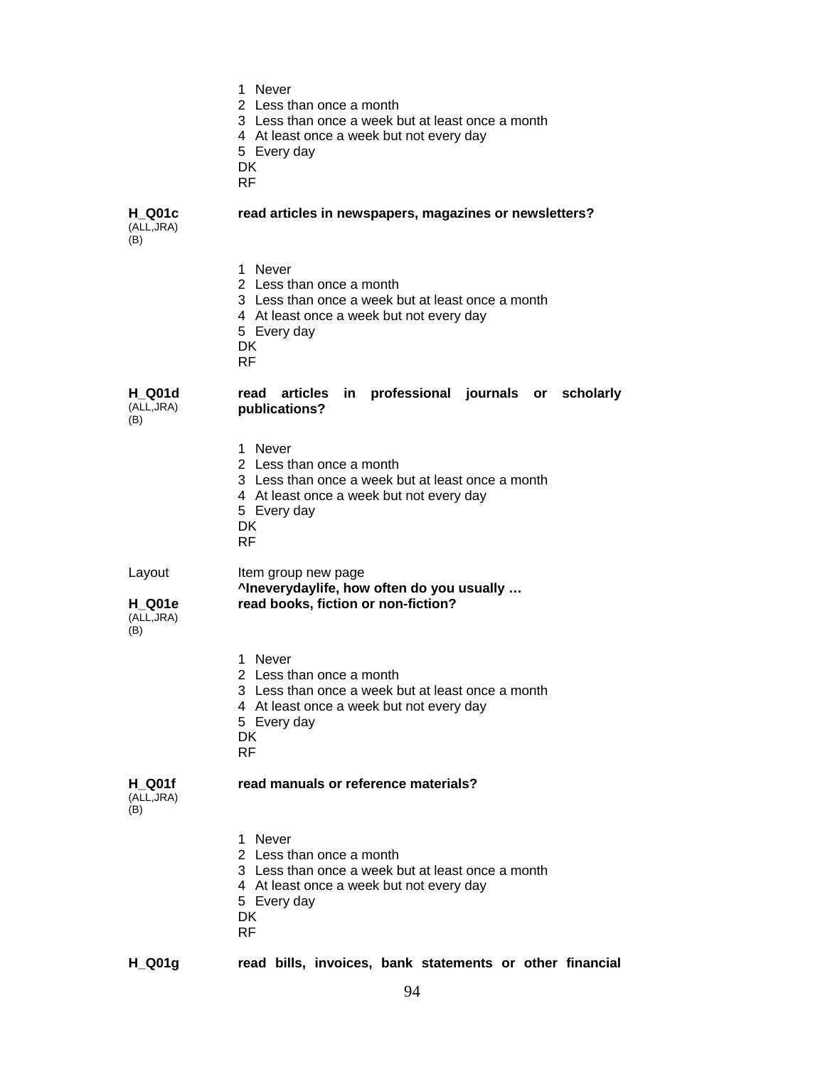1 Never
2 Less than once a month
3 Less than once a week but at least once a month
4 At least once a week but not every day
5 Every day
DK
RF

**H_Q01c** (ALL,JRA) (B) **read articles in newspapers, magazines or newsletters?**

1 Never
2 Less than once a month
3 Less than once a week but at least once a month
4 At least once a week but not every day
5 Every day
DK
RF

**H_Q01d** (ALL,JRA) (B) **read articles in professional journals or scholarly publications?**

1 Never
2 Less than once a month
3 Less than once a week but at least once a month
4 At least once a week but not every day
5 Every day
DK
RF

Layout Item group new page

**^Ineverydaylife, how often do you usually …**

**H_Q01e** (ALL,JRA) (B) **read books, fiction or non-fiction?**

1 Never
2 Less than once a month
3 Less than once a week but at least once a month
4 At least once a week but not every day
5 Every day
DK
RF

**H_Q01f** (ALL,JRA) (B) **read manuals or reference materials?**

1 Never
2 Less than once a month
3 Less than once a week but at least once a month
4 At least once a week but not every day
5 Every day
DK
RF

**H_Q01g** **read bills, invoices, bank statements or other financial**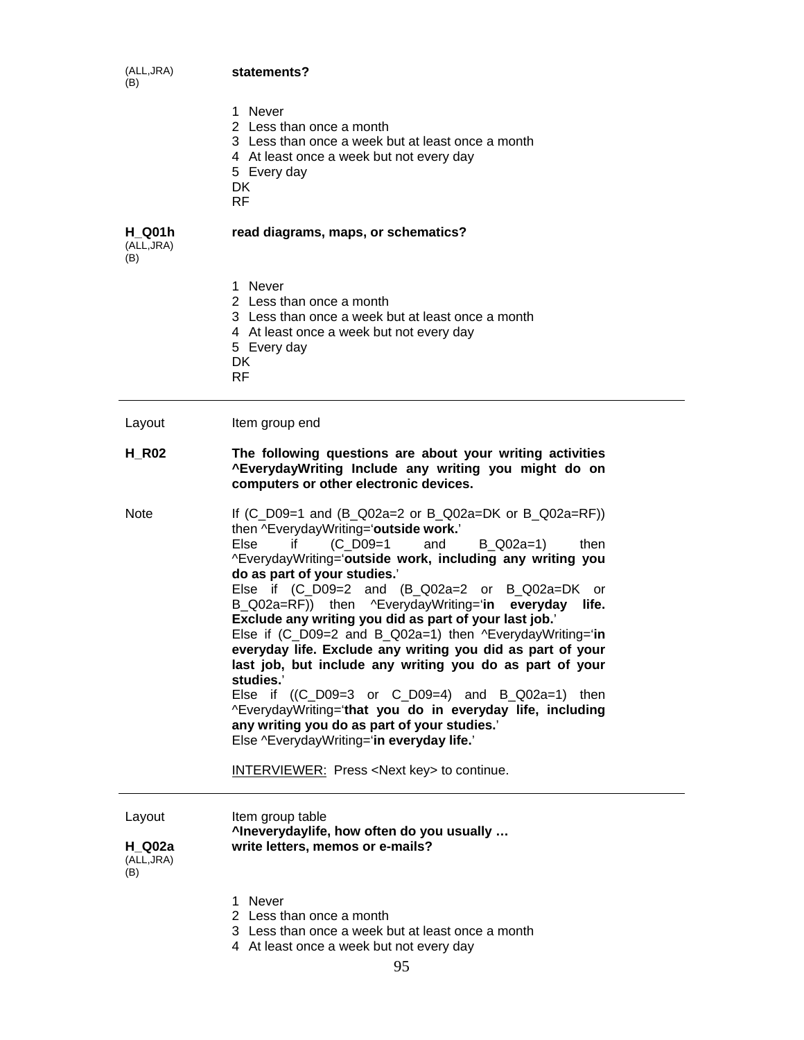(ALL,JRA)
(B)

**statements?**

1 Never
2 Less than once a month
3 Less than once a week but at least once a month
4 At least once a week but not every day
5 Every day
DK
RF

**H_Q01h**
(ALL,JRA)
(B)

**read diagrams, maps, or schematics?**

1 Never
2 Less than once a month
3 Less than once a week but at least once a month
4 At least once a week but not every day
5 Every day
DK
RF

---

Layout — Item group end

**H_R02** — **The following questions are about your writing activities ^EverydayWriting Include any writing you might do on computers or other electronic devices.**

Note — If (C_D09=1 and (B_Q02a=2 or B_Q02a=DK or B_Q02a=RF)) then ^EverydayWriting='**outside work.**'
Else if (C_D09=1 and B_Q02a=1) then ^EverydayWriting='**outside work, including any writing you do as part of your studies.**'
Else if (C_D09=2 and (B_Q02a=2 or B_Q02a=DK or B_Q02a=RF)) then ^EverydayWriting='**in everyday life. Exclude any writing you did as part of your last job.**'
Else if (C_D09=2 and B_Q02a=1) then ^EverydayWriting='**in everyday life. Exclude any writing you did as part of your last job, but include any writing you do as part of your studies.**'
Else if ((C_D09=3 or C_D09=4) and B_Q02a=1) then ^EverydayWriting='**that you do in everyday life, including any writing you do as part of your studies.**'
Else ^EverydayWriting='**in everyday life.**'

INTERVIEWER: Press <Next key> to continue.

---

Layout — Item group table
**^Ineverydaylife, how often do you usually …**

**H_Q02a**
(ALL,JRA)
(B)

**write letters, memos or e-mails?**

1 Never
2 Less than once a month
3 Less than once a week but at least once a month
4 At least once a week but not every day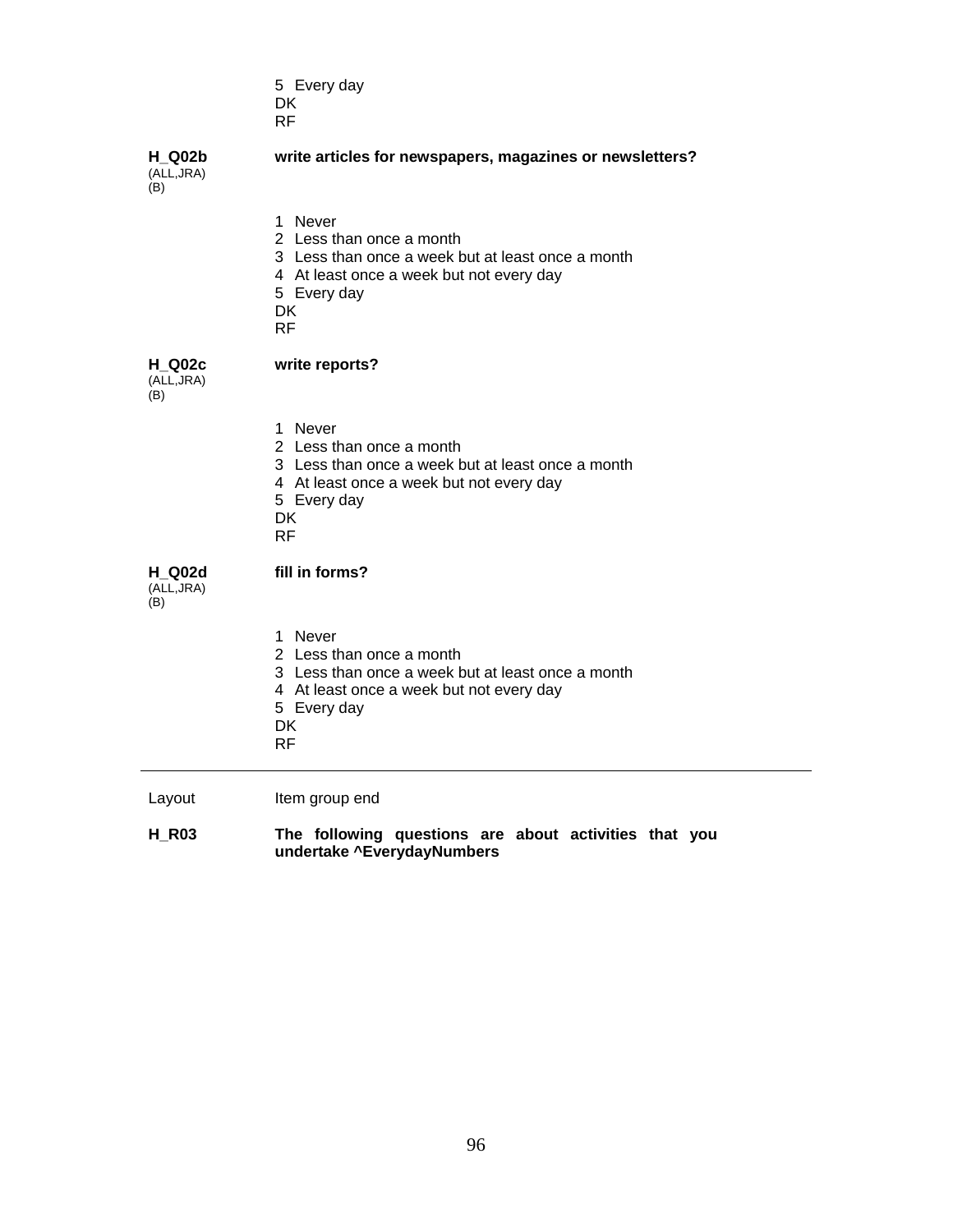5  Every day
DK
RF

**H_Q02b** (ALL,JRA) (B)

**write articles for newspapers, magazines or newsletters?**

1  Never
2  Less than once a month
3  Less than once a week but at least once a month
4  At least once a week but not every day
5  Every day
DK
RF

**H_Q02c** (ALL,JRA) (B)

**write reports?**

1  Never
2  Less than once a month
3  Less than once a week but at least once a month
4  At least once a week but not every day
5  Every day
DK
RF

**H_Q02d** (ALL,JRA) (B)

**fill in forms?**

1  Never
2  Less than once a month
3  Less than once a week but at least once a month
4  At least once a week but not every day
5  Every day
DK
RF

---

Layout    Item group end

**H_R03**    **The following questions are about activities that you undertake ^EverydayNumbers**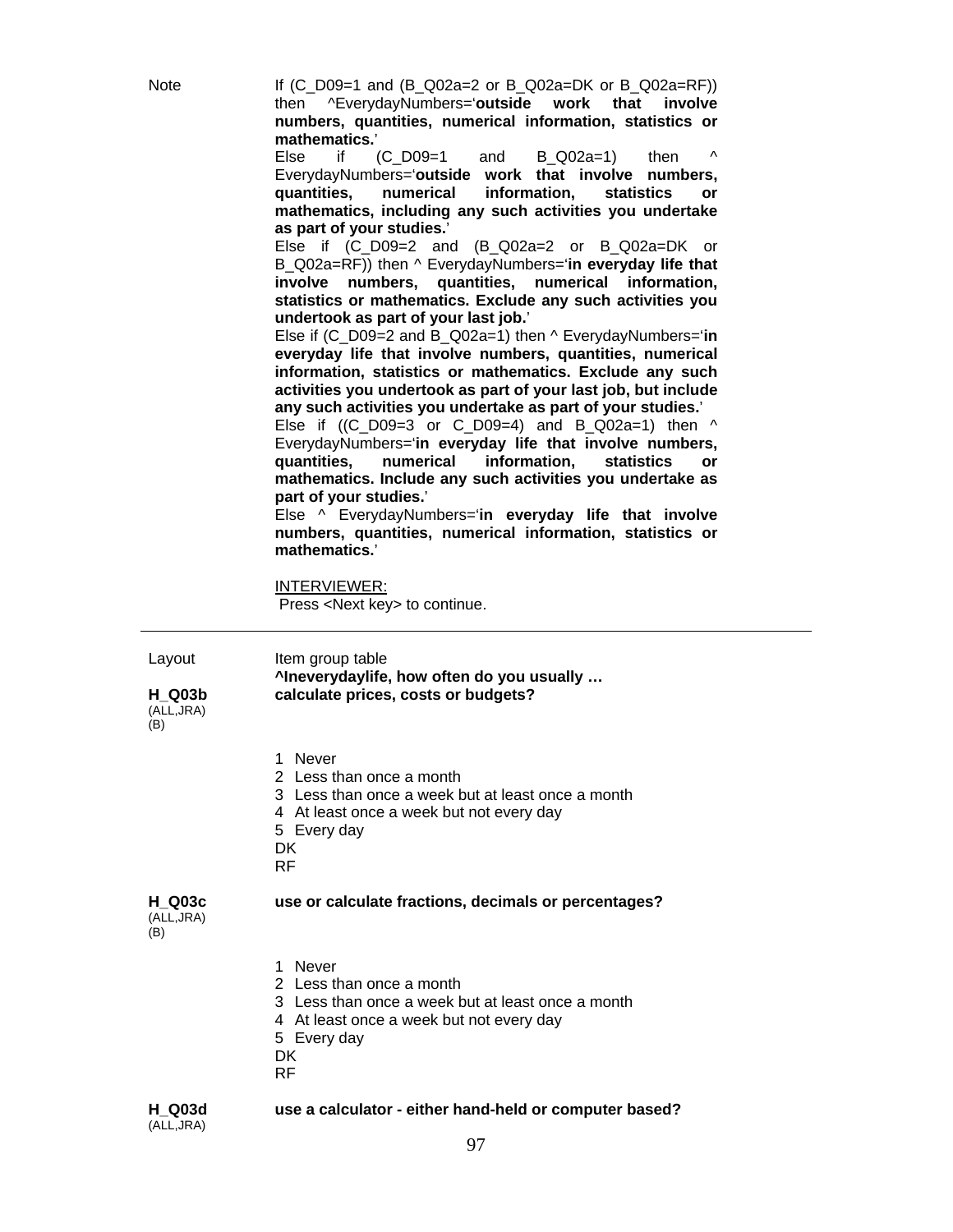| | |
|---|---|
| Note | If (C_D09=1 and (B_Q02a=2 or B_Q02a=DK or B_Q02a=RF)) then ^EverydayNumbers='**outside work that involve numbers, quantities, numerical information, statistics or mathematics.**'<br>Else if (C_D09=1 and B_Q02a=1) then ^ EverydayNumbers='**outside work that involve numbers, quantities, numerical information, statistics or mathematics, including any such activities you undertake as part of your studies.**'<br>Else if (C_D09=2 and (B_Q02a=2 or B_Q02a=DK or B_Q02a=RF)) then ^ EverydayNumbers='**in everyday life that involve numbers, quantities, numerical information, statistics or mathematics. Exclude any such activities you undertook as part of your last job.**'<br>Else if (C_D09=2 and B_Q02a=1) then ^ EverydayNumbers='**in everyday life that involve numbers, quantities, numerical information, statistics or mathematics. Exclude any such activities you undertook as part of your last job, but include any such activities you undertake as part of your studies.**'<br>Else if ((C_D09=3 or C_D09=4) and B_Q02a=1) then ^ EverydayNumbers='**in everyday life that involve numbers, quantities, numerical information, statistics or mathematics. Include any such activities you undertake as part of your studies.**'<br>Else ^ EverydayNumbers='**in everyday life that involve numbers, quantities, numerical information, statistics or mathematics.**'<br><br><u>INTERVIEWER:</u><br>Press <Next key> to continue. |

---

Layout — Item group table

**^Ineverydaylife, how often do you usually …**

**H_Q03b** (ALL,JRA) (B)

**calculate prices, costs or budgets?**

1 Never
2 Less than once a month
3 Less than once a week but at least once a month
4 At least once a week but not every day
5 Every day
DK
RF

**H_Q03c** (ALL,JRA) (B)

**use or calculate fractions, decimals or percentages?**

1 Never
2 Less than once a month
3 Less than once a week but at least once a month
4 At least once a week but not every day
5 Every day
DK
RF

**H_Q03d** (ALL,JRA)

**use a calculator - either hand-held or computer based?**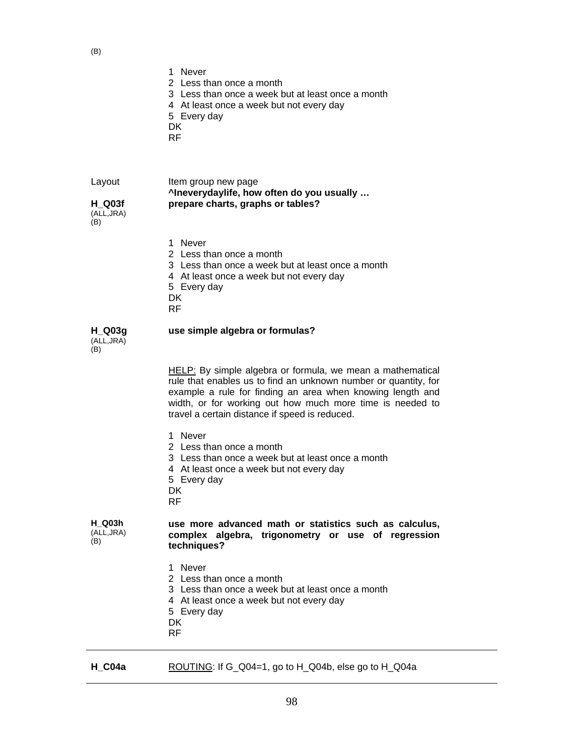(B)

1 Never
2 Less than once a month
3 Less than once a week but at least once a month
4 At least once a week but not every day
5 Every day
DK
RF

Layout — Item group new page

**^Ineverydaylife, how often do you usually …**

**H_Q03f** (ALL,JRA) (B) — **prepare charts, graphs or tables?**

1 Never
2 Less than once a month
3 Less than once a week but at least once a month
4 At least once a week but not every day
5 Every day
DK
RF

**H_Q03g** (ALL,JRA) (B) — **use simple algebra or formulas?**

HELP: By simple algebra or formula, we mean a mathematical rule that enables us to find an unknown number or quantity, for example a rule for finding an area when knowing length and width, or for working out how much more time is needed to travel a certain distance if speed is reduced.

1 Never
2 Less than once a month
3 Less than once a week but at least once a month
4 At least once a week but not every day
5 Every day
DK
RF

**H_Q03h** (ALL,JRA) (B) — **use more advanced math or statistics such as calculus, complex algebra, trigonometry or use of regression techniques?**

1 Never
2 Less than once a month
3 Less than once a week but at least once a month
4 At least once a week but not every day
5 Every day
DK
RF

---

**H_C04a** — ROUTING: If G_Q04=1, go to H_Q04b, else go to H_Q04a

---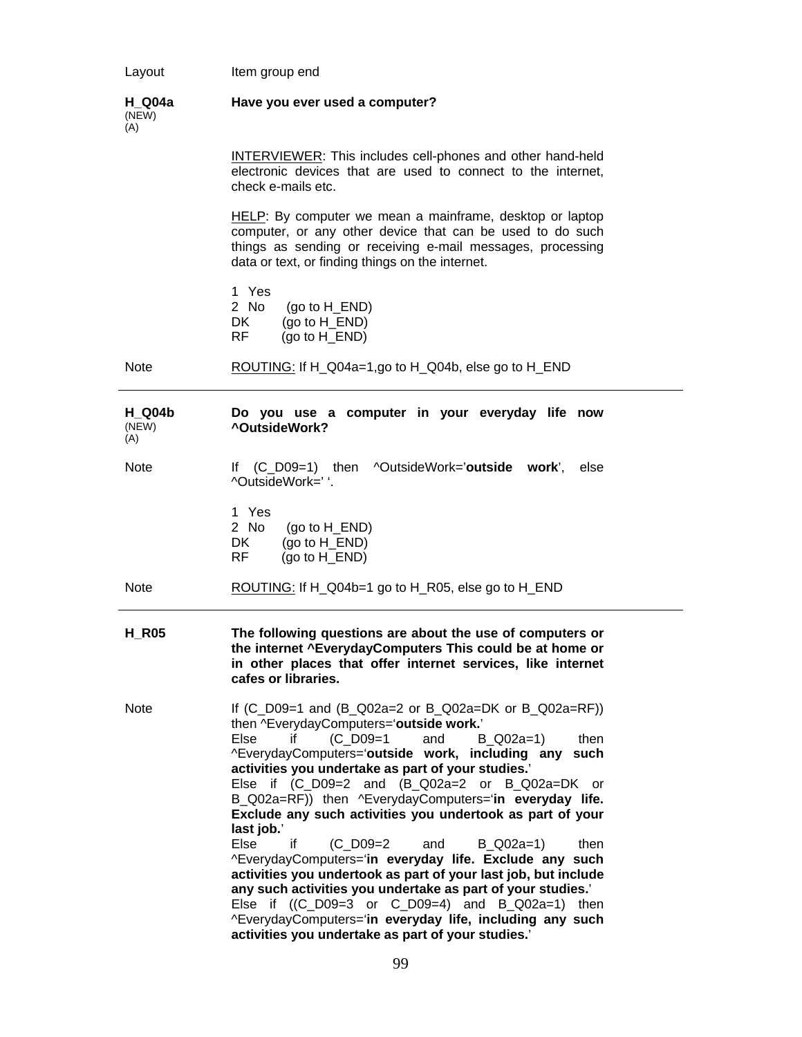Layout Item group end

**H_Q04a** (NEW) (A)

**Have you ever used a computer?**

INTERVIEWER: This includes cell-phones and other hand-held electronic devices that are used to connect to the internet, check e-mails etc.

HELP: By computer we mean a mainframe, desktop or laptop computer, or any other device that can be used to do such things as sending or receiving e-mail messages, processing data or text, or finding things on the internet.

1 Yes
2 No (go to H_END)
DK (go to H_END)
RF (go to H_END)

Note ROUTING: If H_Q04a=1,go to H_Q04b, else go to H_END

---

**H_Q04b** (NEW) (A)

**Do you use a computer in your everyday life now ^OutsideWork?**

Note If (C_D09=1) then ^OutsideWork='**outside work**', else ^OutsideWork=' '.

1 Yes
2 No (go to H_END)
DK (go to H_END)
RF (go to H_END)

Note ROUTING: If H_Q04b=1 go to H_R05, else go to H_END

---

**H_R05**

**The following questions are about the use of computers or the internet ^EverydayComputers This could be at home or in other places that offer internet services, like internet cafes or libraries.**

Note If (C_D09=1 and (B_Q02a=2 or B_Q02a=DK or B_Q02a=RF)) then ^EverydayComputers='**outside work.**'
Else if (C_D09=1 and B_Q02a=1) then ^EverydayComputers='**outside work, including any such activities you undertake as part of your studies.**'
Else if (C_D09=2 and (B_Q02a=2 or B_Q02a=DK or B_Q02a=RF)) then ^EverydayComputers='**in everyday life. Exclude any such activities you undertook as part of your last job.**'
Else if (C_D09=2 and B_Q02a=1) then ^EverydayComputers='**in everyday life. Exclude any such activities you undertook as part of your last job, but include any such activities you undertake as part of your studies.**'
Else if ((C_D09=3 or C_D09=4) and B_Q02a=1) then ^EverydayComputers='**in everyday life, including any such activities you undertake as part of your studies.**'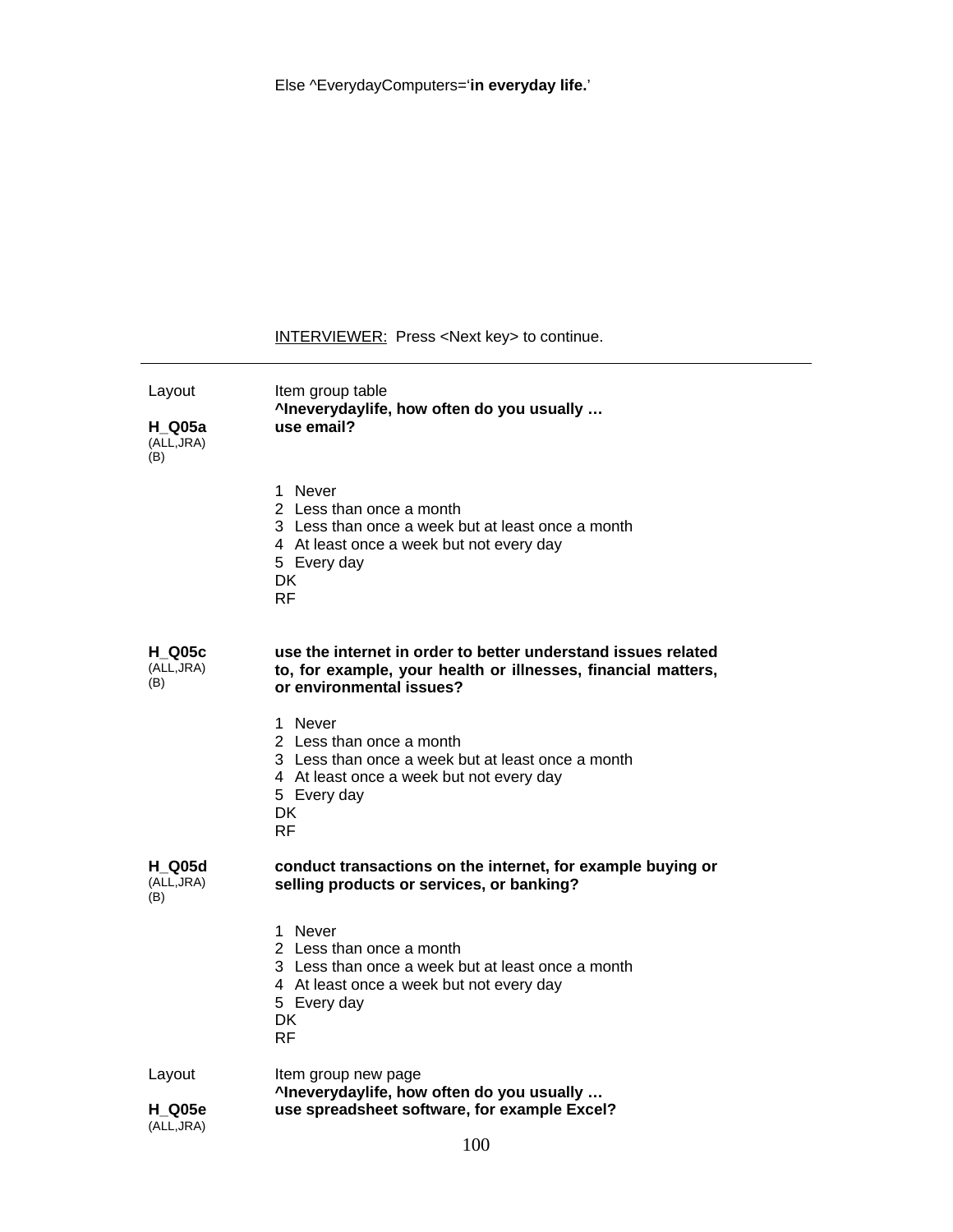Else ^EverydayComputers='**in everyday life.**'

INTERVIEWER: Press <Next key> to continue.

---

Layout Item group table
**^Ineverydaylife, how often do you usually …**

**H_Q05a** (ALL,JRA) (B) **use email?**

1 Never
2 Less than once a month
3 Less than once a week but at least once a month
4 At least once a week but not every day
5 Every day
DK
RF

**H_Q05c** (ALL,JRA) (B) **use the internet in order to better understand issues related to, for example, your health or illnesses, financial matters, or environmental issues?**

1 Never
2 Less than once a month
3 Less than once a week but at least once a month
4 At least once a week but not every day
5 Every day
DK
RF

**H_Q05d** (ALL,JRA) (B) **conduct transactions on the internet, for example buying or selling products or services, or banking?**

1 Never
2 Less than once a month
3 Less than once a week but at least once a month
4 At least once a week but not every day
5 Every day
DK
RF

Layout Item group new page
**^Ineverydaylife, how often do you usually …**

**H_Q05e** (ALL,JRA) **use spreadsheet software, for example Excel?**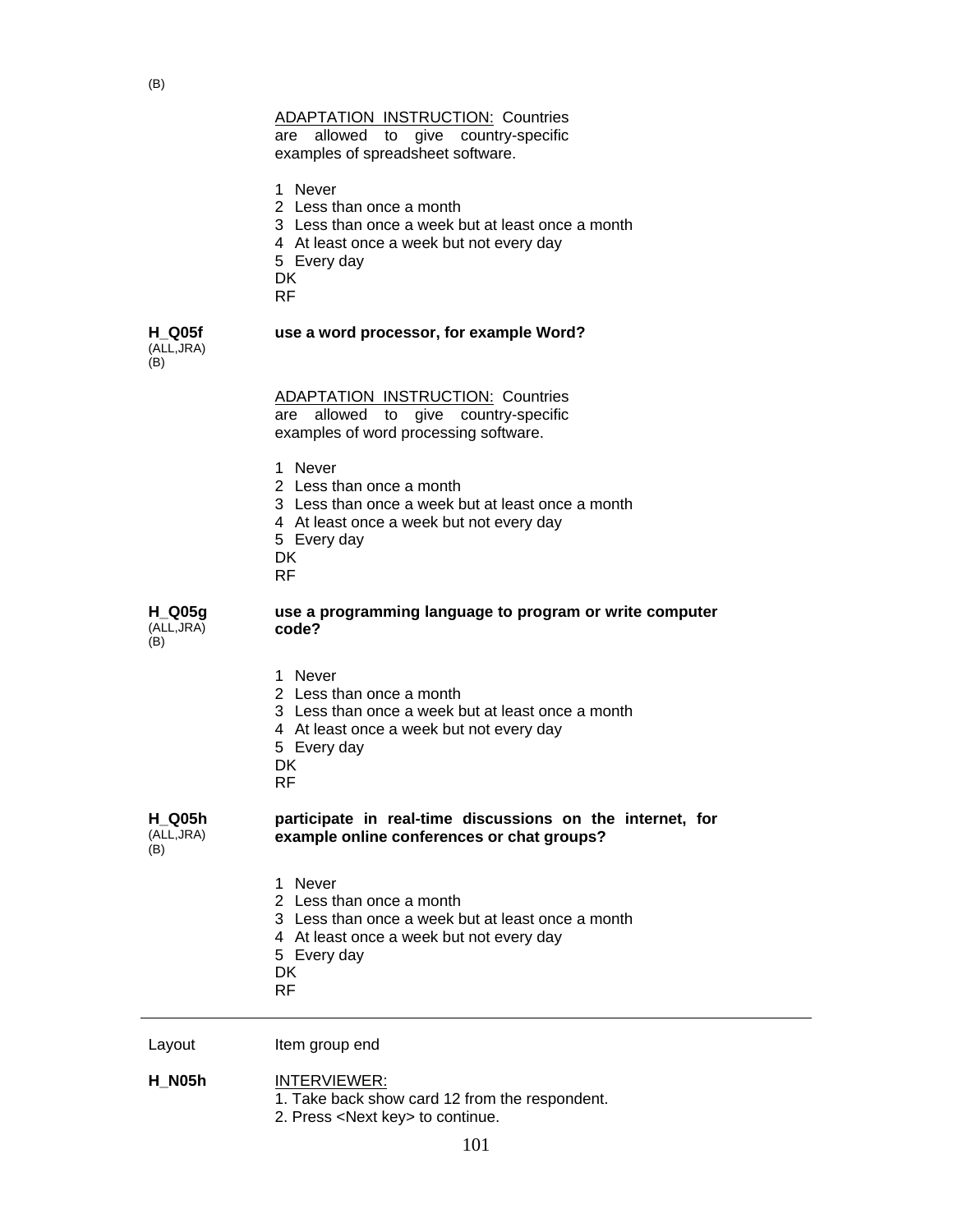(B)

ADAPTATION INSTRUCTION: Countries are allowed to give country-specific examples of spreadsheet software.

1 Never
2 Less than once a month
3 Less than once a week but at least once a month
4 At least once a week but not every day
5 Every day
DK
RF

**H_Q05f** (ALL,JRA) (B)

**use a word processor, for example Word?**

ADAPTATION INSTRUCTION: Countries are allowed to give country-specific examples of word processing software.

1 Never
2 Less than once a month
3 Less than once a week but at least once a month
4 At least once a week but not every day
5 Every day
DK
RF

**H_Q05g** (ALL,JRA) (B)

**use a programming language to program or write computer code?**

1 Never
2 Less than once a month
3 Less than once a week but at least once a month
4 At least once a week but not every day
5 Every day
DK
RF

**H_Q05h** (ALL,JRA) (B)

**participate in real-time discussions on the internet, for example online conferences or chat groups?**

1 Never
2 Less than once a month
3 Less than once a week but at least once a month
4 At least once a week but not every day
5 Every day
DK
RF

---

Layout Item group end

**H_N05h** INTERVIEWER:
1. Take back show card 12 from the respondent.
2. Press <Next key> to continue.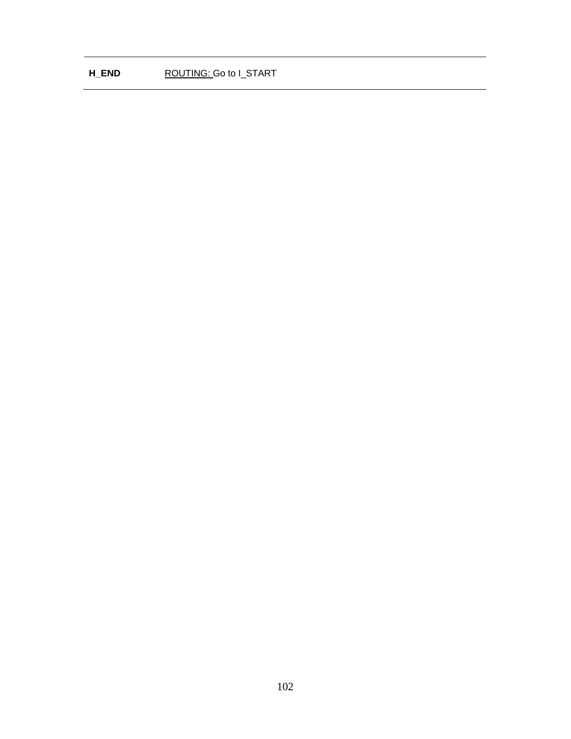| | |
|---|---|
| **H_END** | ROUTING: Go to I_START |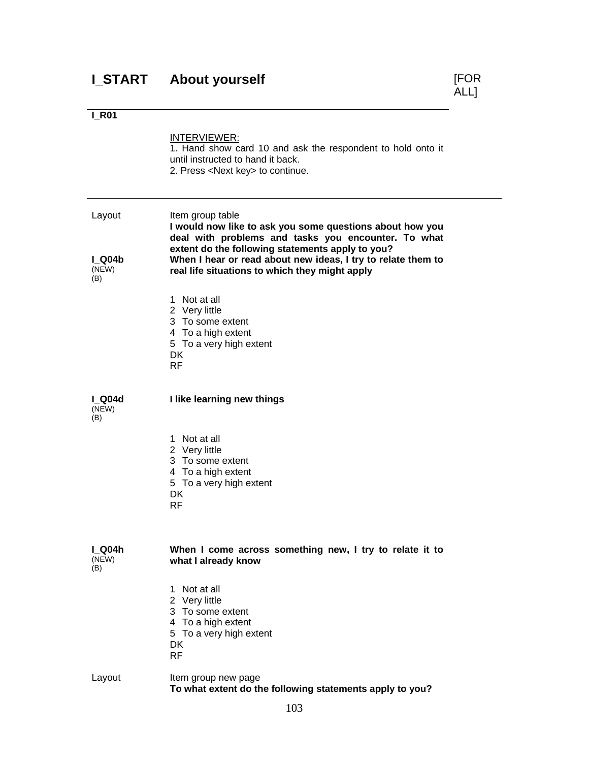# I_START About yourself [FOR ALL]

**I_R01**

INTERVIEWER:
1. Hand show card 10 and ask the respondent to hold onto it until instructed to hand it back.
2. Press <Next key> to continue.

---

Layout — Item group table

**I would now like to ask you some questions about how you deal with problems and tasks you encounter. To what extent do the following statements apply to you?**

**I_Q04b** (NEW) (B)

**When I hear or read about new ideas, I try to relate them to real life situations to which they might apply**

1 Not at all
2 Very little
3 To some extent
4 To a high extent
5 To a very high extent
DK
RF

**I_Q04d** (NEW) (B)

**I like learning new things**

1 Not at all
2 Very little
3 To some extent
4 To a high extent
5 To a very high extent
DK
RF

**I_Q04h** (NEW) (B)

**When I come across something new, I try to relate it to what I already know**

1 Not at all
2 Very little
3 To some extent
4 To a high extent
5 To a very high extent
DK
RF

Layout — Item group new page

**To what extent do the following statements apply to you?**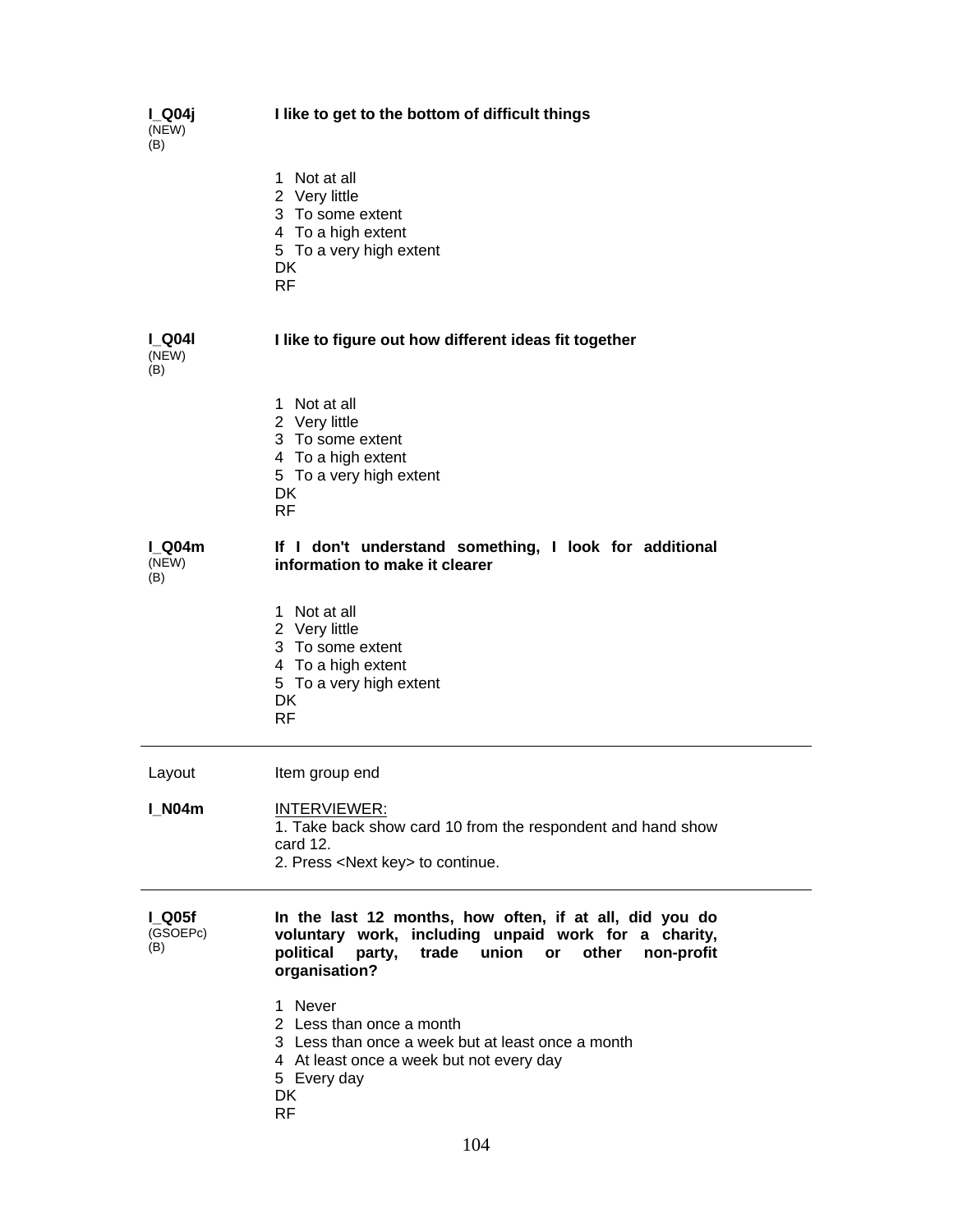**I_Q04j**
(NEW)
(B)

**I like to get to the bottom of difficult things**

1 Not at all
2 Very little
3 To some extent
4 To a high extent
5 To a very high extent
DK
RF

**I_Q04l**
(NEW)
(B)

**I like to figure out how different ideas fit together**

1 Not at all
2 Very little
3 To some extent
4 To a high extent
5 To a very high extent
DK
RF

**I_Q04m**
(NEW)
(B)

**If I don't understand something, I look for additional information to make it clearer**

1 Not at all
2 Very little
3 To some extent
4 To a high extent
5 To a very high extent
DK
RF

---

Layout — Item group end

**I_N04m**

INTERVIEWER:
1. Take back show card 10 from the respondent and hand show card 12.
2. Press <Next key> to continue.

---

**I_Q05f**
(GSOEPc)
(B)

**In the last 12 months, how often, if at all, did you do voluntary work, including unpaid work for a charity, political party, trade union or other non-profit organisation?**

1 Never
2 Less than once a month
3 Less than once a week but at least once a month
4 At least once a week but not every day
5 Every day
DK
RF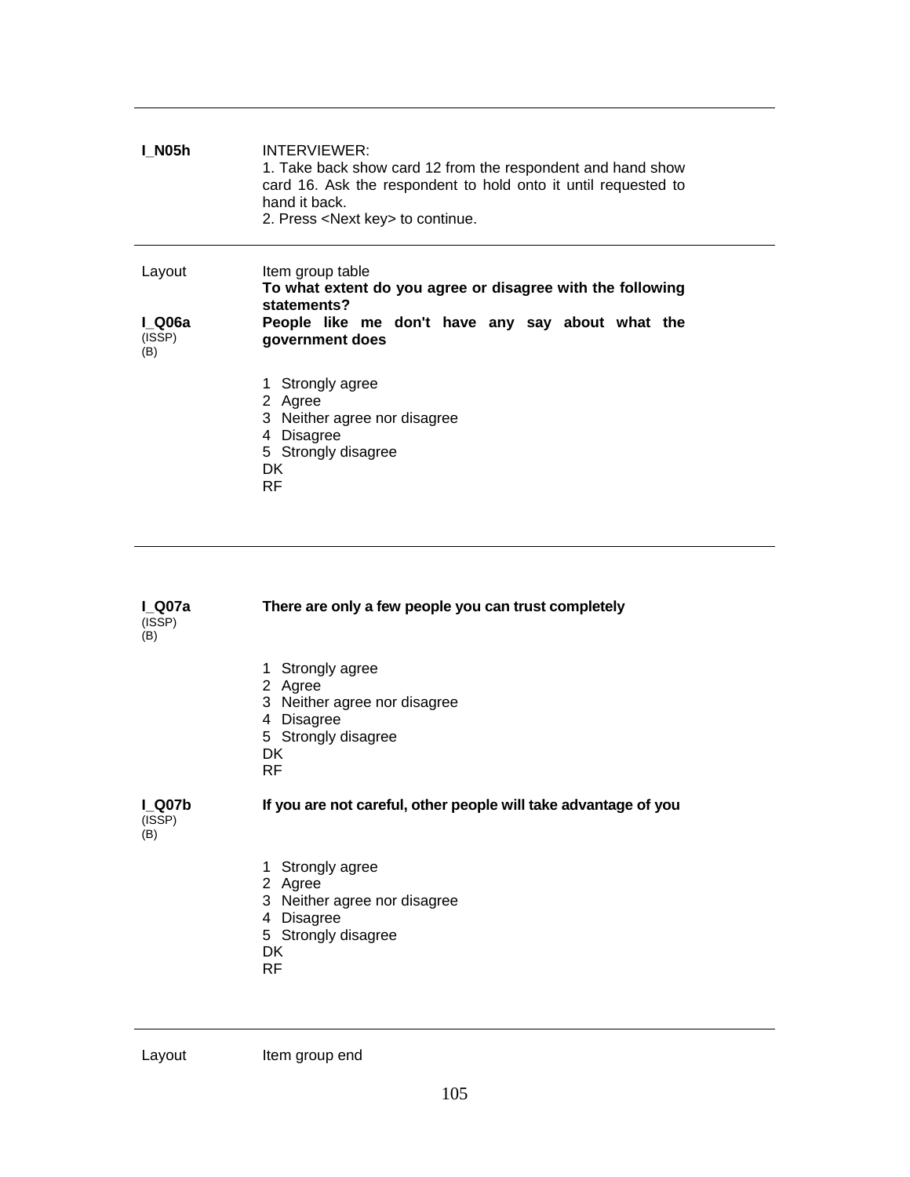---

**I_N05h**

INTERVIEWER:
1. Take back show card 12 from the respondent and hand show card 16. Ask the respondent to hold onto it until requested to hand it back.
2. Press <Next key> to continue.

---

Layout — Item group table

**To what extent do you agree or disagree with the following statements?**

**I_Q06a** (ISSP) (B)

**People like me don't have any say about what the government does**

1 Strongly agree
2 Agree
3 Neither agree nor disagree
4 Disagree
5 Strongly disagree
DK
RF

---

**I_Q07a** (ISSP) (B)

**There are only a few people you can trust completely**

1 Strongly agree
2 Agree
3 Neither agree nor disagree
4 Disagree
5 Strongly disagree
DK
RF

**I_Q07b** (ISSP) (B)

**If you are not careful, other people will take advantage of you**

1 Strongly agree
2 Agree
3 Neither agree nor disagree
4 Disagree
5 Strongly disagree
DK
RF

---

Layout — Item group end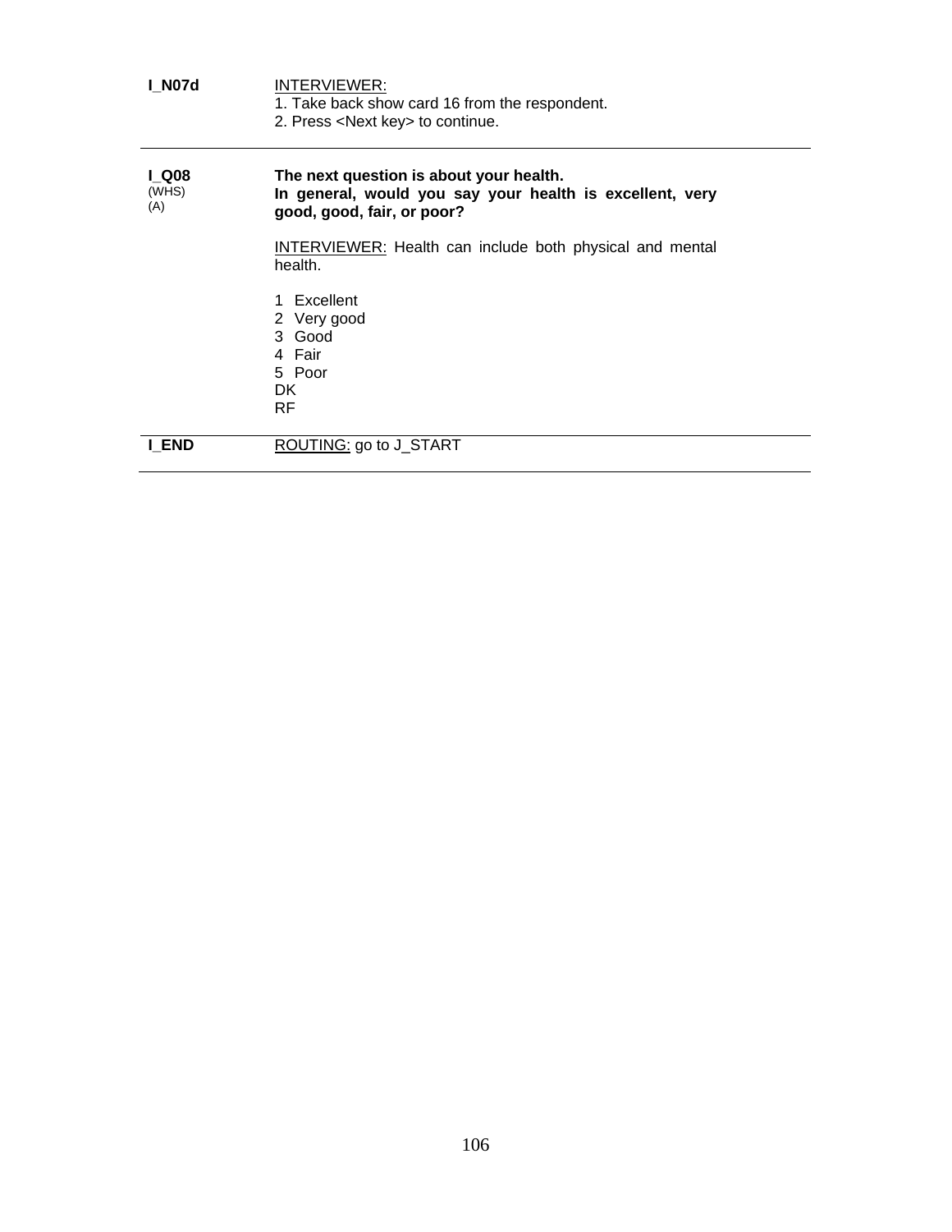**I_N07d**

<u>INTERVIEWER:</u>
1. Take back show card 16 from the respondent.
2. Press <Next key> to continue.

---

**I_Q08**
(WHS)
(A)

**The next question is about your health.**
**In general, would you say your health is excellent, very good, good, fair, or poor?**

<u>INTERVIEWER:</u> Health can include both physical and mental health.

1 Excellent
2 Very good
3 Good
4 Fair
5 Poor
DK
RF

---

**I_END**

<u>ROUTING:</u> go to J_START

---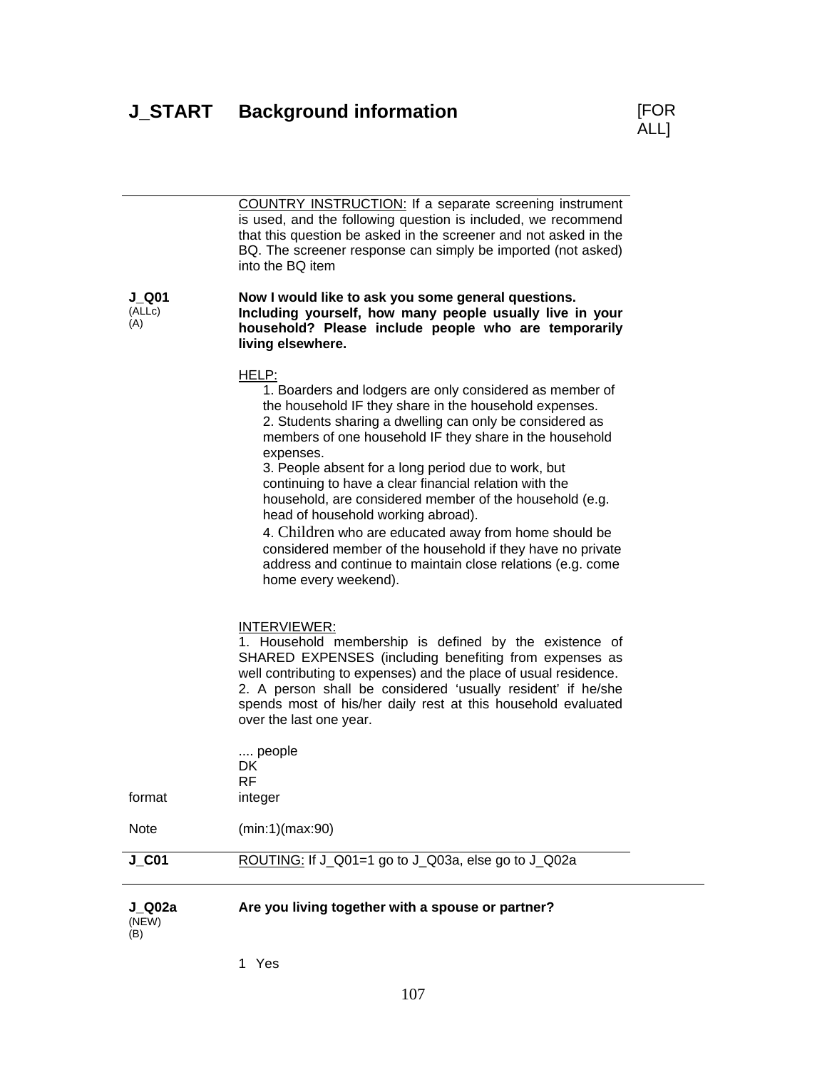# J_START Background information [FOR ALL]

COUNTRY INSTRUCTION: If a separate screening instrument is used, and the following question is included, we recommend that this question be asked in the screener and not asked in the BQ. The screener response can simply be imported (not asked) into the BQ item

**J_Q01** (ALLc) (A)

**Now I would like to ask you some general questions. Including yourself, how many people usually live in your household? Please include people who are temporarily living elsewhere.**

HELP:

1. Boarders and lodgers are only considered as member of the household IF they share in the household expenses.
2. Students sharing a dwelling can only be considered as members of one household IF they share in the household expenses.
3. People absent for a long period due to work, but continuing to have a clear financial relation with the household, are considered member of the household (e.g. head of household working abroad).
4. Children who are educated away from home should be considered member of the household if they have no private address and continue to maintain close relations (e.g. come home every weekend).

INTERVIEWER:

1. Household membership is defined by the existence of SHARED EXPENSES (including benefiting from expenses as well contributing to expenses) and the place of usual residence.
2. A person shall be considered 'usually resident' if he/she spends most of his/her daily rest at this household evaluated over the last one year.

.... people
DK
RF

format: integer

Note: (min:1)(max:90)

**J_C01** ROUTING: If J_Q01=1 go to J_Q03a, else go to J_Q02a

**J_Q02a** (NEW) (B)

**Are you living together with a spouse or partner?**

1 Yes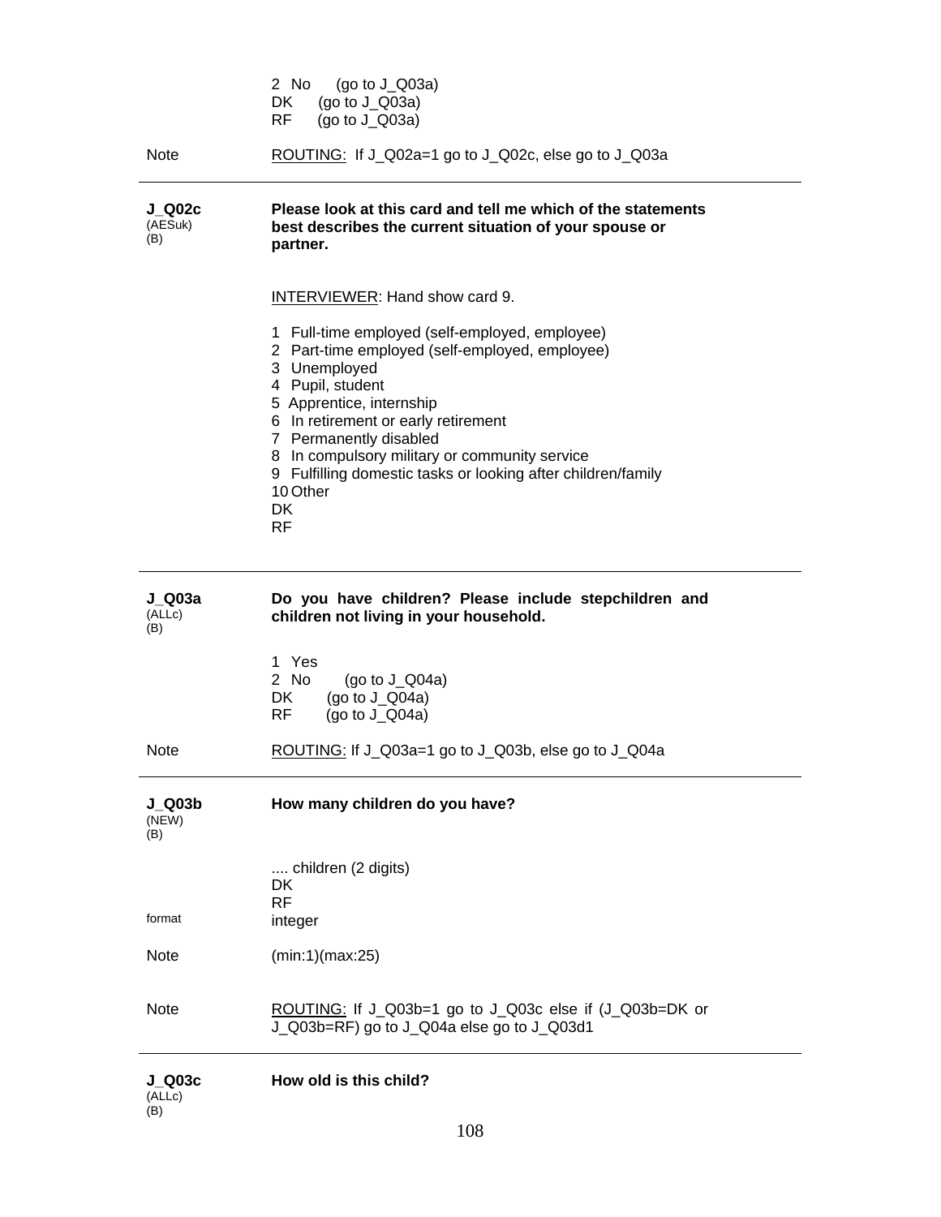2 No (go to J_Q03a)
DK (go to J_Q03a)
RF (go to J_Q03a)

Note ROUTING: If J_Q02a=1 go to J_Q02c, else go to J_Q03a

---

**J_Q02c**
(AESuk)
(B)

**Please look at this card and tell me which of the statements best describes the current situation of your spouse or partner.**

INTERVIEWER: Hand show card 9.

1 Full-time employed (self-employed, employee)
2 Part-time employed (self-employed, employee)
3 Unemployed
4 Pupil, student
5 Apprentice, internship
6 In retirement or early retirement
7 Permanently disabled
8 In compulsory military or community service
9 Fulfilling domestic tasks or looking after children/family
10 Other
DK
RF

---

**J_Q03a**
(ALLc)
(B)

**Do you have children? Please include stepchildren and children not living in your household.**

1 Yes
2 No (go to J_Q04a)
DK (go to J_Q04a)
RF (go to J_Q04a)

Note ROUTING: If J_Q03a=1 go to J_Q03b, else go to J_Q04a

---

**J_Q03b**
(NEW)
(B)

**How many children do you have?**

.... children (2 digits)
DK
RF

format integer

Note (min:1)(max:25)

Note ROUTING: If J_Q03b=1 go to J_Q03c else if (J_Q03b=DK or J_Q03b=RF) go to J_Q04a else go to J_Q03d1

---

**J_Q03c**
(ALLc)
(B)

**How old is this child?**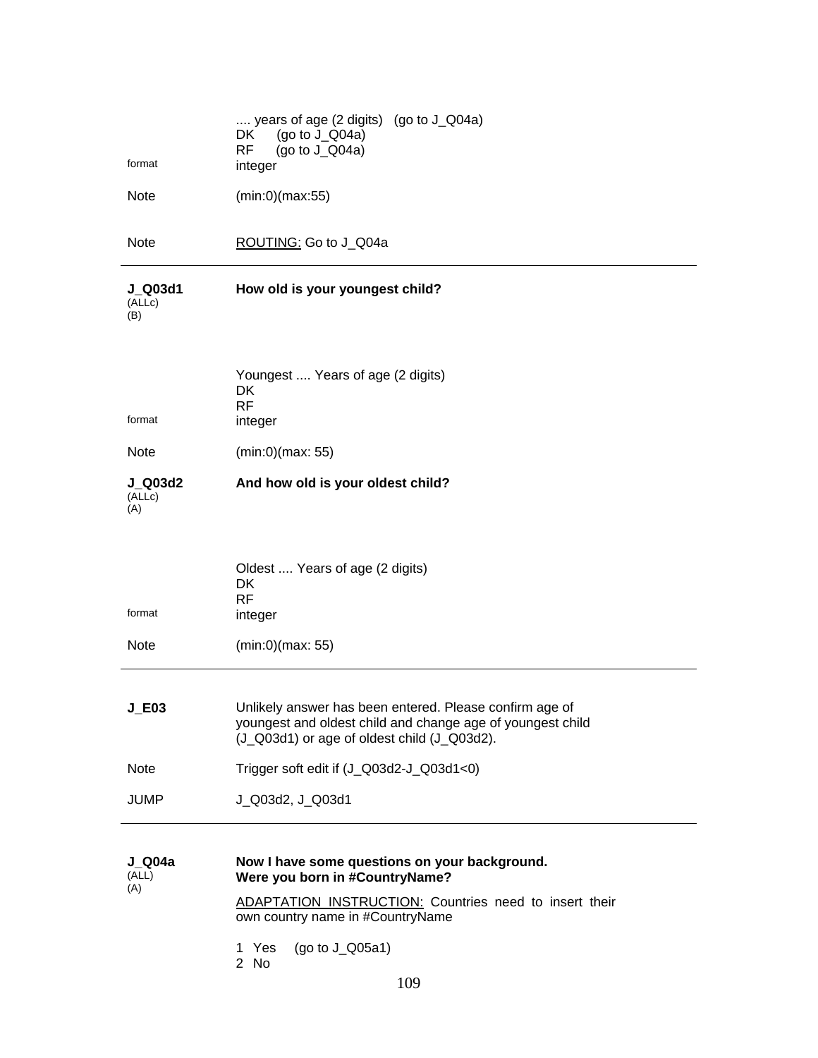.... years of age (2 digits) (go to J_Q04a)
DK (go to J_Q04a)
RF (go to J_Q04a)

format integer

Note (min:0)(max:55)

Note ROUTING: Go to J_Q04a

---

**J_Q03d1** (ALLc) (B) **How old is your youngest child?**

Youngest .... Years of age (2 digits)
DK
RF

format integer

Note (min:0)(max: 55)

**J_Q03d2** (ALLc) (A) **And how old is your oldest child?**

Oldest .... Years of age (2 digits)
DK
RF

format integer

Note (min:0)(max: 55)

---

**J_E03** Unlikely answer has been entered. Please confirm age of youngest and oldest child and change age of youngest child (J_Q03d1) or age of oldest child (J_Q03d2).

Note Trigger soft edit if (J_Q03d2-J_Q03d1<0)

JUMP J_Q03d2, J_Q03d1

---

**J_Q04a** (ALL) (A) **Now I have some questions on your background. Were you born in #CountryName?**

ADAPTATION INSTRUCTION: Countries need to insert their own country name in #CountryName

1 Yes (go to J_Q05a1)
2 No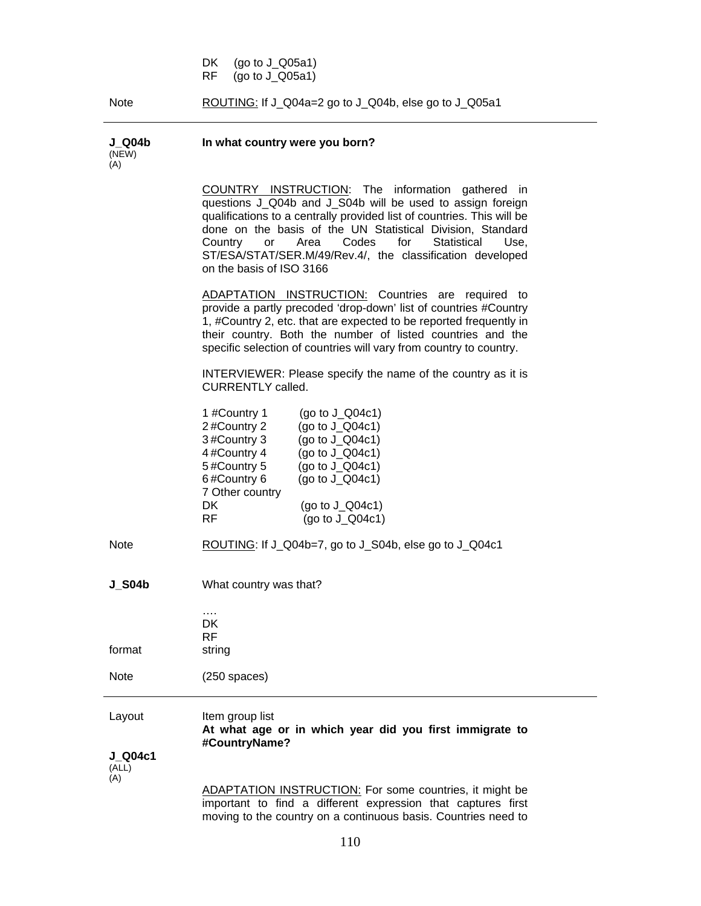DK (go to J_Q05a1)
RF (go to J_Q05a1)

Note ROUTING: If J_Q04a=2 go to J_Q04b, else go to J_Q05a1

---

**J_Q04b** (NEW) (A) **In what country were you born?**

COUNTRY INSTRUCTION: The information gathered in questions J_Q04b and J_S04b will be used to assign foreign qualifications to a centrally provided list of countries. This will be done on the basis of the UN Statistical Division, Standard Country or Area Codes for Statistical Use, ST/ESA/STAT/SER.M/49/Rev.4/, the classification developed on the basis of ISO 3166

ADAPTATION INSTRUCTION: Countries are required to provide a partly precoded 'drop-down' list of countries #Country 1, #Country 2, etc. that are expected to be reported frequently in their country. Both the number of listed countries and the specific selection of countries will vary from country to country.

INTERVIEWER: Please specify the name of the country as it is CURRENTLY called.

1 #Country 1 (go to J_Q04c1)
2 #Country 2 (go to J_Q04c1)
3 #Country 3 (go to J_Q04c1)
4 #Country 4 (go to J_Q04c1)
5 #Country 5 (go to J_Q04c1)
6 #Country 6 (go to J_Q04c1)
7 Other country
DK (go to J_Q04c1)
RF (go to J_Q04c1)

Note ROUTING: If J_Q04b=7, go to J_S04b, else go to J_Q04c1

**J_S04b** What country was that?

….
DK
RF

format string

Note (250 spaces)

---

Layout Item group list
**At what age or in which year did you first immigrate to #CountryName?**

**J_Q04c1** (ALL) (A)

ADAPTATION INSTRUCTION: For some countries, it might be important to find a different expression that captures first moving to the country on a continuous basis. Countries need to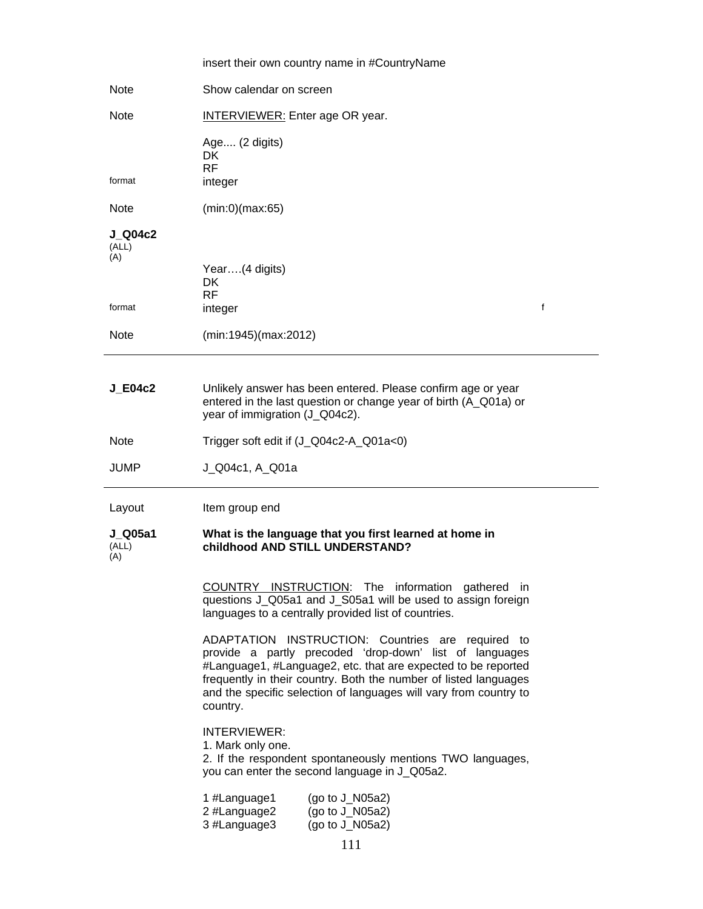insert their own country name in #CountryName

Note Show calendar on screen

Note INTERVIEWER: Enter age OR year.

Age.... (2 digits)
DK
RF

format integer

Note (min:0)(max:65)

**J_Q04c2**
(ALL)
(A)

Year….(4 digits)
DK
RF

format integer f

Note (min:1945)(max:2012)

---

**J_E04c2** Unlikely answer has been entered. Please confirm age or year entered in the last question or change year of birth (A_Q01a) or year of immigration (J_Q04c2).

Note Trigger soft edit if (J_Q04c2-A_Q01a<0)

JUMP J_Q04c1, A_Q01a

---

Layout Item group end

**J_Q05a1**
(ALL)
(A)

**What is the language that you first learned at home in childhood AND STILL UNDERSTAND?**

COUNTRY INSTRUCTION: The information gathered in questions J_Q05a1 and J_S05a1 will be used to assign foreign languages to a centrally provided list of countries.

ADAPTATION INSTRUCTION: Countries are required to provide a partly precoded 'drop-down' list of languages #Language1, #Language2, etc. that are expected to be reported frequently in their country. Both the number of listed languages and the specific selection of languages will vary from country to country.

INTERVIEWER:
1. Mark only one.
2. If the respondent spontaneously mentions TWO languages, you can enter the second language in J_Q05a2.

1 #Language1 (go to J_N05a2)
2 #Language2 (go to J_N05a2)
3 #Language3 (go to J_N05a2)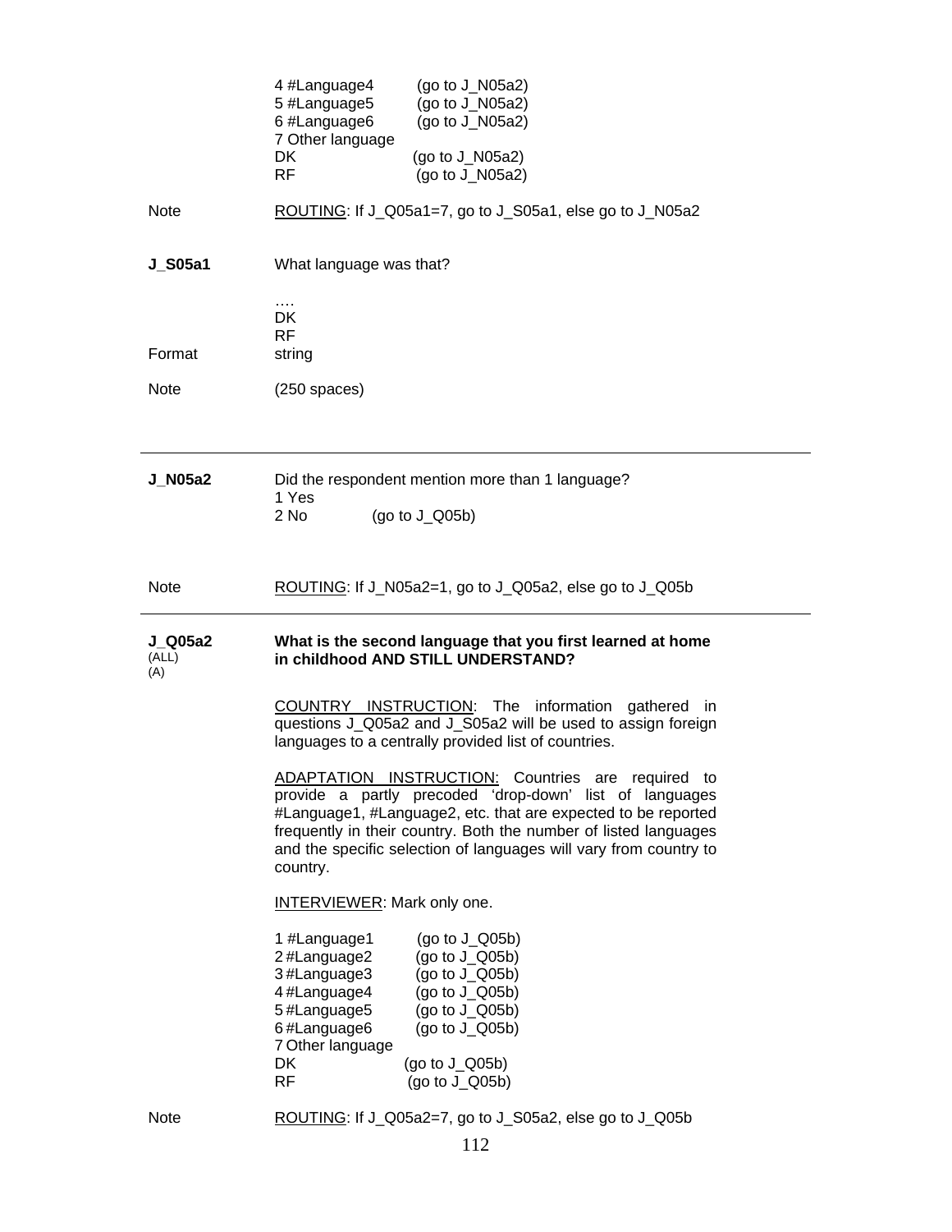4 #Language4 (go to J_N05a2)
5 #Language5 (go to J_N05a2)
6 #Language6 (go to J_N05a2)
7 Other language
DK (go to J_N05a2)
RF (go to J_N05a2)

Note: ROUTING: If J_Q05a1=7, go to J_S05a1, else go to J_N05a2

**J_S05a1** What language was that?

....
DK
RF

Format: string

Note: (250 spaces)

---

**J_N05a2** Did the respondent mention more than 1 language?
1 Yes
2 No (go to J_Q05b)

Note: ROUTING: If J_N05a2=1, go to J_Q05a2, else go to J_Q05b

---

**J_Q05a2**
(ALL)
(A)

**What is the second language that you first learned at home in childhood AND STILL UNDERSTAND?**

COUNTRY INSTRUCTION: The information gathered in questions J_Q05a2 and J_S05a2 will be used to assign foreign languages to a centrally provided list of countries.

ADAPTATION INSTRUCTION: Countries are required to provide a partly precoded 'drop-down' list of languages #Language1, #Language2, etc. that are expected to be reported frequently in their country. Both the number of listed languages and the specific selection of languages will vary from country to country.

INTERVIEWER: Mark only one.

1 #Language1 (go to J_Q05b)
2 #Language2 (go to J_Q05b)
3 #Language3 (go to J_Q05b)
4 #Language4 (go to J_Q05b)
5 #Language5 (go to J_Q05b)
6 #Language6 (go to J_Q05b)
7 Other language
DK (go to J_Q05b)
RF (go to J_Q05b)

Note: ROUTING: If J_Q05a2=7, go to J_S05a2, else go to J_Q05b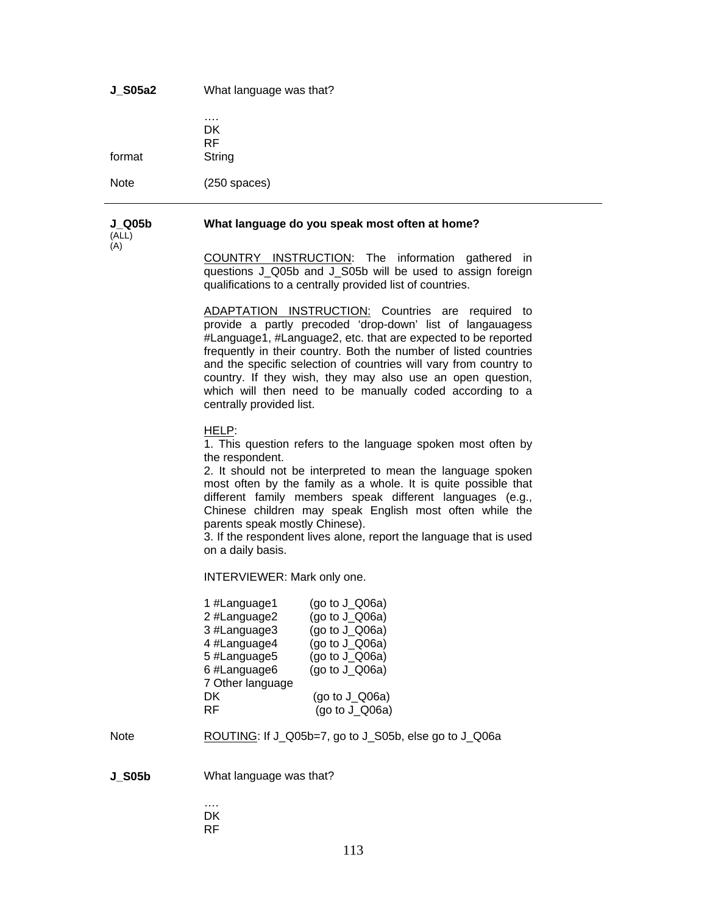**J_S05a2** What language was that?

….
DK
RF

format String

Note (250 spaces)

---

**J_Q05b** (ALL) (A) **What language do you speak most often at home?**

COUNTRY INSTRUCTION: The information gathered in questions J_Q05b and J_S05b will be used to assign foreign qualifications to a centrally provided list of countries.

ADAPTATION INSTRUCTION: Countries are required to provide a partly precoded 'drop-down' list of langauagess #Language1, #Language2, etc. that are expected to be reported frequently in their country. Both the number of listed countries and the specific selection of countries will vary from country to country. If they wish, they may also use an open question, which will then need to be manually coded according to a centrally provided list.

HELP:
1. This question refers to the language spoken most often by the respondent.
2. It should not be interpreted to mean the language spoken most often by the family as a whole. It is quite possible that different family members speak different languages (e.g., Chinese children may speak English most often while the parents speak mostly Chinese).
3. If the respondent lives alone, report the language that is used on a daily basis.

INTERVIEWER: Mark only one.

1 #Language1 (go to J_Q06a)
2 #Language2 (go to J_Q06a)
3 #Language3 (go to J_Q06a)
4 #Language4 (go to J_Q06a)
5 #Language5 (go to J_Q06a)
6 #Language6 (go to J_Q06a)
7 Other language
DK (go to J_Q06a)
RF (go to J_Q06a)

Note ROUTING: If J_Q05b=7, go to J_S05b, else go to J_Q06a

**J_S05b** What language was that?

….
DK
RF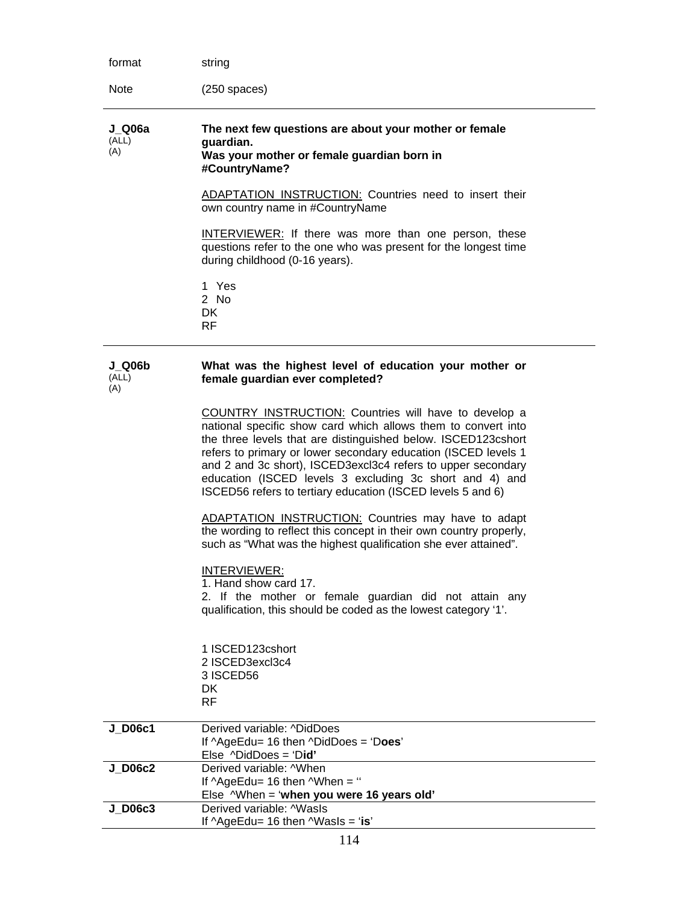| | |
|---|---|
| format | string |
| Note | (250 spaces) |

**J_Q06a**
(ALL)
(A)

**The next few questions are about your mother or female guardian.**
**Was your mother or female guardian born in #CountryName?**

ADAPTATION INSTRUCTION: Countries need to insert their own country name in #CountryName

INTERVIEWER: If there was more than one person, these questions refer to the one who was present for the longest time during childhood (0-16 years).

1 Yes
2 No
DK
RF

---

**J_Q06b**
(ALL)
(A)

**What was the highest level of education your mother or female guardian ever completed?**

COUNTRY INSTRUCTION: Countries will have to develop a national specific show card which allows them to convert into the three levels that are distinguished below. ISCED123cshort refers to primary or lower secondary education (ISCED levels 1 and 2 and 3c short), ISCED3excl3c4 refers to upper secondary education (ISCED levels 3 excluding 3c short and 4) and ISCED56 refers to tertiary education (ISCED levels 5 and 6)

ADAPTATION INSTRUCTION: Countries may have to adapt the wording to reflect this concept in their own country properly, such as "What was the highest qualification she ever attained".

INTERVIEWER:
1. Hand show card 17.
2. If the mother or female guardian did not attain any qualification, this should be coded as the lowest category '1'.

1 ISCED123cshort
2 ISCED3excl3c4
3 ISCED56
DK
RF

| | |
|---|---|
| **J_D06c1** | Derived variable: ^DidDoes<br>If ^AgeEdu= 16 then ^DidDoes = 'D**oes**'<br>Else ^DidDoes = 'D**id'** |
| **J_D06c2** | Derived variable: ^When<br>If ^AgeEdu= 16 then ^When = ''<br>Else ^When = '**when you were 16 years old'** |
| **J_D06c3** | Derived variable: ^WasIs<br>If ^AgeEdu= 16 then ^WasIs = '**is**' |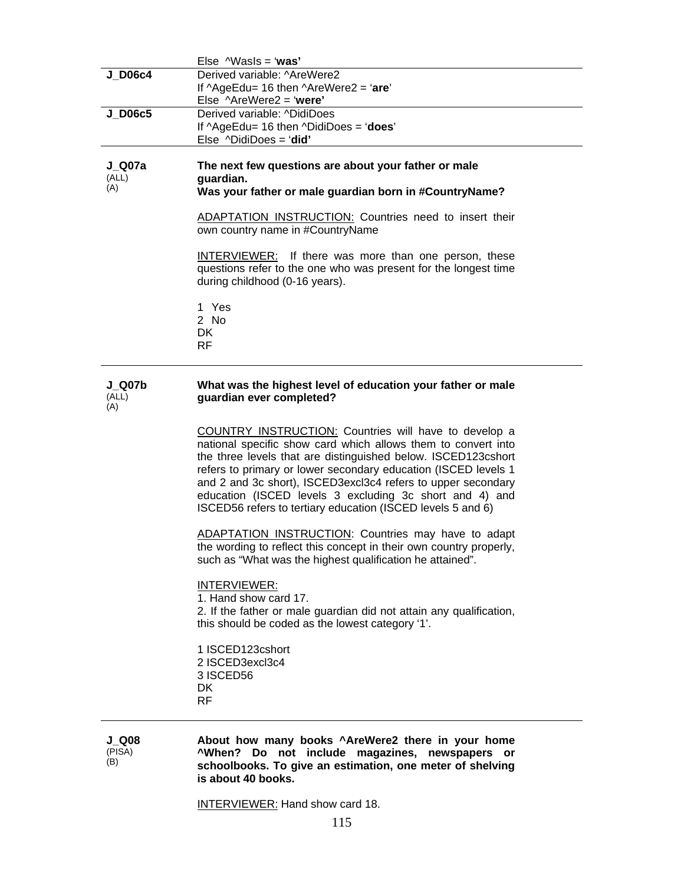| | |
|---|---|
| | Else ^WasIs = '**was'** |
| **J_D06c4** | Derived variable: ^AreWere2<br>If ^AgeEdu= 16 then ^AreWere2 = '**are**'<br>Else ^AreWere2 = '**were'** |
| **J_D06c5** | Derived variable: ^DidiDoes<br>If ^AgeEdu= 16 then ^DidiDoes = '**does**'<br>Else ^DidiDoes = '**did'** |

**J_Q07a**
(ALL)
(A)

**The next few questions are about your father or male guardian.**
**Was your father or male guardian born in #CountryName?**

ADAPTATION INSTRUCTION: Countries need to insert their own country name in #CountryName

INTERVIEWER: If there was more than one person, these questions refer to the one who was present for the longest time during childhood (0-16 years).

1 Yes
2 No
DK
RF

---

**J_Q07b**
(ALL)
(A)

**What was the highest level of education your father or male guardian ever completed?**

COUNTRY INSTRUCTION: Countries will have to develop a national specific show card which allows them to convert into the three levels that are distinguished below. ISCED123cshort refers to primary or lower secondary education (ISCED levels 1 and 2 and 3c short), ISCED3excl3c4 refers to upper secondary education (ISCED levels 3 excluding 3c short and 4) and ISCED56 refers to tertiary education (ISCED levels 5 and 6)

ADAPTATION INSTRUCTION: Countries may have to adapt the wording to reflect this concept in their own country properly, such as "What was the highest qualification he attained".

INTERVIEWER:
1. Hand show card 17.
2. If the father or male guardian did not attain any qualification, this should be coded as the lowest category '1'.

1 ISCED123cshort
2 ISCED3excl3c4
3 ISCED56
DK
RF

---

**J_Q08**
(PISA)
(B)

**About how many books ^AreWere2 there in your home ^When? Do not include magazines, newspapers or schoolbooks. To give an estimation, one meter of shelving is about 40 books.**

INTERVIEWER: Hand show card 18.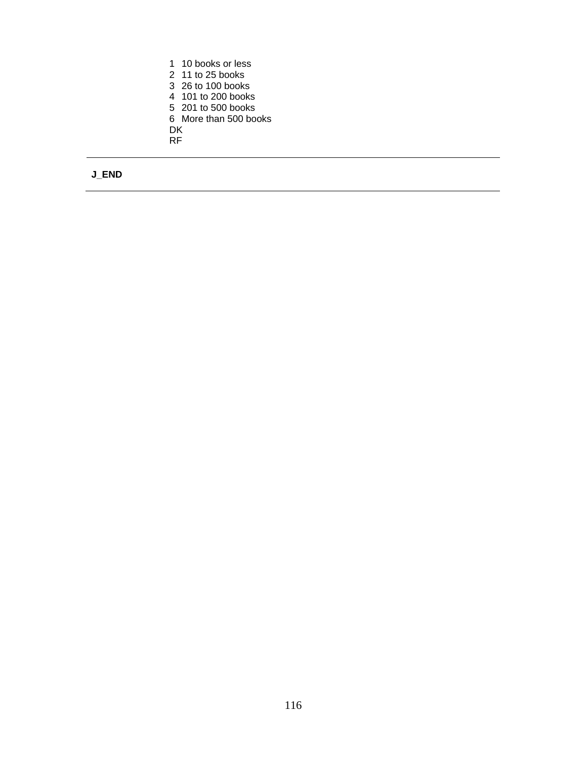1 10 books or less
2 11 to 25 books
3 26 to 100 books
4 101 to 200 books
5 201 to 500 books
6 More than 500 books
DK
RF

---

**J_END**

---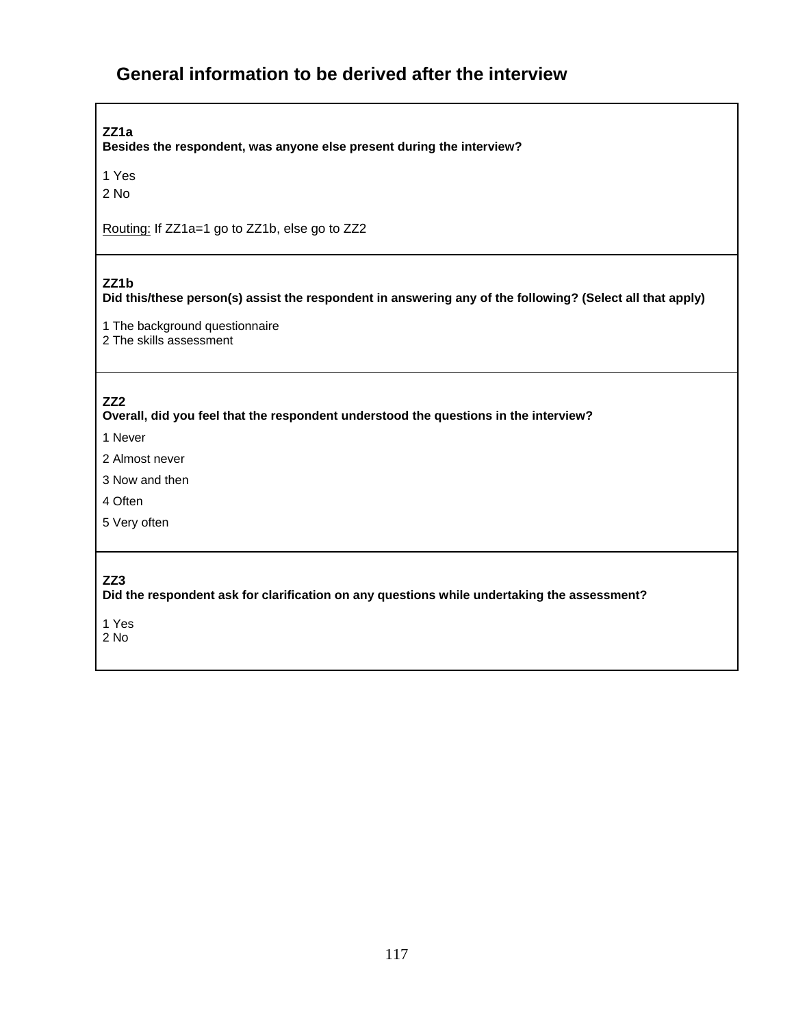## General information to be derived after the interview

**ZZ1a**
**Besides the respondent, was anyone else present during the interview?**

1 Yes
2 No

Routing: If ZZ1a=1 go to ZZ1b, else go to ZZ2

**ZZ1b**
**Did this/these person(s) assist the respondent in answering any of the following? (Select all that apply)**

1 The background questionnaire
2 The skills assessment

**ZZ2**
**Overall, did you feel that the respondent understood the questions in the interview?**

1 Never
2 Almost never
3 Now and then
4 Often
5 Very often

**ZZ3**
**Did the respondent ask for clarification on any questions while undertaking the assessment?**

1 Yes
2 No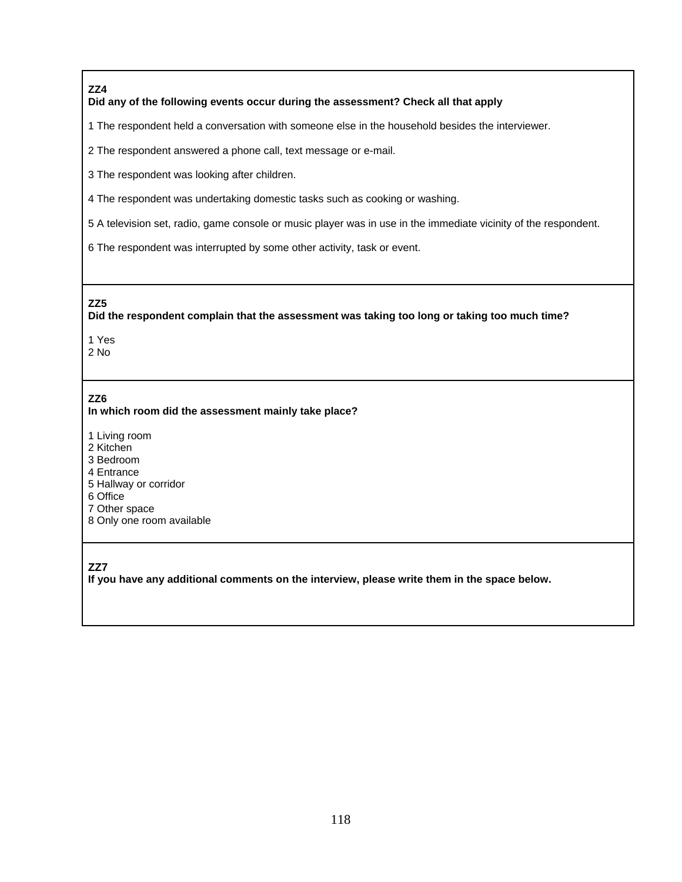**ZZ4**
**Did any of the following events occur during the assessment? Check all that apply**

1 The respondent held a conversation with someone else in the household besides the interviewer.

2 The respondent answered a phone call, text message or e-mail.

3 The respondent was looking after children.

4 The respondent was undertaking domestic tasks such as cooking or washing.

5 A television set, radio, game console or music player was in use in the immediate vicinity of the respondent.

6 The respondent was interrupted by some other activity, task or event.

**ZZ5**
**Did the respondent complain that the assessment was taking too long or taking too much time?**

1 Yes
2 No

**ZZ6**
**In which room did the assessment mainly take place?**

1 Living room
2 Kitchen
3 Bedroom
4 Entrance
5 Hallway or corridor
6 Office
7 Other space
8 Only one room available

**ZZ7**
**If you have any additional comments on the interview, please write them in the space below.**